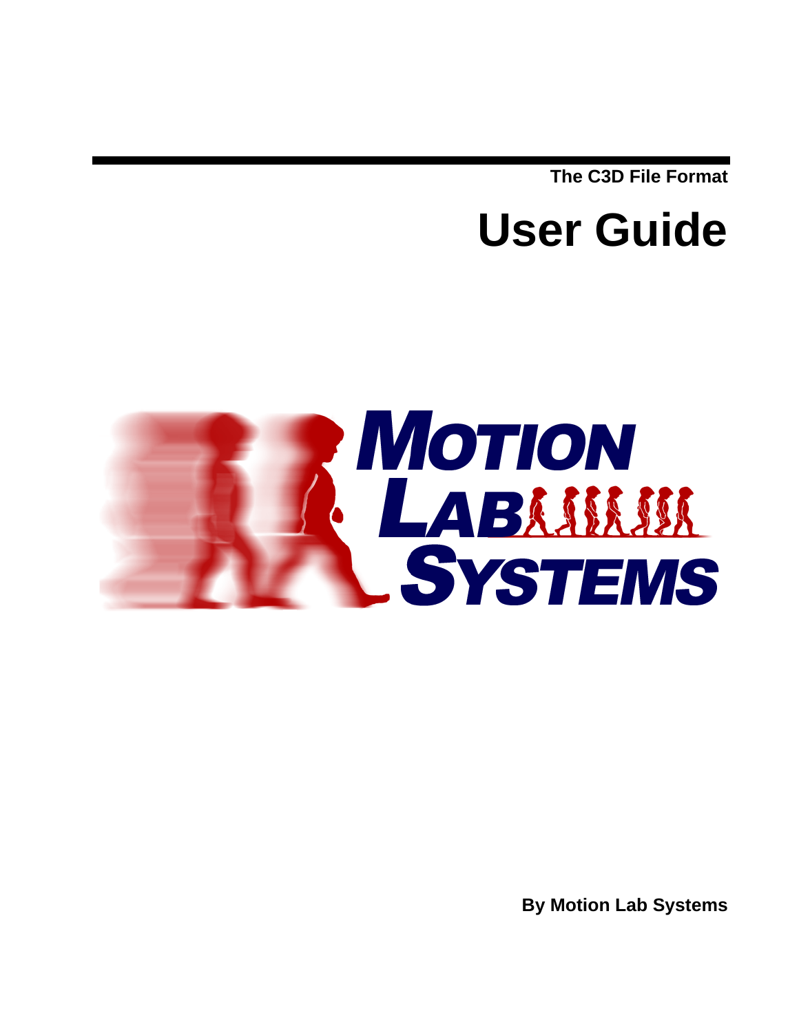The C3D File Format

# User Guide

By Motion Lab Systems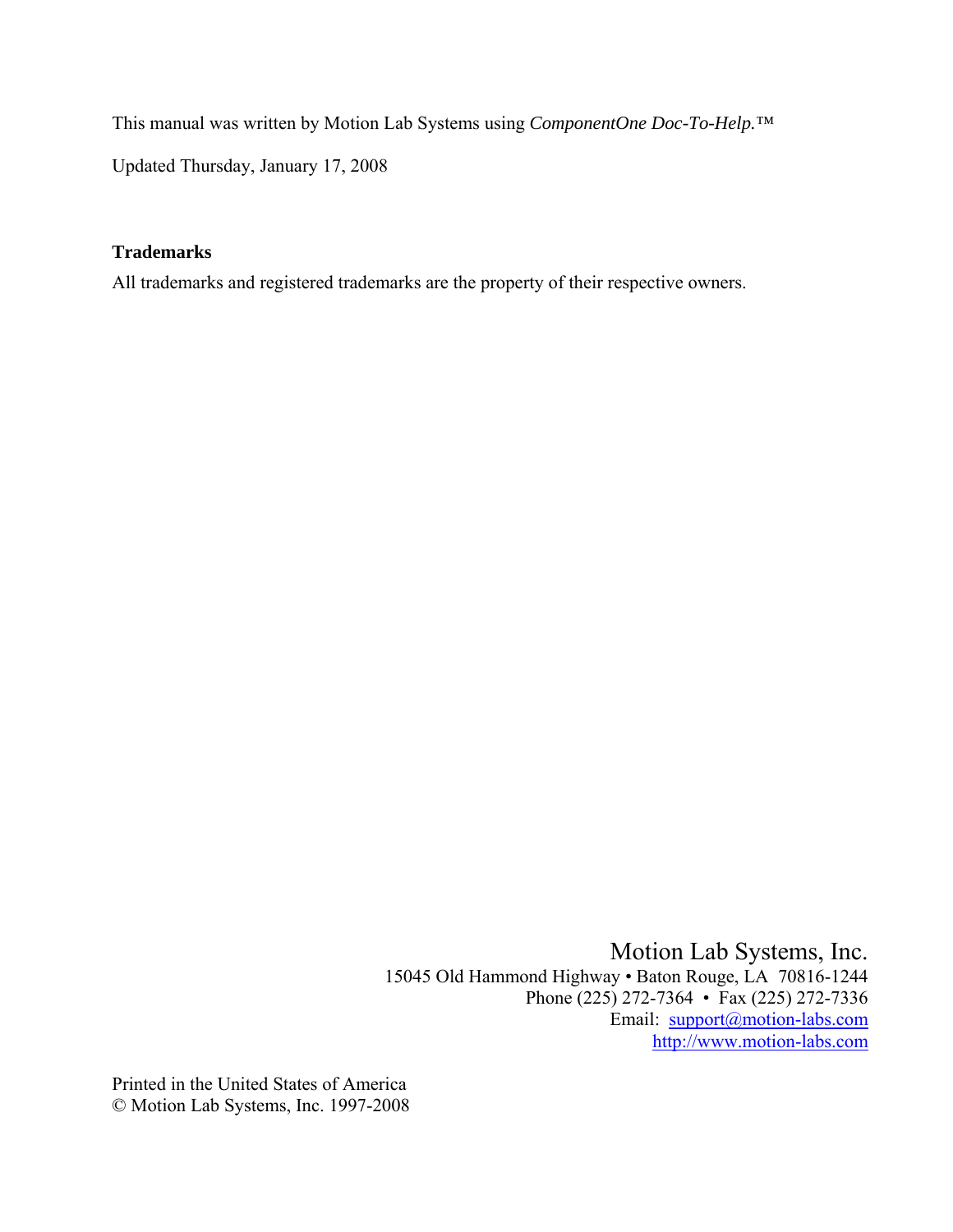This manual was written by Motion Lab Systems using *ComponentOne Doc-To-Help.™*

Updated Thursday, January 17, 2008

**Trademarks**

All trademarks and registered trademarks are the property of their respective owners.

Motion Lab Systems, Inc.
15045 Old Hammond Highway • Baton Rouge, LA 70816-1244
Phone (225) 272-7364 • Fax (225) 272-7336
Email: support@motion-labs.com
http://www.motion-labs.com

Printed in the United States of America
© Motion Lab Systems, Inc. 1997-2008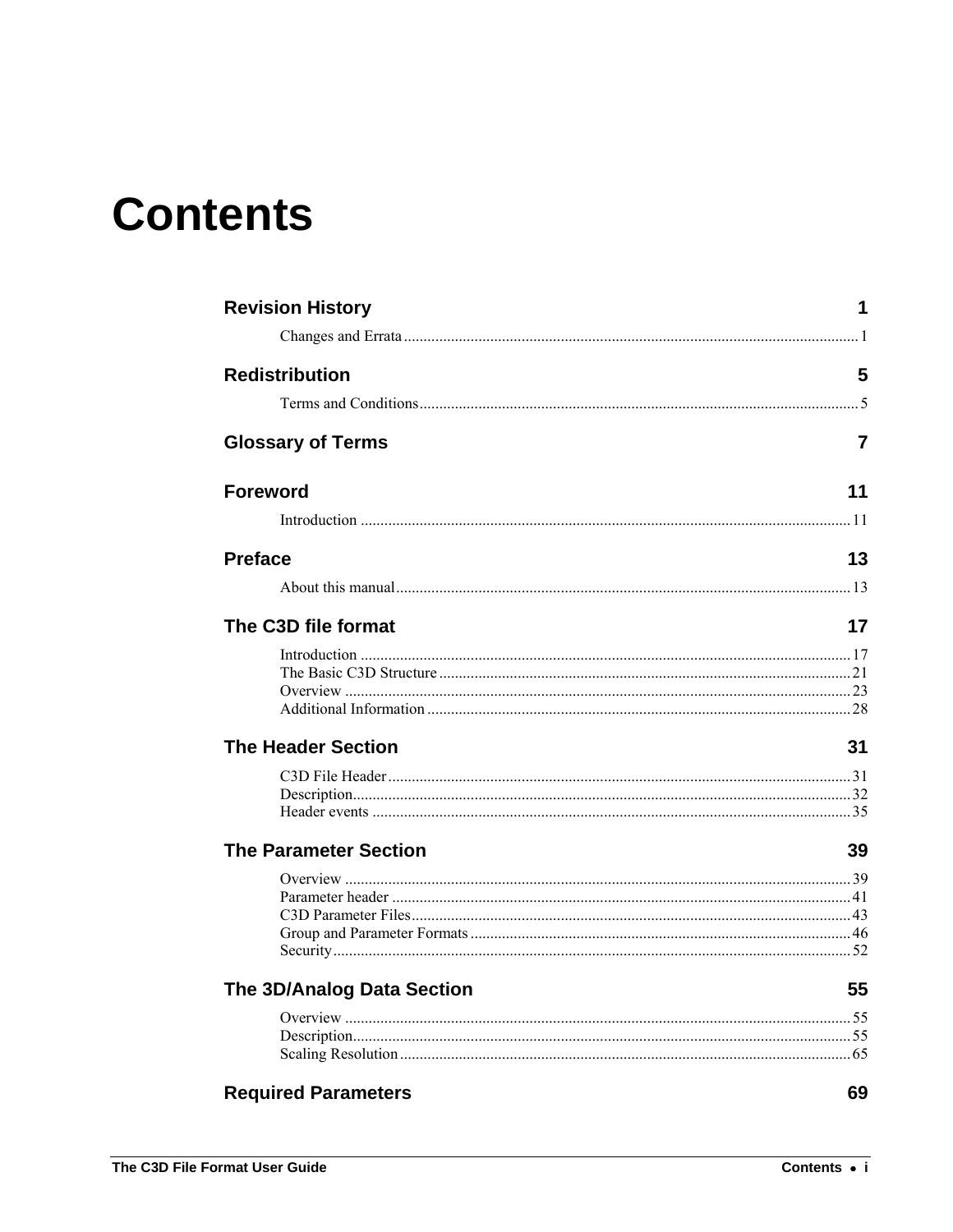# Contents

**Revision History** 1

Changes and Errata ........ 1

**Redistribution** 5

Terms and Conditions ........ 5

**Glossary of Terms** 7

**Foreword** 11

Introduction ........ 11

**Preface** 13

About this manual ........ 13

**The C3D file format** 17

Introduction ........ 17
The Basic C3D Structure ........ 21
Overview ........ 23
Additional Information ........ 28

**The Header Section** 31

C3D File Header ........ 31
Description ........ 32
Header events ........ 35

**The Parameter Section** 39

Overview ........ 39
Parameter header ........ 41
C3D Parameter Files ........ 43
Group and Parameter Formats ........ 46
Security ........ 52

**The 3D/Analog Data Section** 55

Overview ........ 55
Description ........ 55
Scaling Resolution ........ 65

**Required Parameters** 69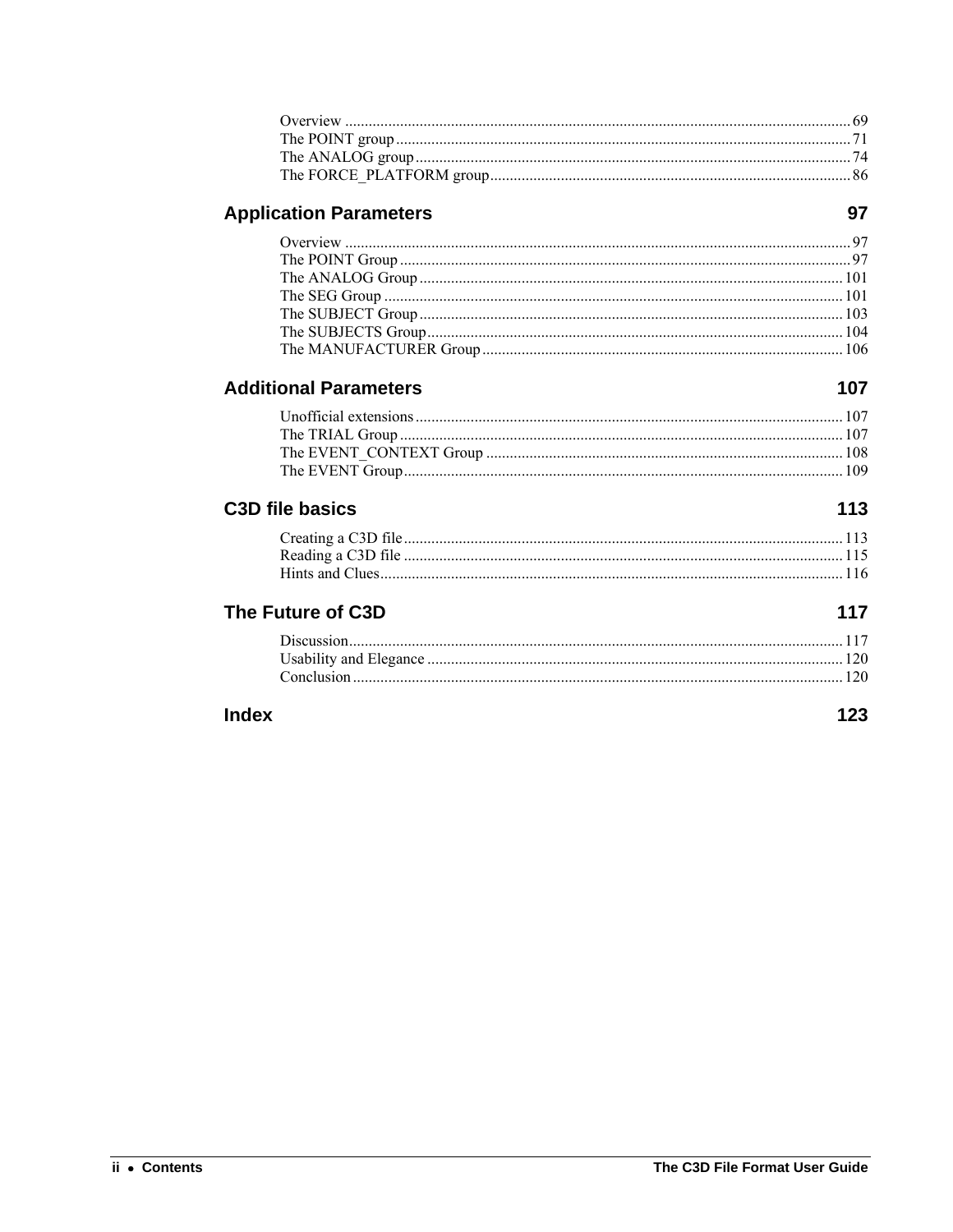Overview ........................................................................................................................ 69
The POINT group ........................................................................................................... 71
The ANALOG group ....................................................................................................... 74
The FORCE_PLATFORM group .................................................................................... 86

## Application Parameters 97

Overview ........................................................................................................................ 97
The POINT Group ........................................................................................................... 97
The ANALOG Group ..................................................................................................... 101
The SEG Group ............................................................................................................. 101
The SUBJECT Group ..................................................................................................... 103
The SUBJECTS Group ................................................................................................... 104
The MANUFACTURER Group ..................................................................................... 106

## Additional Parameters 107

Unofficial extensions ..................................................................................................... 107
The TRIAL Group .......................................................................................................... 107
The EVENT_CONTEXT Group ..................................................................................... 108
The EVENT Group ......................................................................................................... 109

## C3D file basics 113

Creating a C3D file ........................................................................................................ 113
Reading a C3D file ........................................................................................................ 115
Hints and Clues .............................................................................................................. 116

## The Future of C3D 117

Discussion ...................................................................................................................... 117
Usability and Elegance .................................................................................................. 120
Conclusion ..................................................................................................................... 120

## Index 123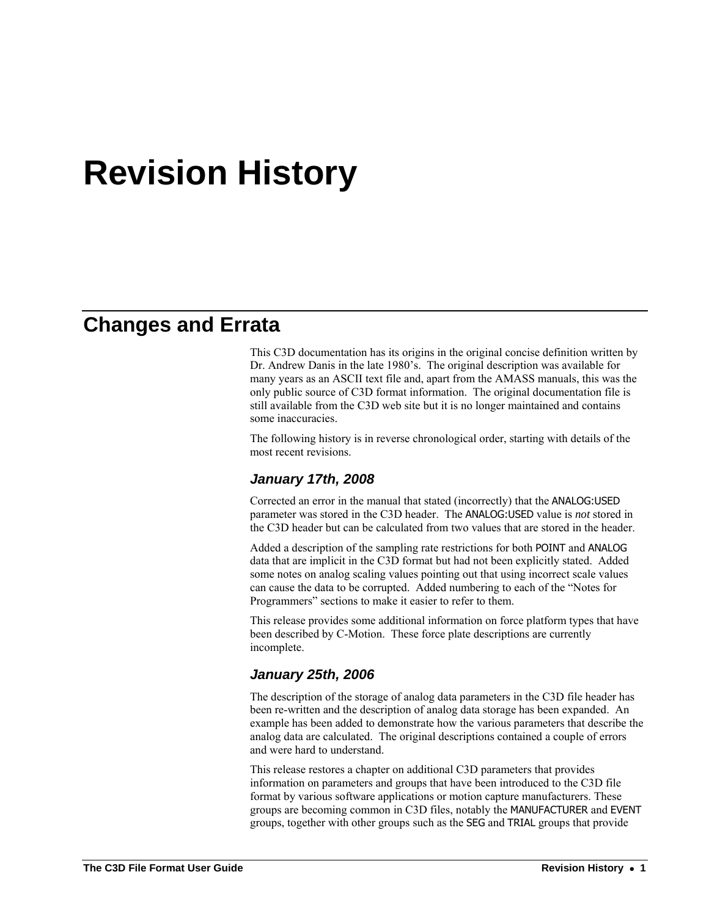# Revision History

## Changes and Errata

This C3D documentation has its origins in the original concise definition written by Dr. Andrew Danis in the late 1980's. The original description was available for many years as an ASCII text file and, apart from the AMASS manuals, this was the only public source of C3D format information. The original documentation file is still available from the C3D web site but it is no longer maintained and contains some inaccuracies.

The following history is in reverse chronological order, starting with details of the most recent revisions.

### *January 17th, 2008*

Corrected an error in the manual that stated (incorrectly) that the ANALOG:USED parameter was stored in the C3D header. The ANALOG:USED value is *not* stored in the C3D header but can be calculated from two values that are stored in the header.

Added a description of the sampling rate restrictions for both POINT and ANALOG data that are implicit in the C3D format but had not been explicitly stated. Added some notes on analog scaling values pointing out that using incorrect scale values can cause the data to be corrupted. Added numbering to each of the "Notes for Programmers" sections to make it easier to refer to them.

This release provides some additional information on force platform types that have been described by C-Motion. These force plate descriptions are currently incomplete.

### *January 25th, 2006*

The description of the storage of analog data parameters in the C3D file header has been re-written and the description of analog data storage has been expanded. An example has been added to demonstrate how the various parameters that describe the analog data are calculated. The original descriptions contained a couple of errors and were hard to understand.

This release restores a chapter on additional C3D parameters that provides information on parameters and groups that have been introduced to the C3D file format by various software applications or motion capture manufacturers. These groups are becoming common in C3D files, notably the MANUFACTURER and EVENT groups, together with other groups such as the SEG and TRIAL groups that provide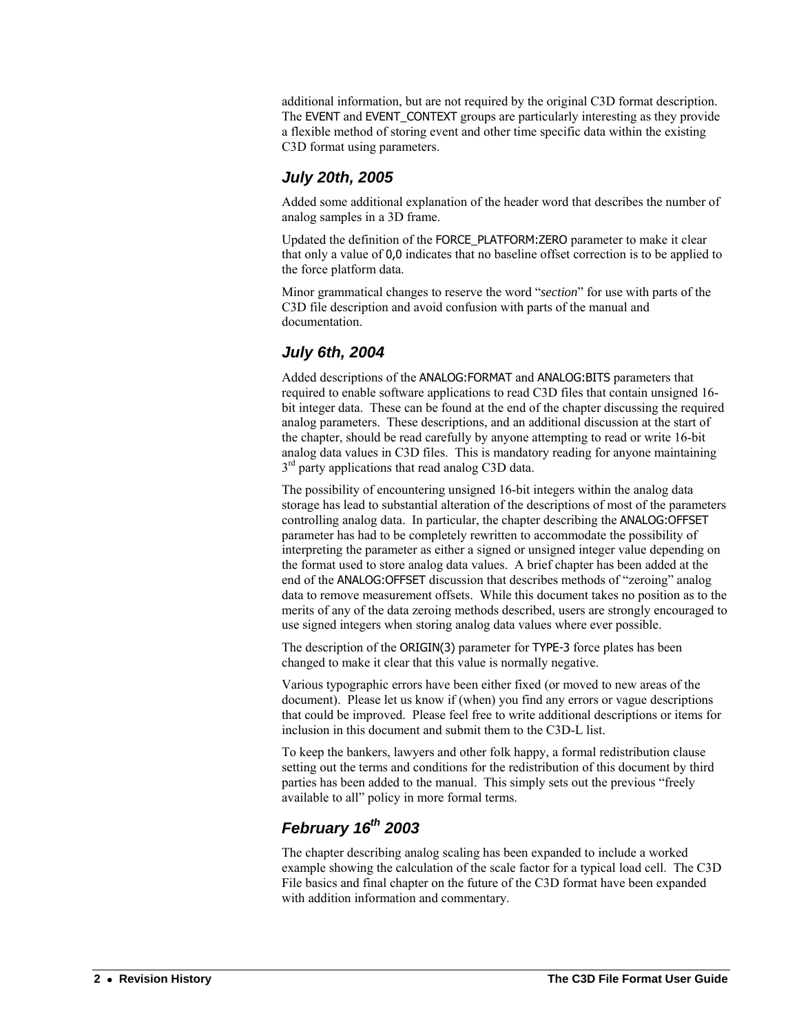additional information, but are not required by the original C3D format description. The EVENT and EVENT_CONTEXT groups are particularly interesting as they provide a flexible method of storing event and other time specific data within the existing C3D format using parameters.

### July 20th, 2005

Added some additional explanation of the header word that describes the number of analog samples in a 3D frame.

Updated the definition of the FORCE_PLATFORM:ZERO parameter to make it clear that only a value of 0,0 indicates that no baseline offset correction is to be applied to the force platform data.

Minor grammatical changes to reserve the word "*section*" for use with parts of the C3D file description and avoid confusion with parts of the manual and documentation.

### July 6th, 2004

Added descriptions of the ANALOG:FORMAT and ANALOG:BITS parameters that required to enable software applications to read C3D files that contain unsigned 16-bit integer data. These can be found at the end of the chapter discussing the required analog parameters. These descriptions, and an additional discussion at the start of the chapter, should be read carefully by anyone attempting to read or write 16-bit analog data values in C3D files. This is mandatory reading for anyone maintaining 3rd party applications that read analog C3D data.

The possibility of encountering unsigned 16-bit integers within the analog data storage has lead to substantial alteration of the descriptions of most of the parameters controlling analog data. In particular, the chapter describing the ANALOG:OFFSET parameter has had to be completely rewritten to accommodate the possibility of interpreting the parameter as either a signed or unsigned integer value depending on the format used to store analog data values. A brief chapter has been added at the end of the ANALOG:OFFSET discussion that describes methods of "zeroing" analog data to remove measurement offsets. While this document takes no position as to the merits of any of the data zeroing methods described, users are strongly encouraged to use signed integers when storing analog data values where ever possible.

The description of the ORIGIN(3) parameter for TYPE-3 force plates has been changed to make it clear that this value is normally negative.

Various typographic errors have been either fixed (or moved to new areas of the document). Please let us know if (when) you find any errors or vague descriptions that could be improved. Please feel free to write additional descriptions or items for inclusion in this document and submit them to the C3D-L list.

To keep the bankers, lawyers and other folk happy, a formal redistribution clause setting out the terms and conditions for the redistribution of this document by third parties has been added to the manual. This simply sets out the previous "freely available to all" policy in more formal terms.

### February 16th 2003

The chapter describing analog scaling has been expanded to include a worked example showing the calculation of the scale factor for a typical load cell. The C3D File basics and final chapter on the future of the C3D format have been expanded with addition information and commentary.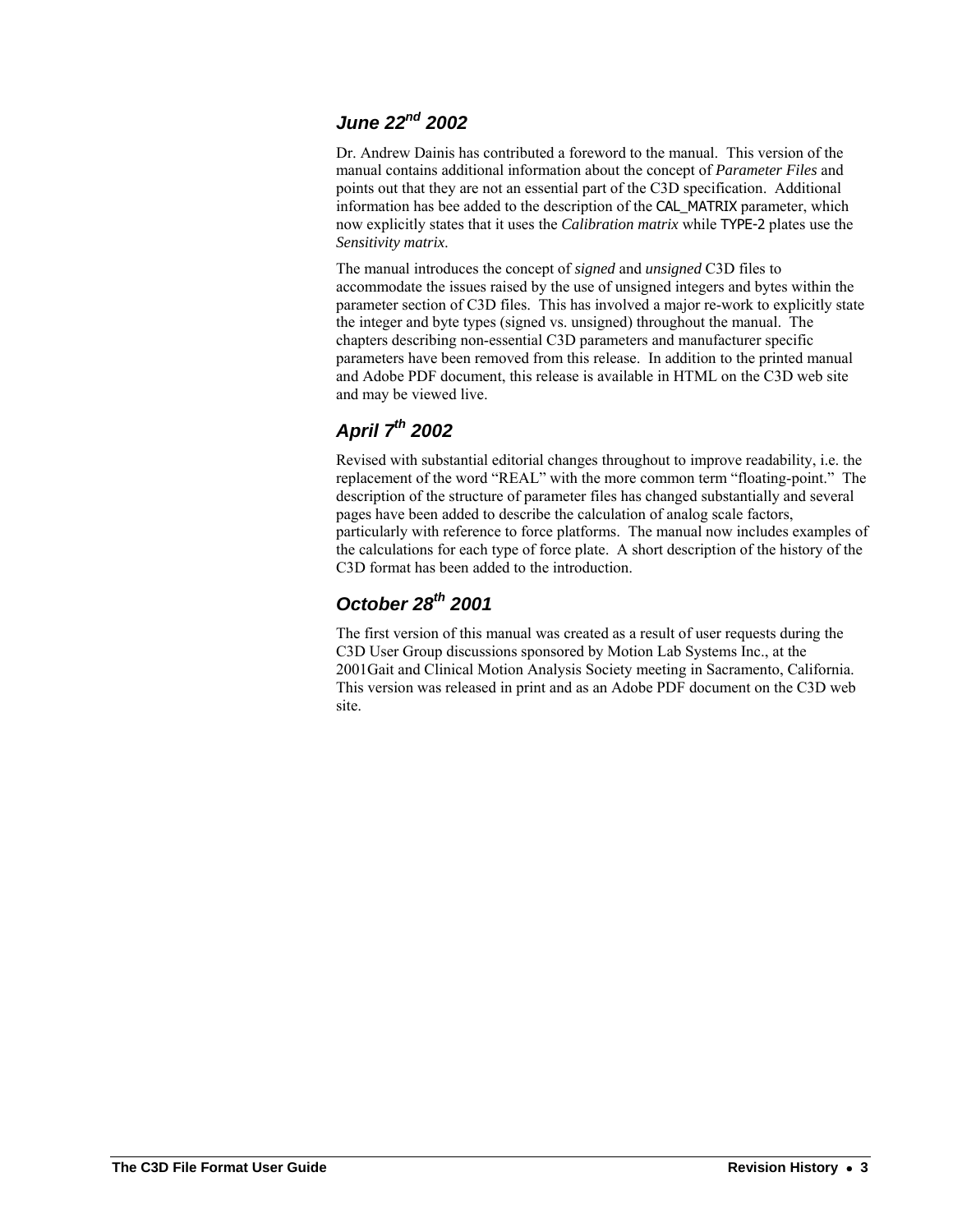### June 22nd 2002

Dr. Andrew Dainis has contributed a foreword to the manual. This version of the manual contains additional information about the concept of *Parameter Files* and points out that they are not an essential part of the C3D specification. Additional information has bee added to the description of the CAL_MATRIX parameter, which now explicitly states that it uses the *Calibration matrix* while TYPE-2 plates use the *Sensitivity matrix*.

The manual introduces the concept of *signed* and *unsigned* C3D files to accommodate the issues raised by the use of unsigned integers and bytes within the parameter section of C3D files. This has involved a major re-work to explicitly state the integer and byte types (signed vs. unsigned) throughout the manual. The chapters describing non-essential C3D parameters and manufacturer specific parameters have been removed from this release. In addition to the printed manual and Adobe PDF document, this release is available in HTML on the C3D web site and may be viewed live.

### April 7th 2002

Revised with substantial editorial changes throughout to improve readability, i.e. the replacement of the word "REAL" with the more common term "floating-point." The description of the structure of parameter files has changed substantially and several pages have been added to describe the calculation of analog scale factors, particularly with reference to force platforms. The manual now includes examples of the calculations for each type of force plate. A short description of the history of the C3D format has been added to the introduction.

### October 28th 2001

The first version of this manual was created as a result of user requests during the C3D User Group discussions sponsored by Motion Lab Systems Inc., at the 2001Gait and Clinical Motion Analysis Society meeting in Sacramento, California. This version was released in print and as an Adobe PDF document on the C3D web site.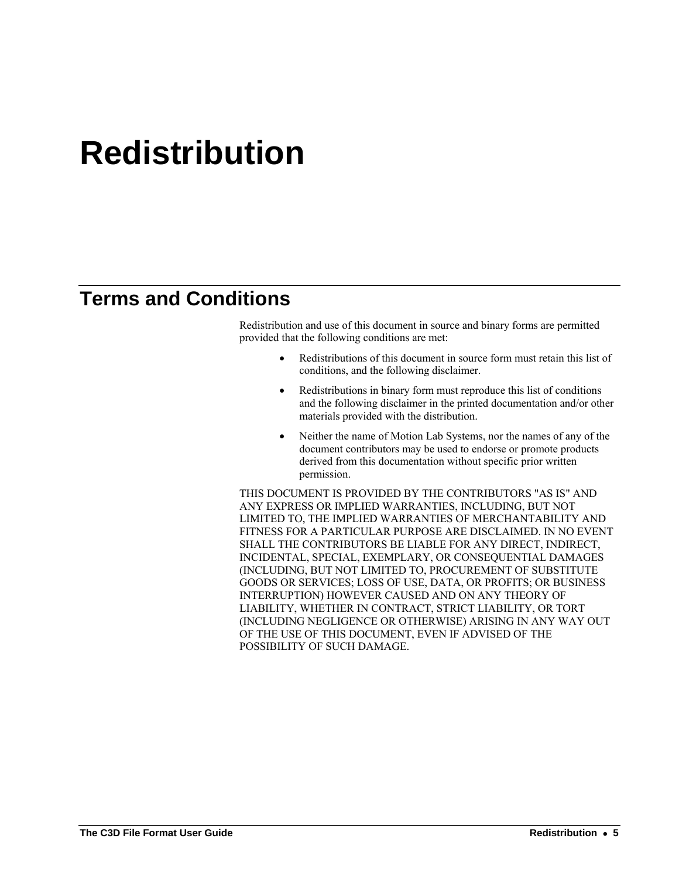# Redistribution

## Terms and Conditions

Redistribution and use of this document in source and binary forms are permitted provided that the following conditions are met:

- Redistributions of this document in source form must retain this list of conditions, and the following disclaimer.
- Redistributions in binary form must reproduce this list of conditions and the following disclaimer in the printed documentation and/or other materials provided with the distribution.
- Neither the name of Motion Lab Systems, nor the names of any of the document contributors may be used to endorse or promote products derived from this documentation without specific prior written permission.

THIS DOCUMENT IS PROVIDED BY THE CONTRIBUTORS "AS IS" AND ANY EXPRESS OR IMPLIED WARRANTIES, INCLUDING, BUT NOT LIMITED TO, THE IMPLIED WARRANTIES OF MERCHANTABILITY AND FITNESS FOR A PARTICULAR PURPOSE ARE DISCLAIMED. IN NO EVENT SHALL THE CONTRIBUTORS BE LIABLE FOR ANY DIRECT, INDIRECT, INCIDENTAL, SPECIAL, EXEMPLARY, OR CONSEQUENTIAL DAMAGES (INCLUDING, BUT NOT LIMITED TO, PROCUREMENT OF SUBSTITUTE GOODS OR SERVICES; LOSS OF USE, DATA, OR PROFITS; OR BUSINESS INTERRUPTION) HOWEVER CAUSED AND ON ANY THEORY OF LIABILITY, WHETHER IN CONTRACT, STRICT LIABILITY, OR TORT (INCLUDING NEGLIGENCE OR OTHERWISE) ARISING IN ANY WAY OUT OF THE USE OF THIS DOCUMENT, EVEN IF ADVISED OF THE POSSIBILITY OF SUCH DAMAGE.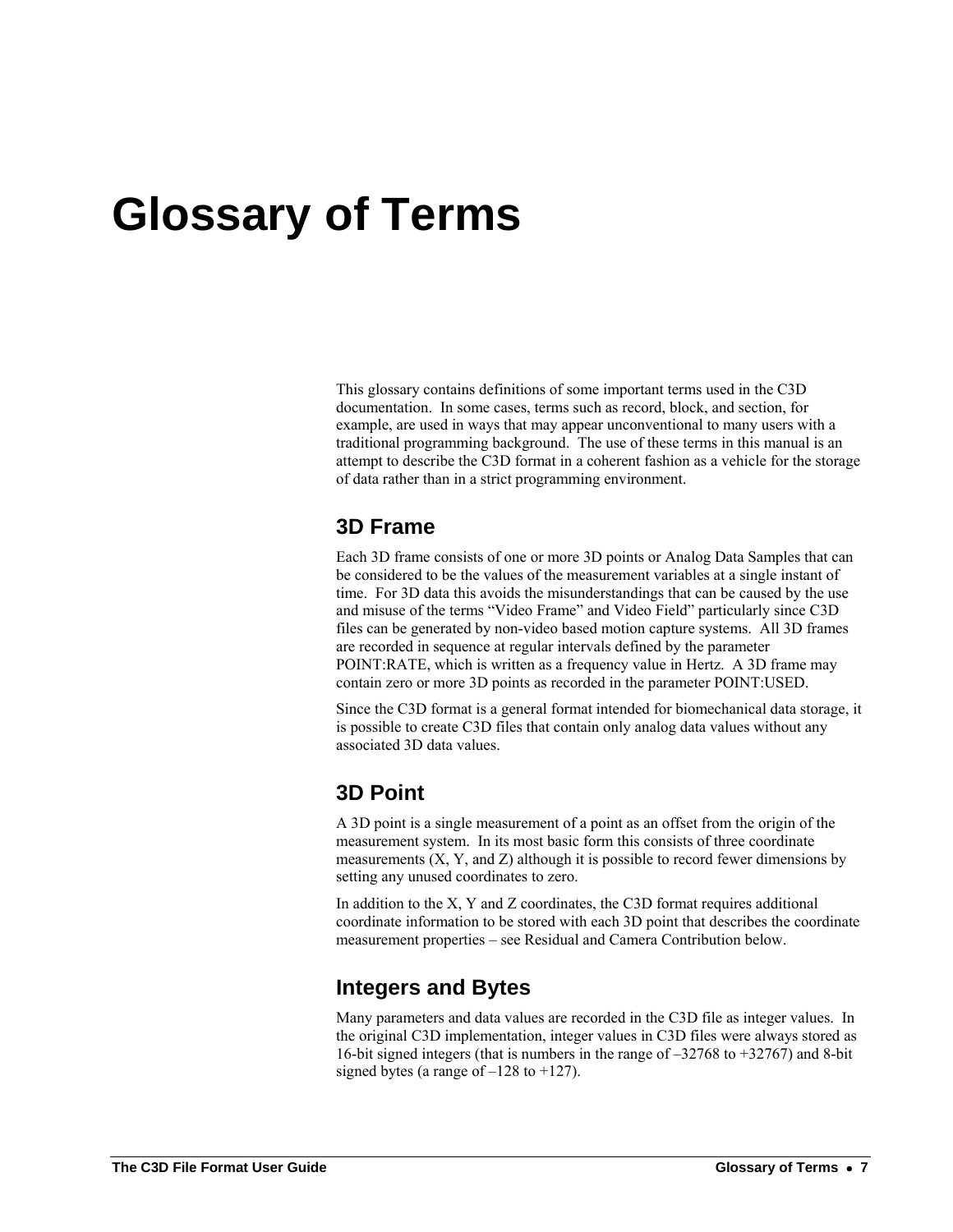# Glossary of Terms

This glossary contains definitions of some important terms used in the C3D documentation. In some cases, terms such as record, block, and section, for example, are used in ways that may appear unconventional to many users with a traditional programming background. The use of these terms in this manual is an attempt to describe the C3D format in a coherent fashion as a vehicle for the storage of data rather than in a strict programming environment.

## 3D Frame

Each 3D frame consists of one or more 3D points or Analog Data Samples that can be considered to be the values of the measurement variables at a single instant of time. For 3D data this avoids the misunderstandings that can be caused by the use and misuse of the terms "Video Frame" and Video Field" particularly since C3D files can be generated by non-video based motion capture systems. All 3D frames are recorded in sequence at regular intervals defined by the parameter POINT:RATE, which is written as a frequency value in Hertz. A 3D frame may contain zero or more 3D points as recorded in the parameter POINT:USED.

Since the C3D format is a general format intended for biomechanical data storage, it is possible to create C3D files that contain only analog data values without any associated 3D data values.

## 3D Point

A 3D point is a single measurement of a point as an offset from the origin of the measurement system. In its most basic form this consists of three coordinate measurements (X, Y, and Z) although it is possible to record fewer dimensions by setting any unused coordinates to zero.

In addition to the X, Y and Z coordinates, the C3D format requires additional coordinate information to be stored with each 3D point that describes the coordinate measurement properties – see Residual and Camera Contribution below.

## Integers and Bytes

Many parameters and data values are recorded in the C3D file as integer values. In the original C3D implementation, integer values in C3D files were always stored as 16-bit signed integers (that is numbers in the range of –32768 to +32767) and 8-bit signed bytes (a range of –128 to +127).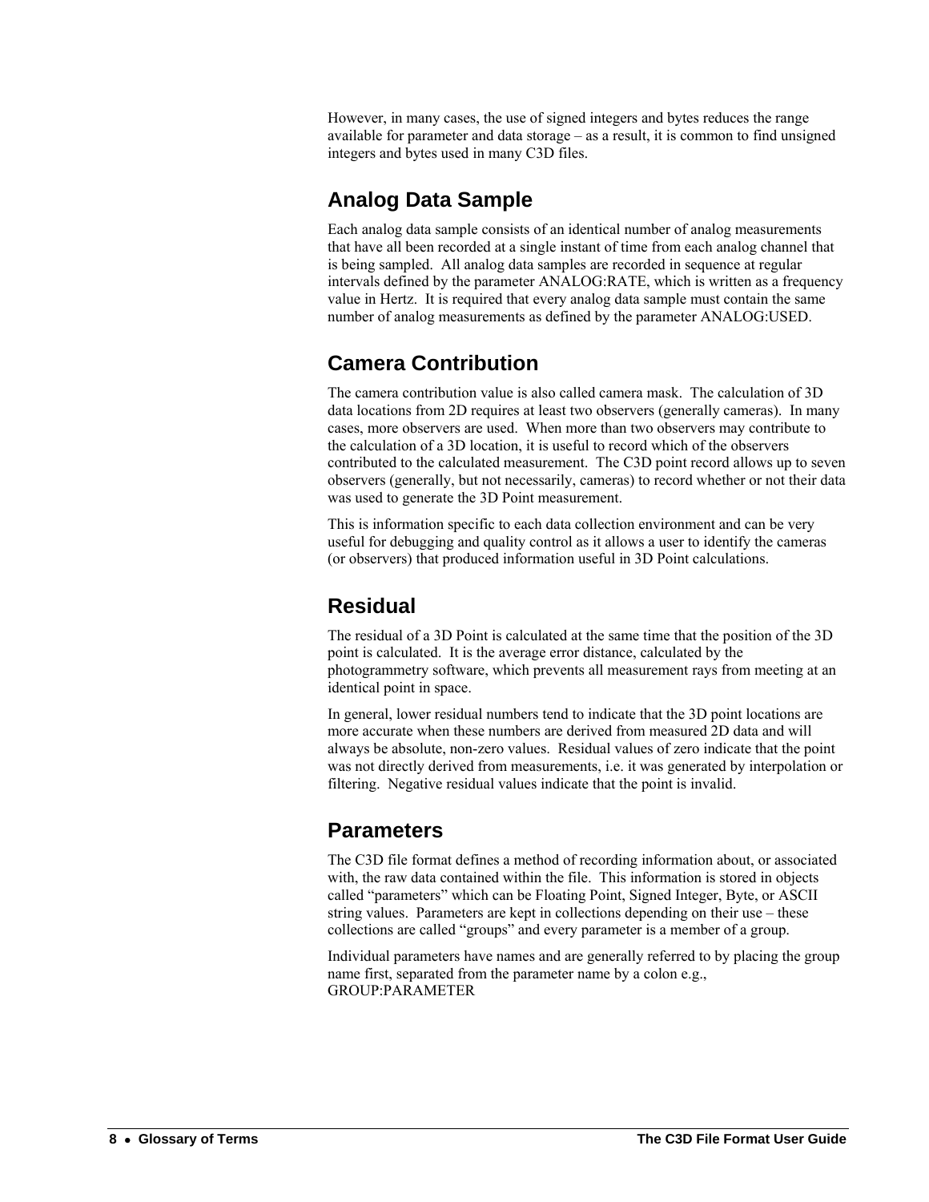However, in many cases, the use of signed integers and bytes reduces the range available for parameter and data storage – as a result, it is common to find unsigned integers and bytes used in many C3D files.

## Analog Data Sample

Each analog data sample consists of an identical number of analog measurements that have all been recorded at a single instant of time from each analog channel that is being sampled. All analog data samples are recorded in sequence at regular intervals defined by the parameter ANALOG:RATE, which is written as a frequency value in Hertz. It is required that every analog data sample must contain the same number of analog measurements as defined by the parameter ANALOG:USED.

## Camera Contribution

The camera contribution value is also called camera mask. The calculation of 3D data locations from 2D requires at least two observers (generally cameras). In many cases, more observers are used. When more than two observers may contribute to the calculation of a 3D location, it is useful to record which of the observers contributed to the calculated measurement. The C3D point record allows up to seven observers (generally, but not necessarily, cameras) to record whether or not their data was used to generate the 3D Point measurement.

This is information specific to each data collection environment and can be very useful for debugging and quality control as it allows a user to identify the cameras (or observers) that produced information useful in 3D Point calculations.

## Residual

The residual of a 3D Point is calculated at the same time that the position of the 3D point is calculated. It is the average error distance, calculated by the photogrammetry software, which prevents all measurement rays from meeting at an identical point in space.

In general, lower residual numbers tend to indicate that the 3D point locations are more accurate when these numbers are derived from measured 2D data and will always be absolute, non-zero values. Residual values of zero indicate that the point was not directly derived from measurements, i.e. it was generated by interpolation or filtering. Negative residual values indicate that the point is invalid.

## Parameters

The C3D file format defines a method of recording information about, or associated with, the raw data contained within the file. This information is stored in objects called "parameters" which can be Floating Point, Signed Integer, Byte, or ASCII string values. Parameters are kept in collections depending on their use – these collections are called "groups" and every parameter is a member of a group.

Individual parameters have names and are generally referred to by placing the group name first, separated from the parameter name by a colon e.g., GROUP:PARAMETER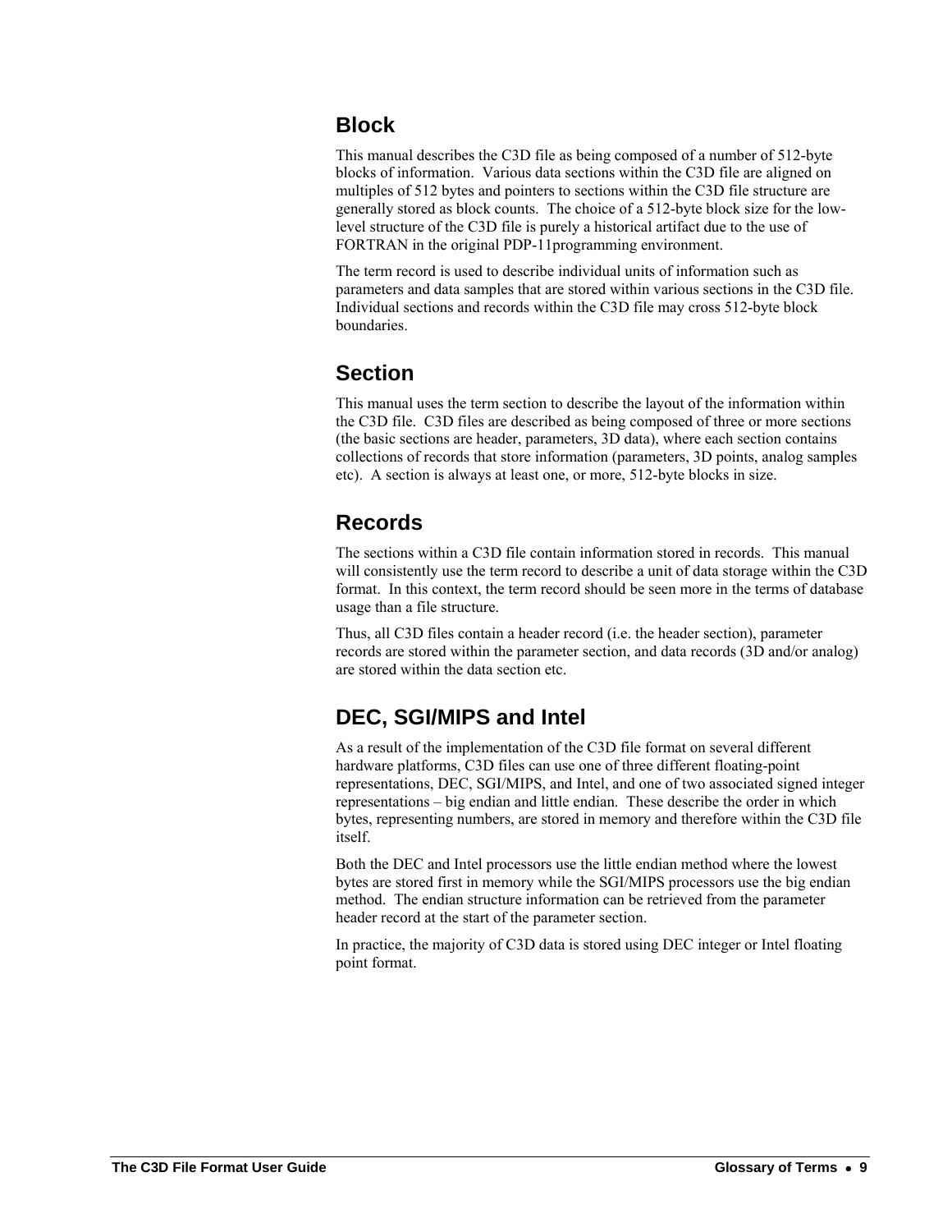## Block

This manual describes the C3D file as being composed of a number of 512-byte blocks of information. Various data sections within the C3D file are aligned on multiples of 512 bytes and pointers to sections within the C3D file structure are generally stored as block counts. The choice of a 512-byte block size for the low-level structure of the C3D file is purely a historical artifact due to the use of FORTRAN in the original PDP-11programming environment.

The term record is used to describe individual units of information such as parameters and data samples that are stored within various sections in the C3D file. Individual sections and records within the C3D file may cross 512-byte block boundaries.

## Section

This manual uses the term section to describe the layout of the information within the C3D file. C3D files are described as being composed of three or more sections (the basic sections are header, parameters, 3D data), where each section contains collections of records that store information (parameters, 3D points, analog samples etc). A section is always at least one, or more, 512-byte blocks in size.

## Records

The sections within a C3D file contain information stored in records. This manual will consistently use the term record to describe a unit of data storage within the C3D format. In this context, the term record should be seen more in the terms of database usage than a file structure.

Thus, all C3D files contain a header record (i.e. the header section), parameter records are stored within the parameter section, and data records (3D and/or analog) are stored within the data section etc.

## DEC, SGI/MIPS and Intel

As a result of the implementation of the C3D file format on several different hardware platforms, C3D files can use one of three different floating-point representations, DEC, SGI/MIPS, and Intel, and one of two associated signed integer representations – big endian and little endian. These describe the order in which bytes, representing numbers, are stored in memory and therefore within the C3D file itself.

Both the DEC and Intel processors use the little endian method where the lowest bytes are stored first in memory while the SGI/MIPS processors use the big endian method. The endian structure information can be retrieved from the parameter header record at the start of the parameter section.

In practice, the majority of C3D data is stored using DEC integer or Intel floating point format.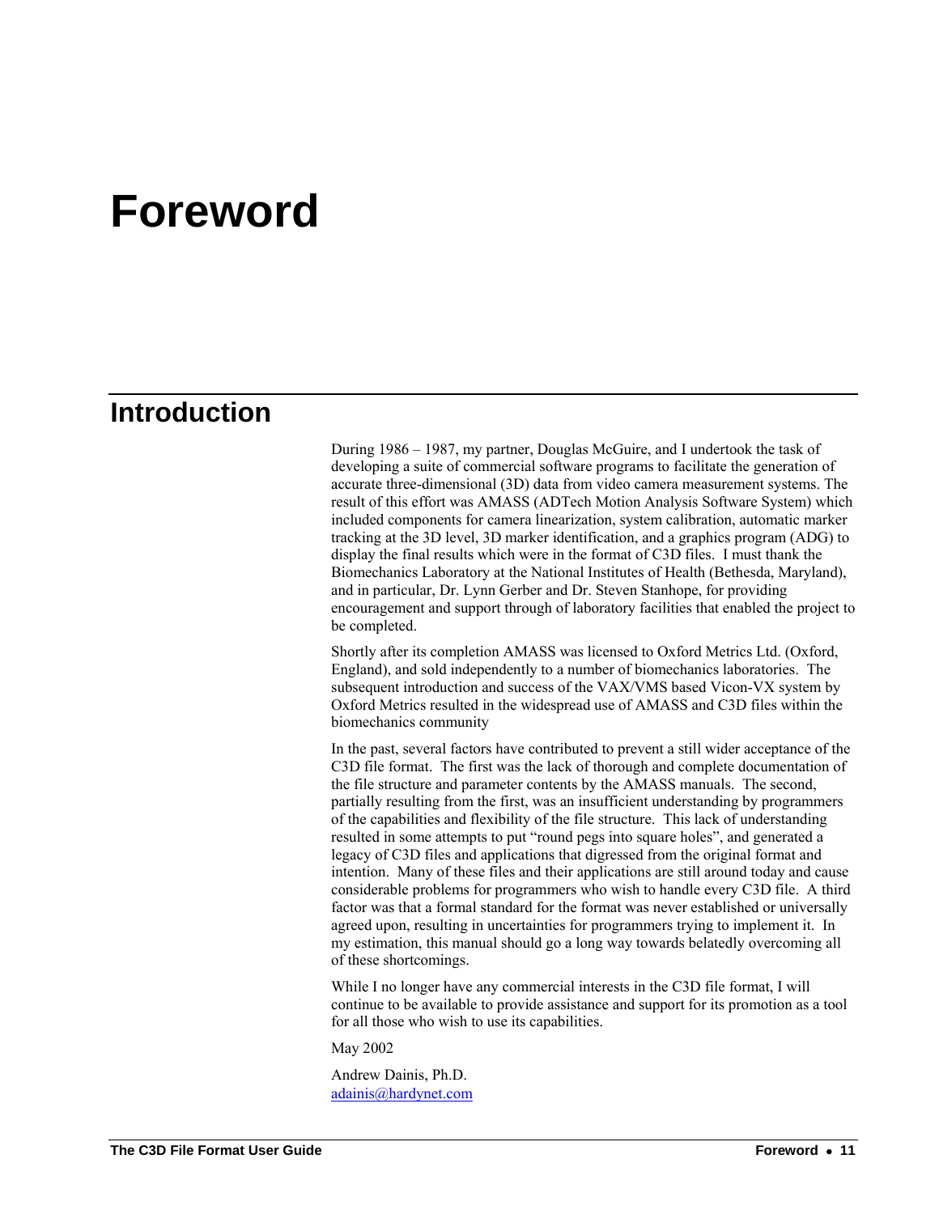# Foreword

## Introduction

During 1986 – 1987, my partner, Douglas McGuire, and I undertook the task of developing a suite of commercial software programs to facilitate the generation of accurate three-dimensional (3D) data from video camera measurement systems. The result of this effort was AMASS (ADTech Motion Analysis Software System) which included components for camera linearization, system calibration, automatic marker tracking at the 3D level, 3D marker identification, and a graphics program (ADG) to display the final results which were in the format of C3D files. I must thank the Biomechanics Laboratory at the National Institutes of Health (Bethesda, Maryland), and in particular, Dr. Lynn Gerber and Dr. Steven Stanhope, for providing encouragement and support through of laboratory facilities that enabled the project to be completed.

Shortly after its completion AMASS was licensed to Oxford Metrics Ltd. (Oxford, England), and sold independently to a number of biomechanics laboratories. The subsequent introduction and success of the VAX/VMS based Vicon-VX system by Oxford Metrics resulted in the widespread use of AMASS and C3D files within the biomechanics community

In the past, several factors have contributed to prevent a still wider acceptance of the C3D file format. The first was the lack of thorough and complete documentation of the file structure and parameter contents by the AMASS manuals. The second, partially resulting from the first, was an insufficient understanding by programmers of the capabilities and flexibility of the file structure. This lack of understanding resulted in some attempts to put "round pegs into square holes", and generated a legacy of C3D files and applications that digressed from the original format and intention. Many of these files and their applications are still around today and cause considerable problems for programmers who wish to handle every C3D file. A third factor was that a formal standard for the format was never established or universally agreed upon, resulting in uncertainties for programmers trying to implement it. In my estimation, this manual should go a long way towards belatedly overcoming all of these shortcomings.

While I no longer have any commercial interests in the C3D file format, I will continue to be available to provide assistance and support for its promotion as a tool for all those who wish to use its capabilities.

May 2002

Andrew Dainis, Ph.D.
adainis@hardynet.com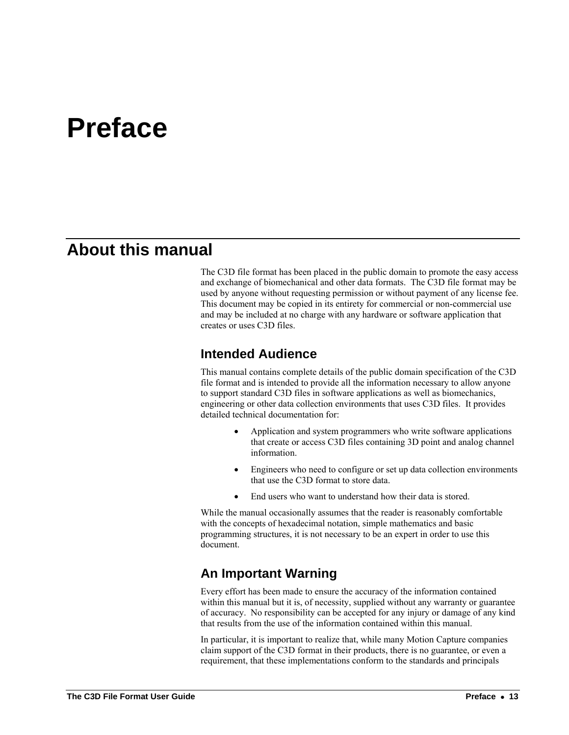# Preface

## About this manual

The C3D file format has been placed in the public domain to promote the easy access and exchange of biomechanical and other data formats. The C3D file format may be used by anyone without requesting permission or without payment of any license fee. This document may be copied in its entirety for commercial or non-commercial use and may be included at no charge with any hardware or software application that creates or uses C3D files.

### Intended Audience

This manual contains complete details of the public domain specification of the C3D file format and is intended to provide all the information necessary to allow anyone to support standard C3D files in software applications as well as biomechanics, engineering or other data collection environments that uses C3D files. It provides detailed technical documentation for:

- Application and system programmers who write software applications that create or access C3D files containing 3D point and analog channel information.
- Engineers who need to configure or set up data collection environments that use the C3D format to store data.
- End users who want to understand how their data is stored.

While the manual occasionally assumes that the reader is reasonably comfortable with the concepts of hexadecimal notation, simple mathematics and basic programming structures, it is not necessary to be an expert in order to use this document.

### An Important Warning

Every effort has been made to ensure the accuracy of the information contained within this manual but it is, of necessity, supplied without any warranty or guarantee of accuracy. No responsibility can be accepted for any injury or damage of any kind that results from the use of the information contained within this manual.

In particular, it is important to realize that, while many Motion Capture companies claim support of the C3D format in their products, there is no guarantee, or even a requirement, that these implementations conform to the standards and principals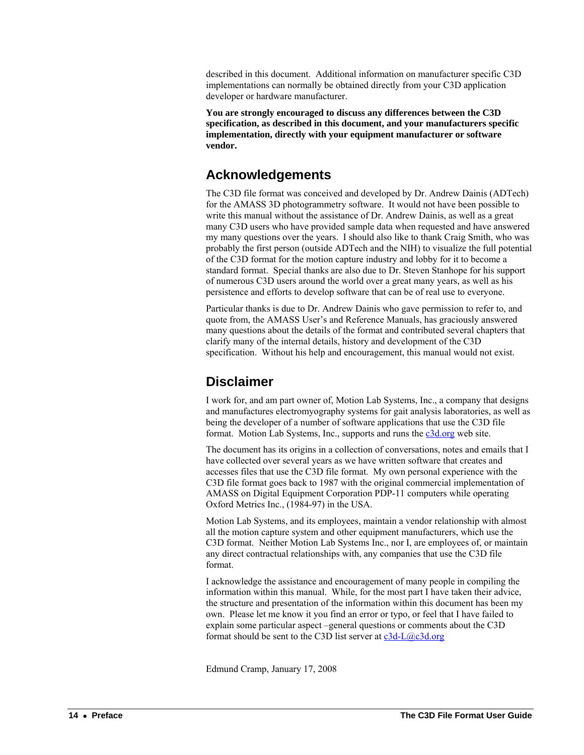described in this document. Additional information on manufacturer specific C3D implementations can normally be obtained directly from your C3D application developer or hardware manufacturer.

**You are strongly encouraged to discuss any differences between the C3D specification, as described in this document, and your manufacturers specific implementation, directly with your equipment manufacturer or software vendor.**

## Acknowledgements

The C3D file format was conceived and developed by Dr. Andrew Dainis (ADTech) for the AMASS 3D photogrammetry software. It would not have been possible to write this manual without the assistance of Dr. Andrew Dainis, as well as a great many C3D users who have provided sample data when requested and have answered my many questions over the years. I should also like to thank Craig Smith, who was probably the first person (outside ADTech and the NIH) to visualize the full potential of the C3D format for the motion capture industry and lobby for it to become a standard format. Special thanks are also due to Dr. Steven Stanhope for his support of numerous C3D users around the world over a great many years, as well as his persistence and efforts to develop software that can be of real use to everyone.

Particular thanks is due to Dr. Andrew Dainis who gave permission to refer to, and quote from, the AMASS User's and Reference Manuals, has graciously answered many questions about the details of the format and contributed several chapters that clarify many of the internal details, history and development of the C3D specification. Without his help and encouragement, this manual would not exist.

## Disclaimer

I work for, and am part owner of, Motion Lab Systems, Inc., a company that designs and manufactures electromyography systems for gait analysis laboratories, as well as being the developer of a number of software applications that use the C3D file format. Motion Lab Systems, Inc., supports and runs the c3d.org web site.

The document has its origins in a collection of conversations, notes and emails that I have collected over several years as we have written software that creates and accesses files that use the C3D file format. My own personal experience with the C3D file format goes back to 1987 with the original commercial implementation of AMASS on Digital Equipment Corporation PDP-11 computers while operating Oxford Metrics Inc., (1984-97) in the USA.

Motion Lab Systems, and its employees, maintain a vendor relationship with almost all the motion capture system and other equipment manufacturers, which use the C3D format. Neither Motion Lab Systems Inc., nor I, are employees of, or maintain any direct contractual relationships with, any companies that use the C3D file format.

I acknowledge the assistance and encouragement of many people in compiling the information within this manual. While, for the most part I have taken their advice, the structure and presentation of the information within this document has been my own. Please let me know it you find an error or typo, or feel that I have failed to explain some particular aspect –general questions or comments about the C3D format should be sent to the C3D list server at c3d-L@c3d.org

Edmund Cramp, January 17, 2008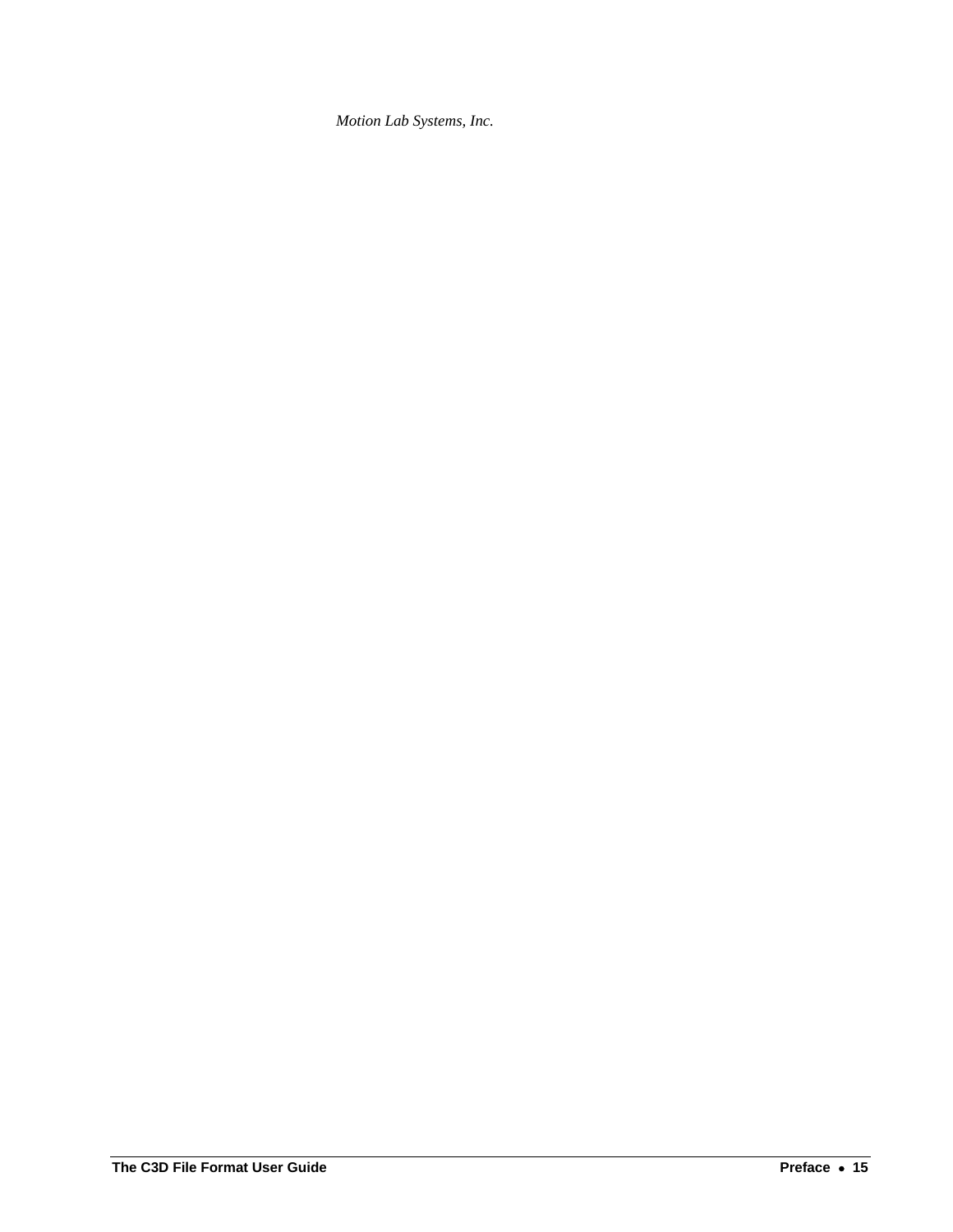*Motion Lab Systems, Inc.*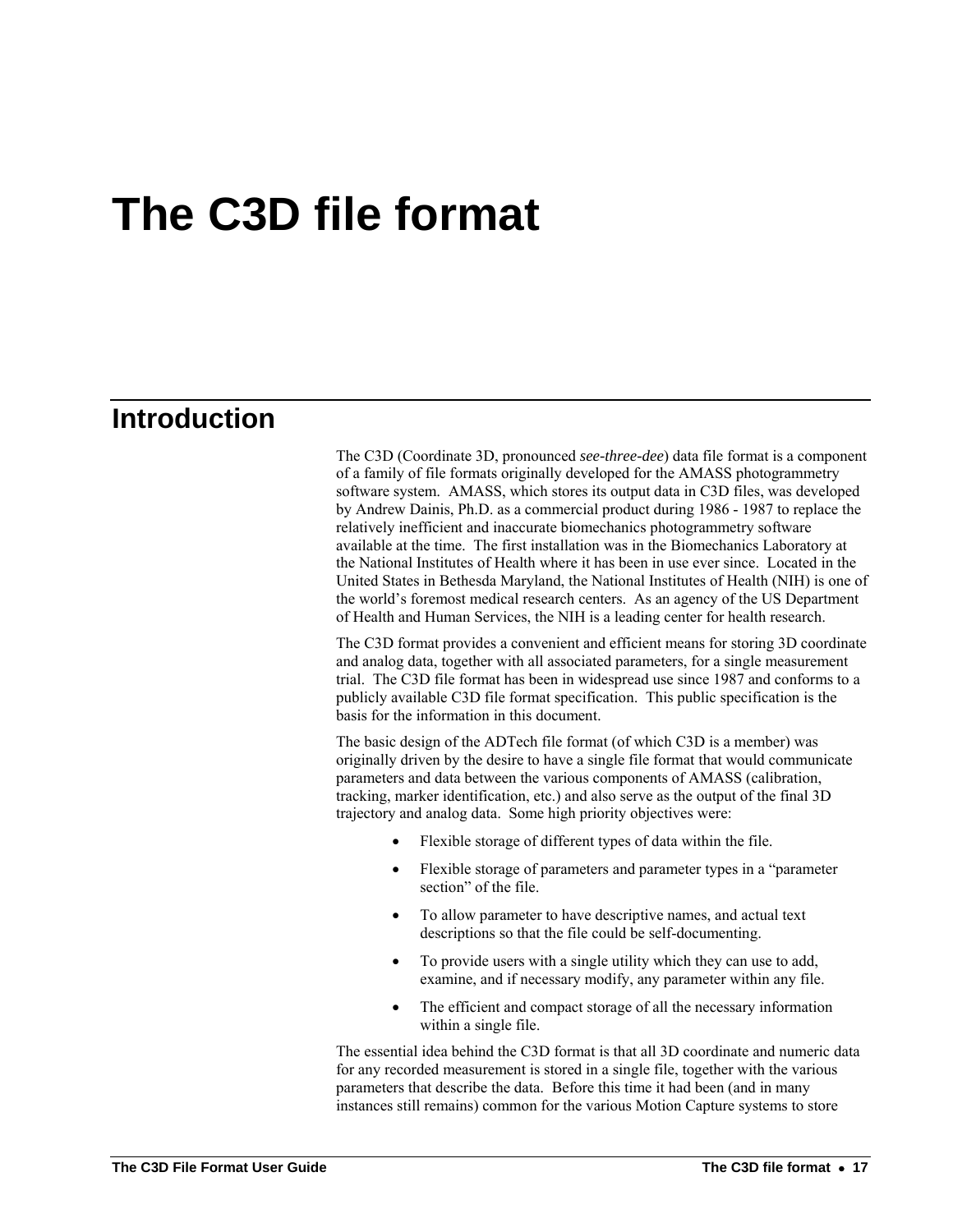# The C3D file format

## Introduction

The C3D (Coordinate 3D, pronounced *see-three-dee*) data file format is a component of a family of file formats originally developed for the AMASS photogrammetry software system. AMASS, which stores its output data in C3D files, was developed by Andrew Dainis, Ph.D. as a commercial product during 1986 - 1987 to replace the relatively inefficient and inaccurate biomechanics photogrammetry software available at the time. The first installation was in the Biomechanics Laboratory at the National Institutes of Health where it has been in use ever since. Located in the United States in Bethesda Maryland, the National Institutes of Health (NIH) is one of the world's foremost medical research centers. As an agency of the US Department of Health and Human Services, the NIH is a leading center for health research.

The C3D format provides a convenient and efficient means for storing 3D coordinate and analog data, together with all associated parameters, for a single measurement trial. The C3D file format has been in widespread use since 1987 and conforms to a publicly available C3D file format specification. This public specification is the basis for the information in this document.

The basic design of the ADTech file format (of which C3D is a member) was originally driven by the desire to have a single file format that would communicate parameters and data between the various components of AMASS (calibration, tracking, marker identification, etc.) and also serve as the output of the final 3D trajectory and analog data. Some high priority objectives were:

- Flexible storage of different types of data within the file.
- Flexible storage of parameters and parameter types in a "parameter section" of the file.
- To allow parameter to have descriptive names, and actual text descriptions so that the file could be self-documenting.
- To provide users with a single utility which they can use to add, examine, and if necessary modify, any parameter within any file.
- The efficient and compact storage of all the necessary information within a single file.

The essential idea behind the C3D format is that all 3D coordinate and numeric data for any recorded measurement is stored in a single file, together with the various parameters that describe the data. Before this time it had been (and in many instances still remains) common for the various Motion Capture systems to store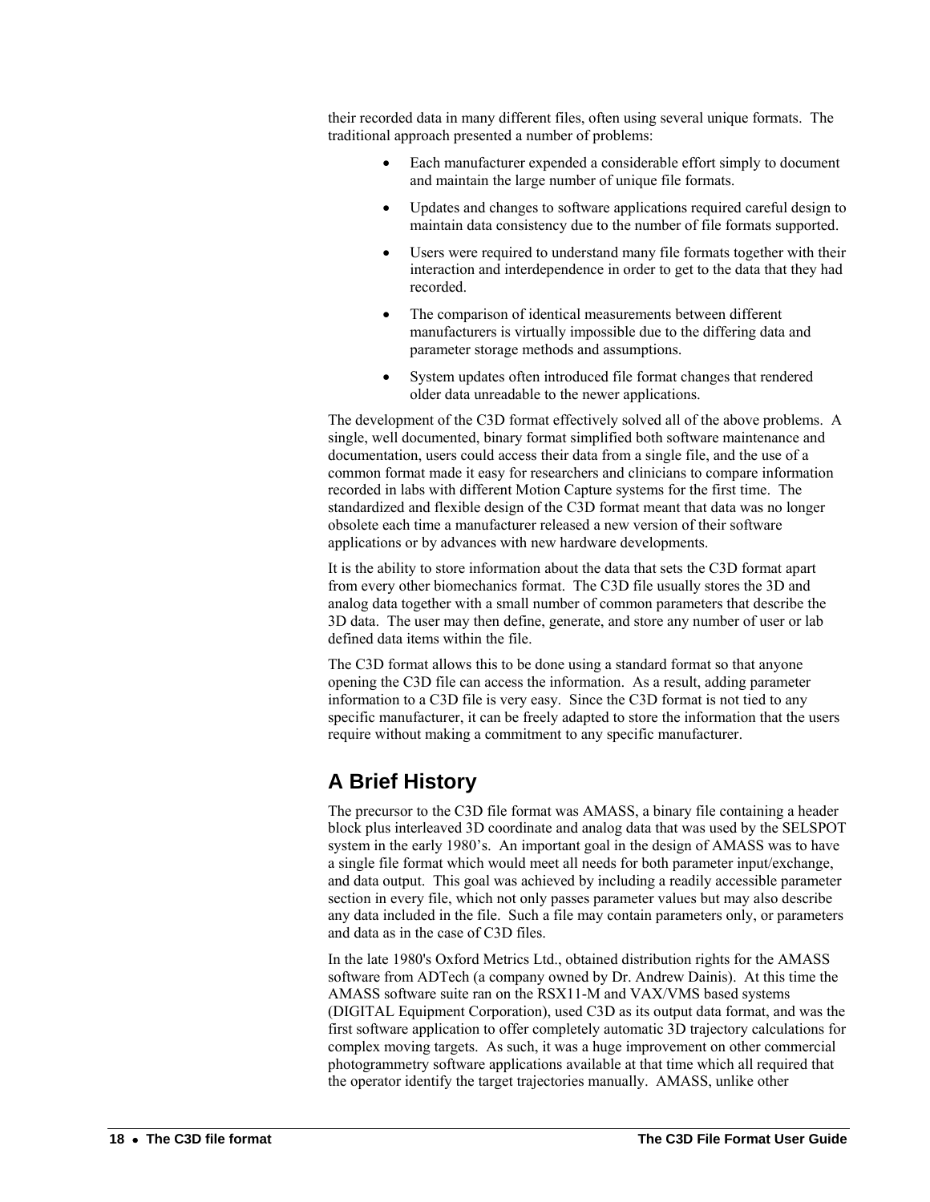their recorded data in many different files, often using several unique formats. The traditional approach presented a number of problems:

- Each manufacturer expended a considerable effort simply to document and maintain the large number of unique file formats.
- Updates and changes to software applications required careful design to maintain data consistency due to the number of file formats supported.
- Users were required to understand many file formats together with their interaction and interdependence in order to get to the data that they had recorded.
- The comparison of identical measurements between different manufacturers is virtually impossible due to the differing data and parameter storage methods and assumptions.
- System updates often introduced file format changes that rendered older data unreadable to the newer applications.

The development of the C3D format effectively solved all of the above problems. A single, well documented, binary format simplified both software maintenance and documentation, users could access their data from a single file, and the use of a common format made it easy for researchers and clinicians to compare information recorded in labs with different Motion Capture systems for the first time. The standardized and flexible design of the C3D format meant that data was no longer obsolete each time a manufacturer released a new version of their software applications or by advances with new hardware developments.

It is the ability to store information about the data that sets the C3D format apart from every other biomechanics format. The C3D file usually stores the 3D and analog data together with a small number of common parameters that describe the 3D data. The user may then define, generate, and store any number of user or lab defined data items within the file.

The C3D format allows this to be done using a standard format so that anyone opening the C3D file can access the information. As a result, adding parameter information to a C3D file is very easy. Since the C3D format is not tied to any specific manufacturer, it can be freely adapted to store the information that the users require without making a commitment to any specific manufacturer.

## A Brief History

The precursor to the C3D file format was AMASS, a binary file containing a header block plus interleaved 3D coordinate and analog data that was used by the SELSPOT system in the early 1980's. An important goal in the design of AMASS was to have a single file format which would meet all needs for both parameter input/exchange, and data output. This goal was achieved by including a readily accessible parameter section in every file, which not only passes parameter values but may also describe any data included in the file. Such a file may contain parameters only, or parameters and data as in the case of C3D files.

In the late 1980's Oxford Metrics Ltd., obtained distribution rights for the AMASS software from ADTech (a company owned by Dr. Andrew Dainis). At this time the AMASS software suite ran on the RSX11-M and VAX/VMS based systems (DIGITAL Equipment Corporation), used C3D as its output data format, and was the first software application to offer completely automatic 3D trajectory calculations for complex moving targets. As such, it was a huge improvement on other commercial photogrammetry software applications available at that time which all required that the operator identify the target trajectories manually. AMASS, unlike other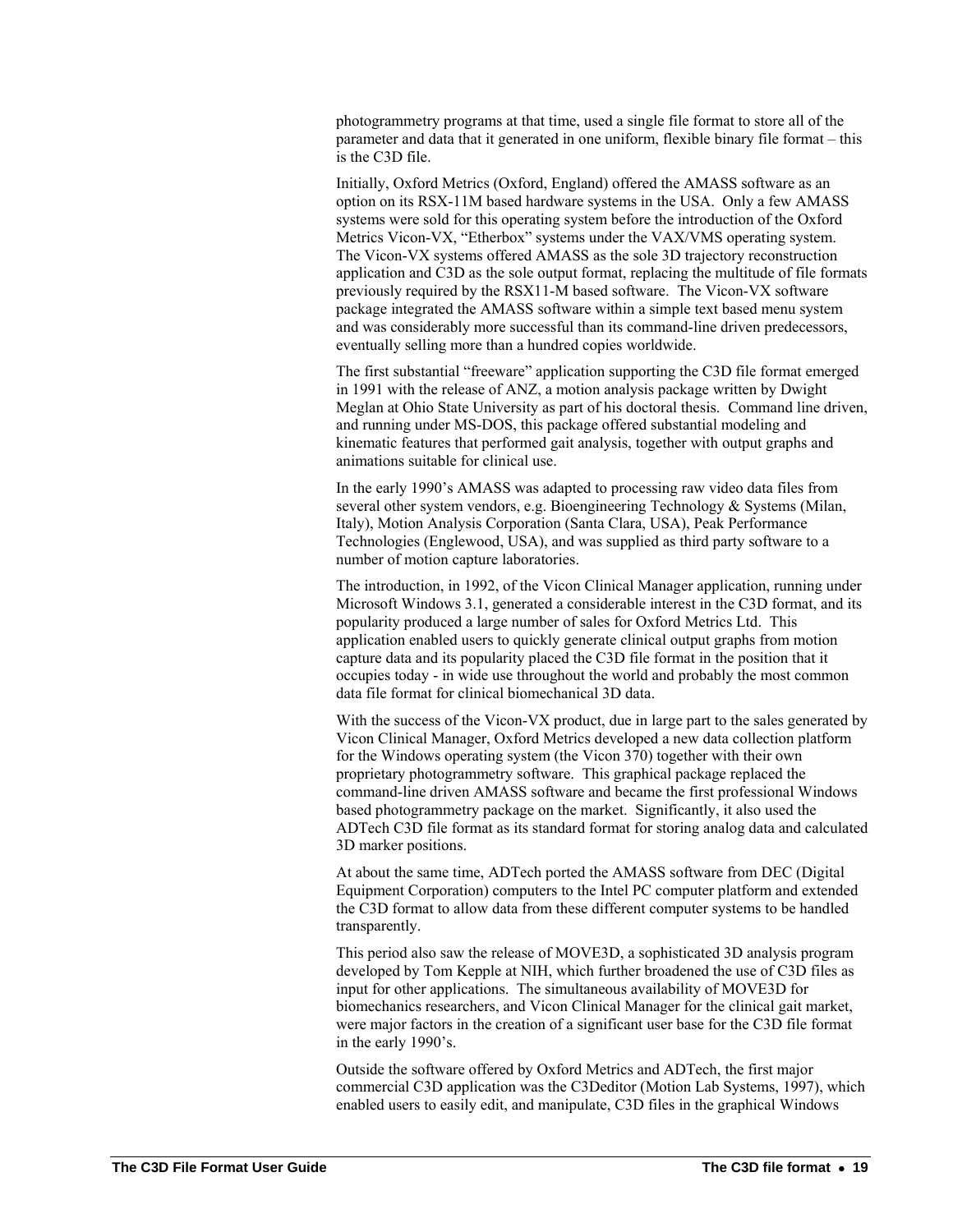photogrammetry programs at that time, used a single file format to store all of the parameter and data that it generated in one uniform, flexible binary file format – this is the C3D file.

Initially, Oxford Metrics (Oxford, England) offered the AMASS software as an option on its RSX-11M based hardware systems in the USA. Only a few AMASS systems were sold for this operating system before the introduction of the Oxford Metrics Vicon-VX, "Etherbox" systems under the VAX/VMS operating system. The Vicon-VX systems offered AMASS as the sole 3D trajectory reconstruction application and C3D as the sole output format, replacing the multitude of file formats previously required by the RSX11-M based software. The Vicon-VX software package integrated the AMASS software within a simple text based menu system and was considerably more successful than its command-line driven predecessors, eventually selling more than a hundred copies worldwide.

The first substantial "freeware" application supporting the C3D file format emerged in 1991 with the release of ANZ, a motion analysis package written by Dwight Meglan at Ohio State University as part of his doctoral thesis. Command line driven, and running under MS-DOS, this package offered substantial modeling and kinematic features that performed gait analysis, together with output graphs and animations suitable for clinical use.

In the early 1990's AMASS was adapted to processing raw video data files from several other system vendors, e.g. Bioengineering Technology & Systems (Milan, Italy), Motion Analysis Corporation (Santa Clara, USA), Peak Performance Technologies (Englewood, USA), and was supplied as third party software to a number of motion capture laboratories.

The introduction, in 1992, of the Vicon Clinical Manager application, running under Microsoft Windows 3.1, generated a considerable interest in the C3D format, and its popularity produced a large number of sales for Oxford Metrics Ltd. This application enabled users to quickly generate clinical output graphs from motion capture data and its popularity placed the C3D file format in the position that it occupies today - in wide use throughout the world and probably the most common data file format for clinical biomechanical 3D data.

With the success of the Vicon-VX product, due in large part to the sales generated by Vicon Clinical Manager, Oxford Metrics developed a new data collection platform for the Windows operating system (the Vicon 370) together with their own proprietary photogrammetry software. This graphical package replaced the command-line driven AMASS software and became the first professional Windows based photogrammetry package on the market. Significantly, it also used the ADTech C3D file format as its standard format for storing analog data and calculated 3D marker positions.

At about the same time, ADTech ported the AMASS software from DEC (Digital Equipment Corporation) computers to the Intel PC computer platform and extended the C3D format to allow data from these different computer systems to be handled transparently.

This period also saw the release of MOVE3D, a sophisticated 3D analysis program developed by Tom Kepple at NIH, which further broadened the use of C3D files as input for other applications. The simultaneous availability of MOVE3D for biomechanics researchers, and Vicon Clinical Manager for the clinical gait market, were major factors in the creation of a significant user base for the C3D file format in the early 1990's.

Outside the software offered by Oxford Metrics and ADTech, the first major commercial C3D application was the C3Deditor (Motion Lab Systems, 1997), which enabled users to easily edit, and manipulate, C3D files in the graphical Windows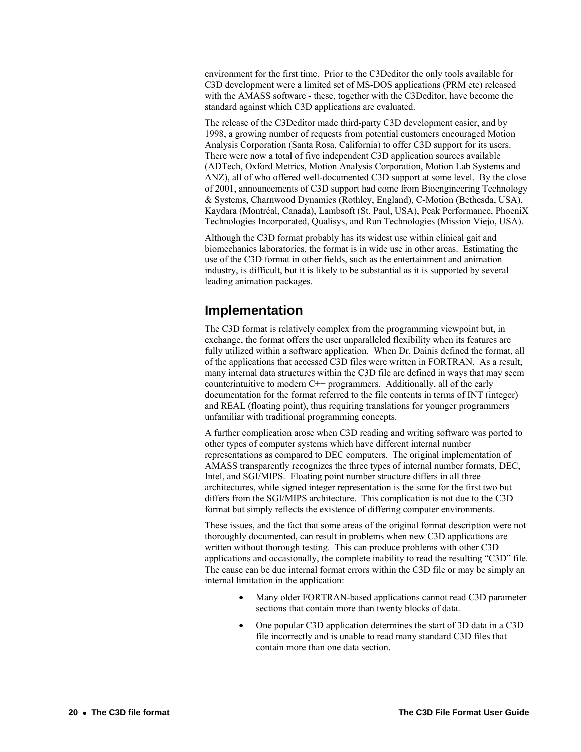environment for the first time. Prior to the C3Deditor the only tools available for C3D development were a limited set of MS-DOS applications (PRM etc) released with the AMASS software - these, together with the C3Deditor, have become the standard against which C3D applications are evaluated.

The release of the C3Deditor made third-party C3D development easier, and by 1998, a growing number of requests from potential customers encouraged Motion Analysis Corporation (Santa Rosa, California) to offer C3D support for its users. There were now a total of five independent C3D application sources available (ADTech, Oxford Metrics, Motion Analysis Corporation, Motion Lab Systems and ANZ), all of who offered well-documented C3D support at some level. By the close of 2001, announcements of C3D support had come from Bioengineering Technology & Systems, Charnwood Dynamics (Rothley, England), C-Motion (Bethesda, USA), Kaydara (Montréal, Canada), Lambsoft (St. Paul, USA), Peak Performance, PhoeniX Technologies Incorporated, Qualisys, and Run Technologies (Mission Viejo, USA).

Although the C3D format probably has its widest use within clinical gait and biomechanics laboratories, the format is in wide use in other areas. Estimating the use of the C3D format in other fields, such as the entertainment and animation industry, is difficult, but it is likely to be substantial as it is supported by several leading animation packages.

## Implementation

The C3D format is relatively complex from the programming viewpoint but, in exchange, the format offers the user unparalleled flexibility when its features are fully utilized within a software application. When Dr. Dainis defined the format, all of the applications that accessed C3D files were written in FORTRAN. As a result, many internal data structures within the C3D file are defined in ways that may seem counterintuitive to modern C++ programmers. Additionally, all of the early documentation for the format referred to the file contents in terms of INT (integer) and REAL (floating point), thus requiring translations for younger programmers unfamiliar with traditional programming concepts.

A further complication arose when C3D reading and writing software was ported to other types of computer systems which have different internal number representations as compared to DEC computers. The original implementation of AMASS transparently recognizes the three types of internal number formats, DEC, Intel, and SGI/MIPS. Floating point number structure differs in all three architectures, while signed integer representation is the same for the first two but differs from the SGI/MIPS architecture. This complication is not due to the C3D format but simply reflects the existence of differing computer environments.

These issues, and the fact that some areas of the original format description were not thoroughly documented, can result in problems when new C3D applications are written without thorough testing. This can produce problems with other C3D applications and occasionally, the complete inability to read the resulting "C3D" file. The cause can be due internal format errors within the C3D file or may be simply an internal limitation in the application:

- Many older FORTRAN-based applications cannot read C3D parameter sections that contain more than twenty blocks of data.
- One popular C3D application determines the start of 3D data in a C3D file incorrectly and is unable to read many standard C3D files that contain more than one data section.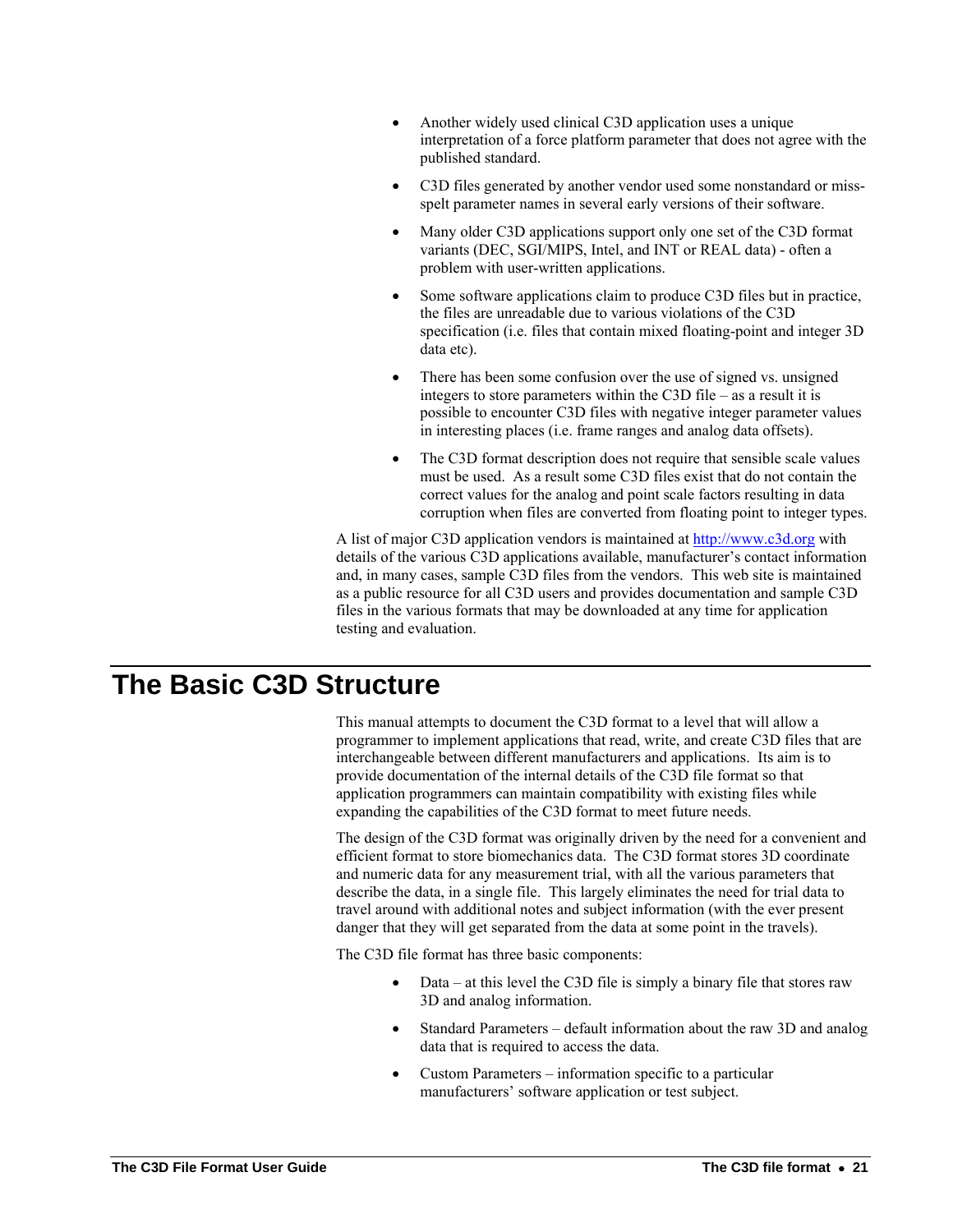- Another widely used clinical C3D application uses a unique interpretation of a force platform parameter that does not agree with the published standard.
- C3D files generated by another vendor used some nonstandard or miss-spelt parameter names in several early versions of their software.
- Many older C3D applications support only one set of the C3D format variants (DEC, SGI/MIPS, Intel, and INT or REAL data) - often a problem with user-written applications.
- Some software applications claim to produce C3D files but in practice, the files are unreadable due to various violations of the C3D specification (i.e. files that contain mixed floating-point and integer 3D data etc).
- There has been some confusion over the use of signed vs. unsigned integers to store parameters within the C3D file – as a result it is possible to encounter C3D files with negative integer parameter values in interesting places (i.e. frame ranges and analog data offsets).
- The C3D format description does not require that sensible scale values must be used. As a result some C3D files exist that do not contain the correct values for the analog and point scale factors resulting in data corruption when files are converted from floating point to integer types.

A list of major C3D application vendors is maintained at http://www.c3d.org with details of the various C3D applications available, manufacturer's contact information and, in many cases, sample C3D files from the vendors. This web site is maintained as a public resource for all C3D users and provides documentation and sample C3D files in the various formats that may be downloaded at any time for application testing and evaluation.

# The Basic C3D Structure

This manual attempts to document the C3D format to a level that will allow a programmer to implement applications that read, write, and create C3D files that are interchangeable between different manufacturers and applications. Its aim is to provide documentation of the internal details of the C3D file format so that application programmers can maintain compatibility with existing files while expanding the capabilities of the C3D format to meet future needs.

The design of the C3D format was originally driven by the need for a convenient and efficient format to store biomechanics data. The C3D format stores 3D coordinate and numeric data for any measurement trial, with all the various parameters that describe the data, in a single file. This largely eliminates the need for trial data to travel around with additional notes and subject information (with the ever present danger that they will get separated from the data at some point in the travels).

The C3D file format has three basic components:

- Data – at this level the C3D file is simply a binary file that stores raw 3D and analog information.
- Standard Parameters – default information about the raw 3D and analog data that is required to access the data.
- Custom Parameters – information specific to a particular manufacturers' software application or test subject.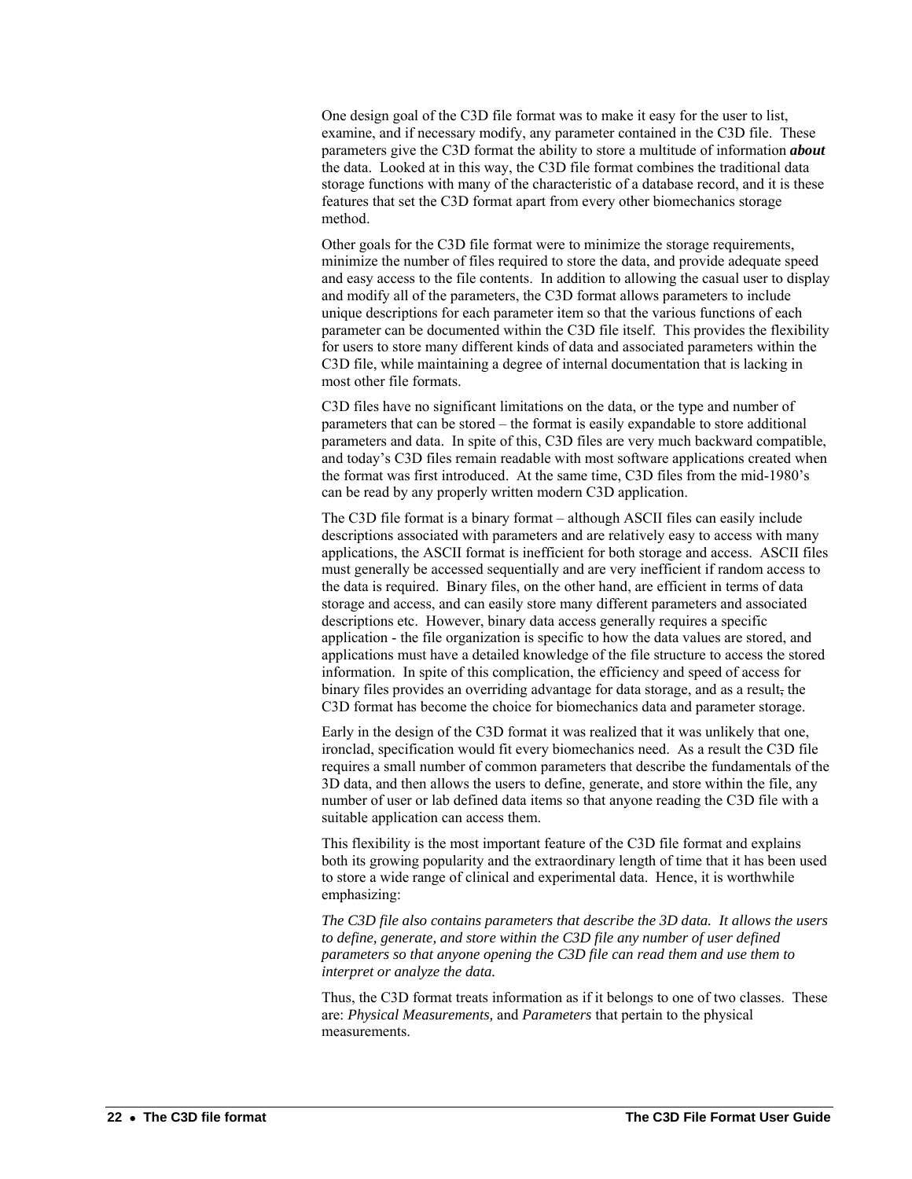One design goal of the C3D file format was to make it easy for the user to list, examine, and if necessary modify, any parameter contained in the C3D file. These parameters give the C3D format the ability to store a multitude of information ***about*** the data. Looked at in this way, the C3D file format combines the traditional data storage functions with many of the characteristic of a database record, and it is these features that set the C3D format apart from every other biomechanics storage method.

Other goals for the C3D file format were to minimize the storage requirements, minimize the number of files required to store the data, and provide adequate speed and easy access to the file contents. In addition to allowing the casual user to display and modify all of the parameters, the C3D format allows parameters to include unique descriptions for each parameter item so that the various functions of each parameter can be documented within the C3D file itself. This provides the flexibility for users to store many different kinds of data and associated parameters within the C3D file, while maintaining a degree of internal documentation that is lacking in most other file formats.

C3D files have no significant limitations on the data, or the type and number of parameters that can be stored – the format is easily expandable to store additional parameters and data. In spite of this, C3D files are very much backward compatible, and today's C3D files remain readable with most software applications created when the format was first introduced. At the same time, C3D files from the mid-1980's can be read by any properly written modern C3D application.

The C3D file format is a binary format – although ASCII files can easily include descriptions associated with parameters and are relatively easy to access with many applications, the ASCII format is inefficient for both storage and access. ASCII files must generally be accessed sequentially and are very inefficient if random access to the data is required. Binary files, on the other hand, are efficient in terms of data storage and access, and can easily store many different parameters and associated descriptions etc. However, binary data access generally requires a specific application - the file organization is specific to how the data values are stored, and applications must have a detailed knowledge of the file structure to access the stored information. In spite of this complication, the efficiency and speed of access for binary files provides an overriding advantage for data storage, and as a result, the C3D format has become the choice for biomechanics data and parameter storage.

Early in the design of the C3D format it was realized that it was unlikely that one, ironclad, specification would fit every biomechanics need. As a result the C3D file requires a small number of common parameters that describe the fundamentals of the 3D data, and then allows the users to define, generate, and store within the file, any number of user or lab defined data items so that anyone reading the C3D file with a suitable application can access them.

This flexibility is the most important feature of the C3D file format and explains both its growing popularity and the extraordinary length of time that it has been used to store a wide range of clinical and experimental data. Hence, it is worthwhile emphasizing:

*The C3D file also contains parameters that describe the 3D data. It allows the users to define, generate, and store within the C3D file any number of user defined parameters so that anyone opening the C3D file can read them and use them to interpret or analyze the data.*

Thus, the C3D format treats information as if it belongs to one of two classes. These are: *Physical Measurements,* and *Parameters* that pertain to the physical measurements.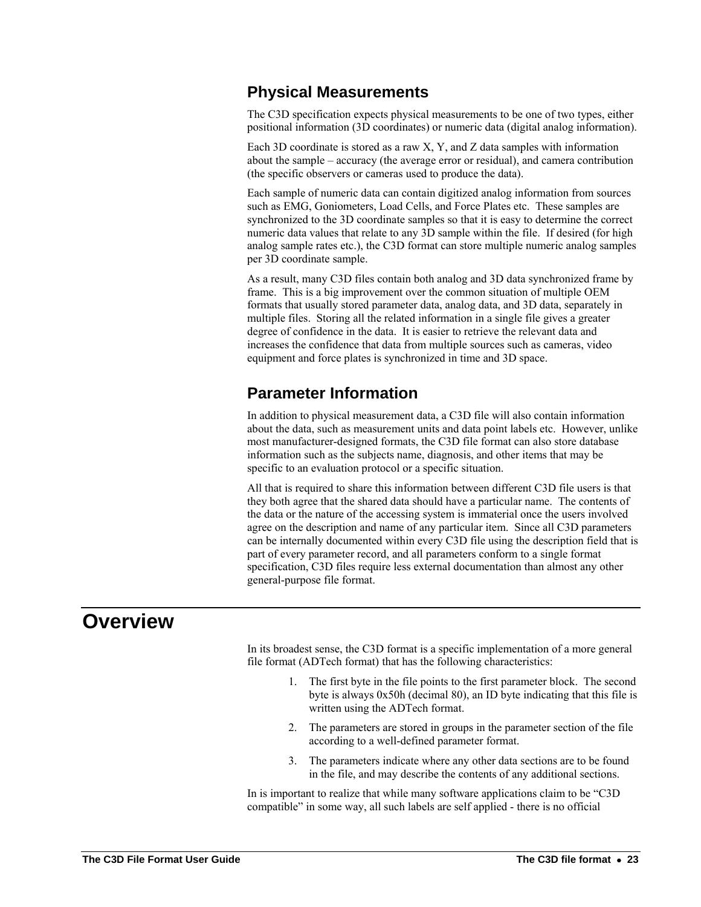## Physical Measurements

The C3D specification expects physical measurements to be one of two types, either positional information (3D coordinates) or numeric data (digital analog information).

Each 3D coordinate is stored as a raw X, Y, and Z data samples with information about the sample – accuracy (the average error or residual), and camera contribution (the specific observers or cameras used to produce the data).

Each sample of numeric data can contain digitized analog information from sources such as EMG, Goniometers, Load Cells, and Force Plates etc. These samples are synchronized to the 3D coordinate samples so that it is easy to determine the correct numeric data values that relate to any 3D sample within the file. If desired (for high analog sample rates etc.), the C3D format can store multiple numeric analog samples per 3D coordinate sample.

As a result, many C3D files contain both analog and 3D data synchronized frame by frame. This is a big improvement over the common situation of multiple OEM formats that usually stored parameter data, analog data, and 3D data, separately in multiple files. Storing all the related information in a single file gives a greater degree of confidence in the data. It is easier to retrieve the relevant data and increases the confidence that data from multiple sources such as cameras, video equipment and force plates is synchronized in time and 3D space.

## Parameter Information

In addition to physical measurement data, a C3D file will also contain information about the data, such as measurement units and data point labels etc. However, unlike most manufacturer-designed formats, the C3D file format can also store database information such as the subjects name, diagnosis, and other items that may be specific to an evaluation protocol or a specific situation.

All that is required to share this information between different C3D file users is that they both agree that the shared data should have a particular name. The contents of the data or the nature of the accessing system is immaterial once the users involved agree on the description and name of any particular item. Since all C3D parameters can be internally documented within every C3D file using the description field that is part of every parameter record, and all parameters conform to a single format specification, C3D files require less external documentation than almost any other general-purpose file format.

# Overview

In its broadest sense, the C3D format is a specific implementation of a more general file format (ADTech format) that has the following characteristics:

1. The first byte in the file points to the first parameter block. The second byte is always 0x50h (decimal 80), an ID byte indicating that this file is written using the ADTech format.
2. The parameters are stored in groups in the parameter section of the file according to a well-defined parameter format.
3. The parameters indicate where any other data sections are to be found in the file, and may describe the contents of any additional sections.

In is important to realize that while many software applications claim to be "C3D compatible" in some way, all such labels are self applied - there is no official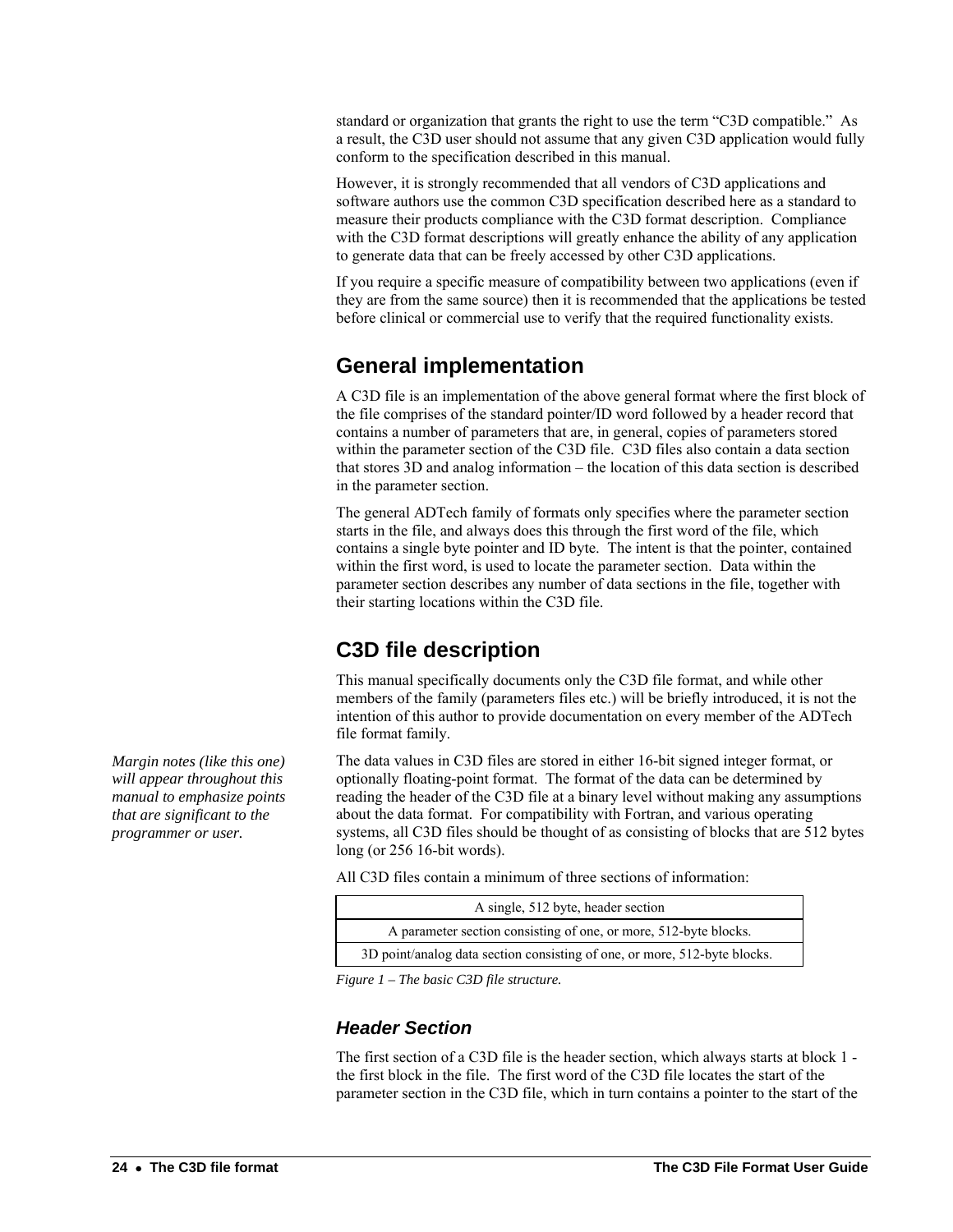standard or organization that grants the right to use the term "C3D compatible." As a result, the C3D user should not assume that any given C3D application would fully conform to the specification described in this manual.

However, it is strongly recommended that all vendors of C3D applications and software authors use the common C3D specification described here as a standard to measure their products compliance with the C3D format description. Compliance with the C3D format descriptions will greatly enhance the ability of any application to generate data that can be freely accessed by other C3D applications.

If you require a specific measure of compatibility between two applications (even if they are from the same source) then it is recommended that the applications be tested before clinical or commercial use to verify that the required functionality exists.

## General implementation

A C3D file is an implementation of the above general format where the first block of the file comprises of the standard pointer/ID word followed by a header record that contains a number of parameters that are, in general, copies of parameters stored within the parameter section of the C3D file. C3D files also contain a data section that stores 3D and analog information – the location of this data section is described in the parameter section.

The general ADTech family of formats only specifies where the parameter section starts in the file, and always does this through the first word of the file, which contains a single byte pointer and ID byte. The intent is that the pointer, contained within the first word, is used to locate the parameter section. Data within the parameter section describes any number of data sections in the file, together with their starting locations within the C3D file.

## C3D file description

This manual specifically documents only the C3D file format, and while other members of the family (parameters files etc.) will be briefly introduced, it is not the intention of this author to provide documentation on every member of the ADTech file format family.

*Margin notes (like this one) will appear throughout this manual to emphasize points that are significant to the programmer or user.*

The data values in C3D files are stored in either 16-bit signed integer format, or optionally floating-point format. The format of the data can be determined by reading the header of the C3D file at a binary level without making any assumptions about the data format. For compatibility with Fortran, and various operating systems, all C3D files should be thought of as consisting of blocks that are 512 bytes long (or 256 16-bit words).

All C3D files contain a minimum of three sections of information:

| A single, 512 byte, header section |
|---|
| A parameter section consisting of one, or more, 512-byte blocks. |
| 3D point/analog data section consisting of one, or more, 512-byte blocks. |

*Figure 1 – The basic C3D file structure.*

### *Header Section*

The first section of a C3D file is the header section, which always starts at block 1 - the first block in the file. The first word of the C3D file locates the start of the parameter section in the C3D file, which in turn contains a pointer to the start of the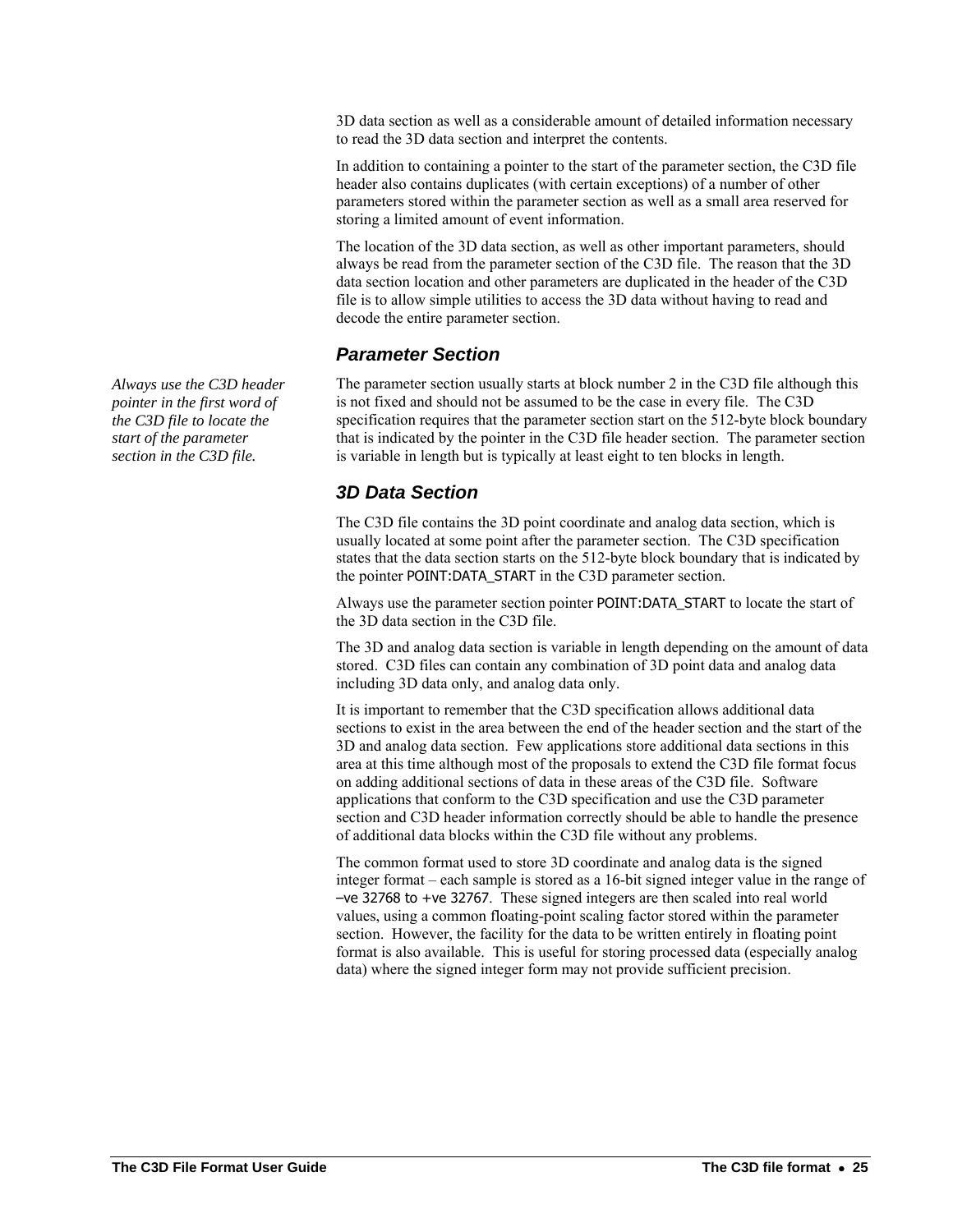3D data section as well as a considerable amount of detailed information necessary to read the 3D data section and interpret the contents.

In addition to containing a pointer to the start of the parameter section, the C3D file header also contains duplicates (with certain exceptions) of a number of other parameters stored within the parameter section as well as a small area reserved for storing a limited amount of event information.

The location of the 3D data section, as well as other important parameters, should always be read from the parameter section of the C3D file. The reason that the 3D data section location and other parameters are duplicated in the header of the C3D file is to allow simple utilities to access the 3D data without having to read and decode the entire parameter section.

### Parameter Section

*Always use the C3D header pointer in the first word of the C3D file to locate the start of the parameter section in the C3D file.*

The parameter section usually starts at block number 2 in the C3D file although this is not fixed and should not be assumed to be the case in every file. The C3D specification requires that the parameter section start on the 512-byte block boundary that is indicated by the pointer in the C3D file header section. The parameter section is variable in length but is typically at least eight to ten blocks in length.

### 3D Data Section

The C3D file contains the 3D point coordinate and analog data section, which is usually located at some point after the parameter section. The C3D specification states that the data section starts on the 512-byte block boundary that is indicated by the pointer POINT:DATA_START in the C3D parameter section.

Always use the parameter section pointer POINT:DATA_START to locate the start of the 3D data section in the C3D file.

The 3D and analog data section is variable in length depending on the amount of data stored. C3D files can contain any combination of 3D point data and analog data including 3D data only, and analog data only.

It is important to remember that the C3D specification allows additional data sections to exist in the area between the end of the header section and the start of the 3D and analog data section. Few applications store additional data sections in this area at this time although most of the proposals to extend the C3D file format focus on adding additional sections of data in these areas of the C3D file. Software applications that conform to the C3D specification and use the C3D parameter section and C3D header information correctly should be able to handle the presence of additional data blocks within the C3D file without any problems.

The common format used to store 3D coordinate and analog data is the signed integer format – each sample is stored as a 16-bit signed integer value in the range of –ve 32768 to +ve 32767. These signed integers are then scaled into real world values, using a common floating-point scaling factor stored within the parameter section. However, the facility for the data to be written entirely in floating point format is also available. This is useful for storing processed data (especially analog data) where the signed integer form may not provide sufficient precision.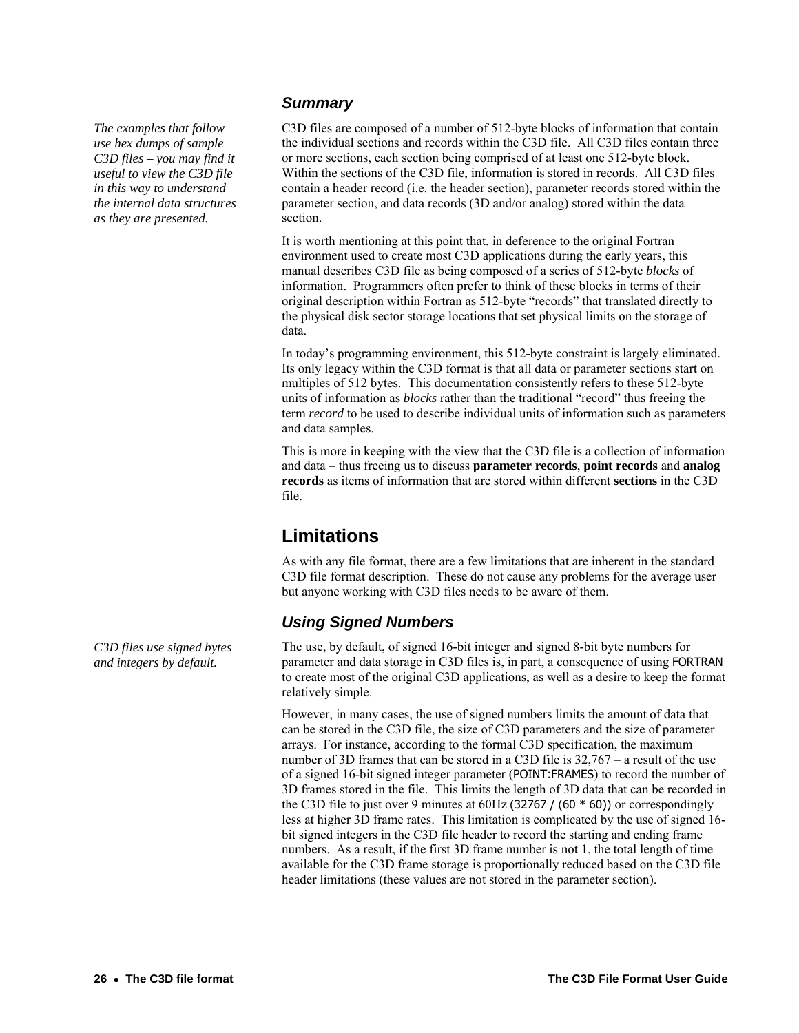### *Summary*

*The examples that follow use hex dumps of sample C3D files – you may find it useful to view the C3D file in this way to understand the internal data structures as they are presented.*

C3D files are composed of a number of 512-byte blocks of information that contain the individual sections and records within the C3D file. All C3D files contain three or more sections, each section being comprised of at least one 512-byte block. Within the sections of the C3D file, information is stored in records. All C3D files contain a header record (i.e. the header section), parameter records stored within the parameter section, and data records (3D and/or analog) stored within the data section.

It is worth mentioning at this point that, in deference to the original Fortran environment used to create most C3D applications during the early years, this manual describes C3D file as being composed of a series of 512-byte *blocks* of information. Programmers often prefer to think of these blocks in terms of their original description within Fortran as 512-byte "records" that translated directly to the physical disk sector storage locations that set physical limits on the storage of data.

In today's programming environment, this 512-byte constraint is largely eliminated. Its only legacy within the C3D format is that all data or parameter sections start on multiples of 512 bytes. This documentation consistently refers to these 512-byte units of information as *blocks* rather than the traditional "record" thus freeing the term *record* to be used to describe individual units of information such as parameters and data samples.

This is more in keeping with the view that the C3D file is a collection of information and data – thus freeing us to discuss **parameter records**, **point records** and **analog records** as items of information that are stored within different **sections** in the C3D file.

## Limitations

As with any file format, there are a few limitations that are inherent in the standard C3D file format description. These do not cause any problems for the average user but anyone working with C3D files needs to be aware of them.

### *Using Signed Numbers*

*C3D files use signed bytes and integers by default.*

The use, by default, of signed 16-bit integer and signed 8-bit byte numbers for parameter and data storage in C3D files is, in part, a consequence of using FORTRAN to create most of the original C3D applications, as well as a desire to keep the format relatively simple.

However, in many cases, the use of signed numbers limits the amount of data that can be stored in the C3D file, the size of C3D parameters and the size of parameter arrays. For instance, according to the formal C3D specification, the maximum number of 3D frames that can be stored in a C3D file is 32,767 – a result of the use of a signed 16-bit signed integer parameter (POINT:FRAMES) to record the number of 3D frames stored in the file. This limits the length of 3D data that can be recorded in the C3D file to just over 9 minutes at 60Hz (32767 / (60 * 60)) or correspondingly less at higher 3D frame rates. This limitation is complicated by the use of signed 16-bit integers in the C3D file header to record the starting and ending frame numbers. As a result, if the first 3D frame number is not 1, the total length of time available for the C3D frame storage is proportionally reduced based on the C3D file header limitations (these values are not stored in the parameter section).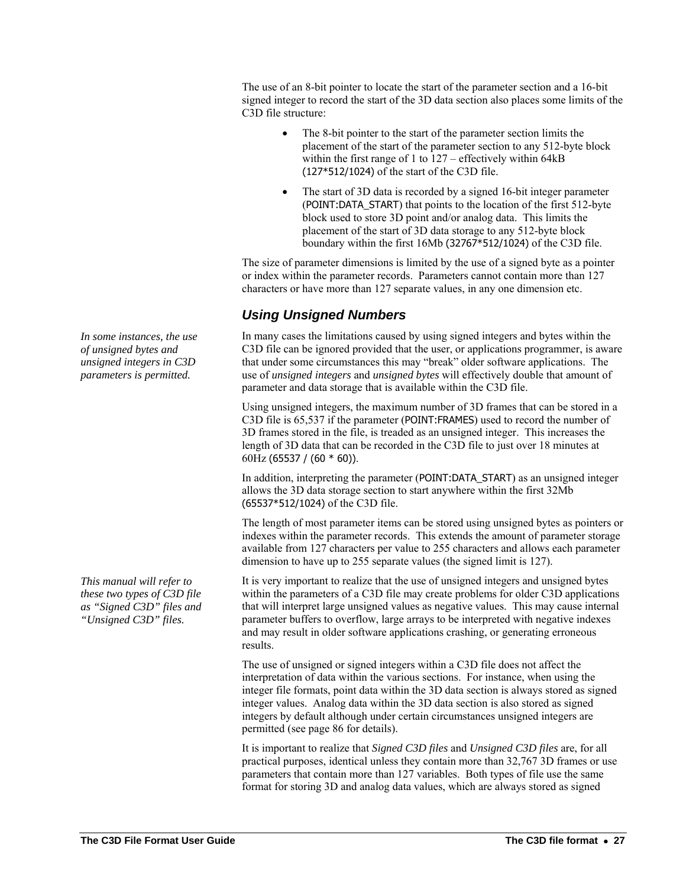The use of an 8-bit pointer to locate the start of the parameter section and a 16-bit signed integer to record the start of the 3D data section also places some limits of the C3D file structure:

- The 8-bit pointer to the start of the parameter section limits the placement of the start of the parameter section to any 512-byte block within the first range of 1 to 127 – effectively within 64kB (127*512/1024) of the start of the C3D file.
- The start of 3D data is recorded by a signed 16-bit integer parameter (POINT:DATA_START) that points to the location of the first 512-byte block used to store 3D point and/or analog data. This limits the placement of the start of 3D data storage to any 512-byte block boundary within the first 16Mb (32767*512/1024) of the C3D file.

The size of parameter dimensions is limited by the use of a signed byte as a pointer or index within the parameter records. Parameters cannot contain more than 127 characters or have more than 127 separate values, in any one dimension etc.

### Using Unsigned Numbers

*In some instances, the use of unsigned bytes and unsigned integers in C3D parameters is permitted.*

In many cases the limitations caused by using signed integers and bytes within the C3D file can be ignored provided that the user, or applications programmer, is aware that under some circumstances this may "break" older software applications. The use of *unsigned integers* and *unsigned bytes* will effectively double that amount of parameter and data storage that is available within the C3D file.

Using unsigned integers, the maximum number of 3D frames that can be stored in a C3D file is 65,537 if the parameter (POINT:FRAMES) used to record the number of 3D frames stored in the file, is treaded as an unsigned integer. This increases the length of 3D data that can be recorded in the C3D file to just over 18 minutes at 60Hz (65537 / (60 * 60)).

In addition, interpreting the parameter (POINT:DATA_START) as an unsigned integer allows the 3D data storage section to start anywhere within the first 32Mb (65537*512/1024) of the C3D file.

The length of most parameter items can be stored using unsigned bytes as pointers or indexes within the parameter records. This extends the amount of parameter storage available from 127 characters per value to 255 characters and allows each parameter dimension to have up to 255 separate values (the signed limit is 127).

*This manual will refer to these two types of C3D file as "Signed C3D" files and "Unsigned C3D" files.*

It is very important to realize that the use of unsigned integers and unsigned bytes within the parameters of a C3D file may create problems for older C3D applications that will interpret large unsigned values as negative values. This may cause internal parameter buffers to overflow, large arrays to be interpreted with negative indexes and may result in older software applications crashing, or generating erroneous results.

The use of unsigned or signed integers within a C3D file does not affect the interpretation of data within the various sections. For instance, when using the integer file formats, point data within the 3D data section is always stored as signed integer values. Analog data within the 3D data section is also stored as signed integers by default although under certain circumstances unsigned integers are permitted (see page 86 for details).

It is important to realize that *Signed C3D files* and *Unsigned C3D files* are, for all practical purposes, identical unless they contain more than 32,767 3D frames or use parameters that contain more than 127 variables. Both types of file use the same format for storing 3D and analog data values, which are always stored as signed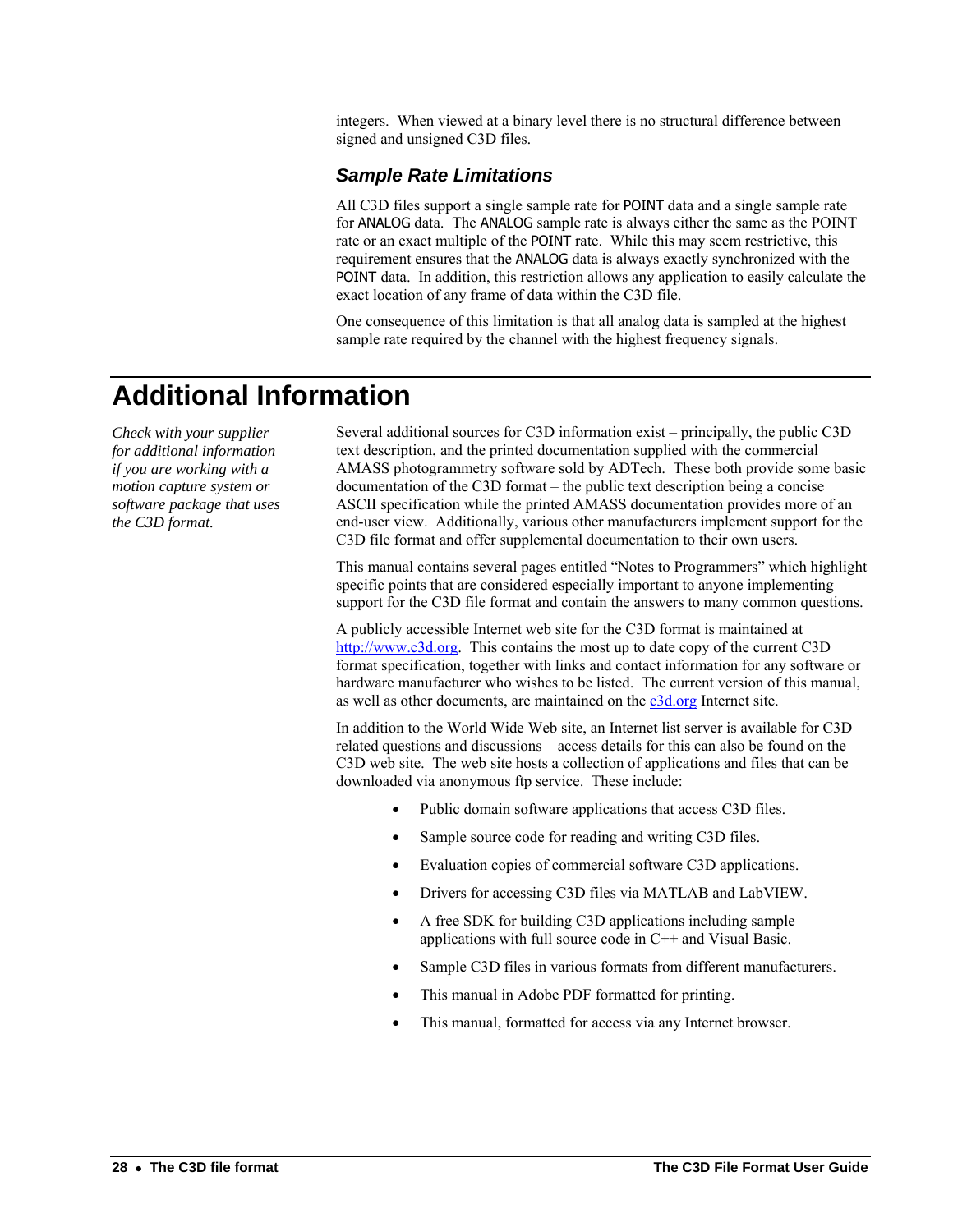integers. When viewed at a binary level there is no structural difference between signed and unsigned C3D files.

### Sample Rate Limitations

All C3D files support a single sample rate for POINT data and a single sample rate for ANALOG data. The ANALOG sample rate is always either the same as the POINT rate or an exact multiple of the POINT rate. While this may seem restrictive, this requirement ensures that the ANALOG data is always exactly synchronized with the POINT data. In addition, this restriction allows any application to easily calculate the exact location of any frame of data within the C3D file.

One consequence of this limitation is that all analog data is sampled at the highest sample rate required by the channel with the highest frequency signals.

## Additional Information

*Check with your supplier for additional information if you are working with a motion capture system or software package that uses the C3D format.*

Several additional sources for C3D information exist – principally, the public C3D text description, and the printed documentation supplied with the commercial AMASS photogrammetry software sold by ADTech. These both provide some basic documentation of the C3D format – the public text description being a concise ASCII specification while the printed AMASS documentation provides more of an end-user view. Additionally, various other manufacturers implement support for the C3D file format and offer supplemental documentation to their own users.

This manual contains several pages entitled "Notes to Programmers" which highlight specific points that are considered especially important to anyone implementing support for the C3D file format and contain the answers to many common questions.

A publicly accessible Internet web site for the C3D format is maintained at http://www.c3d.org. This contains the most up to date copy of the current C3D format specification, together with links and contact information for any software or hardware manufacturer who wishes to be listed. The current version of this manual, as well as other documents, are maintained on the c3d.org Internet site.

In addition to the World Wide Web site, an Internet list server is available for C3D related questions and discussions – access details for this can also be found on the C3D web site. The web site hosts a collection of applications and files that can be downloaded via anonymous ftp service. These include:

- Public domain software applications that access C3D files.
- Sample source code for reading and writing C3D files.
- Evaluation copies of commercial software C3D applications.
- Drivers for accessing C3D files via MATLAB and LabVIEW.
- A free SDK for building C3D applications including sample applications with full source code in C++ and Visual Basic.
- Sample C3D files in various formats from different manufacturers.
- This manual in Adobe PDF formatted for printing.
- This manual, formatted for access via any Internet browser.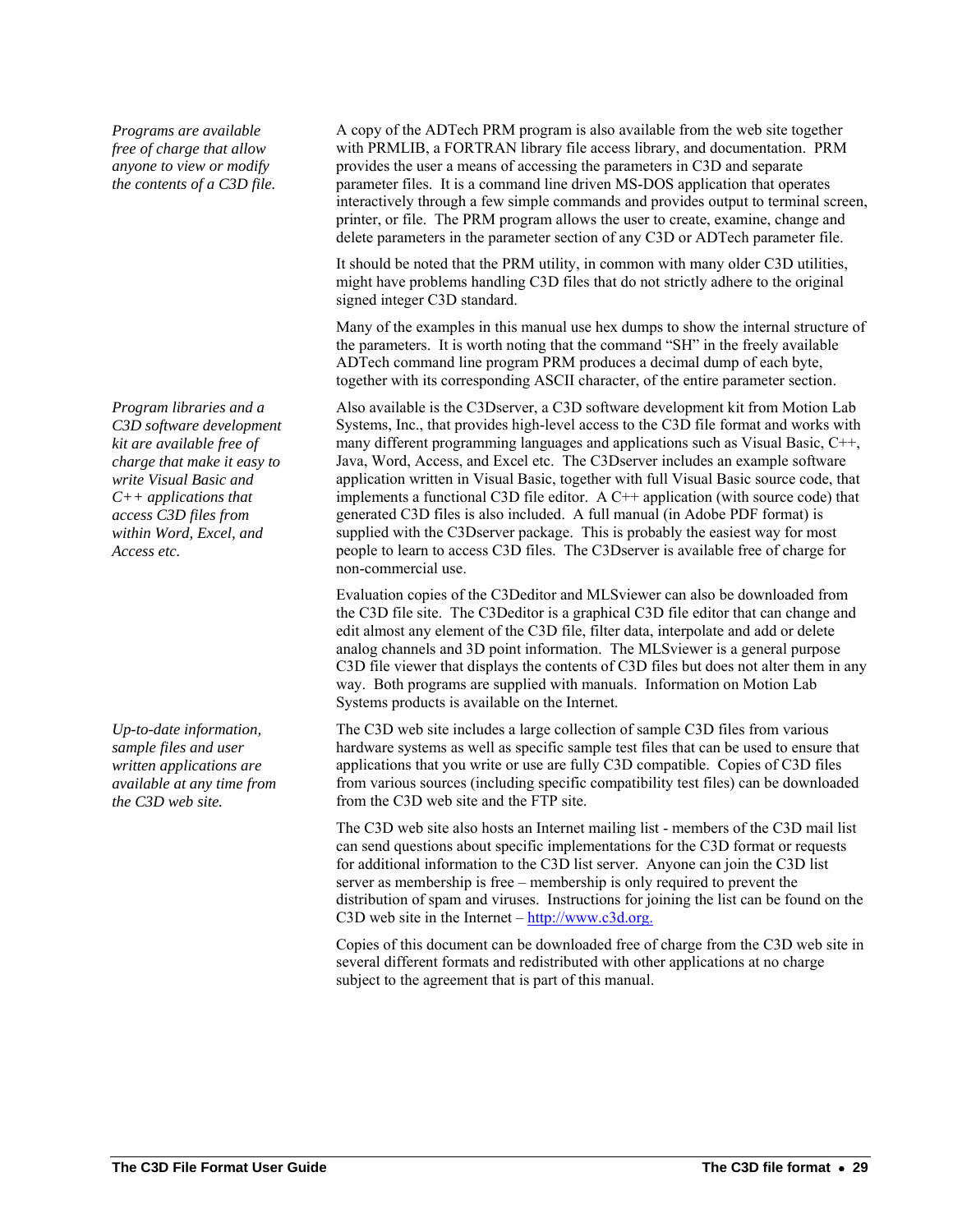*Programs are available free of charge that allow anyone to view or modify the contents of a C3D file.*

A copy of the ADTech PRM program is also available from the web site together with PRMLIB, a FORTRAN library file access library, and documentation. PRM provides the user a means of accessing the parameters in C3D and separate parameter files. It is a command line driven MS-DOS application that operates interactively through a few simple commands and provides output to terminal screen, printer, or file. The PRM program allows the user to create, examine, change and delete parameters in the parameter section of any C3D or ADTech parameter file.

It should be noted that the PRM utility, in common with many older C3D utilities, might have problems handling C3D files that do not strictly adhere to the original signed integer C3D standard.

Many of the examples in this manual use hex dumps to show the internal structure of the parameters. It is worth noting that the command "SH" in the freely available ADTech command line program PRM produces a decimal dump of each byte, together with its corresponding ASCII character, of the entire parameter section.

*Program libraries and a C3D software development kit are available free of charge that make it easy to write Visual Basic and C++ applications that access C3D files from within Word, Excel, and Access etc.*

Also available is the C3Dserver, a C3D software development kit from Motion Lab Systems, Inc., that provides high-level access to the C3D file format and works with many different programming languages and applications such as Visual Basic, C++, Java, Word, Access, and Excel etc. The C3Dserver includes an example software application written in Visual Basic, together with full Visual Basic source code, that implements a functional C3D file editor. A C++ application (with source code) that generated C3D files is also included. A full manual (in Adobe PDF format) is supplied with the C3Dserver package. This is probably the easiest way for most people to learn to access C3D files. The C3Dserver is available free of charge for non-commercial use.

Evaluation copies of the C3Deditor and MLSviewer can also be downloaded from the C3D file site. The C3Deditor is a graphical C3D file editor that can change and edit almost any element of the C3D file, filter data, interpolate and add or delete analog channels and 3D point information. The MLSviewer is a general purpose C3D file viewer that displays the contents of C3D files but does not alter them in any way. Both programs are supplied with manuals. Information on Motion Lab Systems products is available on the Internet.

*Up-to-date information, sample files and user written applications are available at any time from the C3D web site.*

The C3D web site includes a large collection of sample C3D files from various hardware systems as well as specific sample test files that can be used to ensure that applications that you write or use are fully C3D compatible. Copies of C3D files from various sources (including specific compatibility test files) can be downloaded from the C3D web site and the FTP site.

The C3D web site also hosts an Internet mailing list - members of the C3D mail list can send questions about specific implementations for the C3D format or requests for additional information to the C3D list server. Anyone can join the C3D list server as membership is free – membership is only required to prevent the distribution of spam and viruses. Instructions for joining the list can be found on the C3D web site in the Internet – [http://www.c3d.org.](http://www.c3d.org)

Copies of this document can be downloaded free of charge from the C3D web site in several different formats and redistributed with other applications at no charge subject to the agreement that is part of this manual.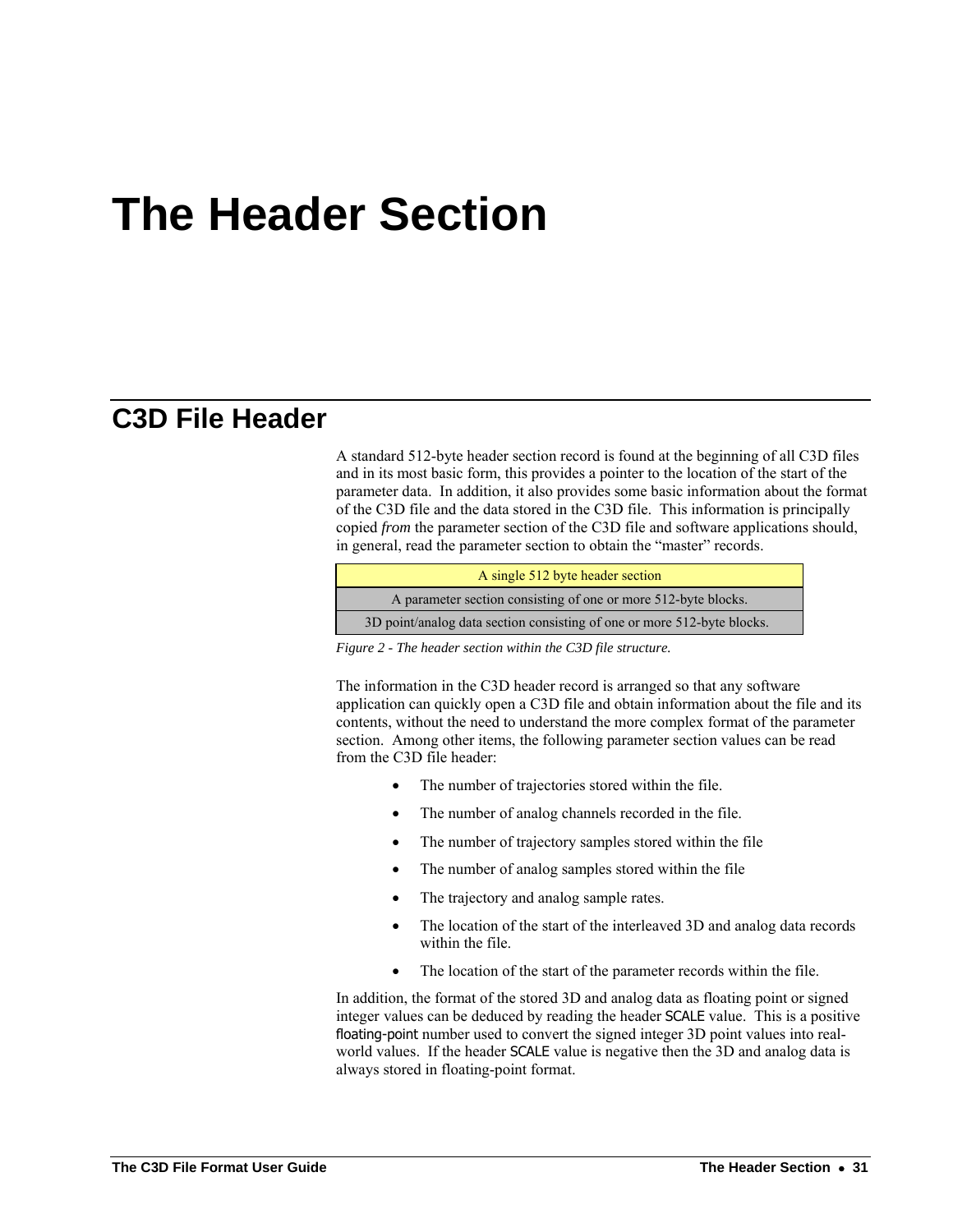# The Header Section

## C3D File Header

A standard 512-byte header section record is found at the beginning of all C3D files and in its most basic form, this provides a pointer to the location of the start of the parameter data. In addition, it also provides some basic information about the format of the C3D file and the data stored in the C3D file. This information is principally copied *from* the parameter section of the C3D file and software applications should, in general, read the parameter section to obtain the "master" records.

| A single 512 byte header section |
| --- |
| A parameter section consisting of one or more 512-byte blocks. |
| 3D point/analog data section consisting of one or more 512-byte blocks. |

*Figure 2 - The header section within the C3D file structure.*

The information in the C3D header record is arranged so that any software application can quickly open a C3D file and obtain information about the file and its contents, without the need to understand the more complex format of the parameter section. Among other items, the following parameter section values can be read from the C3D file header:

- The number of trajectories stored within the file.
- The number of analog channels recorded in the file.
- The number of trajectory samples stored within the file
- The number of analog samples stored within the file
- The trajectory and analog sample rates.
- The location of the start of the interleaved 3D and analog data records within the file.
- The location of the start of the parameter records within the file.

In addition, the format of the stored 3D and analog data as floating point or signed integer values can be deduced by reading the header SCALE value. This is a positive floating-point number used to convert the signed integer 3D point values into real-world values. If the header SCALE value is negative then the 3D and analog data is always stored in floating-point format.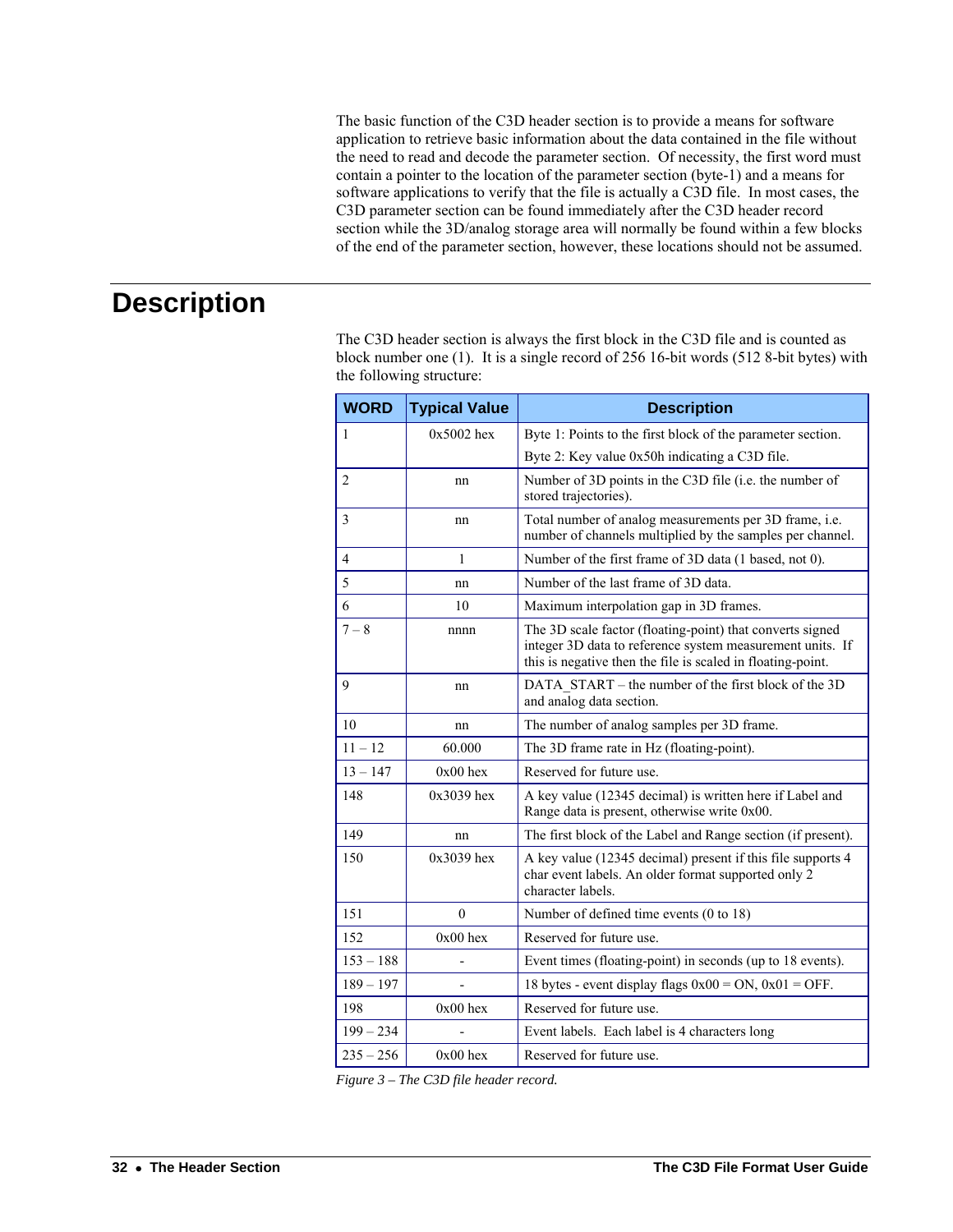The basic function of the C3D header section is to provide a means for software application to retrieve basic information about the data contained in the file without the need to read and decode the parameter section. Of necessity, the first word must contain a pointer to the location of the parameter section (byte-1) and a means for software applications to verify that the file is actually a C3D file. In most cases, the C3D parameter section can be found immediately after the C3D header record section while the 3D/analog storage area will normally be found within a few blocks of the end of the parameter section, however, these locations should not be assumed.

# Description

The C3D header section is always the first block in the C3D file and is counted as block number one (1). It is a single record of 256 16-bit words (512 8-bit bytes) with the following structure:

| WORD | Typical Value | Description |
|---|---|---|
| 1 | 0x5002 hex | Byte 1: Points to the first block of the parameter section.<br>Byte 2: Key value 0x50h indicating a C3D file. |
| 2 | nn | Number of 3D points in the C3D file (i.e. the number of stored trajectories). |
| 3 | nn | Total number of analog measurements per 3D frame, i.e. number of channels multiplied by the samples per channel. |
| 4 | 1 | Number of the first frame of 3D data (1 based, not 0). |
| 5 | nn | Number of the last frame of 3D data. |
| 6 | 10 | Maximum interpolation gap in 3D frames. |
| 7 – 8 | nnnn | The 3D scale factor (floating-point) that converts signed integer 3D data to reference system measurement units. If this is negative then the file is scaled in floating-point. |
| 9 | nn | DATA_START – the number of the first block of the 3D and analog data section. |
| 10 | nn | The number of analog samples per 3D frame. |
| 11 – 12 | 60.000 | The 3D frame rate in Hz (floating-point). |
| 13 – 147 | 0x00 hex | Reserved for future use. |
| 148 | 0x3039 hex | A key value (12345 decimal) is written here if Label and Range data is present, otherwise write 0x00. |
| 149 | nn | The first block of the Label and Range section (if present). |
| 150 | 0x3039 hex | A key value (12345 decimal) present if this file supports 4 char event labels. An older format supported only 2 character labels. |
| 151 | 0 | Number of defined time events (0 to 18) |
| 152 | 0x00 hex | Reserved for future use. |
| 153 – 188 | - | Event times (floating-point) in seconds (up to 18 events). |
| 189 – 197 | - | 18 bytes - event display flags 0x00 = ON, 0x01 = OFF. |
| 198 | 0x00 hex | Reserved for future use. |
| 199 – 234 | - | Event labels. Each label is 4 characters long |
| 235 – 256 | 0x00 hex | Reserved for future use. |

*Figure 3 – The C3D file header record.*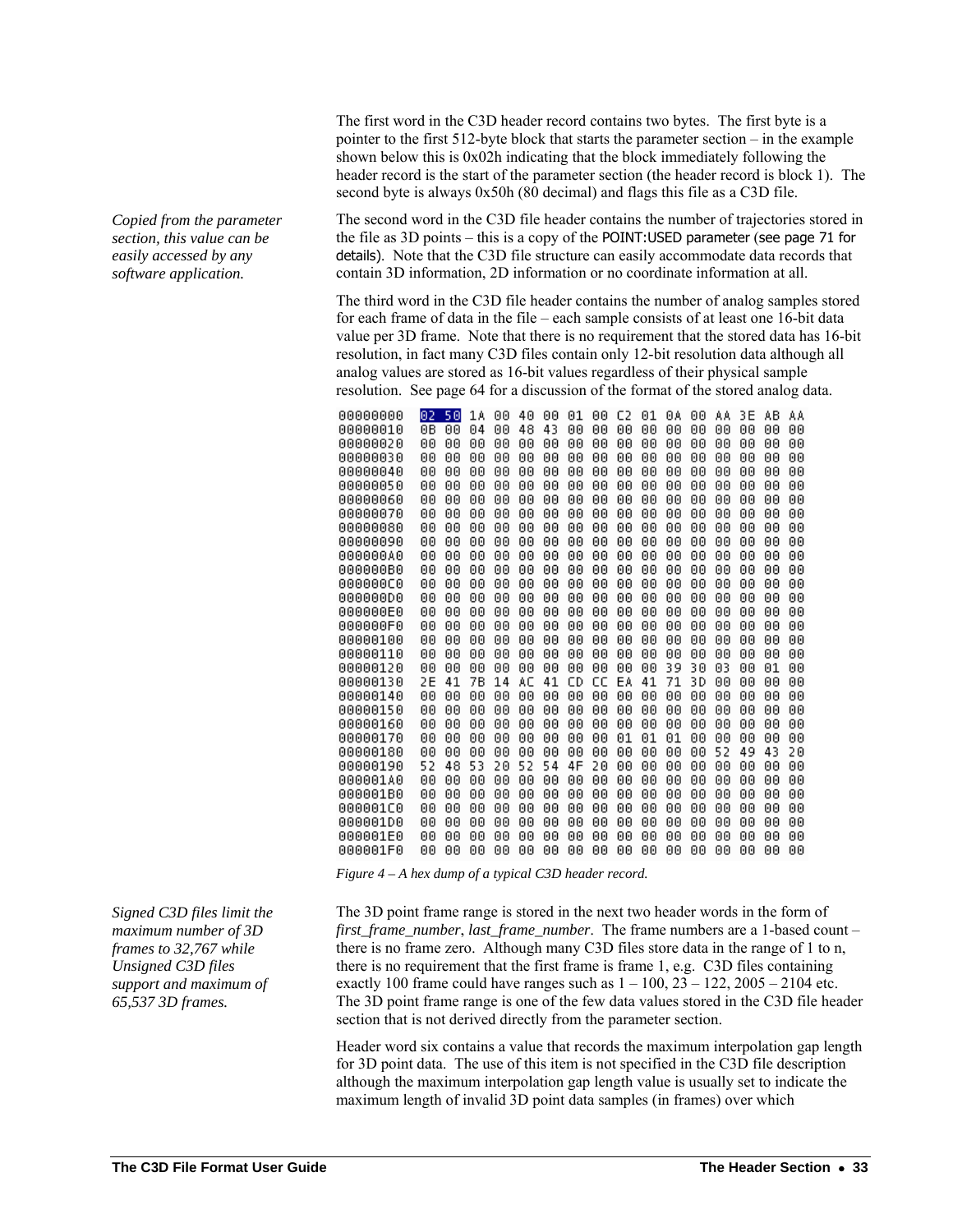The first word in the C3D header record contains two bytes. The first byte is a pointer to the first 512-byte block that starts the parameter section – in the example shown below this is 0x02h indicating that the block immediately following the header record is the start of the parameter section (the header record is block 1). The second byte is always 0x50h (80 decimal) and flags this file as a C3D file.

*Copied from the parameter section, this value can be easily accessed by any software application.*

The second word in the C3D file header contains the number of trajectories stored in the file as 3D points – this is a copy of the POINT:USED parameter (see page 71 for details). Note that the C3D file structure can easily accommodate data records that contain 3D information, 2D information or no coordinate information at all.

The third word in the C3D file header contains the number of analog samples stored for each frame of data in the file – each sample consists of at least one 16-bit data value per 3D frame. Note that there is no requirement that the stored data has 16-bit resolution, in fact many C3D files contain only 12-bit resolution data although all analog values are stored as 16-bit values regardless of their physical sample resolution. See page 64 for a discussion of the format of the stored analog data.

```
00000000  02 50 1A 00 40 00 01 00 C2 01 0A 00 AA 3E AB AA
00000010  0B 00 04 00 48 43 00 00 00 00 00 00 00 00 00 00
00000020  00 00 00 00 00 00 00 00 00 00 00 00 00 00 00 00
00000030  00 00 00 00 00 00 00 00 00 00 00 00 00 00 00 00
00000040  00 00 00 00 00 00 00 00 00 00 00 00 00 00 00 00
00000050  00 00 00 00 00 00 00 00 00 00 00 00 00 00 00 00
00000060  00 00 00 00 00 00 00 00 00 00 00 00 00 00 00 00
00000070  00 00 00 00 00 00 00 00 00 00 00 00 00 00 00 00
00000080  00 00 00 00 00 00 00 00 00 00 00 00 00 00 00 00
00000090  00 00 00 00 00 00 00 00 00 00 00 00 00 00 00 00
000000A0  00 00 00 00 00 00 00 00 00 00 00 00 00 00 00 00
000000B0  00 00 00 00 00 00 00 00 00 00 00 00 00 00 00 00
000000C0  00 00 00 00 00 00 00 00 00 00 00 00 00 00 00 00
000000D0  00 00 00 00 00 00 00 00 00 00 00 00 00 00 00 00
000000E0  00 00 00 00 00 00 00 00 00 00 00 00 00 00 00 00
000000F0  00 00 00 00 00 00 00 00 00 00 00 00 00 00 00 00
00000100  00 00 00 00 00 00 00 00 00 00 00 00 00 00 00 00
00000110  00 00 00 00 00 00 00 00 00 00 00 00 00 00 00 00
00000120  00 00 00 00 00 00 00 00 00 00 00 39 30 03 00 01 00
00000130  2E 41 7B 14 AC 41 CD CC EA 41 71 3D 00 00 00 00
00000140  00 00 00 00 00 00 00 00 00 00 00 00 00 00 00 00
00000150  00 00 00 00 00 00 00 00 00 00 00 00 00 00 00 00
00000160  00 00 00 00 00 00 00 00 00 00 00 00 00 00 00 00
00000170  00 00 00 00 00 00 00 00 00 01 01 01 00 00 00 00
00000180  00 00 00 00 00 00 00 00 00 00 00 00 00 52 49 43 20
00000190  52 48 53 20 52 54 4F 20 00 00 00 00 00 00 00 00
000001A0  00 00 00 00 00 00 00 00 00 00 00 00 00 00 00 00
000001B0  00 00 00 00 00 00 00 00 00 00 00 00 00 00 00 00
000001C0  00 00 00 00 00 00 00 00 00 00 00 00 00 00 00 00
000001D0  00 00 00 00 00 00 00 00 00 00 00 00 00 00 00 00
000001E0  00 00 00 00 00 00 00 00 00 00 00 00 00 00 00 00
000001F0  00 00 00 00 00 00 00 00 00 00 00 00 00 00 00 00
```

*Figure 4 – A hex dump of a typical C3D header record.*

*Signed C3D files limit the maximum number of 3D frames to 32,767 while Unsigned C3D files support and maximum of 65,537 3D frames.*

The 3D point frame range is stored in the next two header words in the form of *first_frame_number*, *last_frame_number*. The frame numbers are a 1-based count – there is no frame zero. Although many C3D files store data in the range of 1 to n, there is no requirement that the first frame is frame 1, e.g. C3D files containing exactly 100 frame could have ranges such as 1 – 100, 23 – 122, 2005 – 2104 etc. The 3D point frame range is one of the few data values stored in the C3D file header section that is not derived directly from the parameter section.

Header word six contains a value that records the maximum interpolation gap length for 3D point data. The use of this item is not specified in the C3D file description although the maximum interpolation gap length value is usually set to indicate the maximum length of invalid 3D point data samples (in frames) over which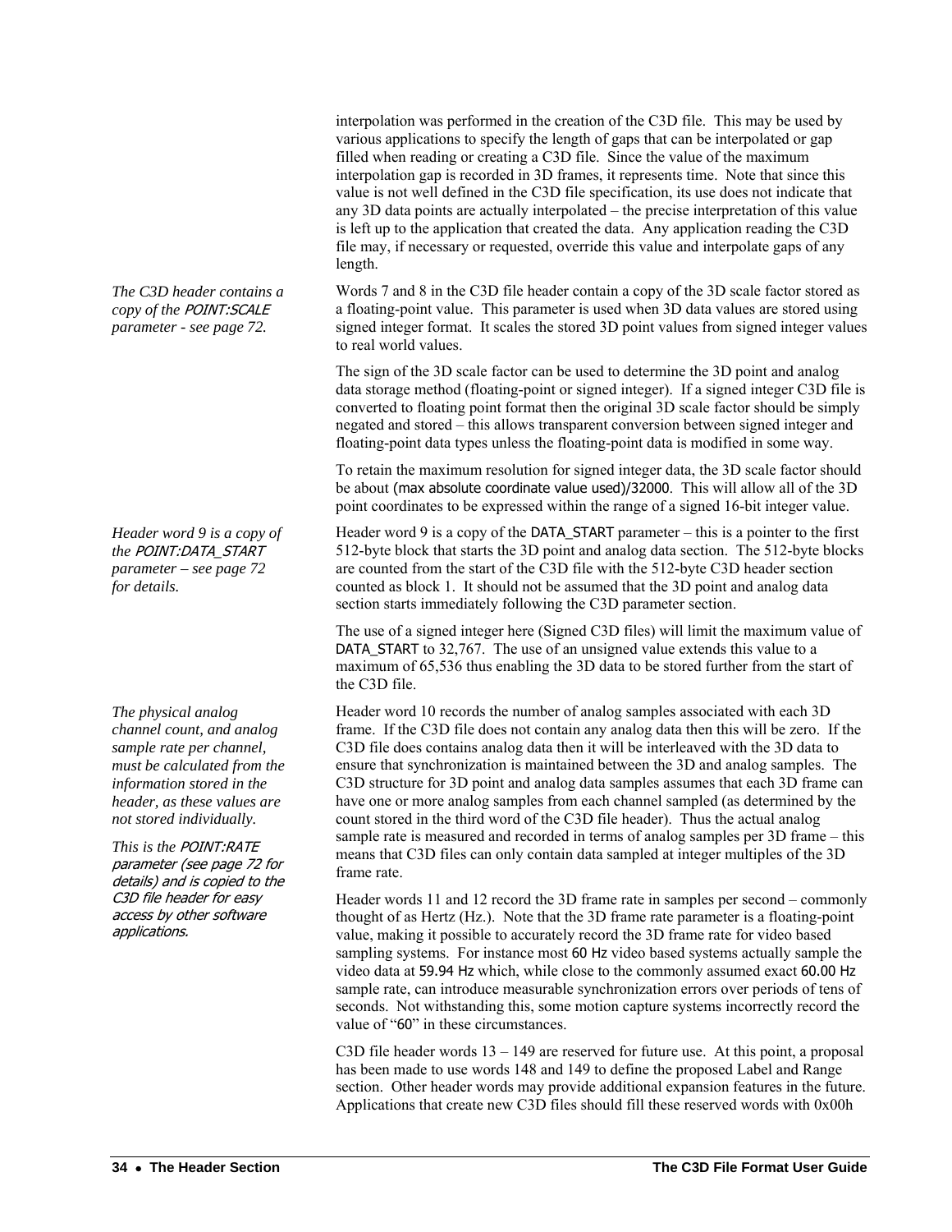interpolation was performed in the creation of the C3D file. This may be used by various applications to specify the length of gaps that can be interpolated or gap filled when reading or creating a C3D file. Since the value of the maximum interpolation gap is recorded in 3D frames, it represents time. Note that since this value is not well defined in the C3D file specification, its use does not indicate that any 3D data points are actually interpolated – the precise interpretation of this value is left up to the application that created the data. Any application reading the C3D file may, if necessary or requested, override this value and interpolate gaps of any length.

*The C3D header contains a copy of the POINT:SCALE parameter - see page 72.*

Words 7 and 8 in the C3D file header contain a copy of the 3D scale factor stored as a floating-point value. This parameter is used when 3D data values are stored using signed integer format. It scales the stored 3D point values from signed integer values to real world values.

The sign of the 3D scale factor can be used to determine the 3D point and analog data storage method (floating-point or signed integer). If a signed integer C3D file is converted to floating point format then the original 3D scale factor should be simply negated and stored – this allows transparent conversion between signed integer and floating-point data types unless the floating-point data is modified in some way.

To retain the maximum resolution for signed integer data, the 3D scale factor should be about (max absolute coordinate value used)/32000. This will allow all of the 3D point coordinates to be expressed within the range of a signed 16-bit integer value.

*Header word 9 is a copy of the POINT:DATA_START parameter – see page 72 for details.*

Header word 9 is a copy of the DATA_START parameter – this is a pointer to the first 512-byte block that starts the 3D point and analog data section. The 512-byte blocks are counted from the start of the C3D file with the 512-byte C3D header section counted as block 1. It should not be assumed that the 3D point and analog data section starts immediately following the C3D parameter section.

The use of a signed integer here (Signed C3D files) will limit the maximum value of DATA_START to 32,767. The use of an unsigned value extends this value to a maximum of 65,536 thus enabling the 3D data to be stored further from the start of the C3D file.

*The physical analog channel count, and analog sample rate per channel, must be calculated from the information stored in the header, as these values are not stored individually.*

Header word 10 records the number of analog samples associated with each 3D frame. If the C3D file does not contain any analog data then this will be zero. If the C3D file does contains analog data then it will be interleaved with the 3D data to ensure that synchronization is maintained between the 3D and analog samples. The C3D structure for 3D point and analog data samples assumes that each 3D frame can have one or more analog samples from each channel sampled (as determined by the count stored in the third word of the C3D file header). Thus the actual analog sample rate is measured and recorded in terms of analog samples per 3D frame – this means that C3D files can only contain data sampled at integer multiples of the 3D frame rate.

*This is the POINT:RATE parameter (see page 72 for details) and is copied to the C3D file header for easy access by other software applications.*

Header words 11 and 12 record the 3D frame rate in samples per second – commonly thought of as Hertz (Hz.). Note that the 3D frame rate parameter is a floating-point value, making it possible to accurately record the 3D frame rate for video based sampling systems. For instance most 60 Hz video based systems actually sample the video data at 59.94 Hz which, while close to the commonly assumed exact 60.00 Hz sample rate, can introduce measurable synchronization errors over periods of tens of seconds. Not withstanding this, some motion capture systems incorrectly record the value of "60" in these circumstances.

C3D file header words 13 – 149 are reserved for future use. At this point, a proposal has been made to use words 148 and 149 to define the proposed Label and Range section. Other header words may provide additional expansion features in the future. Applications that create new C3D files should fill these reserved words with 0x00h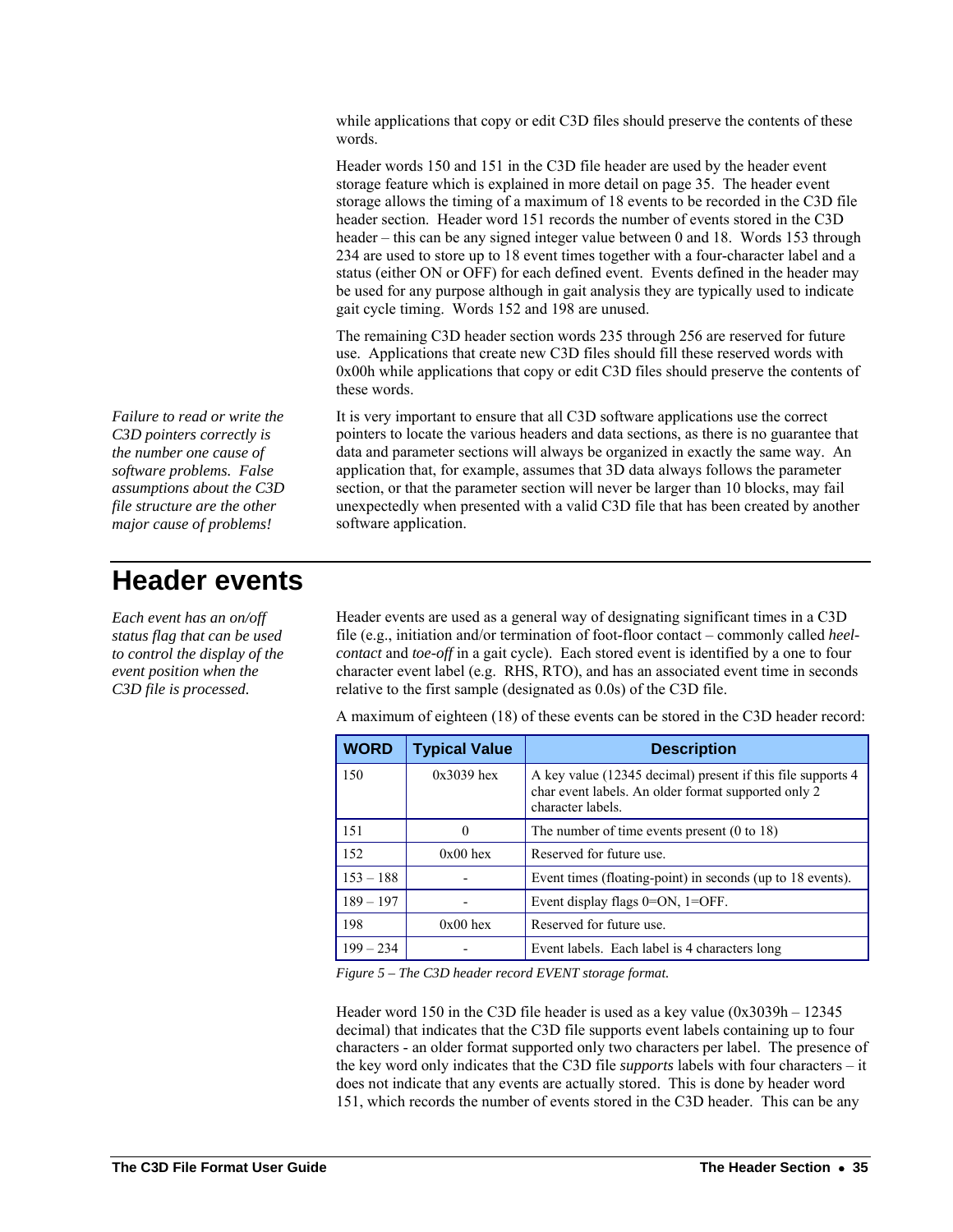while applications that copy or edit C3D files should preserve the contents of these words.

Header words 150 and 151 in the C3D file header are used by the header event storage feature which is explained in more detail on page 35. The header event storage allows the timing of a maximum of 18 events to be recorded in the C3D file header section. Header word 151 records the number of events stored in the C3D header – this can be any signed integer value between 0 and 18. Words 153 through 234 are used to store up to 18 event times together with a four-character label and a status (either ON or OFF) for each defined event. Events defined in the header may be used for any purpose although in gait analysis they are typically used to indicate gait cycle timing. Words 152 and 198 are unused.

The remaining C3D header section words 235 through 256 are reserved for future use. Applications that create new C3D files should fill these reserved words with 0x00h while applications that copy or edit C3D files should preserve the contents of these words.

*Failure to read or write the C3D pointers correctly is the number one cause of software problems. False assumptions about the C3D file structure are the other major cause of problems!*

It is very important to ensure that all C3D software applications use the correct pointers to locate the various headers and data sections, as there is no guarantee that data and parameter sections will always be organized in exactly the same way. An application that, for example, assumes that 3D data always follows the parameter section, or that the parameter section will never be larger than 10 blocks, may fail unexpectedly when presented with a valid C3D file that has been created by another software application.

# Header events

*Each event has an on/off status flag that can be used to control the display of the event position when the C3D file is processed.*

Header events are used as a general way of designating significant times in a C3D file (e.g., initiation and/or termination of foot-floor contact – commonly called *heel-contact* and *toe-off* in a gait cycle). Each stored event is identified by a one to four character event label (e.g. RHS, RTO), and has an associated event time in seconds relative to the first sample (designated as 0.0s) of the C3D file.

A maximum of eighteen (18) of these events can be stored in the C3D header record:

| WORD | Typical Value | Description |
|---|---|---|
| 150 | 0x3039 hex | A key value (12345 decimal) present if this file supports 4 char event labels. An older format supported only 2 character labels. |
| 151 | 0 | The number of time events present (0 to 18) |
| 152 | 0x00 hex | Reserved for future use. |
| 153 – 188 | - | Event times (floating-point) in seconds (up to 18 events). |
| 189 – 197 | - | Event display flags 0=ON, 1=OFF. |
| 198 | 0x00 hex | Reserved for future use. |
| 199 – 234 | - | Event labels. Each label is 4 characters long |

*Figure 5 – The C3D header record EVENT storage format.*

Header word 150 in the C3D file header is used as a key value (0x3039h – 12345 decimal) that indicates that the C3D file supports event labels containing up to four characters - an older format supported only two characters per label. The presence of the key word only indicates that the C3D file *supports* labels with four characters – it does not indicate that any events are actually stored. This is done by header word 151, which records the number of events stored in the C3D header. This can be any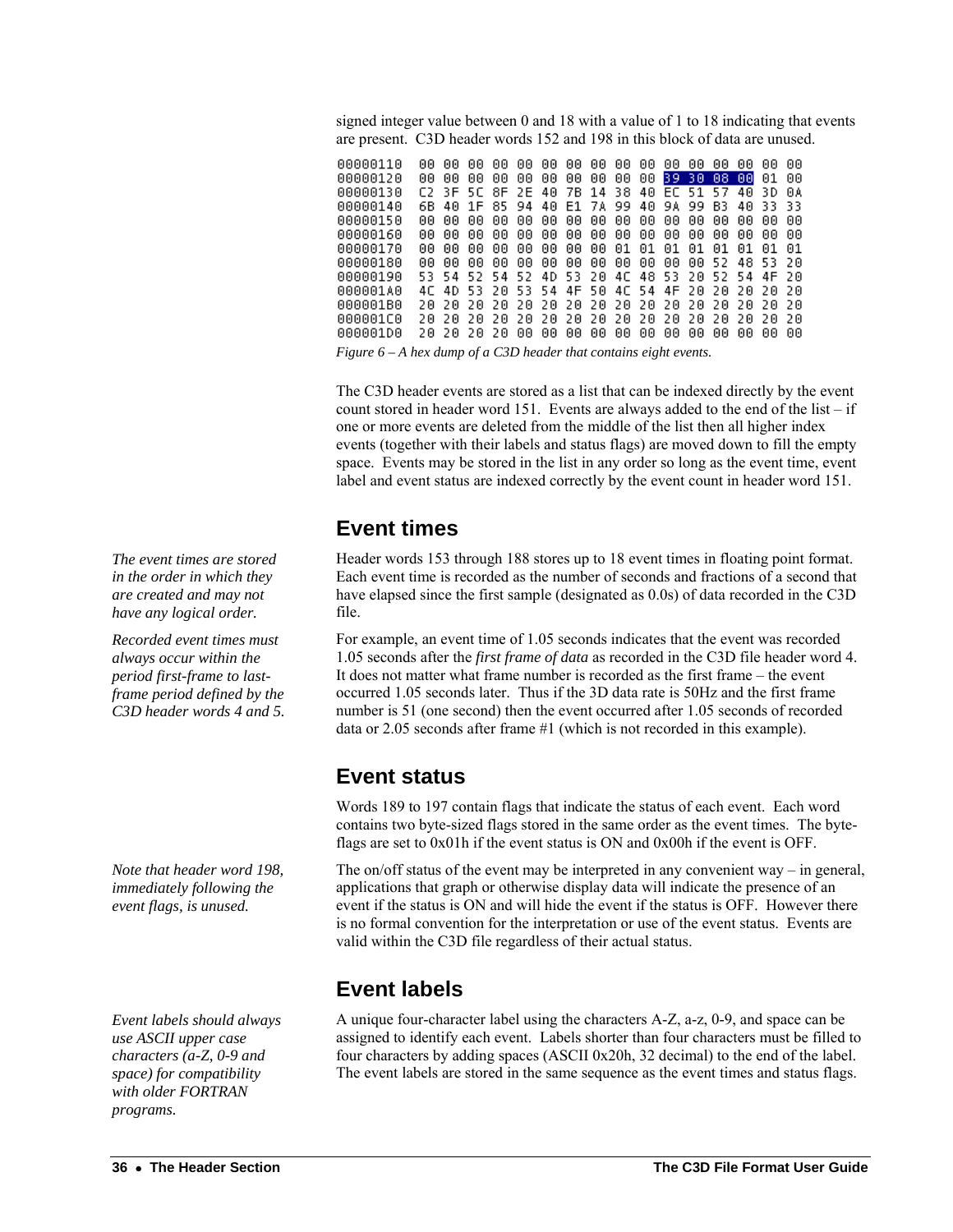signed integer value between 0 and 18 with a value of 1 to 18 indicating that events are present. C3D header words 152 and 198 in this block of data are unused.

```
00000110  00 00 00 00 00 00 00 00 00 00 00 00 00 00 00 00
00000120  00 00 00 00 00 00 00 00 00 00 39 30 08 00 01 00
00000130  C2 3F 5C 8F 2E 40 7B 14 38 40 EC 51 57 40 3D 0A
00000140  6B 40 1F 85 94 40 E1 7A 99 40 9A 99 B3 40 33 33
00000150  00 00 00 00 00 00 00 00 00 00 00 00 00 00 00 00
00000160  00 00 00 00 00 00 00 00 00 00 00 00 00 00 00 00
00000170  00 00 00 00 00 00 00 00 01 01 01 01 01 01 01 01
00000180  00 00 00 00 00 00 00 00 00 00 00 00 52 48 53 20
00000190  53 54 52 54 52 4D 53 20 4C 48 53 20 52 54 4F 20
000001A0  4C 4D 53 20 53 54 4F 50 4C 54 4F 20 20 20 20 20
000001B0  20 20 20 20 20 20 20 20 20 20 20 20 20 20 20 20
000001C0  20 20 20 20 20 20 20 20 20 20 20 20 20 20 20 20
000001D0  20 20 20 20 00 00 00 00 00 00 00 00 00 00 00 00
```

*Figure 6 – A hex dump of a C3D header that contains eight events.*

The C3D header events are stored as a list that can be indexed directly by the event count stored in header word 151. Events are always added to the end of the list – if one or more events are deleted from the middle of the list then all higher index events (together with their labels and status flags) are moved down to fill the empty space. Events may be stored in the list in any order so long as the event time, event label and event status are indexed correctly by the event count in header word 151.

## Event times

*The event times are stored in the order in which they are created and may not have any logical order.*

*Recorded event times must always occur within the period first-frame to last-frame period defined by the C3D header words 4 and 5.*

Header words 153 through 188 stores up to 18 event times in floating point format. Each event time is recorded as the number of seconds and fractions of a second that have elapsed since the first sample (designated as 0.0s) of data recorded in the C3D file.

For example, an event time of 1.05 seconds indicates that the event was recorded 1.05 seconds after the *first frame of data* as recorded in the C3D file header word 4. It does not matter what frame number is recorded as the first frame – the event occurred 1.05 seconds later. Thus if the 3D data rate is 50Hz and the first frame number is 51 (one second) then the event occurred after 1.05 seconds of recorded data or 2.05 seconds after frame #1 (which is not recorded in this example).

## Event status

Words 189 to 197 contain flags that indicate the status of each event. Each word contains two byte-sized flags stored in the same order as the event times. The byte-flags are set to 0x01h if the event status is ON and 0x00h if the event is OFF.

*Note that header word 198, immediately following the event flags, is unused.*

The on/off status of the event may be interpreted in any convenient way – in general, applications that graph or otherwise display data will indicate the presence of an event if the status is ON and will hide the event if the status is OFF. However there is no formal convention for the interpretation or use of the event status. Events are valid within the C3D file regardless of their actual status.

## Event labels

*Event labels should always use ASCII upper case characters (a-Z, 0-9 and space) for compatibility with older FORTRAN programs.*

A unique four-character label using the characters A-Z, a-z, 0-9, and space can be assigned to identify each event. Labels shorter than four characters must be filled to four characters by adding spaces (ASCII 0x20h, 32 decimal) to the end of the label. The event labels are stored in the same sequence as the event times and status flags.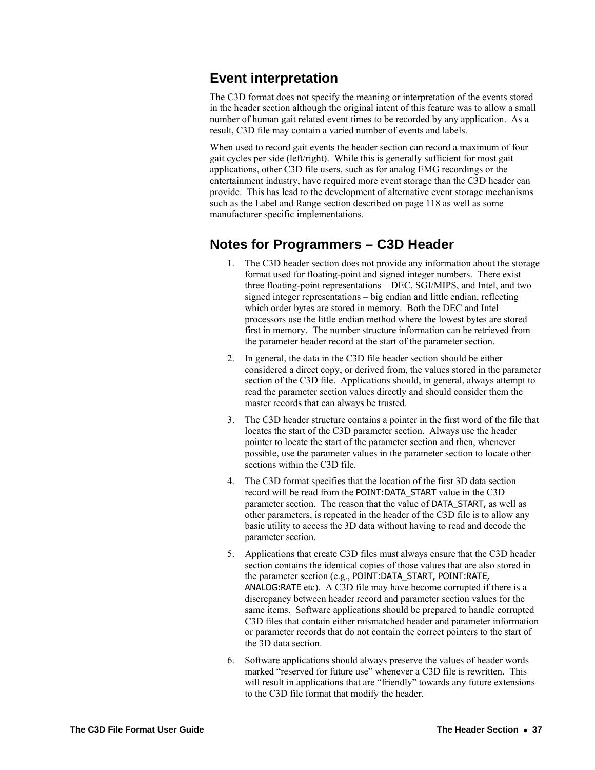## Event interpretation

The C3D format does not specify the meaning or interpretation of the events stored in the header section although the original intent of this feature was to allow a small number of human gait related event times to be recorded by any application. As a result, C3D file may contain a varied number of events and labels.

When used to record gait events the header section can record a maximum of four gait cycles per side (left/right). While this is generally sufficient for most gait applications, other C3D file users, such as for analog EMG recordings or the entertainment industry, have required more event storage than the C3D header can provide. This has lead to the development of alternative event storage mechanisms such as the Label and Range section described on page 118 as well as some manufacturer specific implementations.

## Notes for Programmers – C3D Header

1. The C3D header section does not provide any information about the storage format used for floating-point and signed integer numbers. There exist three floating-point representations – DEC, SGI/MIPS, and Intel, and two signed integer representations – big endian and little endian, reflecting which order bytes are stored in memory. Both the DEC and Intel processors use the little endian method where the lowest bytes are stored first in memory. The number structure information can be retrieved from the parameter header record at the start of the parameter section.
2. In general, the data in the C3D file header section should be either considered a direct copy, or derived from, the values stored in the parameter section of the C3D file. Applications should, in general, always attempt to read the parameter section values directly and should consider them the master records that can always be trusted.
3. The C3D header structure contains a pointer in the first word of the file that locates the start of the C3D parameter section. Always use the header pointer to locate the start of the parameter section and then, whenever possible, use the parameter values in the parameter section to locate other sections within the C3D file.
4. The C3D format specifies that the location of the first 3D data section record will be read from the POINT:DATA_START value in the C3D parameter section. The reason that the value of DATA_START, as well as other parameters, is repeated in the header of the C3D file is to allow any basic utility to access the 3D data without having to read and decode the parameter section.
5. Applications that create C3D files must always ensure that the C3D header section contains the identical copies of those values that are also stored in the parameter section (e.g., POINT:DATA_START, POINT:RATE, ANALOG:RATE etc). A C3D file may have become corrupted if there is a discrepancy between header record and parameter section values for the same items. Software applications should be prepared to handle corrupted C3D files that contain either mismatched header and parameter information or parameter records that do not contain the correct pointers to the start of the 3D data section.
6. Software applications should always preserve the values of header words marked “reserved for future use” whenever a C3D file is rewritten. This will result in applications that are “friendly” towards any future extensions to the C3D file format that modify the header.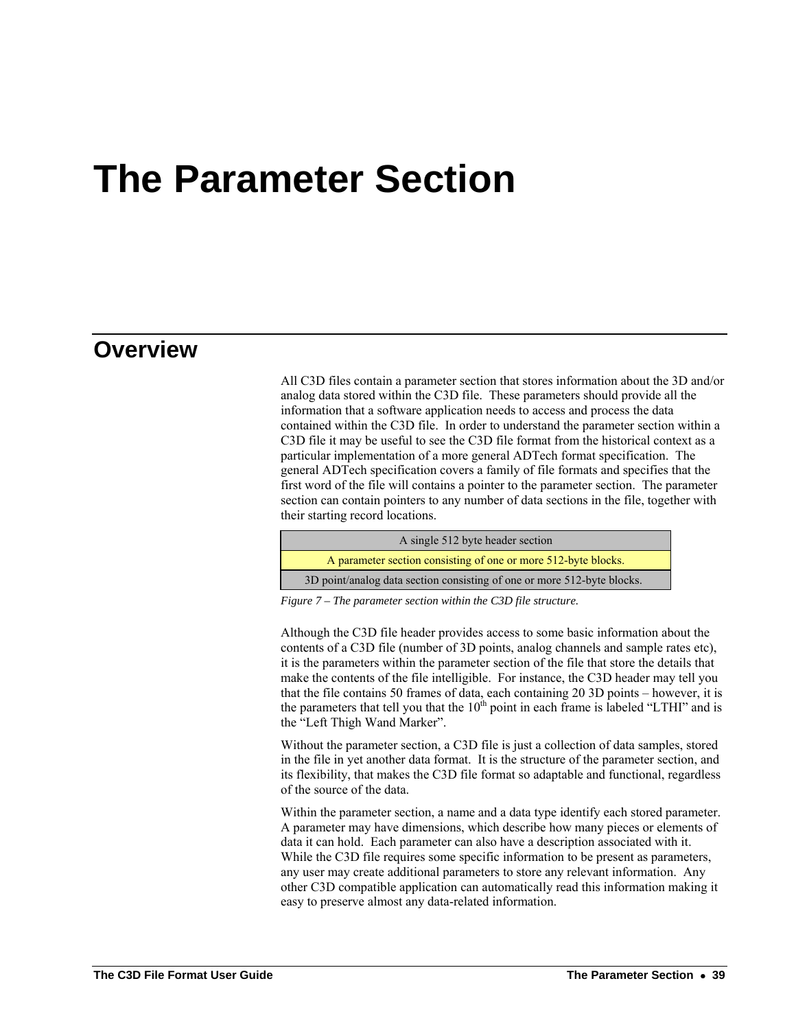# The Parameter Section

## Overview

All C3D files contain a parameter section that stores information about the 3D and/or analog data stored within the C3D file. These parameters should provide all the information that a software application needs to access and process the data contained within the C3D file. In order to understand the parameter section within a C3D file it may be useful to see the C3D file format from the historical context as a particular implementation of a more general ADTech format specification. The general ADTech specification covers a family of file formats and specifies that the first word of the file will contains a pointer to the parameter section. The parameter section can contain pointers to any number of data sections in the file, together with their starting record locations.

| A single 512 byte header section |
| --- |
| A parameter section consisting of one or more 512-byte blocks. |
| 3D point/analog data section consisting of one or more 512-byte blocks. |

*Figure 7 – The parameter section within the C3D file structure.*

Although the C3D file header provides access to some basic information about the contents of a C3D file (number of 3D points, analog channels and sample rates etc), it is the parameters within the parameter section of the file that store the details that make the contents of the file intelligible. For instance, the C3D header may tell you that the file contains 50 frames of data, each containing 20 3D points – however, it is the parameters that tell you that the $10^{th}$ point in each frame is labeled "LTHI" and is the "Left Thigh Wand Marker".

Without the parameter section, a C3D file is just a collection of data samples, stored in the file in yet another data format. It is the structure of the parameter section, and its flexibility, that makes the C3D file format so adaptable and functional, regardless of the source of the data.

Within the parameter section, a name and a data type identify each stored parameter. A parameter may have dimensions, which describe how many pieces or elements of data it can hold. Each parameter can also have a description associated with it. While the C3D file requires some specific information to be present as parameters, any user may create additional parameters to store any relevant information. Any other C3D compatible application can automatically read this information making it easy to preserve almost any data-related information.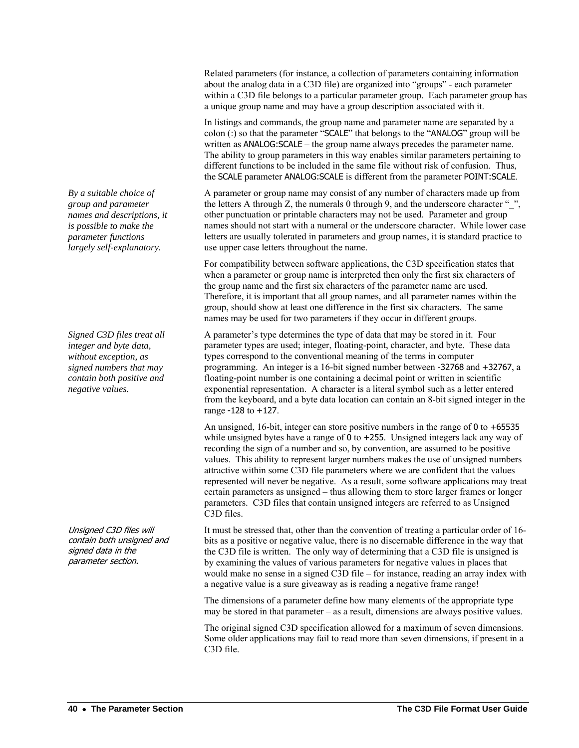Related parameters (for instance, a collection of parameters containing information about the analog data in a C3D file) are organized into "groups" - each parameter within a C3D file belongs to a particular parameter group. Each parameter group has a unique group name and may have a group description associated with it.

In listings and commands, the group name and parameter name are separated by a colon (:) so that the parameter "SCALE" that belongs to the "ANALOG" group will be written as ANALOG:SCALE – the group name always precedes the parameter name. The ability to group parameters in this way enables similar parameters pertaining to different functions to be included in the same file without risk of confusion. Thus, the SCALE parameter ANALOG:SCALE is different from the parameter POINT:SCALE.

*By a suitable choice of group and parameter names and descriptions, it is possible to make the parameter functions largely self-explanatory.*

A parameter or group name may consist of any number of characters made up from the letters A through Z, the numerals 0 through 9, and the underscore character "_", other punctuation or printable characters may not be used. Parameter and group names should not start with a numeral or the underscore character. While lower case letters are usually tolerated in parameters and group names, it is standard practice to use upper case letters throughout the name.

For compatibility between software applications, the C3D specification states that when a parameter or group name is interpreted then only the first six characters of the group name and the first six characters of the parameter name are used. Therefore, it is important that all group names, and all parameter names within the group, should show at least one difference in the first six characters. The same names may be used for two parameters if they occur in different groups.

*Signed C3D files treat all integer and byte data, without exception, as signed numbers that may contain both positive and negative values.*

A parameter's type determines the type of data that may be stored in it. Four parameter types are used; integer, floating-point, character, and byte. These data types correspond to the conventional meaning of the terms in computer programming. An integer is a 16-bit signed number between -32768 and +32767, a floating-point number is one containing a decimal point or written in scientific exponential representation. A character is a literal symbol such as a letter entered from the keyboard, and a byte data location can contain an 8-bit signed integer in the range -128 to +127.

An unsigned, 16-bit, integer can store positive numbers in the range of 0 to +65535 while unsigned bytes have a range of 0 to +255. Unsigned integers lack any way of recording the sign of a number and so, by convention, are assumed to be positive values. This ability to represent larger numbers makes the use of unsigned numbers attractive within some C3D file parameters where we are confident that the values represented will never be negative. As a result, some software applications may treat certain parameters as unsigned – thus allowing them to store larger frames or longer parameters. C3D files that contain unsigned integers are referred to as Unsigned C3D files.

*Unsigned C3D files will contain both unsigned and signed data in the parameter section.*

It must be stressed that, other than the convention of treating a particular order of 16-bits as a positive or negative value, there is no discernable difference in the way that the C3D file is written. The only way of determining that a C3D file is unsigned is by examining the values of various parameters for negative values in places that would make no sense in a signed C3D file – for instance, reading an array index with a negative value is a sure giveaway as is reading a negative frame range!

The dimensions of a parameter define how many elements of the appropriate type may be stored in that parameter – as a result, dimensions are always positive values.

The original signed C3D specification allowed for a maximum of seven dimensions. Some older applications may fail to read more than seven dimensions, if present in a C3D file.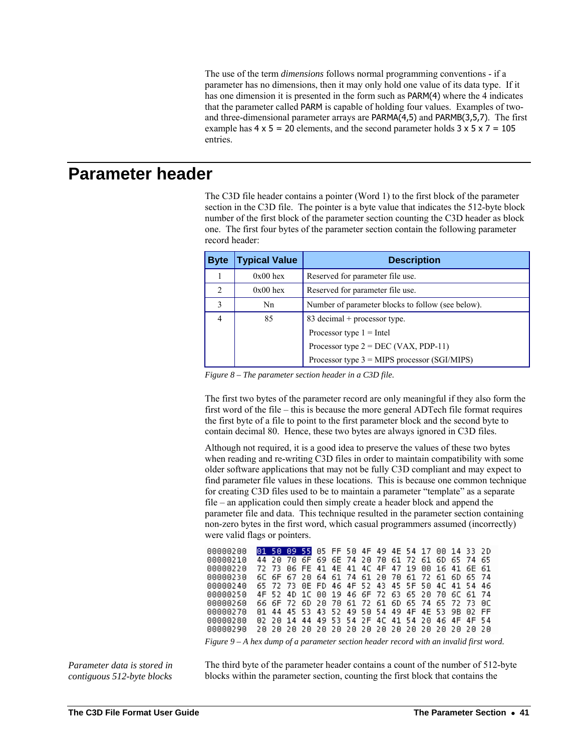The use of the term *dimensions* follows normal programming conventions - if a parameter has no dimensions, then it may only hold one value of its data type. If it has one dimension it is presented in the form such as PARM(4) where the 4 indicates that the parameter called PARM is capable of holding four values. Examples of two- and three-dimensional parameter arrays are PARMA(4,5) and PARMB(3,5,7). The first example has 4 x 5 = 20 elements, and the second parameter holds 3 x 5 x 7 = 105 entries.

# Parameter header

The C3D file header contains a pointer (Word 1) to the first block of the parameter section in the C3D file. The pointer is a byte value that indicates the 512-byte block number of the first block of the parameter section counting the C3D header as block one. The first four bytes of the parameter section contain the following parameter record header:

| Byte | Typical Value | Description |
|---|---|---|
| 1 | 0x00 hex | Reserved for parameter file use. |
| 2 | 0x00 hex | Reserved for parameter file use. |
| 3 | Nn | Number of parameter blocks to follow (see below). |
| 4 | 85 | 83 decimal + processor type.<br>Processor type 1 = Intel<br>Processor type 2 = DEC (VAX, PDP-11)<br>Processor type 3 = MIPS processor (SGI/MIPS) |

*Figure 8 – The parameter section header in a C3D file.*

The first two bytes of the parameter record are only meaningful if they also form the first word of the file – this is because the more general ADTech file format requires the first byte of a file to point to the first parameter block and the second byte to contain decimal 80. Hence, these two bytes are always ignored in C3D files.

Although not required, it is a good idea to preserve the values of these two bytes when reading and re-writing C3D files in order to maintain compatibility with some older software applications that may not be fully C3D compliant and may expect to find parameter file values in these locations. This is because one common technique for creating C3D files used to be to maintain a parameter "template" as a separate file – an application could then simply create a header block and append the parameter file and data. This technique resulted in the parameter section containing non-zero bytes in the first word, which casual programmers assumed (incorrectly) were valid flags or pointers.

```
00000200  01 50 09 55 05 FF 50 4F 49 4E 54 17 00 14 33 2D
00000210  44 20 70 6F 69 6E 74 20 70 61 72 61 6D 65 74 65
00000220  72 73 06 FE 41 4E 41 4C 4F 47 19 00 16 41 6E 61
00000230  6C 6F 67 20 64 61 74 61 20 70 61 72 61 6D 65 74
00000240  65 72 73 0E FD 46 4F 52 43 45 5F 50 4C 41 54 46
00000250  4F 52 4D 1C 00 19 46 6F 72 63 65 20 70 6C 61 74
00000260  66 6F 72 6D 20 70 61 72 61 6D 65 74 65 72 73 0C
00000270  01 44 45 53 43 52 49 50 54 49 4F 4E 53 9B 02 FF
00000280  02 20 14 44 49 53 54 2F 4C 41 54 20 46 4F 4F 54
00000290  20 20 20 20 20 20 20 20 20 20 20 20 20 20 20 20
```

*Figure 9 – A hex dump of a parameter section header record with an invalid first word.*

*Parameter data is stored in contiguous 512-byte blocks*

The third byte of the parameter header contains a count of the number of 512-byte blocks within the parameter section, counting the first block that contains the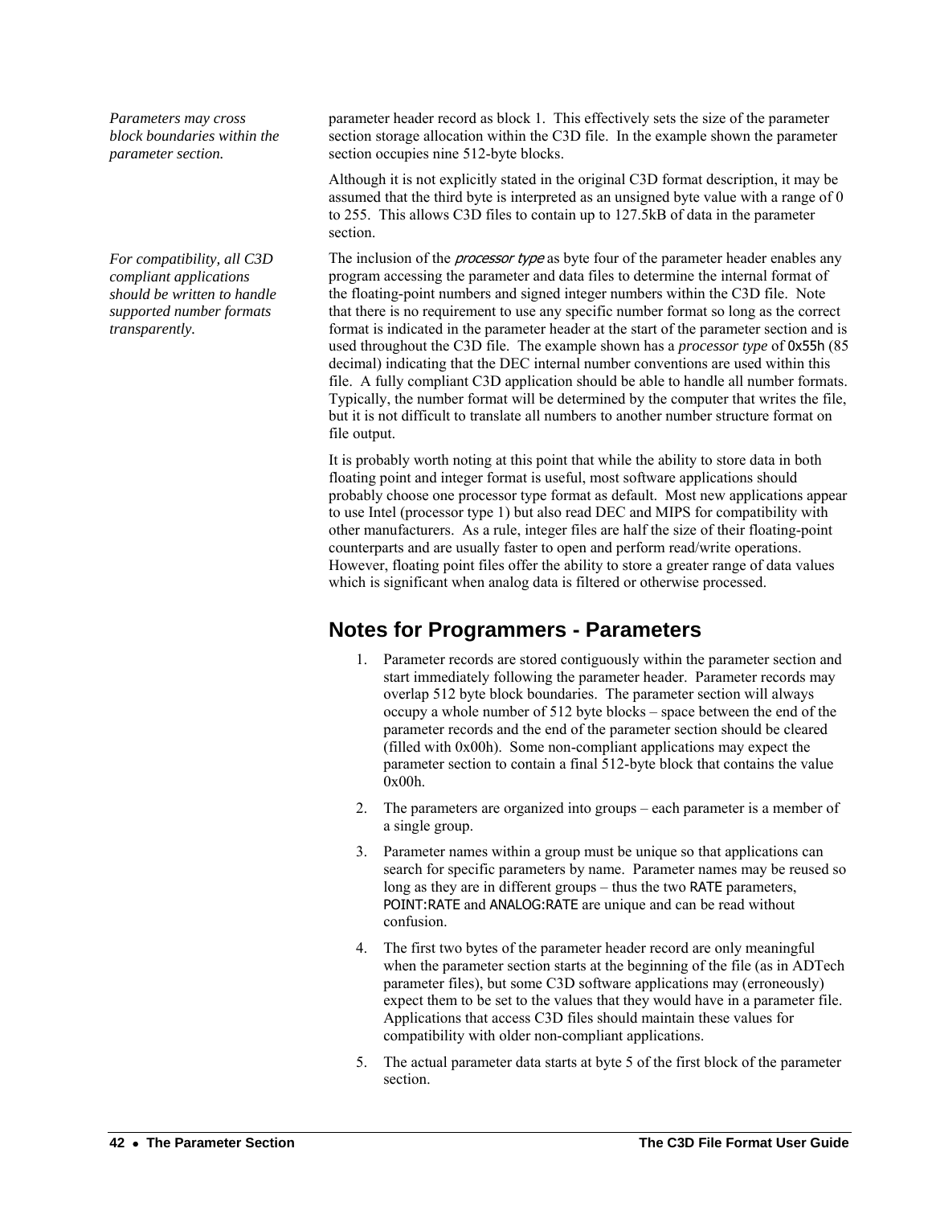*Parameters may cross block boundaries within the parameter section.*

parameter header record as block 1. This effectively sets the size of the parameter section storage allocation within the C3D file. In the example shown the parameter section occupies nine 512-byte blocks.

Although it is not explicitly stated in the original C3D format description, it may be assumed that the third byte is interpreted as an unsigned byte value with a range of 0 to 255. This allows C3D files to contain up to 127.5kB of data in the parameter section.

*For compatibility, all C3D compliant applications should be written to handle supported number formats transparently.*

The inclusion of the *processor type* as byte four of the parameter header enables any program accessing the parameter and data files to determine the internal format of the floating-point numbers and signed integer numbers within the C3D file. Note that there is no requirement to use any specific number format so long as the correct format is indicated in the parameter header at the start of the parameter section and is used throughout the C3D file. The example shown has a *processor type* of 0x55h (85 decimal) indicating that the DEC internal number conventions are used within this file. A fully compliant C3D application should be able to handle all number formats. Typically, the number format will be determined by the computer that writes the file, but it is not difficult to translate all numbers to another number structure format on file output.

It is probably worth noting at this point that while the ability to store data in both floating point and integer format is useful, most software applications should probably choose one processor type format as default. Most new applications appear to use Intel (processor type 1) but also read DEC and MIPS for compatibility with other manufacturers. As a rule, integer files are half the size of their floating-point counterparts and are usually faster to open and perform read/write operations. However, floating point files offer the ability to store a greater range of data values which is significant when analog data is filtered or otherwise processed.

## Notes for Programmers - Parameters

1. Parameter records are stored contiguously within the parameter section and start immediately following the parameter header. Parameter records may overlap 512 byte block boundaries. The parameter section will always occupy a whole number of 512 byte blocks – space between the end of the parameter records and the end of the parameter section should be cleared (filled with 0x00h). Some non-compliant applications may expect the parameter section to contain a final 512-byte block that contains the value 0x00h.
2. The parameters are organized into groups – each parameter is a member of a single group.
3. Parameter names within a group must be unique so that applications can search for specific parameters by name. Parameter names may be reused so long as they are in different groups – thus the two RATE parameters, POINT:RATE and ANALOG:RATE are unique and can be read without confusion.
4. The first two bytes of the parameter header record are only meaningful when the parameter section starts at the beginning of the file (as in ADTech parameter files), but some C3D software applications may (erroneously) expect them to be set to the values that they would have in a parameter file. Applications that access C3D files should maintain these values for compatibility with older non-compliant applications.
5. The actual parameter data starts at byte 5 of the first block of the parameter section.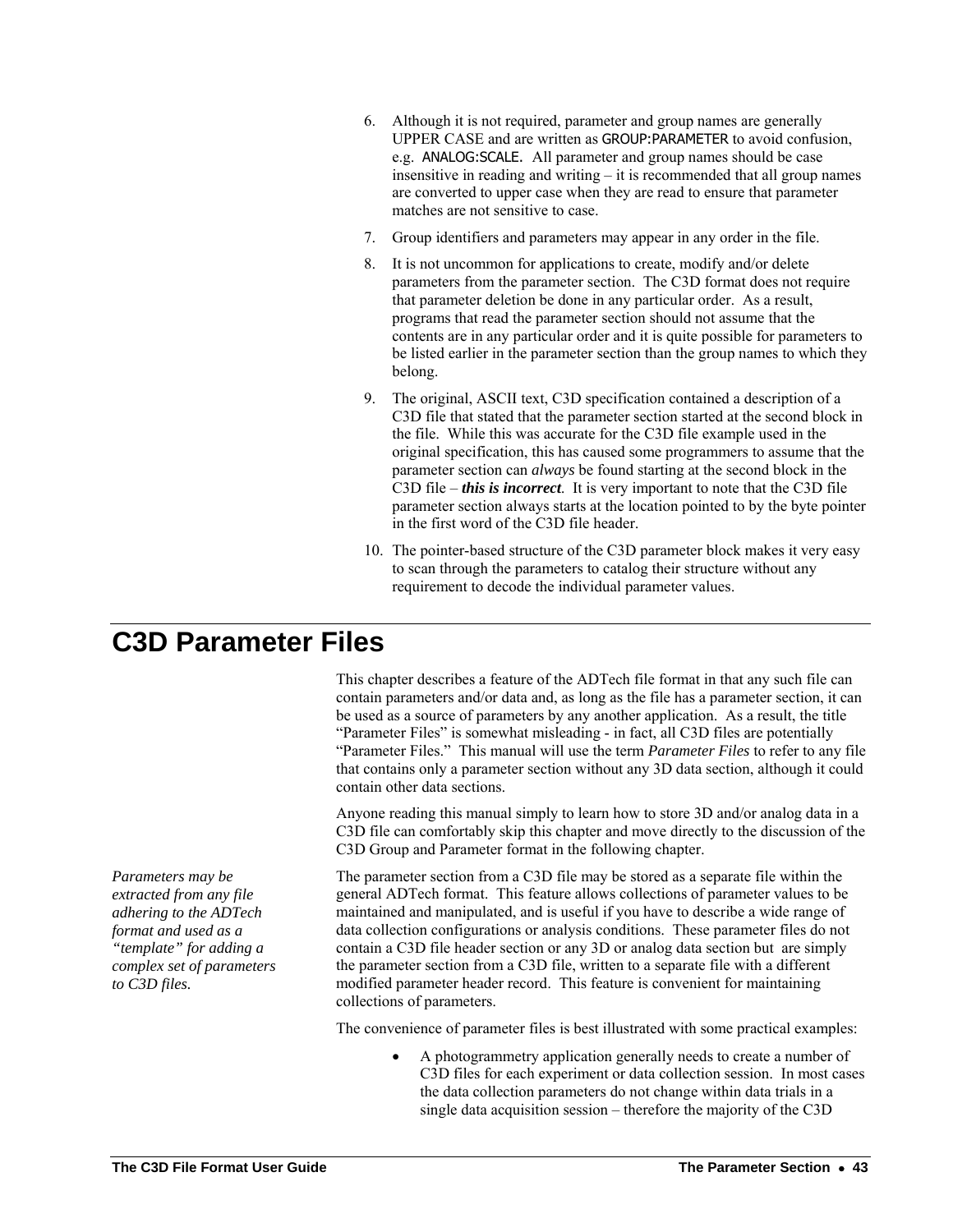6. Although it is not required, parameter and group names are generally UPPER CASE and are written as GROUP:PARAMETER to avoid confusion, e.g. ANALOG:SCALE. All parameter and group names should be case insensitive in reading and writing – it is recommended that all group names are converted to upper case when they are read to ensure that parameter matches are not sensitive to case.
7. Group identifiers and parameters may appear in any order in the file.
8. It is not uncommon for applications to create, modify and/or delete parameters from the parameter section. The C3D format does not require that parameter deletion be done in any particular order. As a result, programs that read the parameter section should not assume that the contents are in any particular order and it is quite possible for parameters to be listed earlier in the parameter section than the group names to which they belong.
9. The original, ASCII text, C3D specification contained a description of a C3D file that stated that the parameter section started at the second block in the file. While this was accurate for the C3D file example used in the original specification, this has caused some programmers to assume that the parameter section can *always* be found starting at the second block in the C3D file – ***this is incorrect***. It is very important to note that the C3D file parameter section always starts at the location pointed to by the byte pointer in the first word of the C3D file header.
10. The pointer-based structure of the C3D parameter block makes it very easy to scan through the parameters to catalog their structure without any requirement to decode the individual parameter values.

# C3D Parameter Files

This chapter describes a feature of the ADTech file format in that any such file can contain parameters and/or data and, as long as the file has a parameter section, it can be used as a source of parameters by any another application. As a result, the title "Parameter Files" is somewhat misleading - in fact, all C3D files are potentially "Parameter Files." This manual will use the term *Parameter Files* to refer to any file that contains only a parameter section without any 3D data section, although it could contain other data sections.

Anyone reading this manual simply to learn how to store 3D and/or analog data in a C3D file can comfortably skip this chapter and move directly to the discussion of the C3D Group and Parameter format in the following chapter.

*Parameters may be extracted from any file adhering to the ADTech format and used as a "template" for adding a complex set of parameters to C3D files.*

The parameter section from a C3D file may be stored as a separate file within the general ADTech format. This feature allows collections of parameter values to be maintained and manipulated, and is useful if you have to describe a wide range of data collection configurations or analysis conditions. These parameter files do not contain a C3D file header section or any 3D or analog data section but are simply the parameter section from a C3D file, written to a separate file with a different modified parameter header record. This feature is convenient for maintaining collections of parameters.

The convenience of parameter files is best illustrated with some practical examples:

- A photogrammetry application generally needs to create a number of C3D files for each experiment or data collection session. In most cases the data collection parameters do not change within data trials in a single data acquisition session – therefore the majority of the C3D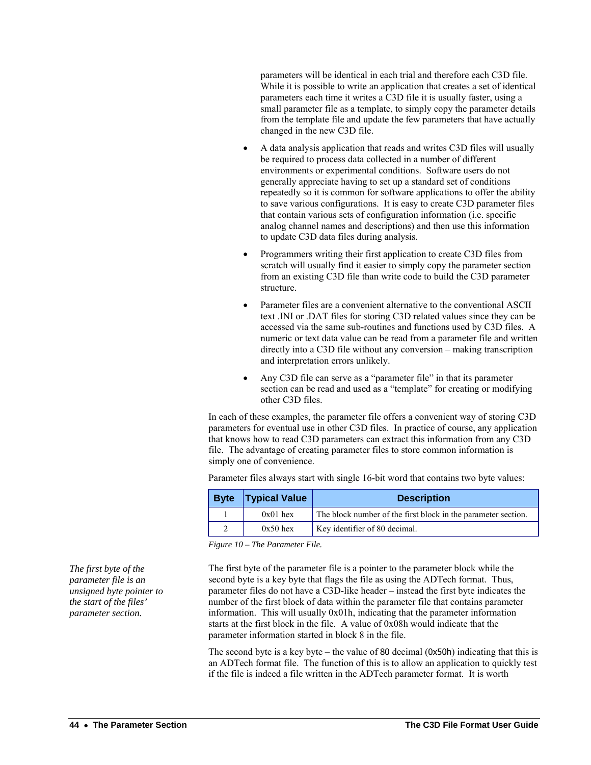parameters will be identical in each trial and therefore each C3D file. While it is possible to write an application that creates a set of identical parameters each time it writes a C3D file it is usually faster, using a small parameter file as a template, to simply copy the parameter details from the template file and update the few parameters that have actually changed in the new C3D file.

- A data analysis application that reads and writes C3D files will usually be required to process data collected in a number of different environments or experimental conditions. Software users do not generally appreciate having to set up a standard set of conditions repeatedly so it is common for software applications to offer the ability to save various configurations. It is easy to create C3D parameter files that contain various sets of configuration information (i.e. specific analog channel names and descriptions) and then use this information to update C3D data files during analysis.

- Programmers writing their first application to create C3D files from scratch will usually find it easier to simply copy the parameter section from an existing C3D file than write code to build the C3D parameter structure.

- Parameter files are a convenient alternative to the conventional ASCII text .INI or .DAT files for storing C3D related values since they can be accessed via the same sub-routines and functions used by C3D files. A numeric or text data value can be read from a parameter file and written directly into a C3D file without any conversion – making transcription and interpretation errors unlikely.

- Any C3D file can serve as a "parameter file" in that its parameter section can be read and used as a "template" for creating or modifying other C3D files.

In each of these examples, the parameter file offers a convenient way of storing C3D parameters for eventual use in other C3D files. In practice of course, any application that knows how to read C3D parameters can extract this information from any C3D file. The advantage of creating parameter files to store common information is simply one of convenience.

Parameter files always start with single 16-bit word that contains two byte values:

| Byte | Typical Value | Description |
|---|---|---|
| 1 | 0x01 hex | The block number of the first block in the parameter section. |
| 2 | 0x50 hex | Key identifier of 80 decimal. |

*Figure 10 – The Parameter File.*

*The first byte of the parameter file is an unsigned byte pointer to the start of the files' parameter section.*

The first byte of the parameter file is a pointer to the parameter block while the second byte is a key byte that flags the file as using the ADTech format. Thus, parameter files do not have a C3D-like header – instead the first byte indicates the number of the first block of data within the parameter file that contains parameter information. This will usually 0x01h, indicating that the parameter information starts at the first block in the file. A value of 0x08h would indicate that the parameter information started in block 8 in the file.

The second byte is a key byte – the value of 80 decimal (0x50h) indicating that this is an ADTech format file. The function of this is to allow an application to quickly test if the file is indeed a file written in the ADTech parameter format. It is worth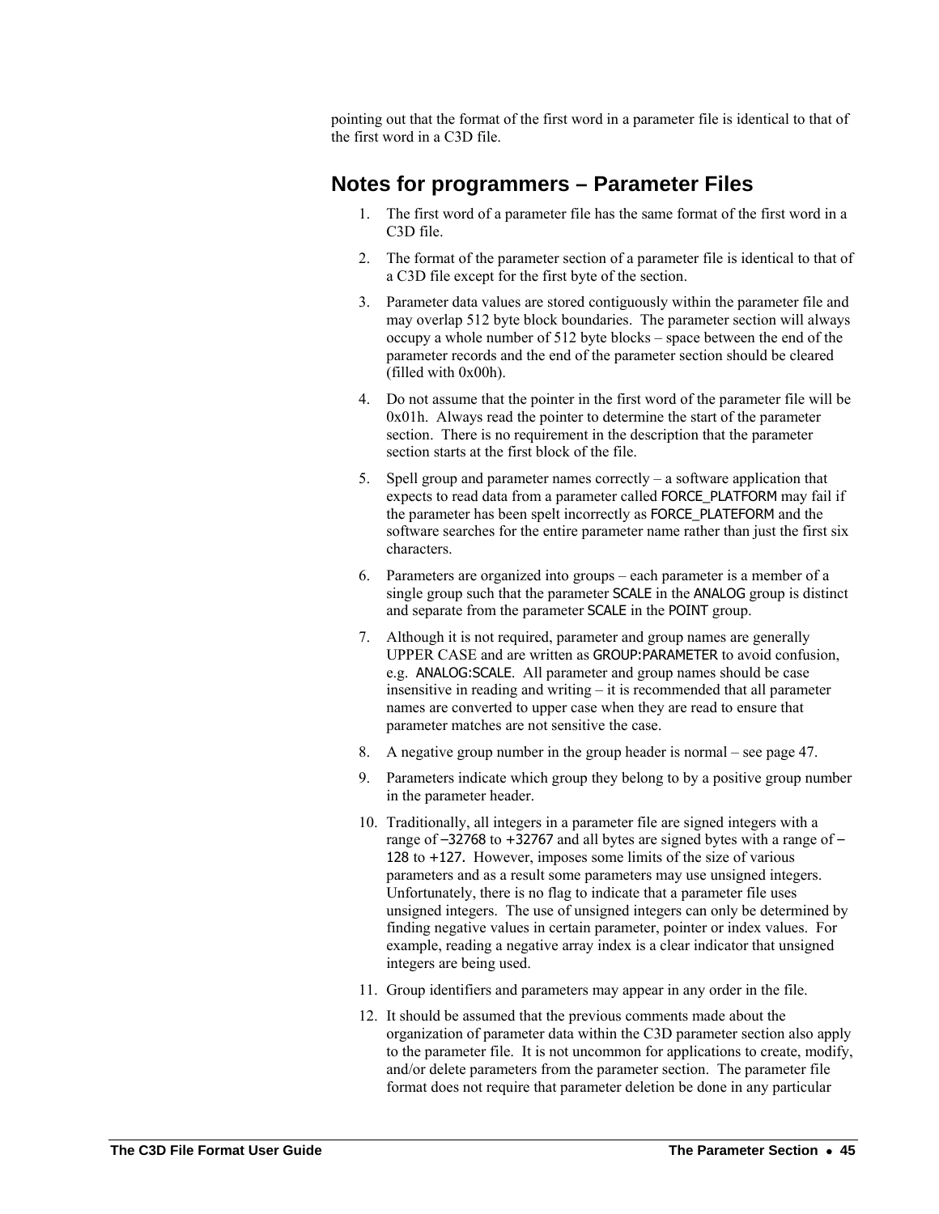pointing out that the format of the first word in a parameter file is identical to that of the first word in a C3D file.

## Notes for programmers – Parameter Files

1. The first word of a parameter file has the same format of the first word in a C3D file.
2. The format of the parameter section of a parameter file is identical to that of a C3D file except for the first byte of the section.
3. Parameter data values are stored contiguously within the parameter file and may overlap 512 byte block boundaries. The parameter section will always occupy a whole number of 512 byte blocks – space between the end of the parameter records and the end of the parameter section should be cleared (filled with 0x00h).
4. Do not assume that the pointer in the first word of the parameter file will be 0x01h. Always read the pointer to determine the start of the parameter section. There is no requirement in the description that the parameter section starts at the first block of the file.
5. Spell group and parameter names correctly – a software application that expects to read data from a parameter called FORCE_PLATFORM may fail if the parameter has been spelt incorrectly as FORCE_PLATEFORM and the software searches for the entire parameter name rather than just the first six characters.
6. Parameters are organized into groups – each parameter is a member of a single group such that the parameter SCALE in the ANALOG group is distinct and separate from the parameter SCALE in the POINT group.
7. Although it is not required, parameter and group names are generally UPPER CASE and are written as GROUP:PARAMETER to avoid confusion, e.g. ANALOG:SCALE. All parameter and group names should be case insensitive in reading and writing – it is recommended that all parameter names are converted to upper case when they are read to ensure that parameter matches are not sensitive the case.
8. A negative group number in the group header is normal – see page 47.
9. Parameters indicate which group they belong to by a positive group number in the parameter header.
10. Traditionally, all integers in a parameter file are signed integers with a range of −32768 to +32767 and all bytes are signed bytes with a range of −128 to +127. However, imposes some limits of the size of various parameters and as a result some parameters may use unsigned integers. Unfortunately, there is no flag to indicate that a parameter file uses unsigned integers. The use of unsigned integers can only be determined by finding negative values in certain parameter, pointer or index values. For example, reading a negative array index is a clear indicator that unsigned integers are being used.
11. Group identifiers and parameters may appear in any order in the file.
12. It should be assumed that the previous comments made about the organization of parameter data within the C3D parameter section also apply to the parameter file. It is not uncommon for applications to create, modify, and/or delete parameters from the parameter section. The parameter file format does not require that parameter deletion be done in any particular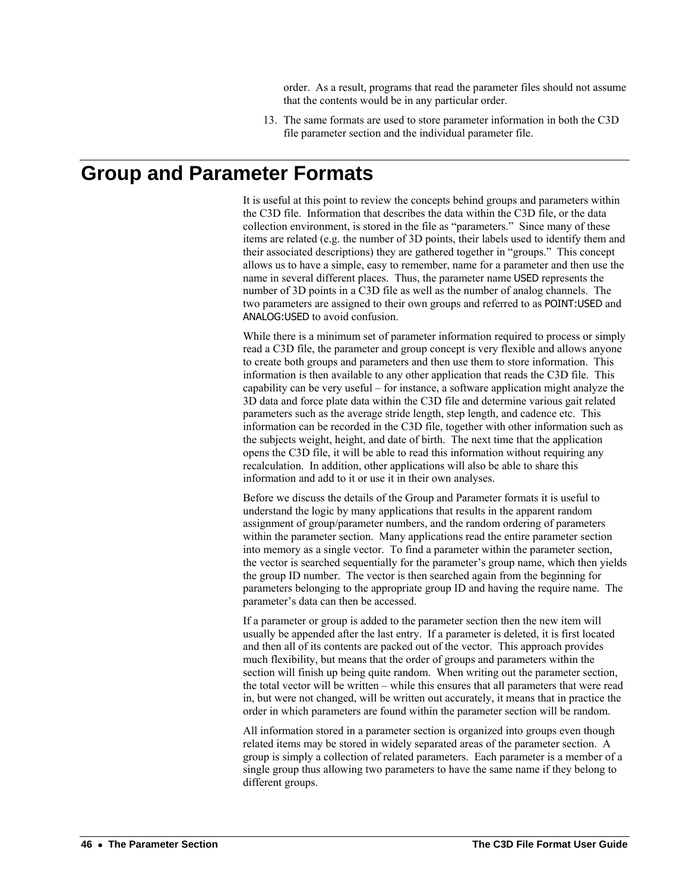order. As a result, programs that read the parameter files should not assume that the contents would be in any particular order.

13. The same formats are used to store parameter information in both the C3D file parameter section and the individual parameter file.

# Group and Parameter Formats

It is useful at this point to review the concepts behind groups and parameters within the C3D file. Information that describes the data within the C3D file, or the data collection environment, is stored in the file as "parameters." Since many of these items are related (e.g. the number of 3D points, their labels used to identify them and their associated descriptions) they are gathered together in "groups." This concept allows us to have a simple, easy to remember, name for a parameter and then use the name in several different places. Thus, the parameter name USED represents the number of 3D points in a C3D file as well as the number of analog channels. The two parameters are assigned to their own groups and referred to as POINT:USED and ANALOG:USED to avoid confusion.

While there is a minimum set of parameter information required to process or simply read a C3D file, the parameter and group concept is very flexible and allows anyone to create both groups and parameters and then use them to store information. This information is then available to any other application that reads the C3D file. This capability can be very useful – for instance, a software application might analyze the 3D data and force plate data within the C3D file and determine various gait related parameters such as the average stride length, step length, and cadence etc. This information can be recorded in the C3D file, together with other information such as the subjects weight, height, and date of birth. The next time that the application opens the C3D file, it will be able to read this information without requiring any recalculation. In addition, other applications will also be able to share this information and add to it or use it in their own analyses.

Before we discuss the details of the Group and Parameter formats it is useful to understand the logic by many applications that results in the apparent random assignment of group/parameter numbers, and the random ordering of parameters within the parameter section. Many applications read the entire parameter section into memory as a single vector. To find a parameter within the parameter section, the vector is searched sequentially for the parameter's group name, which then yields the group ID number. The vector is then searched again from the beginning for parameters belonging to the appropriate group ID and having the require name. The parameter's data can then be accessed.

If a parameter or group is added to the parameter section then the new item will usually be appended after the last entry. If a parameter is deleted, it is first located and then all of its contents are packed out of the vector. This approach provides much flexibility, but means that the order of groups and parameters within the section will finish up being quite random. When writing out the parameter section, the total vector will be written – while this ensures that all parameters that were read in, but were not changed, will be written out accurately, it means that in practice the order in which parameters are found within the parameter section will be random.

All information stored in a parameter section is organized into groups even though related items may be stored in widely separated areas of the parameter section. A group is simply a collection of related parameters. Each parameter is a member of a single group thus allowing two parameters to have the same name if they belong to different groups.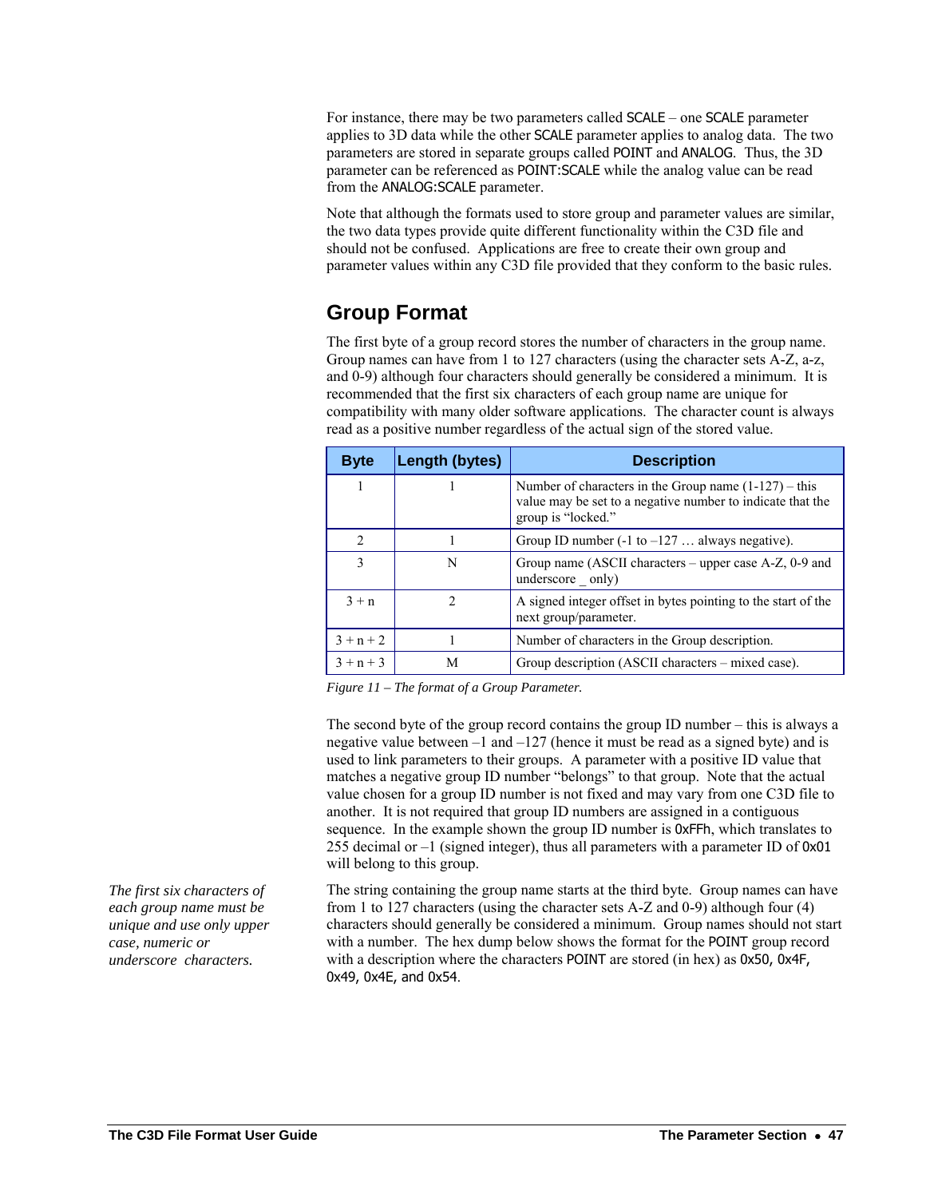For instance, there may be two parameters called SCALE – one SCALE parameter applies to 3D data while the other SCALE parameter applies to analog data. The two parameters are stored in separate groups called POINT and ANALOG. Thus, the 3D parameter can be referenced as POINT:SCALE while the analog value can be read from the ANALOG:SCALE parameter.

Note that although the formats used to store group and parameter values are similar, the two data types provide quite different functionality within the C3D file and should not be confused. Applications are free to create their own group and parameter values within any C3D file provided that they conform to the basic rules.

## Group Format

The first byte of a group record stores the number of characters in the group name. Group names can have from 1 to 127 characters (using the character sets A-Z, a-z, and 0-9) although four characters should generally be considered a minimum. It is recommended that the first six characters of each group name are unique for compatibility with many older software applications. The character count is always read as a positive number regardless of the actual sign of the stored value.

| Byte | Length (bytes) | Description |
|---|---|---|
| 1 | 1 | Number of characters in the Group name (1-127) – this value may be set to a negative number to indicate that the group is "locked." |
| 2 | 1 | Group ID number (-1 to –127 … always negative). |
| 3 | N | Group name (ASCII characters – upper case A-Z, 0-9 and underscore _ only) |
| 3 + n | 2 | A signed integer offset in bytes pointing to the start of the next group/parameter. |
| 3 + n + 2 | 1 | Number of characters in the Group description. |
| 3 + n + 3 | M | Group description (ASCII characters – mixed case). |

*Figure 11 – The format of a Group Parameter.*

The second byte of the group record contains the group ID number – this is always a negative value between –1 and –127 (hence it must be read as a signed byte) and is used to link parameters to their groups. A parameter with a positive ID value that matches a negative group ID number "belongs" to that group. Note that the actual value chosen for a group ID number is not fixed and may vary from one C3D file to another. It is not required that group ID numbers are assigned in a contiguous sequence. In the example shown the group ID number is 0xFFh, which translates to 255 decimal or –1 (signed integer), thus all parameters with a parameter ID of 0x01 will belong to this group.

*The first six characters of each group name must be unique and use only upper case, numeric or underscore characters.*

The string containing the group name starts at the third byte. Group names can have from 1 to 127 characters (using the character sets A-Z and 0-9) although four (4) characters should generally be considered a minimum. Group names should not start with a number. The hex dump below shows the format for the POINT group record with a description where the characters POINT are stored (in hex) as 0x50, 0x4F, 0x49, 0x4E, and 0x54.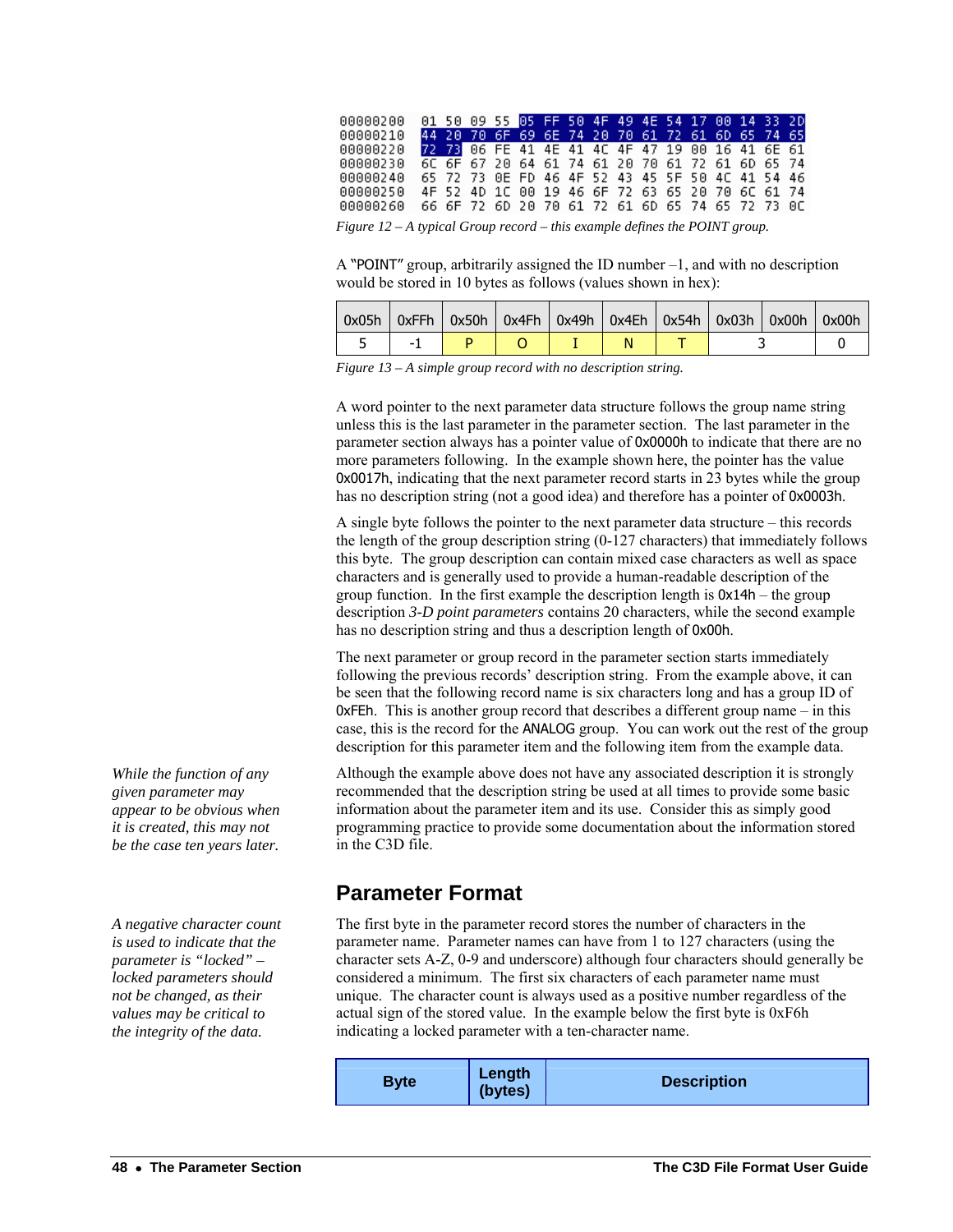```
00000200  01 50 09 55 05 FF 50 4F 49 4E 54 17 00 14 33 2D
00000210  44 20 70 6F 69 6E 74 20 70 61 72 61 6D 65 74 65
00000220  72 73 06 FE 41 4E 41 4C 4F 47 19 00 16 41 6E 61
00000230  6C 6F 67 20 64 61 74 61 20 70 61 72 61 6D 65 74
00000240  65 72 73 0E FD 46 4F 52 43 45 5F 50 4C 41 54 46
00000250  4F 52 4D 1C 00 19 46 6F 72 63 65 20 70 6C 61 74
00000260  66 6F 72 6D 20 70 61 72 61 6D 65 74 65 72 73 0C
```

*Figure 12 – A typical Group record – this example defines the POINT group.*

A "POINT" group, arbitrarily assigned the ID number –1, and with no description would be stored in 10 bytes as follows (values shown in hex):

| 0x05h | 0xFFh | 0x50h | 0x4Fh | 0x49h | 0x4Eh | 0x54h | 0x03h | 0x00h | 0x00h |
|---|---|---|---|---|---|---|---|---|---|
| 5 | -1 | P | O | I | N | T | 3 | | 0 |

*Figure 13 – A simple group record with no description string.*

A word pointer to the next parameter data structure follows the group name string unless this is the last parameter in the parameter section. The last parameter in the parameter section always has a pointer value of 0x0000h to indicate that there are no more parameters following. In the example shown here, the pointer has the value 0x0017h, indicating that the next parameter record starts in 23 bytes while the group has no description string (not a good idea) and therefore has a pointer of 0x0003h.

A single byte follows the pointer to the next parameter data structure – this records the length of the group description string (0-127 characters) that immediately follows this byte. The group description can contain mixed case characters as well as space characters and is generally used to provide a human-readable description of the group function. In the first example the description length is 0x14h – the group description *3-D point parameters* contains 20 characters, while the second example has no description string and thus a description length of 0x00h.

The next parameter or group record in the parameter section starts immediately following the previous records' description string. From the example above, it can be seen that the following record name is six characters long and has a group ID of 0xFEh. This is another group record that describes a different group name – in this case, this is the record for the ANALOG group. You can work out the rest of the group description for this parameter item and the following item from the example data.

*While the function of any given parameter may appear to be obvious when it is created, this may not be the case ten years later.*

Although the example above does not have any associated description it is strongly recommended that the description string be used at all times to provide some basic information about the parameter item and its use. Consider this as simply good programming practice to provide some documentation about the information stored in the C3D file.

## Parameter Format

*A negative character count is used to indicate that the parameter is "locked" – locked parameters should not be changed, as their values may be critical to the integrity of the data.*

The first byte in the parameter record stores the number of characters in the parameter name. Parameter names can have from 1 to 127 characters (using the character sets A-Z, 0-9 and underscore) although four characters should generally be considered a minimum. The first six characters of each parameter name must unique. The character count is always used as a positive number regardless of the actual sign of the stored value. In the example below the first byte is 0xF6h indicating a locked parameter with a ten-character name.

| Byte | Length (bytes) | Description |
|---|---|---|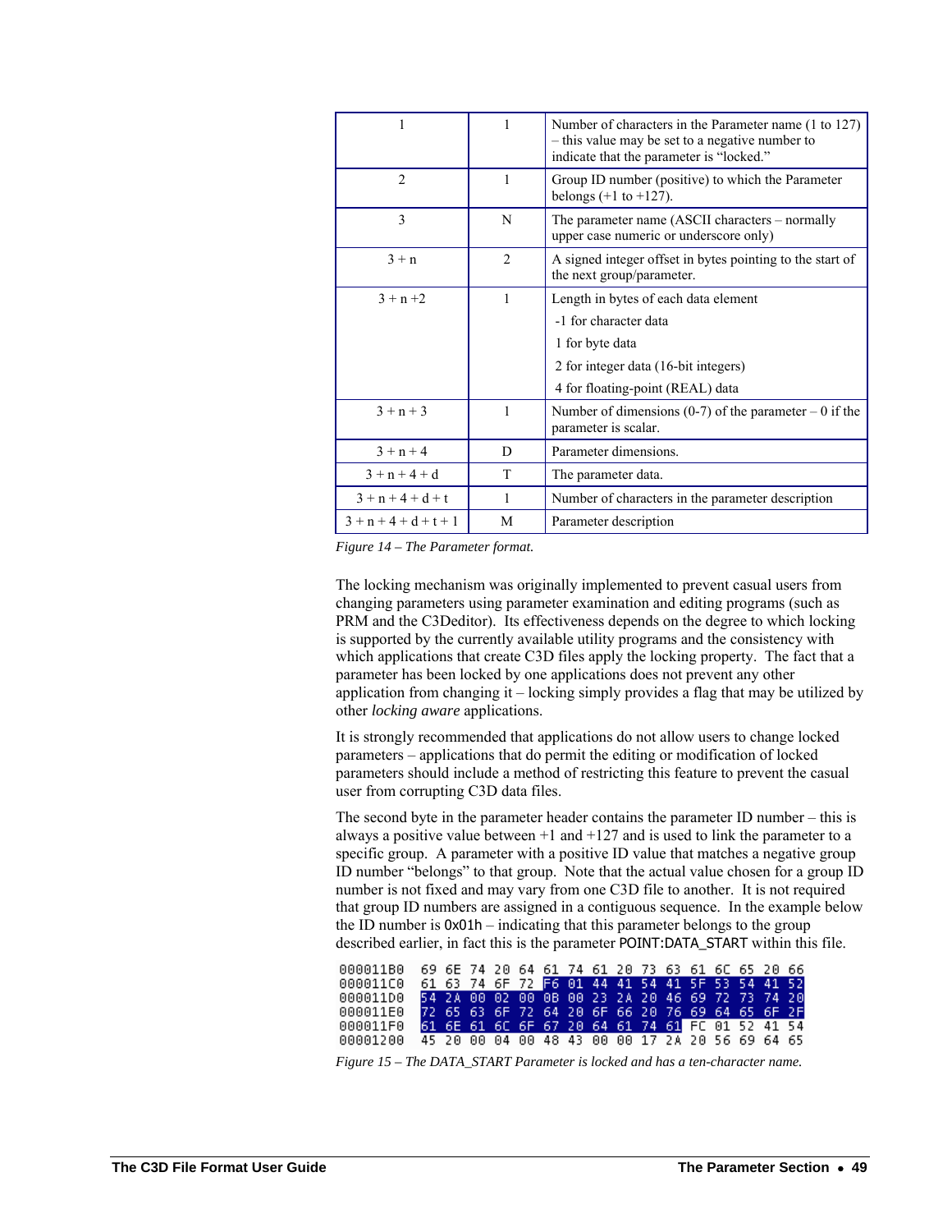| | | |
|---|---|---|
| 1 | 1 | Number of characters in the Parameter name (1 to 127) – this value may be set to a negative number to indicate that the parameter is "locked." |
| 2 | 1 | Group ID number (positive) to which the Parameter belongs (+1 to +127). |
| 3 | N | The parameter name (ASCII characters – normally upper case numeric or underscore only) |
| 3 + n | 2 | A signed integer offset in bytes pointing to the start of the next group/parameter. |
| 3 + n +2 | 1 | Length in bytes of each data element<br>-1 for character data<br>1 for byte data<br>2 for integer data (16-bit integers)<br>4 for floating-point (REAL) data |
| 3 + n + 3 | 1 | Number of dimensions (0-7) of the parameter – 0 if the parameter is scalar. |
| 3 + n + 4 | D | Parameter dimensions. |
| 3 + n + 4 + d | T | The parameter data. |
| 3 + n + 4 + d + t | 1 | Number of characters in the parameter description |
| 3 + n + 4 + d + t + 1 | M | Parameter description |

*Figure 14 – The Parameter format.*

The locking mechanism was originally implemented to prevent casual users from changing parameters using parameter examination and editing programs (such as PRM and the C3Deditor). Its effectiveness depends on the degree to which locking is supported by the currently available utility programs and the consistency with which applications that create C3D files apply the locking property. The fact that a parameter has been locked by one applications does not prevent any other application from changing it – locking simply provides a flag that may be utilized by other *locking aware* applications.

It is strongly recommended that applications do not allow users to change locked parameters – applications that do permit the editing or modification of locked parameters should include a method of restricting this feature to prevent the casual user from corrupting C3D data files.

The second byte in the parameter header contains the parameter ID number – this is always a positive value between +1 and +127 and is used to link the parameter to a specific group. A parameter with a positive ID value that matches a negative group ID number "belongs" to that group. Note that the actual value chosen for a group ID number is not fixed and may vary from one C3D file to another. It is not required that group ID numbers are assigned in a contiguous sequence. In the example below the ID number is 0x01h – indicating that this parameter belongs to the group described earlier, in fact this is the parameter POINT:DATA_START within this file.

```
000011B0  69 6E 74 20 64 61 74 61 20 73 63 61 6C 65 20 66
000011C0  61 63 74 6F 72 F6 01 44 41 54 41 5F 53 54 41 52
000011D0  54 2A 00 02 00 0B 00 23 2A 20 46 69 72 73 74 20
000011E0  72 65 63 6F 72 64 20 6F 66 20 76 69 64 65 6F 2F
000011F0  61 6E 61 6C 6F 67 20 64 61 74 61 FC 01 52 41 54
00001200  45 20 00 04 00 48 43 00 00 17 2A 20 56 69 64 65
```

*Figure 15 – The DATA_START Parameter is locked and has a ten-character name.*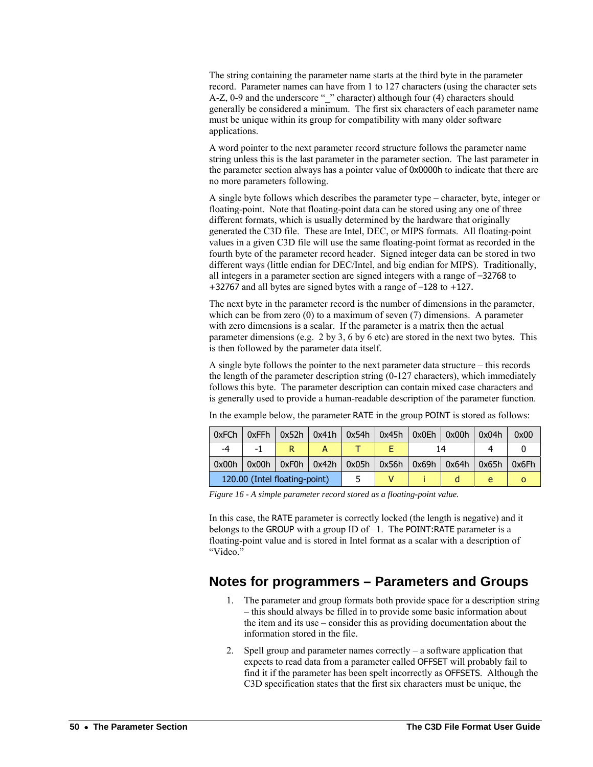The string containing the parameter name starts at the third byte in the parameter record. Parameter names can have from 1 to 127 characters (using the character sets A-Z, 0-9 and the underscore "_" character) although four (4) characters should generally be considered a minimum. The first six characters of each parameter name must be unique within its group for compatibility with many older software applications.

A word pointer to the next parameter record structure follows the parameter name string unless this is the last parameter in the parameter section. The last parameter in the parameter section always has a pointer value of 0x0000h to indicate that there are no more parameters following.

A single byte follows which describes the parameter type – character, byte, integer or floating-point. Note that floating-point data can be stored using any one of three different formats, which is usually determined by the hardware that originally generated the C3D file. These are Intel, DEC, or MIPS formats. All floating-point values in a given C3D file will use the same floating-point format as recorded in the fourth byte of the parameter record header. Signed integer data can be stored in two different ways (little endian for DEC/Intel, and big endian for MIPS). Traditionally, all integers in a parameter section are signed integers with a range of −32768 to +32767 and all bytes are signed bytes with a range of −128 to +127.

The next byte in the parameter record is the number of dimensions in the parameter, which can be from zero (0) to a maximum of seven (7) dimensions. A parameter with zero dimensions is a scalar. If the parameter is a matrix then the actual parameter dimensions (e.g. 2 by 3, 6 by 6 etc) are stored in the next two bytes. This is then followed by the parameter data itself.

A single byte follows the pointer to the next parameter data structure – this records the length of the parameter description string (0-127 characters), which immediately follows this byte. The parameter description can contain mixed case characters and is generally used to provide a human-readable description of the parameter function.

In the example below, the parameter RATE in the group POINT is stored as follows:

| 0xFCh | 0xFFh | 0x52h | 0x41h | 0x54h | 0x45h | 0x0Eh | 0x00h | 0x04h | 0x00 |
|---|---|---|---|---|---|---|---|---|---|
| -4 | -1 | R | A | T | E | 14 | | 4 | 0 |
| 0x00h | 0x00h | 0xF0h | 0x42h | 0x05h | 0x56h | 0x69h | 0x64h | 0x65h | 0x6Fh |
| 120.00 (Intel floating-point) | | | | 5 | V | i | d | e | o |

*Figure 16 - A simple parameter record stored as a floating-point value.*

In this case, the RATE parameter is correctly locked (the length is negative) and it belongs to the GROUP with a group ID of –1. The POINT:RATE parameter is a floating-point value and is stored in Intel format as a scalar with a description of "Video."

## Notes for programmers – Parameters and Groups

1. The parameter and group formats both provide space for a description string – this should always be filled in to provide some basic information about the item and its use – consider this as providing documentation about the information stored in the file.

2. Spell group and parameter names correctly – a software application that expects to read data from a parameter called OFFSET will probably fail to find it if the parameter has been spelt incorrectly as OFFSETS. Although the C3D specification states that the first six characters must be unique, the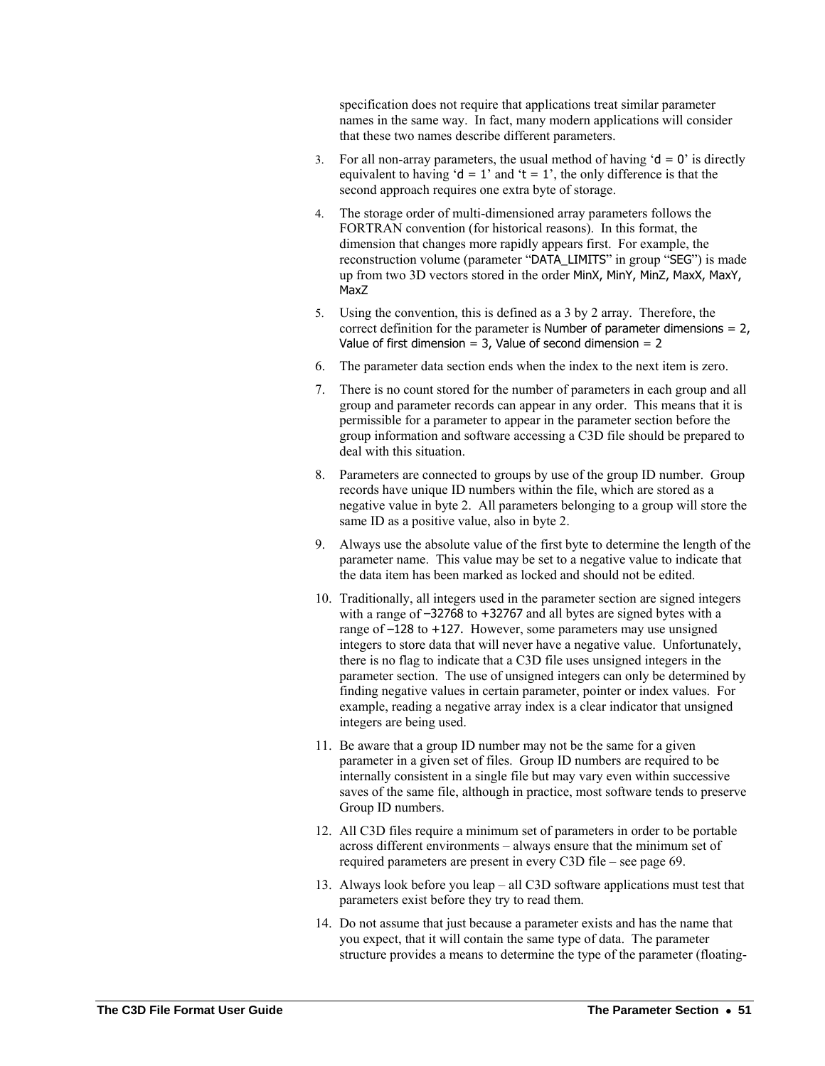specification does not require that applications treat similar parameter names in the same way. In fact, many modern applications will consider that these two names describe different parameters.

3. For all non-array parameters, the usual method of having '`d = 0`' is directly equivalent to having '`d = 1`' and '`t = 1`', the only difference is that the second approach requires one extra byte of storage.

4. The storage order of multi-dimensioned array parameters follows the FORTRAN convention (for historical reasons). In this format, the dimension that changes more rapidly appears first. For example, the reconstruction volume (parameter "DATA_LIMITS" in group "SEG") is made up from two 3D vectors stored in the order MinX, MinY, MinZ, MaxX, MaxY, MaxZ

5. Using the convention, this is defined as a 3 by 2 array. Therefore, the correct definition for the parameter is Number of parameter dimensions = 2, Value of first dimension = 3, Value of second dimension = 2

6. The parameter data section ends when the index to the next item is zero.

7. There is no count stored for the number of parameters in each group and all group and parameter records can appear in any order. This means that it is permissible for a parameter to appear in the parameter section before the group information and software accessing a C3D file should be prepared to deal with this situation.

8. Parameters are connected to groups by use of the group ID number. Group records have unique ID numbers within the file, which are stored as a negative value in byte 2. All parameters belonging to a group will store the same ID as a positive value, also in byte 2.

9. Always use the absolute value of the first byte to determine the length of the parameter name. This value may be set to a negative value to indicate that the data item has been marked as locked and should not be edited.

10. Traditionally, all integers used in the parameter section are signed integers with a range of −32768 to +32767 and all bytes are signed bytes with a range of −128 to +127. However, some parameters may use unsigned integers to store data that will never have a negative value. Unfortunately, there is no flag to indicate that a C3D file uses unsigned integers in the parameter section. The use of unsigned integers can only be determined by finding negative values in certain parameter, pointer or index values. For example, reading a negative array index is a clear indicator that unsigned integers are being used.

11. Be aware that a group ID number may not be the same for a given parameter in a given set of files. Group ID numbers are required to be internally consistent in a single file but may vary even within successive saves of the same file, although in practice, most software tends to preserve Group ID numbers.

12. All C3D files require a minimum set of parameters in order to be portable across different environments – always ensure that the minimum set of required parameters are present in every C3D file – see page 69.

13. Always look before you leap – all C3D software applications must test that parameters exist before they try to read them.

14. Do not assume that just because a parameter exists and has the name that you expect, that it will contain the same type of data. The parameter structure provides a means to determine the type of the parameter (floating-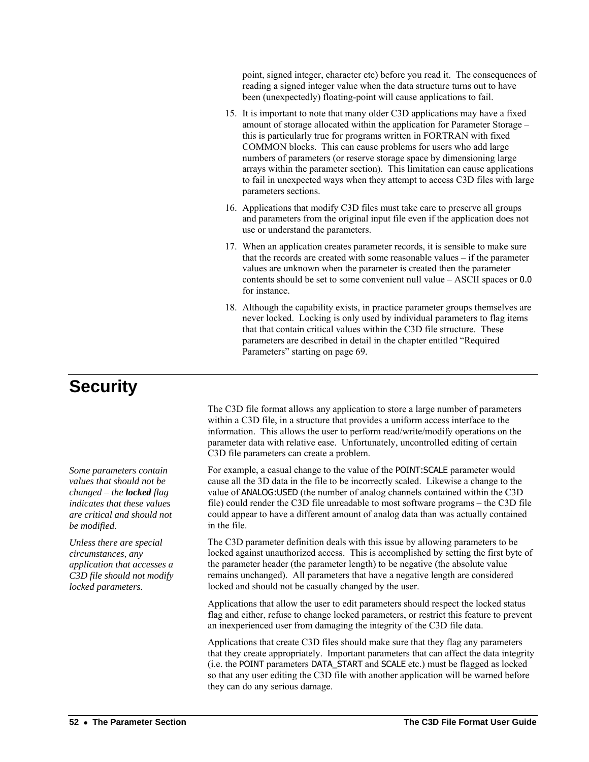point, signed integer, character etc) before you read it. The consequences of reading a signed integer value when the data structure turns out to have been (unexpectedly) floating-point will cause applications to fail.

15. It is important to note that many older C3D applications may have a fixed amount of storage allocated within the application for Parameter Storage – this is particularly true for programs written in FORTRAN with fixed COMMON blocks. This can cause problems for users who add large numbers of parameters (or reserve storage space by dimensioning large arrays within the parameter section). This limitation can cause applications to fail in unexpected ways when they attempt to access C3D files with large parameters sections.
16. Applications that modify C3D files must take care to preserve all groups and parameters from the original input file even if the application does not use or understand the parameters.
17. When an application creates parameter records, it is sensible to make sure that the records are created with some reasonable values – if the parameter values are unknown when the parameter is created then the parameter contents should be set to some convenient null value – ASCII spaces or 0.0 for instance.
18. Although the capability exists, in practice parameter groups themselves are never locked. Locking is only used by individual parameters to flag items that that contain critical values within the C3D file structure. These parameters are described in detail in the chapter entitled "Required Parameters" starting on page 69.

# Security

The C3D file format allows any application to store a large number of parameters within a C3D file, in a structure that provides a uniform access interface to the information. This allows the user to perform read/write/modify operations on the parameter data with relative ease. Unfortunately, uncontrolled editing of certain C3D file parameters can create a problem.

*Some parameters contain values that should not be changed – the **locked** flag indicates that these values are critical and should not be modified.*

*Unless there are special circumstances, any application that accesses a C3D file should not modify locked parameters.*

For example, a casual change to the value of the POINT:SCALE parameter would cause all the 3D data in the file to be incorrectly scaled. Likewise a change to the value of ANALOG:USED (the number of analog channels contained within the C3D file) could render the C3D file unreadable to most software programs – the C3D file could appear to have a different amount of analog data than was actually contained in the file.

The C3D parameter definition deals with this issue by allowing parameters to be locked against unauthorized access. This is accomplished by setting the first byte of the parameter header (the parameter length) to be negative (the absolute value remains unchanged). All parameters that have a negative length are considered locked and should not be casually changed by the user.

Applications that allow the user to edit parameters should respect the locked status flag and either, refuse to change locked parameters, or restrict this feature to prevent an inexperienced user from damaging the integrity of the C3D file data.

Applications that create C3D files should make sure that they flag any parameters that they create appropriately. Important parameters that can affect the data integrity (i.e. the POINT parameters DATA_START and SCALE etc.) must be flagged as locked so that any user editing the C3D file with another application will be warned before they can do any serious damage.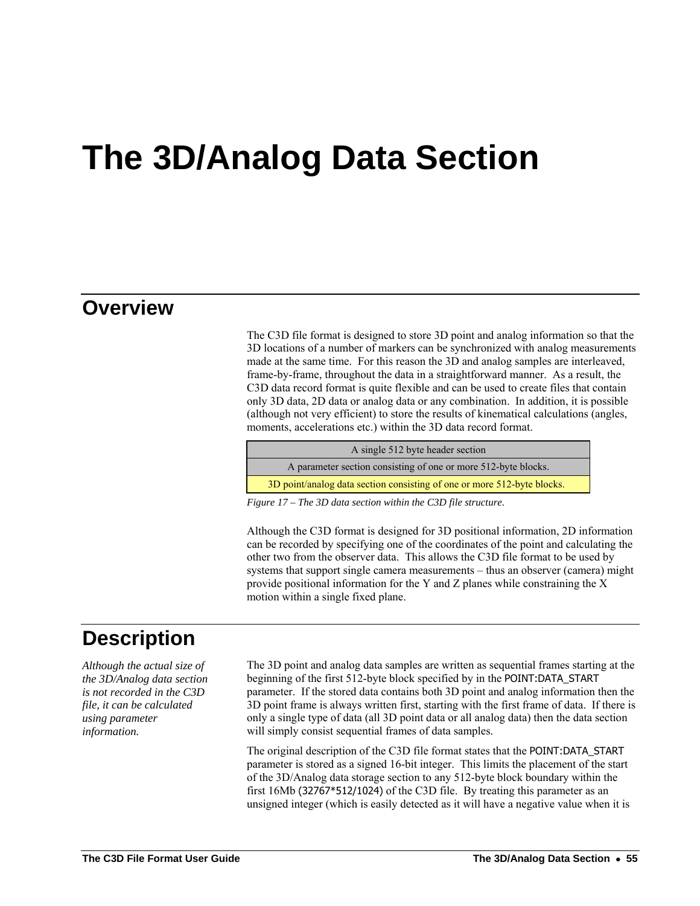# The 3D/Analog Data Section

## Overview

The C3D file format is designed to store 3D point and analog information so that the 3D locations of a number of markers can be synchronized with analog measurements made at the same time. For this reason the 3D and analog samples are interleaved, frame-by-frame, throughout the data in a straightforward manner. As a result, the C3D data record format is quite flexible and can be used to create files that contain only 3D data, 2D data or analog data or any combination. In addition, it is possible (although not very efficient) to store the results of kinematical calculations (angles, moments, accelerations etc.) within the 3D data record format.

| A single 512 byte header section |
|---|
| A parameter section consisting of one or more 512-byte blocks. |
| 3D point/analog data section consisting of one or more 512-byte blocks. |

*Figure 17 – The 3D data section within the C3D file structure.*

Although the C3D format is designed for 3D positional information, 2D information can be recorded by specifying one of the coordinates of the point and calculating the other two from the observer data. This allows the C3D file format to be used by systems that support single camera measurements – thus an observer (camera) might provide positional information for the Y and Z planes while constraining the X motion within a single fixed plane.

## Description

*Although the actual size of the 3D/Analog data section is not recorded in the C3D file, it can be calculated using parameter information.*

The 3D point and analog data samples are written as sequential frames starting at the beginning of the first 512-byte block specified by in the POINT:DATA_START parameter. If the stored data contains both 3D point and analog information then the 3D point frame is always written first, starting with the first frame of data. If there is only a single type of data (all 3D point data or all analog data) then the data section will simply consist sequential frames of data samples.

The original description of the C3D file format states that the POINT:DATA_START parameter is stored as a signed 16-bit integer. This limits the placement of the start of the 3D/Analog data storage section to any 512-byte block boundary within the first 16Mb (32767*512/1024) of the C3D file. By treating this parameter as an unsigned integer (which is easily detected as it will have a negative value when it is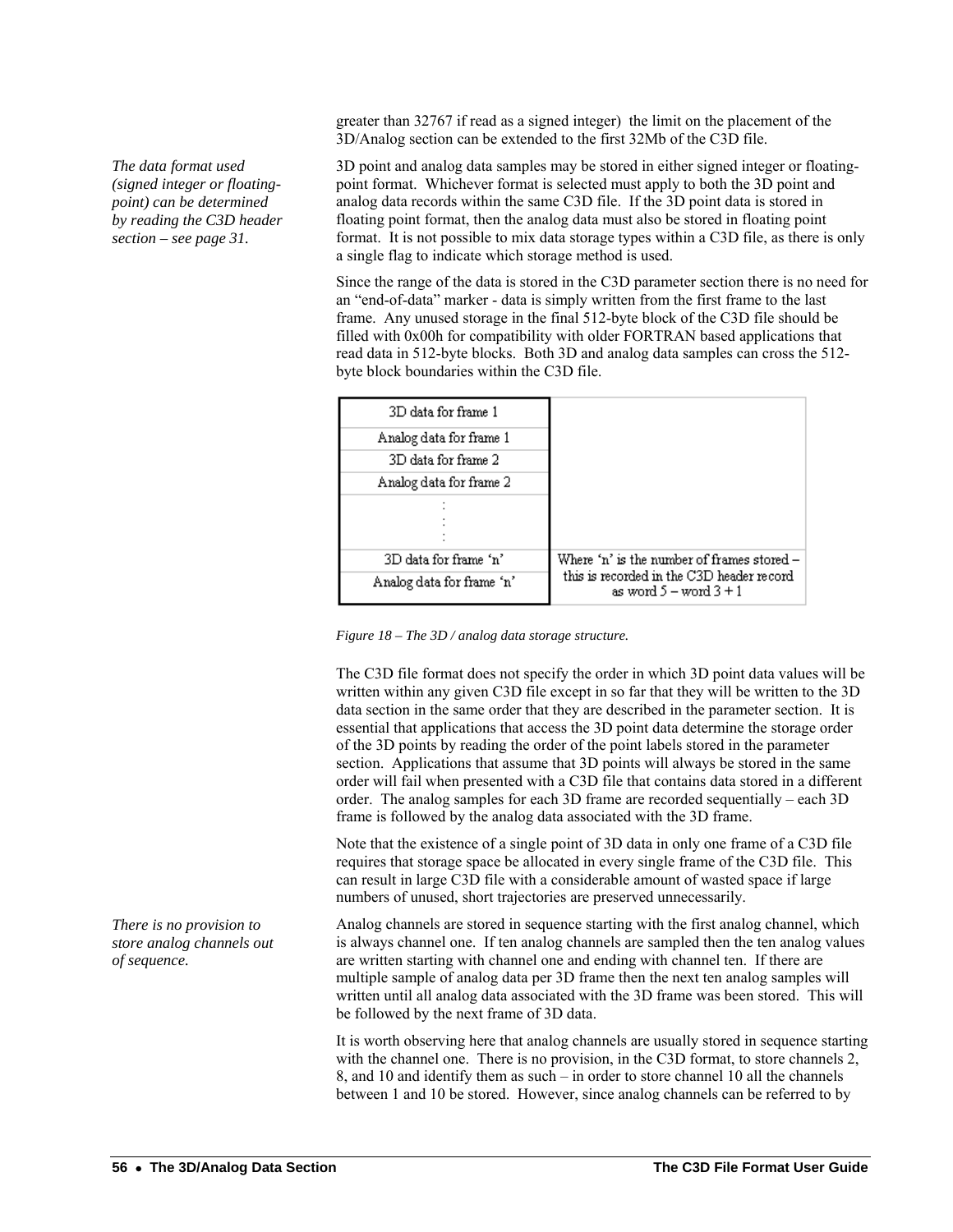greater than 32767 if read as a signed integer) the limit on the placement of the 3D/Analog section can be extended to the first 32Mb of the C3D file.

*The data format used (signed integer or floating-point) can be determined by reading the C3D header section – see page 31.*

3D point and analog data samples may be stored in either signed integer or floating-point format. Whichever format is selected must apply to both the 3D point and analog data records within the same C3D file. If the 3D point data is stored in floating point format, then the analog data must also be stored in floating point format. It is not possible to mix data storage types within a C3D file, as there is only a single flag to indicate which storage method is used.

Since the range of the data is stored in the C3D parameter section there is no need for an "end-of-data" marker - data is simply written from the first frame to the last frame. Any unused storage in the final 512-byte block of the C3D file should be filled with 0x00h for compatibility with older FORTRAN based applications that read data in 512-byte blocks. Both 3D and analog data samples can cross the 512-byte block boundaries within the C3D file.

| | |
|---|---|
| 3D data for frame 1 | |
| Analog data for frame 1 | |
| 3D data for frame 2 | |
| Analog data for frame 2 | |
| :<br>:<br>: | |
| 3D data for frame 'n' | Where 'n' is the number of frames stored – this is recorded in the C3D header record as word 5 – word 3 + 1 |
| Analog data for frame 'n' | |

*Figure 18 – The 3D / analog data storage structure.*

The C3D file format does not specify the order in which 3D point data values will be written within any given C3D file except in so far that they will be written to the 3D data section in the same order that they are described in the parameter section. It is essential that applications that access the 3D point data determine the storage order of the 3D points by reading the order of the point labels stored in the parameter section. Applications that assume that 3D points will always be stored in the same order will fail when presented with a C3D file that contains data stored in a different order. The analog samples for each 3D frame are recorded sequentially – each 3D frame is followed by the analog data associated with the 3D frame.

Note that the existence of a single point of 3D data in only one frame of a C3D file requires that storage space be allocated in every single frame of the C3D file. This can result in large C3D file with a considerable amount of wasted space if large numbers of unused, short trajectories are preserved unnecessarily.

*There is no provision to store analog channels out of sequence.*

Analog channels are stored in sequence starting with the first analog channel, which is always channel one. If ten analog channels are sampled then the ten analog values are written starting with channel one and ending with channel ten. If there are multiple sample of analog data per 3D frame then the next ten analog samples will written until all analog data associated with the 3D frame was been stored. This will be followed by the next frame of 3D data.

It is worth observing here that analog channels are usually stored in sequence starting with the channel one. There is no provision, in the C3D format, to store channels 2, 8, and 10 and identify them as such – in order to store channel 10 all the channels between 1 and 10 be stored. However, since analog channels can be referred to by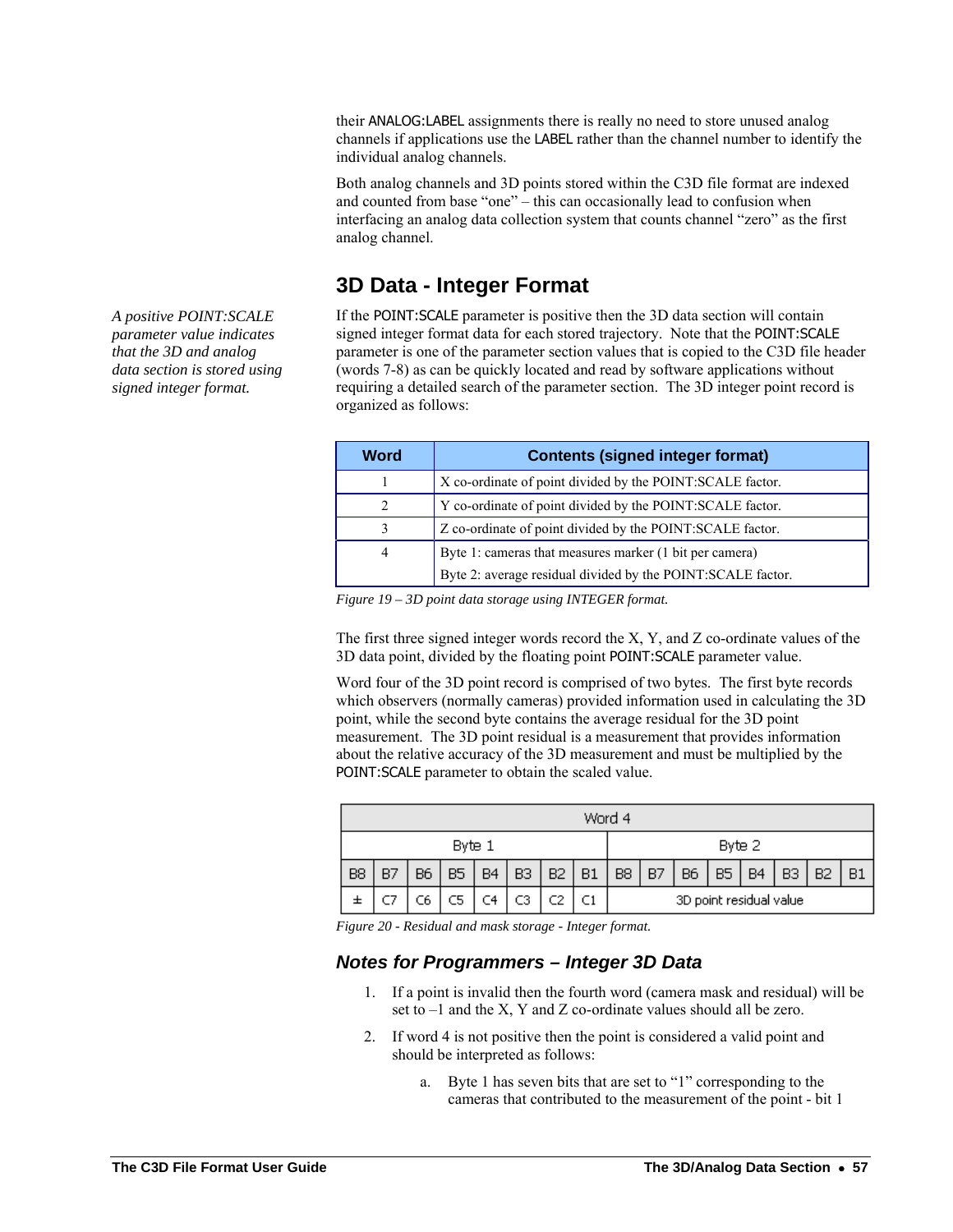their ANALOG:LABEL assignments there is really no need to store unused analog channels if applications use the LABEL rather than the channel number to identify the individual analog channels.

Both analog channels and 3D points stored within the C3D file format are indexed and counted from base "one" – this can occasionally lead to confusion when interfacing an analog data collection system that counts channel "zero" as the first analog channel.

## 3D Data - Integer Format

*A positive POINT:SCALE parameter value indicates that the 3D and analog data section is stored using signed integer format.*

If the POINT:SCALE parameter is positive then the 3D data section will contain signed integer format data for each stored trajectory. Note that the POINT:SCALE parameter is one of the parameter section values that is copied to the C3D file header (words 7-8) as can be quickly located and read by software applications without requiring a detailed search of the parameter section. The 3D integer point record is organized as follows:

| Word | Contents (signed integer format) |
|---|---|
| 1 | X co-ordinate of point divided by the POINT:SCALE factor. |
| 2 | Y co-ordinate of point divided by the POINT:SCALE factor. |
| 3 | Z co-ordinate of point divided by the POINT:SCALE factor. |
| 4 | Byte 1: cameras that measures marker (1 bit per camera)<br>Byte 2: average residual divided by the POINT:SCALE factor. |

*Figure 19 – 3D point data storage using INTEGER format.*

The first three signed integer words record the X, Y, and Z co-ordinate values of the 3D data point, divided by the floating point POINT:SCALE parameter value.

Word four of the 3D point record is comprised of two bytes. The first byte records which observers (normally cameras) provided information used in calculating the 3D point, while the second byte contains the average residual for the 3D point measurement. The 3D point residual is a measurement that provides information about the relative accuracy of the 3D measurement and must be multiplied by the POINT:SCALE parameter to obtain the scaled value.

| Word 4 | | | | | | | | | | | | | | | |
|---|---|---|---|---|---|---|---|---|---|---|---|---|---|---|---|
| Byte 1 | | | | | | | | Byte 2 | | | | | | | |
| B8 | B7 | B6 | B5 | B4 | B3 | B2 | B1 | B8 | B7 | B6 | B5 | B4 | B3 | B2 | B1 |
| ± | C7 | C6 | C5 | C4 | C3 | C2 | C1 | 3D point residual value | | | | | | | |

*Figure 20 - Residual and mask storage - Integer format.*

### *Notes for Programmers – Integer 3D Data*

1. If a point is invalid then the fourth word (camera mask and residual) will be set to –1 and the X, Y and Z co-ordinate values should all be zero.
2. If word 4 is not positive then the point is considered a valid point and should be interpreted as follows:
   a. Byte 1 has seven bits that are set to "1" corresponding to the cameras that contributed to the measurement of the point - bit 1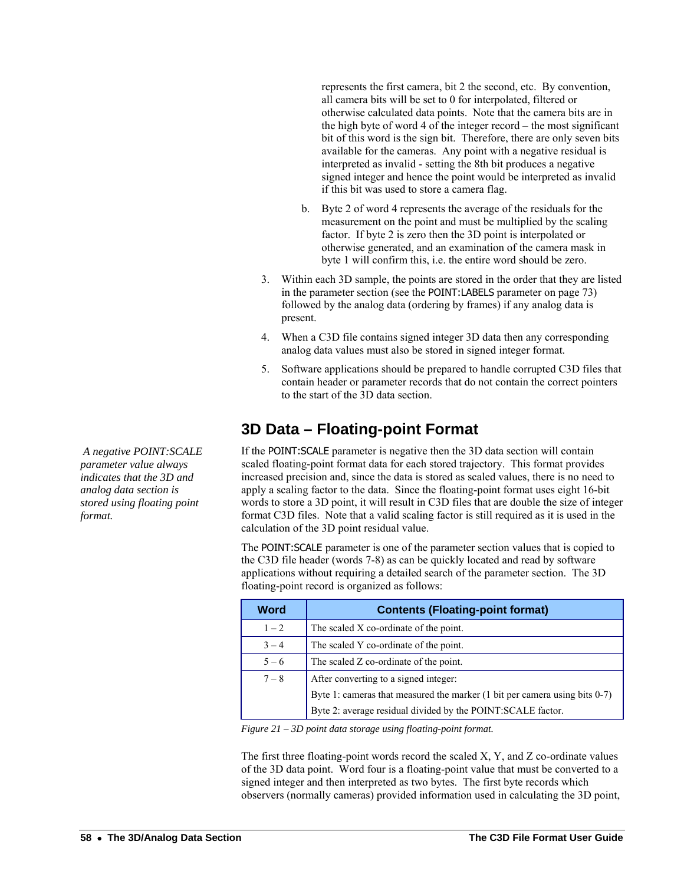represents the first camera, bit 2 the second, etc. By convention, all camera bits will be set to 0 for interpolated, filtered or otherwise calculated data points. Note that the camera bits are in the high byte of word 4 of the integer record – the most significant bit of this word is the sign bit. Therefore, there are only seven bits available for the cameras. Any point with a negative residual is interpreted as invalid - setting the 8th bit produces a negative signed integer and hence the point would be interpreted as invalid if this bit was used to store a camera flag.

b. Byte 2 of word 4 represents the average of the residuals for the measurement on the point and must be multiplied by the scaling factor. If byte 2 is zero then the 3D point is interpolated or otherwise generated, and an examination of the camera mask in byte 1 will confirm this, i.e. the entire word should be zero.

3. Within each 3D sample, the points are stored in the order that they are listed in the parameter section (see the POINT:LABELS parameter on page 73) followed by the analog data (ordering by frames) if any analog data is present.

4. When a C3D file contains signed integer 3D data then any corresponding analog data values must also be stored in signed integer format.

5. Software applications should be prepared to handle corrupted C3D files that contain header or parameter records that do not contain the correct pointers to the start of the 3D data section.

## 3D Data – Floating-point Format

*A negative POINT:SCALE parameter value always indicates that the 3D and analog data section is stored using floating point format.*

If the POINT:SCALE parameter is negative then the 3D data section will contain scaled floating-point format data for each stored trajectory. This format provides increased precision and, since the data is stored as scaled values, there is no need to apply a scaling factor to the data. Since the floating-point format uses eight 16-bit words to store a 3D point, it will result in C3D files that are double the size of integer format C3D files. Note that a valid scaling factor is still required as it is used in the calculation of the 3D point residual value.

The POINT:SCALE parameter is one of the parameter section values that is copied to the C3D file header (words 7-8) as can be quickly located and read by software applications without requiring a detailed search of the parameter section. The 3D floating-point record is organized as follows:

| Word | Contents (Floating-point format) |
|---|---|
| 1 – 2 | The scaled X co-ordinate of the point. |
| 3 – 4 | The scaled Y co-ordinate of the point. |
| 5 – 6 | The scaled Z co-ordinate of the point. |
| 7 – 8 | After converting to a signed integer:<br>Byte 1: cameras that measured the marker (1 bit per camera using bits 0-7)<br>Byte 2: average residual divided by the POINT:SCALE factor. |

*Figure 21 – 3D point data storage using floating-point format.*

The first three floating-point words record the scaled X, Y, and Z co-ordinate values of the 3D data point. Word four is a floating-point value that must be converted to a signed integer and then interpreted as two bytes. The first byte records which observers (normally cameras) provided information used in calculating the 3D point,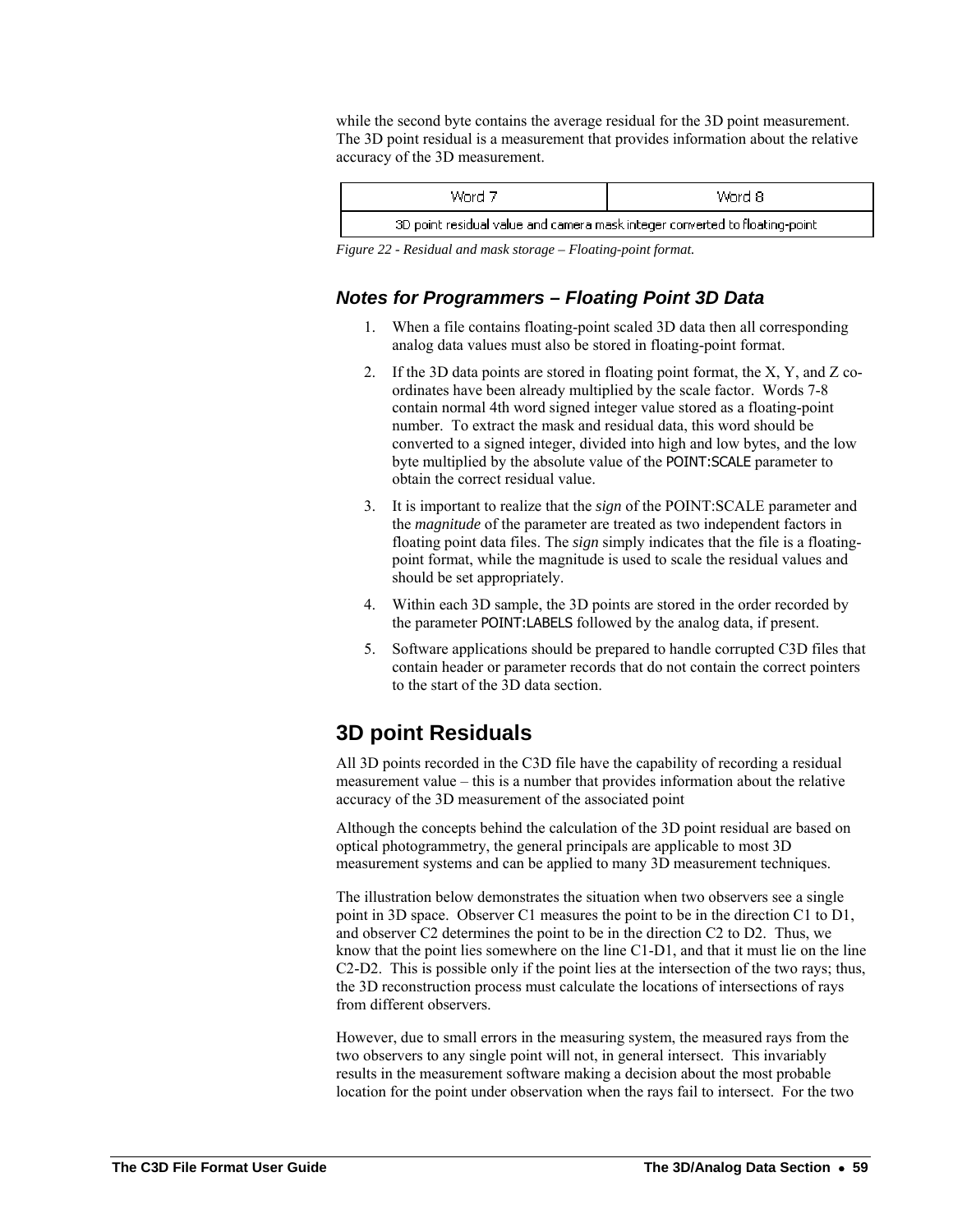while the second byte contains the average residual for the 3D point measurement. The 3D point residual is a measurement that provides information about the relative accuracy of the 3D measurement.

| Word 7 | Word 8 |
|---|---|
| 3D point residual value and camera mask integer converted to floating-point | |

*Figure 22 - Residual and mask storage – Floating-point format.*

### *Notes for Programmers – Floating Point 3D Data*

1. When a file contains floating-point scaled 3D data then all corresponding analog data values must also be stored in floating-point format.
2. If the 3D data points are stored in floating point format, the X, Y, and Z co-ordinates have been already multiplied by the scale factor. Words 7-8 contain normal 4th word signed integer value stored as a floating-point number. To extract the mask and residual data, this word should be converted to a signed integer, divided into high and low bytes, and the low byte multiplied by the absolute value of the POINT:SCALE parameter to obtain the correct residual value.
3. It is important to realize that the ***sign*** of the POINT:SCALE parameter and the ***magnitude*** of the parameter are treated as two independent factors in floating point data files. The ***sign*** simply indicates that the file is a floating-point format, while the magnitude is used to scale the residual values and should be set appropriately.
4. Within each 3D sample, the 3D points are stored in the order recorded by the parameter POINT:LABELS followed by the analog data, if present.
5. Software applications should be prepared to handle corrupted C3D files that contain header or parameter records that do not contain the correct pointers to the start of the 3D data section.

## 3D point Residuals

All 3D points recorded in the C3D file have the capability of recording a residual measurement value – this is a number that provides information about the relative accuracy of the 3D measurement of the associated point

Although the concepts behind the calculation of the 3D point residual are based on optical photogrammetry, the general principals are applicable to most 3D measurement systems and can be applied to many 3D measurement techniques.

The illustration below demonstrates the situation when two observers see a single point in 3D space. Observer C1 measures the point to be in the direction C1 to D1, and observer C2 determines the point to be in the direction C2 to D2. Thus, we know that the point lies somewhere on the line C1-D1, and that it must lie on the line C2-D2. This is possible only if the point lies at the intersection of the two rays; thus, the 3D reconstruction process must calculate the locations of intersections of rays from different observers.

However, due to small errors in the measuring system, the measured rays from the two observers to any single point will not, in general intersect. This invariably results in the measurement software making a decision about the most probable location for the point under observation when the rays fail to intersect. For the two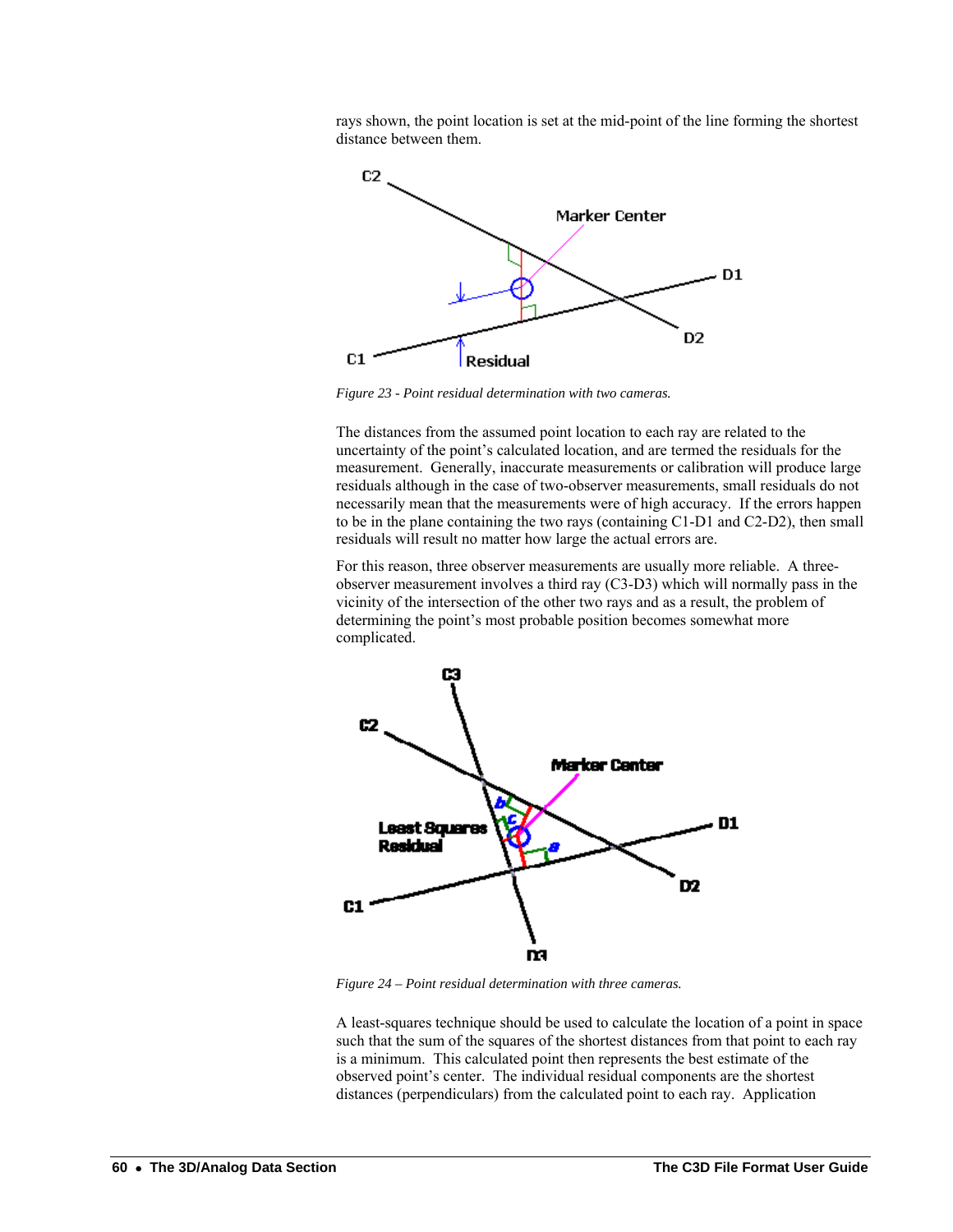rays shown, the point location is set at the mid-point of the line forming the shortest distance between them.

*Figure 23 - Point residual determination with two cameras.*

The distances from the assumed point location to each ray are related to the uncertainty of the point's calculated location, and are termed the residuals for the measurement. Generally, inaccurate measurements or calibration will produce large residuals although in the case of two-observer measurements, small residuals do not necessarily mean that the measurements were of high accuracy. If the errors happen to be in the plane containing the two rays (containing C1-D1 and C2-D2), then small residuals will result no matter how large the actual errors are.

For this reason, three observer measurements are usually more reliable. A three-observer measurement involves a third ray (C3-D3) which will normally pass in the vicinity of the intersection of the other two rays and as a result, the problem of determining the point's most probable position becomes somewhat more complicated.

*Figure 24 – Point residual determination with three cameras.*

A least-squares technique should be used to calculate the location of a point in space such that the sum of the squares of the shortest distances from that point to each ray is a minimum. This calculated point then represents the best estimate of the observed point's center. The individual residual components are the shortest distances (perpendiculars) from the calculated point to each ray. Application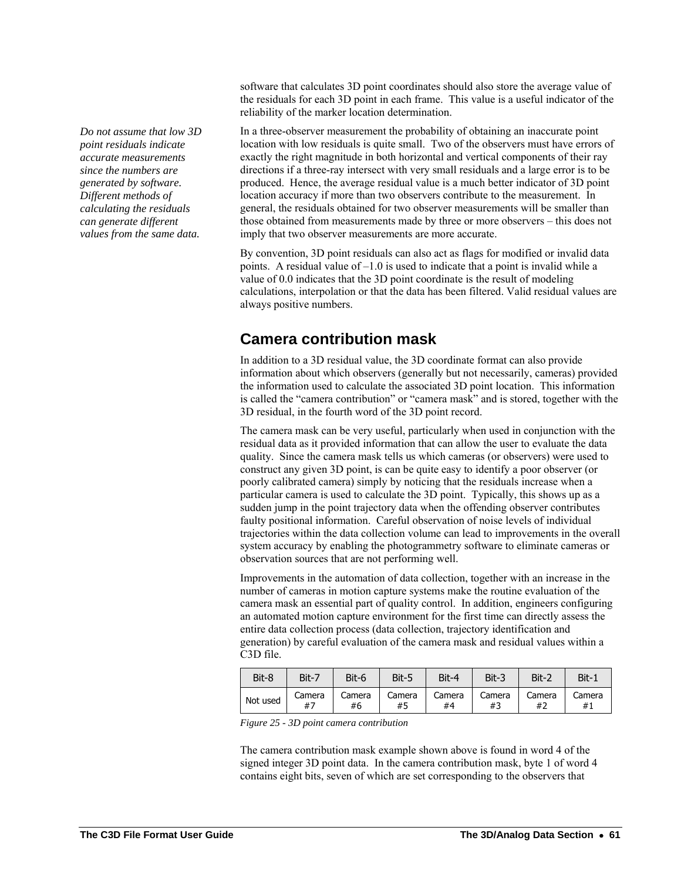software that calculates 3D point coordinates should also store the average value of the residuals for each 3D point in each frame. This value is a useful indicator of the reliability of the marker location determination.

*Do not assume that low 3D point residuals indicate accurate measurements since the numbers are generated by software. Different methods of calculating the residuals can generate different values from the same data.*

In a three-observer measurement the probability of obtaining an inaccurate point location with low residuals is quite small. Two of the observers must have errors of exactly the right magnitude in both horizontal and vertical components of their ray directions if a three-ray intersect with very small residuals and a large error is to be produced. Hence, the average residual value is a much better indicator of 3D point location accuracy if more than two observers contribute to the measurement. In general, the residuals obtained for two observer measurements will be smaller than those obtained from measurements made by three or more observers – this does not imply that two observer measurements are more accurate.

By convention, 3D point residuals can also act as flags for modified or invalid data points. A residual value of –1.0 is used to indicate that a point is invalid while a value of 0.0 indicates that the 3D point coordinate is the result of modeling calculations, interpolation or that the data has been filtered. Valid residual values are always positive numbers.

## Camera contribution mask

In addition to a 3D residual value, the 3D coordinate format can also provide information about which observers (generally but not necessarily, cameras) provided the information used to calculate the associated 3D point location. This information is called the "camera contribution" or "camera mask" and is stored, together with the 3D residual, in the fourth word of the 3D point record.

The camera mask can be very useful, particularly when used in conjunction with the residual data as it provided information that can allow the user to evaluate the data quality. Since the camera mask tells us which cameras (or observers) were used to construct any given 3D point, is can be quite easy to identify a poor observer (or poorly calibrated camera) simply by noticing that the residuals increase when a particular camera is used to calculate the 3D point. Typically, this shows up as a sudden jump in the point trajectory data when the offending observer contributes faulty positional information. Careful observation of noise levels of individual trajectories within the data collection volume can lead to improvements in the overall system accuracy by enabling the photogrammetry software to eliminate cameras or observation sources that are not performing well.

Improvements in the automation of data collection, together with an increase in the number of cameras in motion capture systems make the routine evaluation of the camera mask an essential part of quality control. In addition, engineers configuring an automated motion capture environment for the first time can directly assess the entire data collection process (data collection, trajectory identification and generation) by careful evaluation of the camera mask and residual values within a C3D file.

| Bit-8 | Bit-7 | Bit-6 | Bit-5 | Bit-4 | Bit-3 | Bit-2 | Bit-1 |
|---|---|---|---|---|---|---|---|
| Not used | Camera #7 | Camera #6 | Camera #5 | Camera #4 | Camera #3 | Camera #2 | Camera #1 |

*Figure 25 - 3D point camera contribution*

The camera contribution mask example shown above is found in word 4 of the signed integer 3D point data. In the camera contribution mask, byte 1 of word 4 contains eight bits, seven of which are set corresponding to the observers that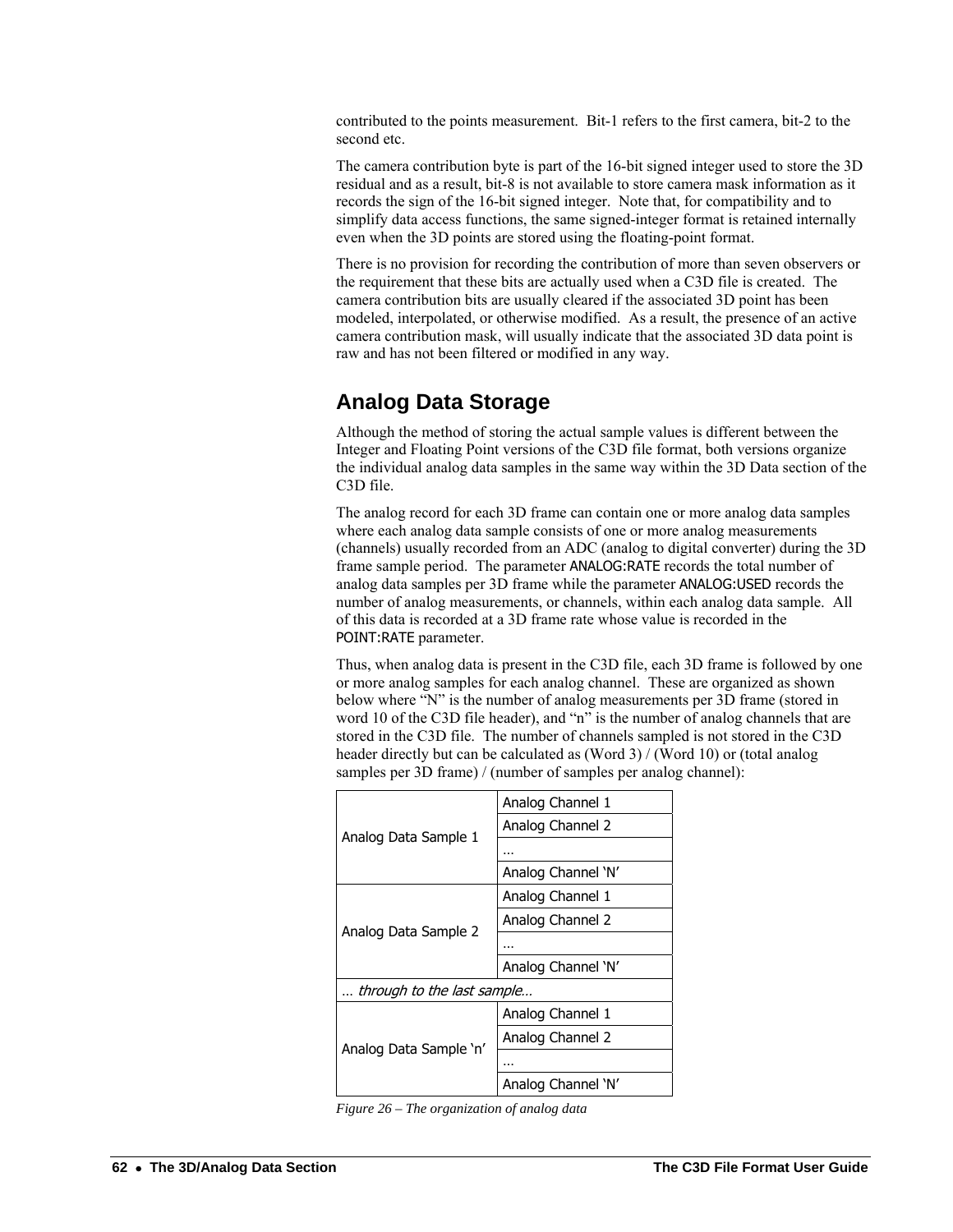contributed to the points measurement. Bit-1 refers to the first camera, bit-2 to the second etc.

The camera contribution byte is part of the 16-bit signed integer used to store the 3D residual and as a result, bit-8 is not available to store camera mask information as it records the sign of the 16-bit signed integer. Note that, for compatibility and to simplify data access functions, the same signed-integer format is retained internally even when the 3D points are stored using the floating-point format.

There is no provision for recording the contribution of more than seven observers or the requirement that these bits are actually used when a C3D file is created. The camera contribution bits are usually cleared if the associated 3D point has been modeled, interpolated, or otherwise modified. As a result, the presence of an active camera contribution mask, will usually indicate that the associated 3D data point is raw and has not been filtered or modified in any way.

## Analog Data Storage

Although the method of storing the actual sample values is different between the Integer and Floating Point versions of the C3D file format, both versions organize the individual analog data samples in the same way within the 3D Data section of the C3D file.

The analog record for each 3D frame can contain one or more analog data samples where each analog data sample consists of one or more analog measurements (channels) usually recorded from an ADC (analog to digital converter) during the 3D frame sample period. The parameter ANALOG:RATE records the total number of analog data samples per 3D frame while the parameter ANALOG:USED records the number of analog measurements, or channels, within each analog data sample. All of this data is recorded at a 3D frame rate whose value is recorded in the POINT:RATE parameter.

Thus, when analog data is present in the C3D file, each 3D frame is followed by one or more analog samples for each analog channel. These are organized as shown below where "N" is the number of analog measurements per 3D frame (stored in word 10 of the C3D file header), and "n" is the number of analog channels that are stored in the C3D file. The number of channels sampled is not stored in the C3D header directly but can be calculated as (Word 3) / (Word 10) or (total analog samples per 3D frame) / (number of samples per analog channel):

| | |
|---|---|
| Analog Data Sample 1 | Analog Channel 1 |
| | Analog Channel 2 |
| | … |
| | Analog Channel 'N' |
| Analog Data Sample 2 | Analog Channel 1 |
| | Analog Channel 2 |
| | … |
| | Analog Channel 'N' |
| *… through to the last sample…* | |
| Analog Data Sample 'n' | Analog Channel 1 |
| | Analog Channel 2 |
| | … |
| | Analog Channel 'N' |

*Figure 26 – The organization of analog data*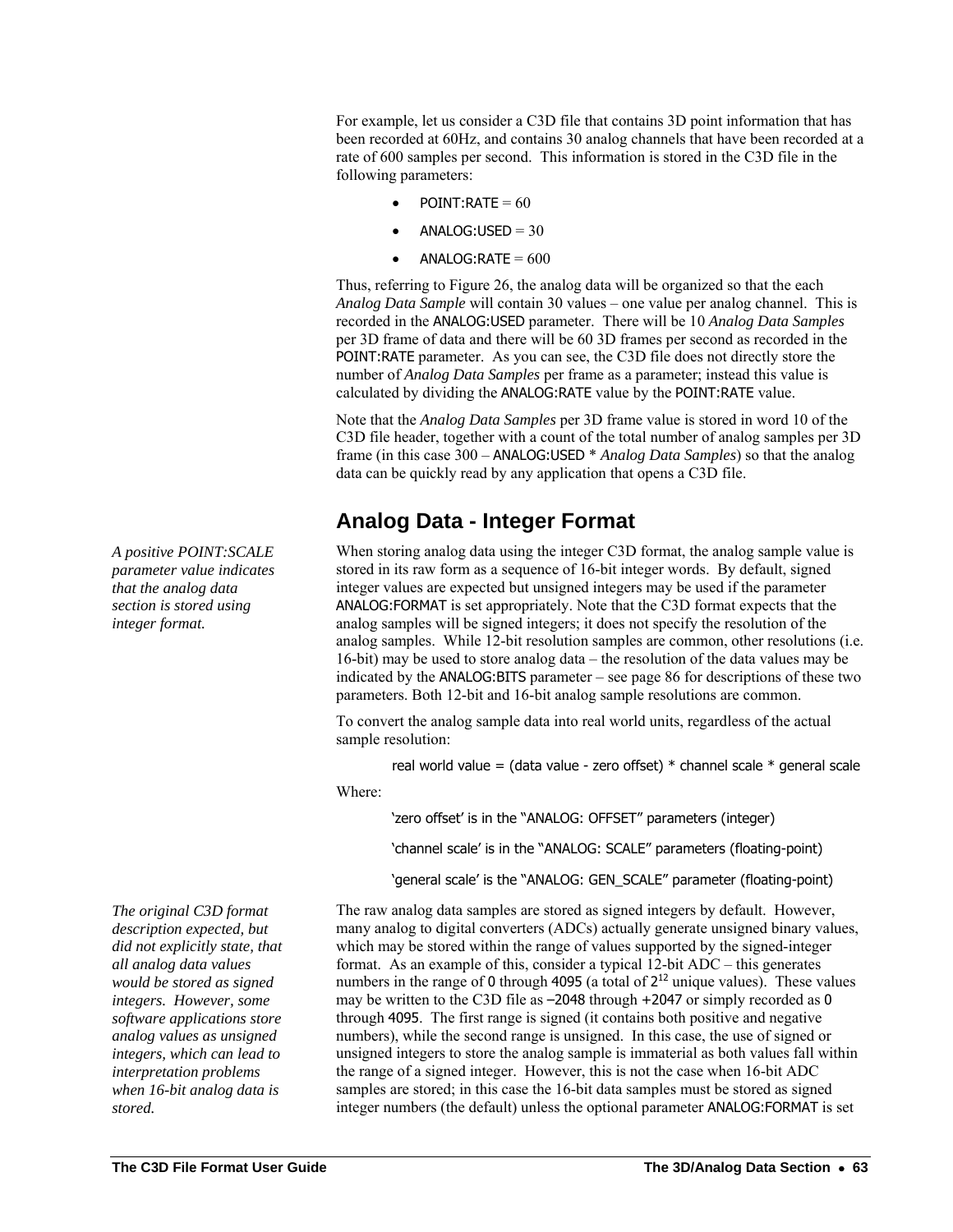For example, let us consider a C3D file that contains 3D point information that has been recorded at 60Hz, and contains 30 analog channels that have been recorded at a rate of 600 samples per second. This information is stored in the C3D file in the following parameters:

- POINT:RATE = 60
- ANALOG:USED = 30
- ANALOG:RATE = 600

Thus, referring to Figure 26, the analog data will be organized so that the each *Analog Data Sample* will contain 30 values – one value per analog channel. This is recorded in the ANALOG:USED parameter. There will be 10 *Analog Data Samples* per 3D frame of data and there will be 60 3D frames per second as recorded in the POINT:RATE parameter. As you can see, the C3D file does not directly store the number of *Analog Data Samples* per frame as a parameter; instead this value is calculated by dividing the ANALOG:RATE value by the POINT:RATE value.

Note that the *Analog Data Samples* per 3D frame value is stored in word 10 of the C3D file header, together with a count of the total number of analog samples per 3D frame (in this case 300 – ANALOG:USED * *Analog Data Samples*) so that the analog data can be quickly read by any application that opens a C3D file.

## Analog Data - Integer Format

*A positive POINT:SCALE parameter value indicates that the analog data section is stored using integer format.*

When storing analog data using the integer C3D format, the analog sample value is stored in its raw form as a sequence of 16-bit integer words. By default, signed integer values are expected but unsigned integers may be used if the parameter ANALOG:FORMAT is set appropriately. Note that the C3D format expects that the analog samples will be signed integers; it does not specify the resolution of the analog samples. While 12-bit resolution samples are common, other resolutions (i.e. 16-bit) may be used to store analog data – the resolution of the data values may be indicated by the ANALOG:BITS parameter – see page 86 for descriptions of these two parameters. Both 12-bit and 16-bit analog sample resolutions are common.

To convert the analog sample data into real world units, regardless of the actual sample resolution:

real world value = (data value - zero offset) * channel scale * general scale

Where:

'zero offset' is in the "ANALOG: OFFSET" parameters (integer)

'channel scale' is in the "ANALOG: SCALE" parameters (floating-point)

'general scale' is the "ANALOG: GEN_SCALE" parameter (floating-point)

*The original C3D format description expected, but did not explicitly state, that all analog data values would be stored as signed integers. However, some software applications store analog values as unsigned integers, which can lead to interpretation problems when 16-bit analog data is stored.*

The raw analog data samples are stored as signed integers by default. However, many analog to digital converters (ADCs) actually generate unsigned binary values, which may be stored within the range of values supported by the signed-integer format. As an example of this, consider a typical 12-bit ADC – this generates numbers in the range of 0 through 4095 (a total of $2^{12}$ unique values). These values may be written to the C3D file as –2048 through +2047 or simply recorded as 0 through 4095. The first range is signed (it contains both positive and negative numbers), while the second range is unsigned. In this case, the use of signed or unsigned integers to store the analog sample is immaterial as both values fall within the range of a signed integer. However, this is not the case when 16-bit ADC samples are stored; in this case the 16-bit data samples must be stored as signed integer numbers (the default) unless the optional parameter ANALOG:FORMAT is set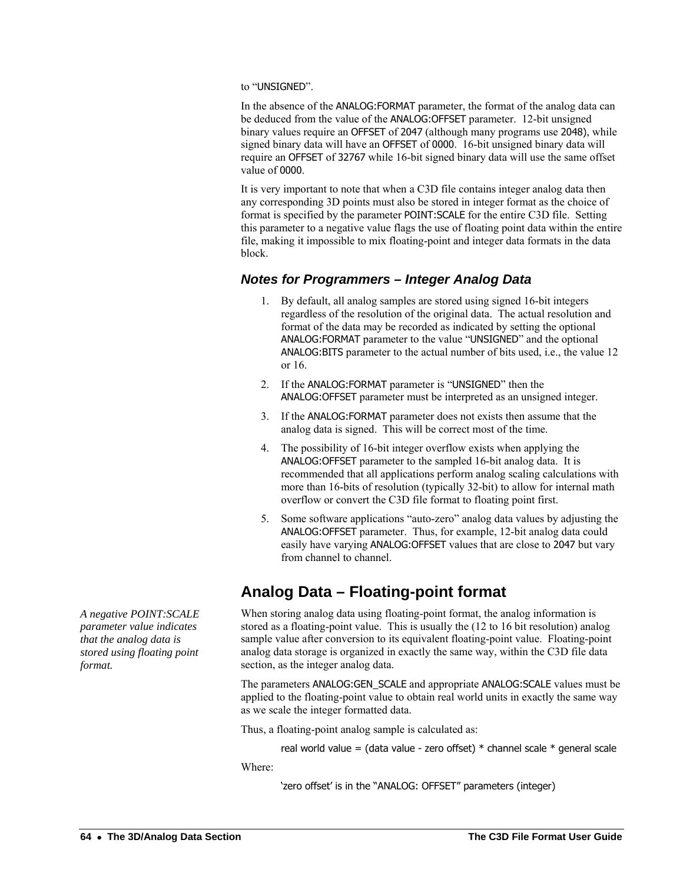to "UNSIGNED".

In the absence of the ANALOG:FORMAT parameter, the format of the analog data can be deduced from the value of the ANALOG:OFFSET parameter. 12-bit unsigned binary values require an OFFSET of 2047 (although many programs use 2048), while signed binary data will have an OFFSET of 0000. 16-bit unsigned binary data will require an OFFSET of 32767 while 16-bit signed binary data will use the same offset value of 0000.

It is very important to note that when a C3D file contains integer analog data then any corresponding 3D points must also be stored in integer format as the choice of format is specified by the parameter POINT:SCALE for the entire C3D file. Setting this parameter to a negative value flags the use of floating point data within the entire file, making it impossible to mix floating-point and integer data formats in the data block.

### Notes for Programmers – Integer Analog Data

1. By default, all analog samples are stored using signed 16-bit integers regardless of the resolution of the original data. The actual resolution and format of the data may be recorded as indicated by setting the optional ANALOG:FORMAT parameter to the value "UNSIGNED" and the optional ANALOG:BITS parameter to the actual number of bits used, i.e., the value 12 or 16.
2. If the ANALOG:FORMAT parameter is "UNSIGNED" then the ANALOG:OFFSET parameter must be interpreted as an unsigned integer.
3. If the ANALOG:FORMAT parameter does not exists then assume that the analog data is signed. This will be correct most of the time.
4. The possibility of 16-bit integer overflow exists when applying the ANALOG:OFFSET parameter to the sampled 16-bit analog data. It is recommended that all applications perform analog scaling calculations with more than 16-bits of resolution (typically 32-bit) to allow for internal math overflow or convert the C3D file format to floating point first.
5. Some software applications "auto-zero" analog data values by adjusting the ANALOG:OFFSET parameter. Thus, for example, 12-bit analog data could easily have varying ANALOG:OFFSET values that are close to 2047 but vary from channel to channel.

## Analog Data – Floating-point format

*A negative POINT:SCALE parameter value indicates that the analog data is stored using floating point format.*

When storing analog data using floating-point format, the analog information is stored as a floating-point value. This is usually the (12 to 16 bit resolution) analog sample value after conversion to its equivalent floating-point value. Floating-point analog data storage is organized in exactly the same way, within the C3D file data section, as the integer analog data.

The parameters ANALOG:GEN_SCALE and appropriate ANALOG:SCALE values must be applied to the floating-point value to obtain real world units in exactly the same way as we scale the integer formatted data.

Thus, a floating-point analog sample is calculated as:

real world value = (data value - zero offset) * channel scale * general scale

Where:

'zero offset' is in the "ANALOG: OFFSET" parameters (integer)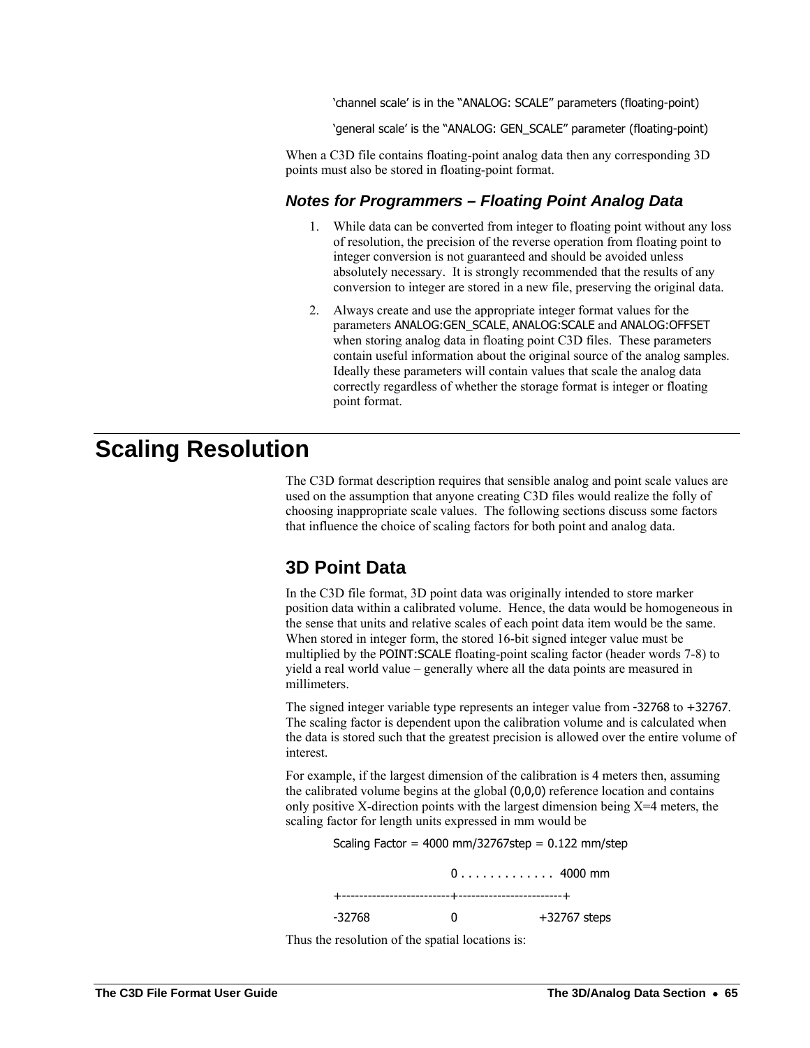'channel scale' is in the "ANALOG: SCALE" parameters (floating-point)

'general scale' is the "ANALOG: GEN_SCALE" parameter (floating-point)

When a C3D file contains floating-point analog data then any corresponding 3D points must also be stored in floating-point format.

### *Notes for Programmers – Floating Point Analog Data*

1. While data can be converted from integer to floating point without any loss of resolution, the precision of the reverse operation from floating point to integer conversion is not guaranteed and should be avoided unless absolutely necessary. It is strongly recommended that the results of any conversion to integer are stored in a new file, preserving the original data.
2. Always create and use the appropriate integer format values for the parameters ANALOG:GEN_SCALE, ANALOG:SCALE and ANALOG:OFFSET when storing analog data in floating point C3D files. These parameters contain useful information about the original source of the analog samples. Ideally these parameters will contain values that scale the analog data correctly regardless of whether the storage format is integer or floating point format.

# Scaling Resolution

The C3D format description requires that sensible analog and point scale values are used on the assumption that anyone creating C3D files would realize the folly of choosing inappropriate scale values. The following sections discuss some factors that influence the choice of scaling factors for both point and analog data.

## 3D Point Data

In the C3D file format, 3D point data was originally intended to store marker position data within a calibrated volume. Hence, the data would be homogeneous in the sense that units and relative scales of each point data item would be the same. When stored in integer form, the stored 16-bit signed integer value must be multiplied by the POINT:SCALE floating-point scaling factor (header words 7-8) to yield a real world value – generally where all the data points are measured in millimeters.

The signed integer variable type represents an integer value from -32768 to +32767. The scaling factor is dependent upon the calibration volume and is calculated when the data is stored such that the greatest precision is allowed over the entire volume of interest.

For example, if the largest dimension of the calibration is 4 meters then, assuming the calibrated volume begins at the global (0,0,0) reference location and contains only positive X-direction points with the largest dimension being X=4 meters, the scaling factor for length units expressed in mm would be

```
Scaling Factor = 4000 mm/32767step = 0.122 mm/step

                        0 . . . . . . . . . . . . .  4000 mm
+-------------------------+-------------------------+
-32768                    0                         +32767 steps
```

Thus the resolution of the spatial locations is: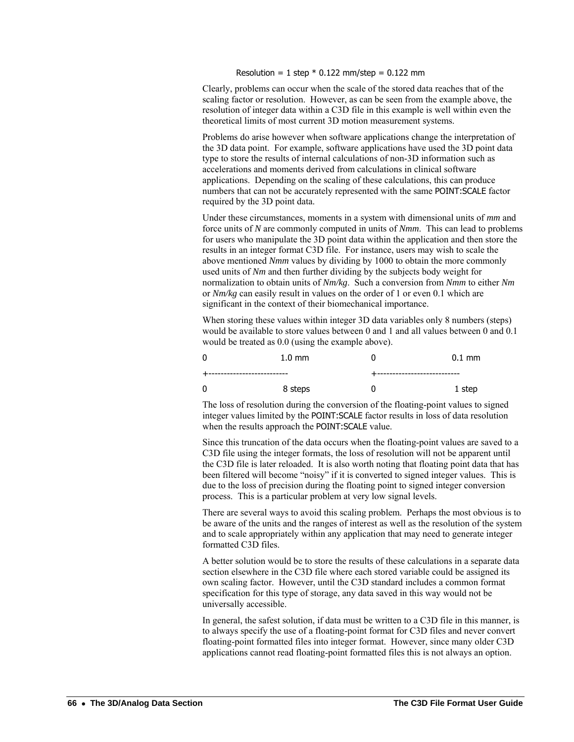Resolution = 1 step * 0.122 mm/step = 0.122 mm

Clearly, problems can occur when the scale of the stored data reaches that of the scaling factor or resolution. However, as can be seen from the example above, the resolution of integer data within a C3D file in this example is well within even the theoretical limits of most current 3D motion measurement systems.

Problems do arise however when software applications change the interpretation of the 3D data point. For example, software applications have used the 3D point data type to store the results of internal calculations of non-3D information such as accelerations and moments derived from calculations in clinical software applications. Depending on the scaling of these calculations, this can produce numbers that can not be accurately represented with the same POINT:SCALE factor required by the 3D point data.

Under these circumstances, moments in a system with dimensional units of *mm* and force units of *N* are commonly computed in units of *Nmm*. This can lead to problems for users who manipulate the 3D point data within the application and then store the results in an integer format C3D file. For instance, users may wish to scale the above mentioned *Nmm* values by dividing by 1000 to obtain the more commonly used units of *Nm* and then further dividing by the subjects body weight for normalization to obtain units of *Nm/kg*. Such a conversion from *Nmm* to either *Nm* or *Nm/kg* can easily result in values on the order of 1 or even 0.1 which are significant in the context of their biomechanical importance.

When storing these values within integer 3D data variables only 8 numbers (steps) would be available to store values between 0 and 1 and all values between 0 and 0.1 would be treated as 0.0 (using the example above).

```
0            1.0 mm        0             0.1 mm
+--------------------------  +---------------------------
0            8 steps       0             1 step
```

The loss of resolution during the conversion of the floating-point values to signed integer values limited by the POINT:SCALE factor results in loss of data resolution when the results approach the POINT:SCALE value.

Since this truncation of the data occurs when the floating-point values are saved to a C3D file using the integer formats, the loss of resolution will not be apparent until the C3D file is later reloaded. It is also worth noting that floating point data that has been filtered will become "noisy" if it is converted to signed integer values. This is due to the loss of precision during the floating point to signed integer conversion process. This is a particular problem at very low signal levels.

There are several ways to avoid this scaling problem. Perhaps the most obvious is to be aware of the units and the ranges of interest as well as the resolution of the system and to scale appropriately within any application that may need to generate integer formatted C3D files.

A better solution would be to store the results of these calculations in a separate data section elsewhere in the C3D file where each stored variable could be assigned its own scaling factor. However, until the C3D standard includes a common format specification for this type of storage, any data saved in this way would not be universally accessible.

In general, the safest solution, if data must be written to a C3D file in this manner, is to always specify the use of a floating-point format for C3D files and never convert floating-point formatted files into integer format. However, since many older C3D applications cannot read floating-point formatted files this is not always an option.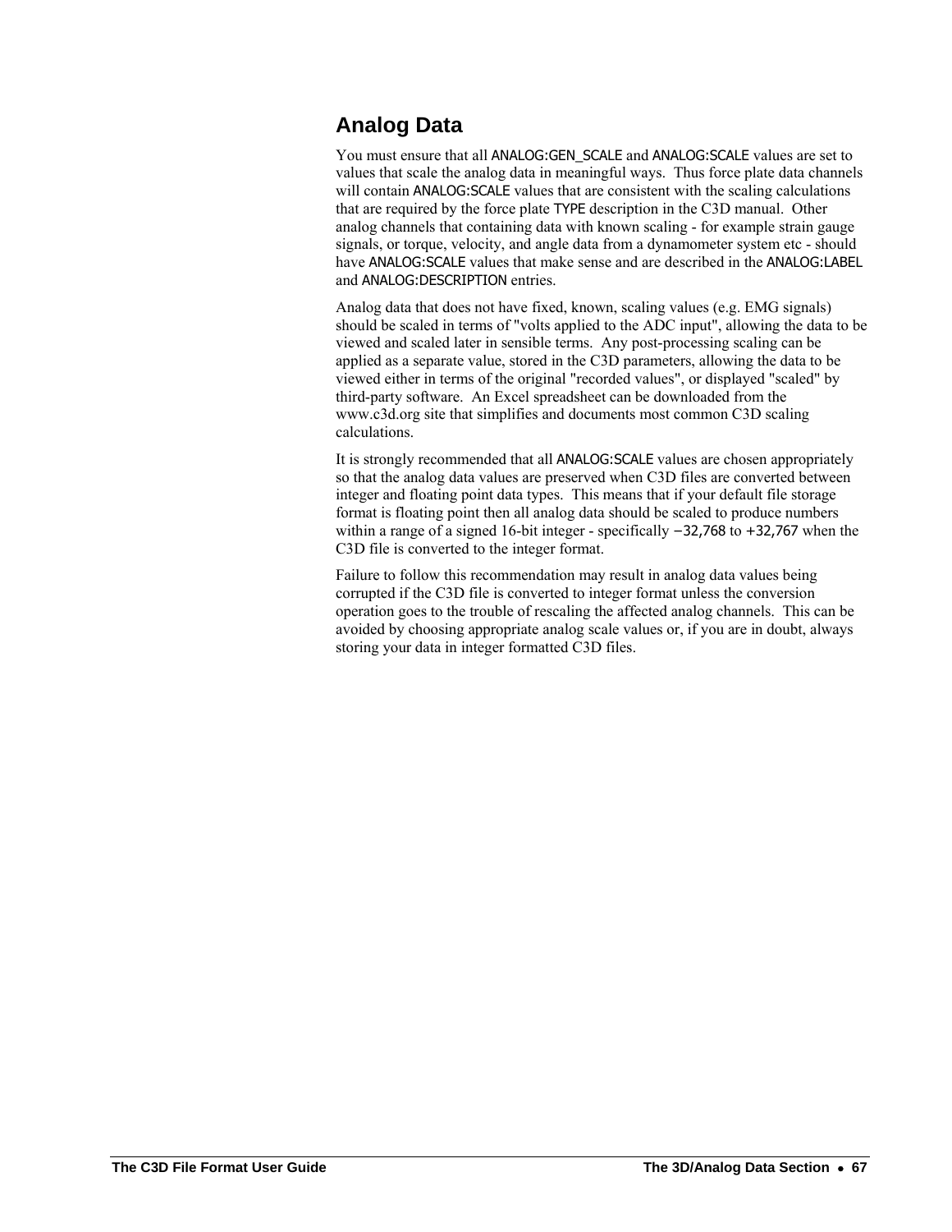## Analog Data

You must ensure that all ANALOG:GEN_SCALE and ANALOG:SCALE values are set to values that scale the analog data in meaningful ways. Thus force plate data channels will contain ANALOG:SCALE values that are consistent with the scaling calculations that are required by the force plate TYPE description in the C3D manual. Other analog channels that containing data with known scaling - for example strain gauge signals, or torque, velocity, and angle data from a dynamometer system etc - should have ANALOG:SCALE values that make sense and are described in the ANALOG:LABEL and ANALOG:DESCRIPTION entries.

Analog data that does not have fixed, known, scaling values (e.g. EMG signals) should be scaled in terms of "volts applied to the ADC input", allowing the data to be viewed and scaled later in sensible terms. Any post-processing scaling can be applied as a separate value, stored in the C3D parameters, allowing the data to be viewed either in terms of the original "recorded values", or displayed "scaled" by third-party software. An Excel spreadsheet can be downloaded from the www.c3d.org site that simplifies and documents most common C3D scaling calculations.

It is strongly recommended that all ANALOG:SCALE values are chosen appropriately so that the analog data values are preserved when C3D files are converted between integer and floating point data types. This means that if your default file storage format is floating point then all analog data should be scaled to produce numbers within a range of a signed 16-bit integer - specifically −32,768 to +32,767 when the C3D file is converted to the integer format.

Failure to follow this recommendation may result in analog data values being corrupted if the C3D file is converted to integer format unless the conversion operation goes to the trouble of rescaling the affected analog channels. This can be avoided by choosing appropriate analog scale values or, if you are in doubt, always storing your data in integer formatted C3D files.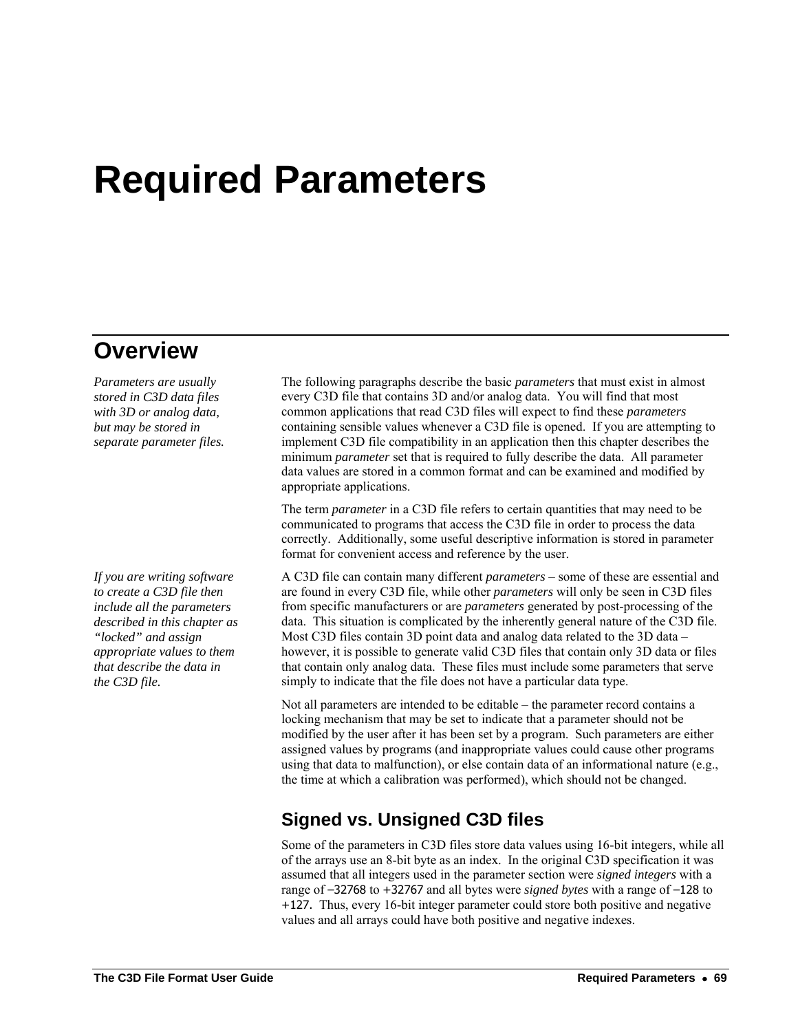# Required Parameters

## Overview

*Parameters are usually stored in C3D data files with 3D or analog data, but may be stored in separate parameter files.*

The following paragraphs describe the basic *parameters* that must exist in almost every C3D file that contains 3D and/or analog data. You will find that most common applications that read C3D files will expect to find these *parameters* containing sensible values whenever a C3D file is opened. If you are attempting to implement C3D file compatibility in an application then this chapter describes the minimum *parameter* set that is required to fully describe the data. All parameter data values are stored in a common format and can be examined and modified by appropriate applications.

The term *parameter* in a C3D file refers to certain quantities that may need to be communicated to programs that access the C3D file in order to process the data correctly. Additionally, some useful descriptive information is stored in parameter format for convenient access and reference by the user.

*If you are writing software to create a C3D file then include all the parameters described in this chapter as "locked" and assign appropriate values to them that describe the data in the C3D file.*

A C3D file can contain many different *parameters* – some of these are essential and are found in every C3D file, while other *parameters* will only be seen in C3D files from specific manufacturers or are *parameters* generated by post-processing of the data. This situation is complicated by the inherently general nature of the C3D file. Most C3D files contain 3D point data and analog data related to the 3D data – however, it is possible to generate valid C3D files that contain only 3D data or files that contain only analog data. These files must include some parameters that serve simply to indicate that the file does not have a particular data type.

Not all parameters are intended to be editable – the parameter record contains a locking mechanism that may be set to indicate that a parameter should not be modified by the user after it has been set by a program. Such parameters are either assigned values by programs (and inappropriate values could cause other programs using that data to malfunction), or else contain data of an informational nature (e.g., the time at which a calibration was performed), which should not be changed.

### Signed vs. Unsigned C3D files

Some of the parameters in C3D files store data values using 16-bit integers, while all of the arrays use an 8-bit byte as an index. In the original C3D specification it was assumed that all integers used in the parameter section were *signed integers* with a range of −32768 to +32767 and all bytes were *signed bytes* with a range of −128 to +127. Thus, every 16-bit integer parameter could store both positive and negative values and all arrays could have both positive and negative indexes.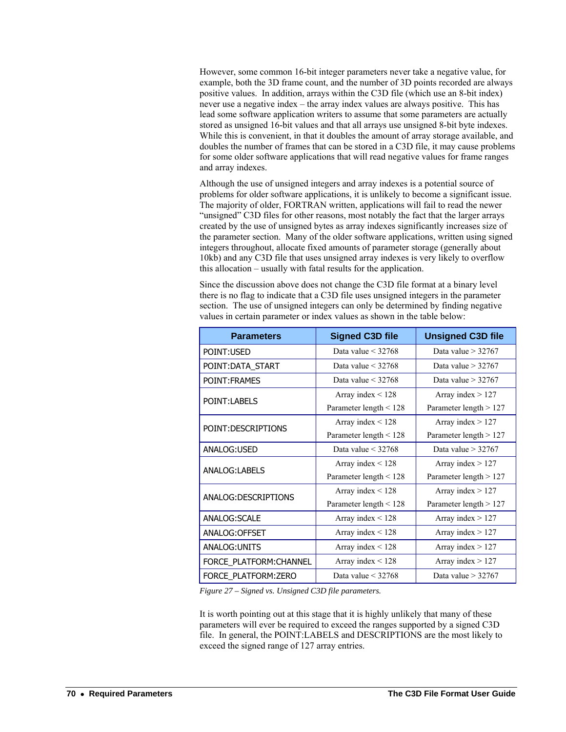However, some common 16-bit integer parameters never take a negative value, for example, both the 3D frame count, and the number of 3D points recorded are always positive values. In addition, arrays within the C3D file (which use an 8-bit index) never use a negative index – the array index values are always positive. This has lead some software application writers to assume that some parameters are actually stored as unsigned 16-bit values and that all arrays use unsigned 8-bit byte indexes. While this is convenient, in that it doubles the amount of array storage available, and doubles the number of frames that can be stored in a C3D file, it may cause problems for some older software applications that will read negative values for frame ranges and array indexes.

Although the use of unsigned integers and array indexes is a potential source of problems for older software applications, it is unlikely to become a significant issue. The majority of older, FORTRAN written, applications will fail to read the newer "unsigned" C3D files for other reasons, most notably the fact that the larger arrays created by the use of unsigned bytes as array indexes significantly increases size of the parameter section. Many of the older software applications, written using signed integers throughout, allocate fixed amounts of parameter storage (generally about 10kb) and any C3D file that uses unsigned array indexes is very likely to overflow this allocation – usually with fatal results for the application.

Since the discussion above does not change the C3D file format at a binary level there is no flag to indicate that a C3D file uses unsigned integers in the parameter section. The use of unsigned integers can only be determined by finding negative values in certain parameter or index values as shown in the table below:

| Parameters | Signed C3D file | Unsigned C3D file |
|---|---|---|
| POINT:USED | Data value < 32768 | Data value > 32767 |
| POINT:DATA_START | Data value < 32768 | Data value > 32767 |
| POINT:FRAMES | Data value < 32768 | Data value > 32767 |
| POINT:LABELS | Array index < 128<br>Parameter length < 128 | Array index > 127<br>Parameter length > 127 |
| POINT:DESCRIPTIONS | Array index < 128<br>Parameter length < 128 | Array index > 127<br>Parameter length > 127 |
| ANALOG:USED | Data value < 32768 | Data value > 32767 |
| ANALOG:LABELS | Array index < 128<br>Parameter length < 128 | Array index > 127<br>Parameter length > 127 |
| ANALOG:DESCRIPTIONS | Array index < 128<br>Parameter length < 128 | Array index > 127<br>Parameter length > 127 |
| ANALOG:SCALE | Array index < 128 | Array index > 127 |
| ANALOG:OFFSET | Array index < 128 | Array index > 127 |
| ANALOG:UNITS | Array index < 128 | Array index > 127 |
| FORCE_PLATFORM:CHANNEL | Array index < 128 | Array index > 127 |
| FORCE_PLATFORM:ZERO | Data value < 32768 | Data value > 32767 |

*Figure 27 – Signed vs. Unsigned C3D file parameters.*

It is worth pointing out at this stage that it is highly unlikely that many of these parameters will ever be required to exceed the ranges supported by a signed C3D file. In general, the POINT:LABELS and DESCRIPTIONS are the most likely to exceed the signed range of 127 array entries.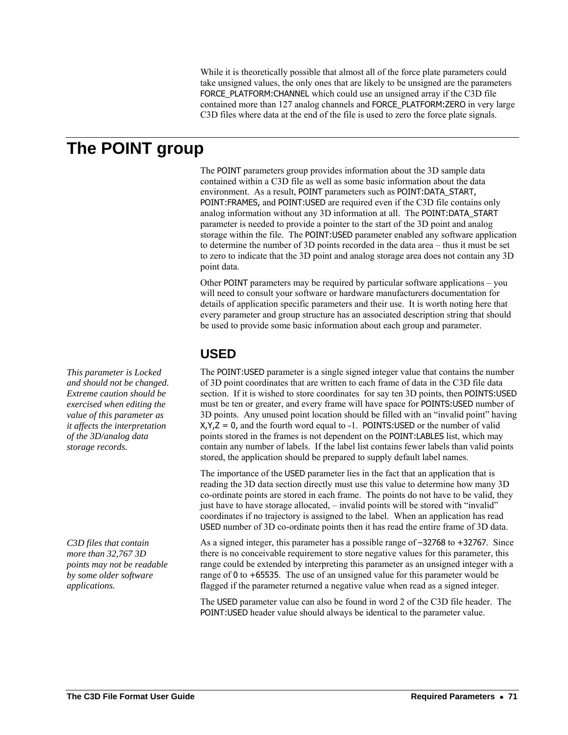While it is theoretically possible that almost all of the force plate parameters could take unsigned values, the only ones that are likely to be unsigned are the parameters FORCE_PLATFORM:CHANNEL which could use an unsigned array if the C3D file contained more than 127 analog channels and FORCE_PLATFORM:ZERO in very large C3D files where data at the end of the file is used to zero the force plate signals.

# The POINT group

The POINT parameters group provides information about the 3D sample data contained within a C3D file as well as some basic information about the data environment. As a result, POINT parameters such as POINT:DATA_START, POINT:FRAMES, and POINT:USED are required even if the C3D file contains only analog information without any 3D information at all. The POINT:DATA_START parameter is needed to provide a pointer to the start of the 3D point and analog storage within the file. The POINT:USED parameter enabled any software application to determine the number of 3D points recorded in the data area – thus it must be set to zero to indicate that the 3D point and analog storage area does not contain any 3D point data.

Other POINT parameters may be required by particular software applications – you will need to consult your software or hardware manufacturers documentation for details of application specific parameters and their use. It is worth noting here that every parameter and group structure has an associated description string that should be used to provide some basic information about each group and parameter.

## USED

*This parameter is Locked and should not be changed. Extreme caution should be exercised when editing the value of this parameter as it affects the interpretation of the 3D/analog data storage records.*

The POINT:USED parameter is a single signed integer value that contains the number of 3D point coordinates that are written to each frame of data in the C3D file data section. If it is wished to store coordinates for say ten 3D points, then POINTS:USED must be ten or greater, and every frame will have space for POINTS:USED number of 3D points. Any unused point location should be filled with an "invalid point" having X,Y,Z = 0, and the fourth word equal to -1. POINTS:USED or the number of valid points stored in the frames is not dependent on the POINT:LABLES list, which may contain any number of labels. If the label list contains fewer labels than valid points stored, the application should be prepared to supply default label names.

The importance of the USED parameter lies in the fact that an application that is reading the 3D data section directly must use this value to determine how many 3D co-ordinate points are stored in each frame. The points do not have to be valid, they just have to have storage allocated, – invalid points will be stored with "invalid" coordinates if no trajectory is assigned to the label. When an application has read USED number of 3D co-ordinate points then it has read the entire frame of 3D data.

*C3D files that contain more than 32,767 3D points may not be readable by some older software applications.*

As a signed integer, this parameter has a possible range of −32768 to +32767. Since there is no conceivable requirement to store negative values for this parameter, this range could be extended by interpreting this parameter as an unsigned integer with a range of 0 to +65535. The use of an unsigned value for this parameter would be flagged if the parameter returned a negative value when read as a signed integer.

The USED parameter value can also be found in word 2 of the C3D file header. The POINT:USED header value should always be identical to the parameter value.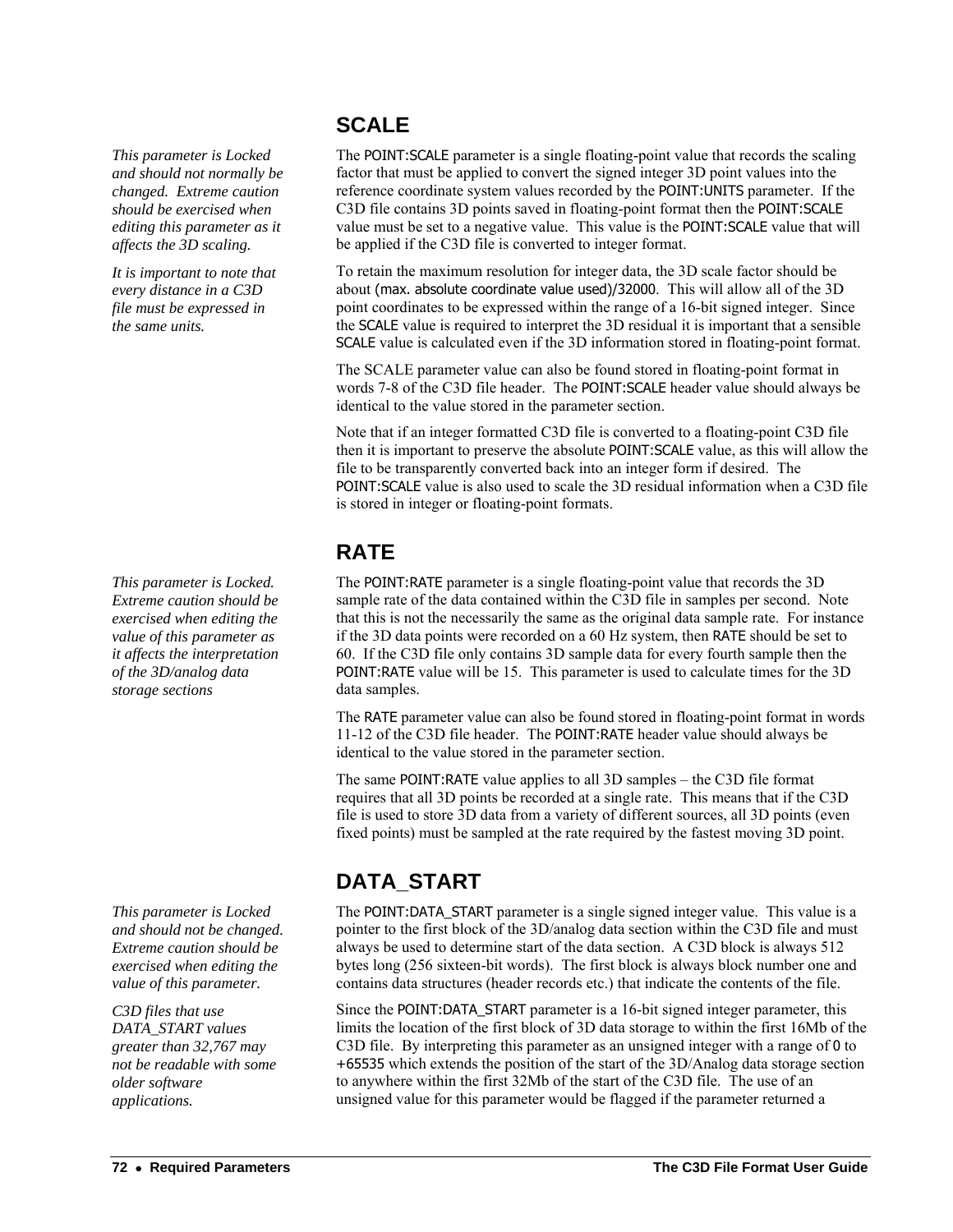## SCALE

*This parameter is Locked and should not normally be changed. Extreme caution should be exercised when editing this parameter as it affects the 3D scaling.*

*It is important to note that every distance in a C3D file must be expressed in the same units.*

The POINT:SCALE parameter is a single floating-point value that records the scaling factor that must be applied to convert the signed integer 3D point values into the reference coordinate system values recorded by the POINT:UNITS parameter. If the C3D file contains 3D points saved in floating-point format then the POINT:SCALE value must be set to a negative value. This value is the POINT:SCALE value that will be applied if the C3D file is converted to integer format.

To retain the maximum resolution for integer data, the 3D scale factor should be about (max. absolute coordinate value used)/32000. This will allow all of the 3D point coordinates to be expressed within the range of a 16-bit signed integer. Since the SCALE value is required to interpret the 3D residual it is important that a sensible SCALE value is calculated even if the 3D information stored in floating-point format.

The SCALE parameter value can also be found stored in floating-point format in words 7-8 of the C3D file header. The POINT:SCALE header value should always be identical to the value stored in the parameter section.

Note that if an integer formatted C3D file is converted to a floating-point C3D file then it is important to preserve the absolute POINT:SCALE value, as this will allow the file to be transparently converted back into an integer form if desired. The POINT:SCALE value is also used to scale the 3D residual information when a C3D file is stored in integer or floating-point formats.

## RATE

*This parameter is Locked. Extreme caution should be exercised when editing the value of this parameter as it affects the interpretation of the 3D/analog data storage sections*

The POINT:RATE parameter is a single floating-point value that records the 3D sample rate of the data contained within the C3D file in samples per second. Note that this is not the necessarily the same as the original data sample rate. For instance if the 3D data points were recorded on a 60 Hz system, then RATE should be set to 60. If the C3D file only contains 3D sample data for every fourth sample then the POINT:RATE value will be 15. This parameter is used to calculate times for the 3D data samples.

The RATE parameter value can also be found stored in floating-point format in words 11-12 of the C3D file header. The POINT:RATE header value should always be identical to the value stored in the parameter section.

The same POINT:RATE value applies to all 3D samples – the C3D file format requires that all 3D points be recorded at a single rate. This means that if the C3D file is used to store 3D data from a variety of different sources, all 3D points (even fixed points) must be sampled at the rate required by the fastest moving 3D point.

## DATA_START

*This parameter is Locked and should not be changed. Extreme caution should be exercised when editing the value of this parameter.*

*C3D files that use DATA_START values greater than 32,767 may not be readable with some older software applications.*

The POINT:DATA_START parameter is a single signed integer value. This value is a pointer to the first block of the 3D/analog data section within the C3D file and must always be used to determine start of the data section. A C3D block is always 512 bytes long (256 sixteen-bit words). The first block is always block number one and contains data structures (header records etc.) that indicate the contents of the file.

Since the POINT:DATA_START parameter is a 16-bit signed integer parameter, this limits the location of the first block of 3D data storage to within the first 16Mb of the C3D file. By interpreting this parameter as an unsigned integer with a range of 0 to +65535 which extends the position of the start of the 3D/Analog data storage section to anywhere within the first 32Mb of the start of the C3D file. The use of an unsigned value for this parameter would be flagged if the parameter returned a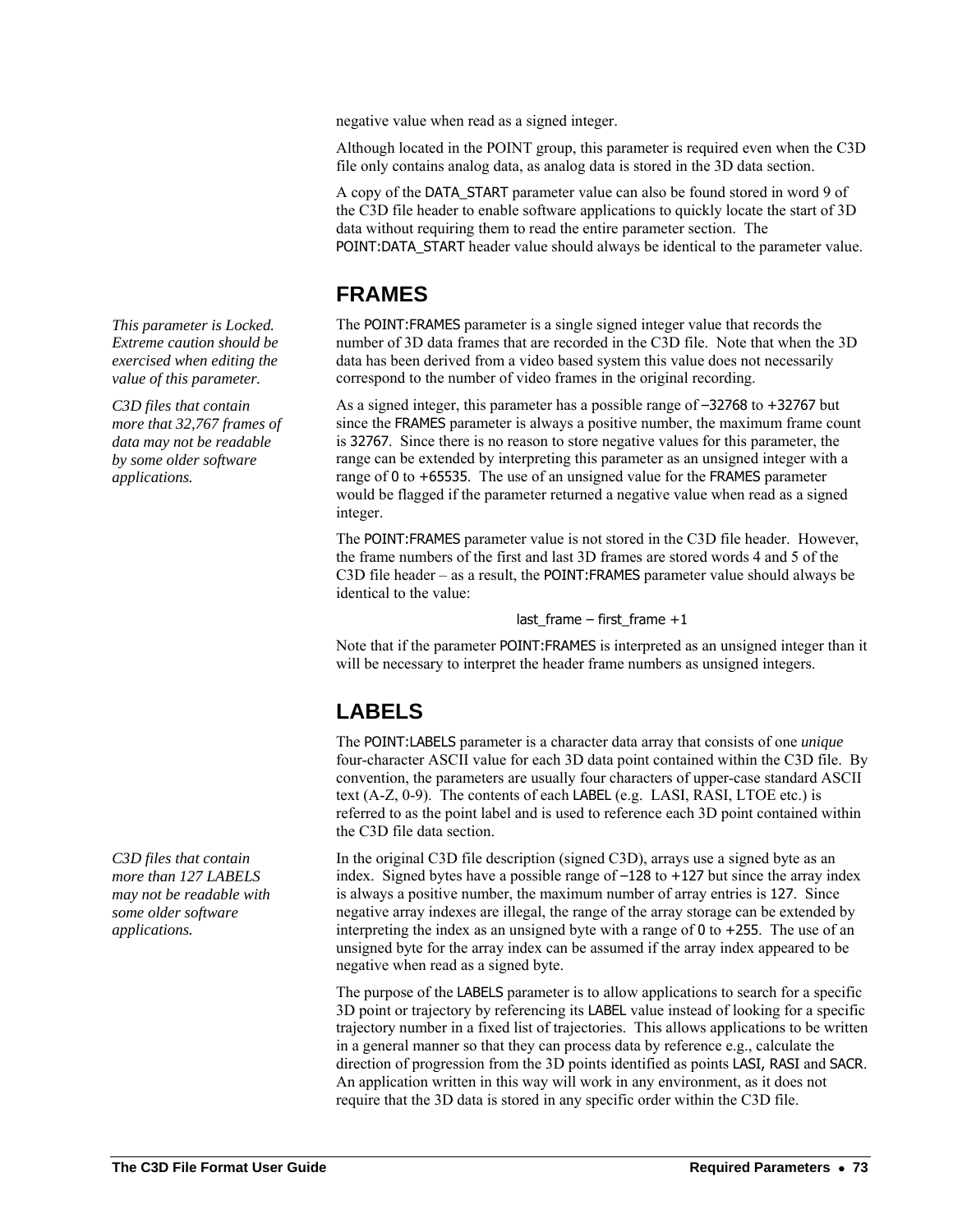negative value when read as a signed integer.

Although located in the POINT group, this parameter is required even when the C3D file only contains analog data, as analog data is stored in the 3D data section.

A copy of the DATA_START parameter value can also be found stored in word 9 of the C3D file header to enable software applications to quickly locate the start of 3D data without requiring them to read the entire parameter section. The POINT:DATA_START header value should always be identical to the parameter value.

## FRAMES

*This parameter is Locked. Extreme caution should be exercised when editing the value of this parameter.*

*C3D files that contain more that 32,767 frames of data may not be readable by some older software applications.*

The POINT:FRAMES parameter is a single signed integer value that records the number of 3D data frames that are recorded in the C3D file. Note that when the 3D data has been derived from a video based system this value does not necessarily correspond to the number of video frames in the original recording.

As a signed integer, this parameter has a possible range of –32768 to +32767 but since the FRAMES parameter is always a positive number, the maximum frame count is 32767. Since there is no reason to store negative values for this parameter, the range can be extended by interpreting this parameter as an unsigned integer with a range of 0 to +65535. The use of an unsigned value for the FRAMES parameter would be flagged if the parameter returned a negative value when read as a signed integer.

The POINT:FRAMES parameter value is not stored in the C3D file header. However, the frame numbers of the first and last 3D frames are stored words 4 and 5 of the C3D file header – as a result, the POINT:FRAMES parameter value should always be identical to the value:

last_frame – first_frame +1

Note that if the parameter POINT:FRAMES is interpreted as an unsigned integer than it will be necessary to interpret the header frame numbers as unsigned integers.

## LABELS

The POINT:LABELS parameter is a character data array that consists of one *unique* four-character ASCII value for each 3D data point contained within the C3D file. By convention, the parameters are usually four characters of upper-case standard ASCII text (A-Z, 0-9). The contents of each LABEL (e.g. LASI, RASI, LTOE etc.) is referred to as the point label and is used to reference each 3D point contained within the C3D file data section.

*C3D files that contain more than 127 LABELS may not be readable with some older software applications.*

In the original C3D file description (signed C3D), arrays use a signed byte as an index. Signed bytes have a possible range of –128 to +127 but since the array index is always a positive number, the maximum number of array entries is 127. Since negative array indexes are illegal, the range of the array storage can be extended by interpreting the index as an unsigned byte with a range of 0 to +255. The use of an unsigned byte for the array index can be assumed if the array index appeared to be negative when read as a signed byte.

The purpose of the LABELS parameter is to allow applications to search for a specific 3D point or trajectory by referencing its LABEL value instead of looking for a specific trajectory number in a fixed list of trajectories. This allows applications to be written in a general manner so that they can process data by reference e.g., calculate the direction of progression from the 3D points identified as points LASI, RASI and SACR. An application written in this way will work in any environment, as it does not require that the 3D data is stored in any specific order within the C3D file.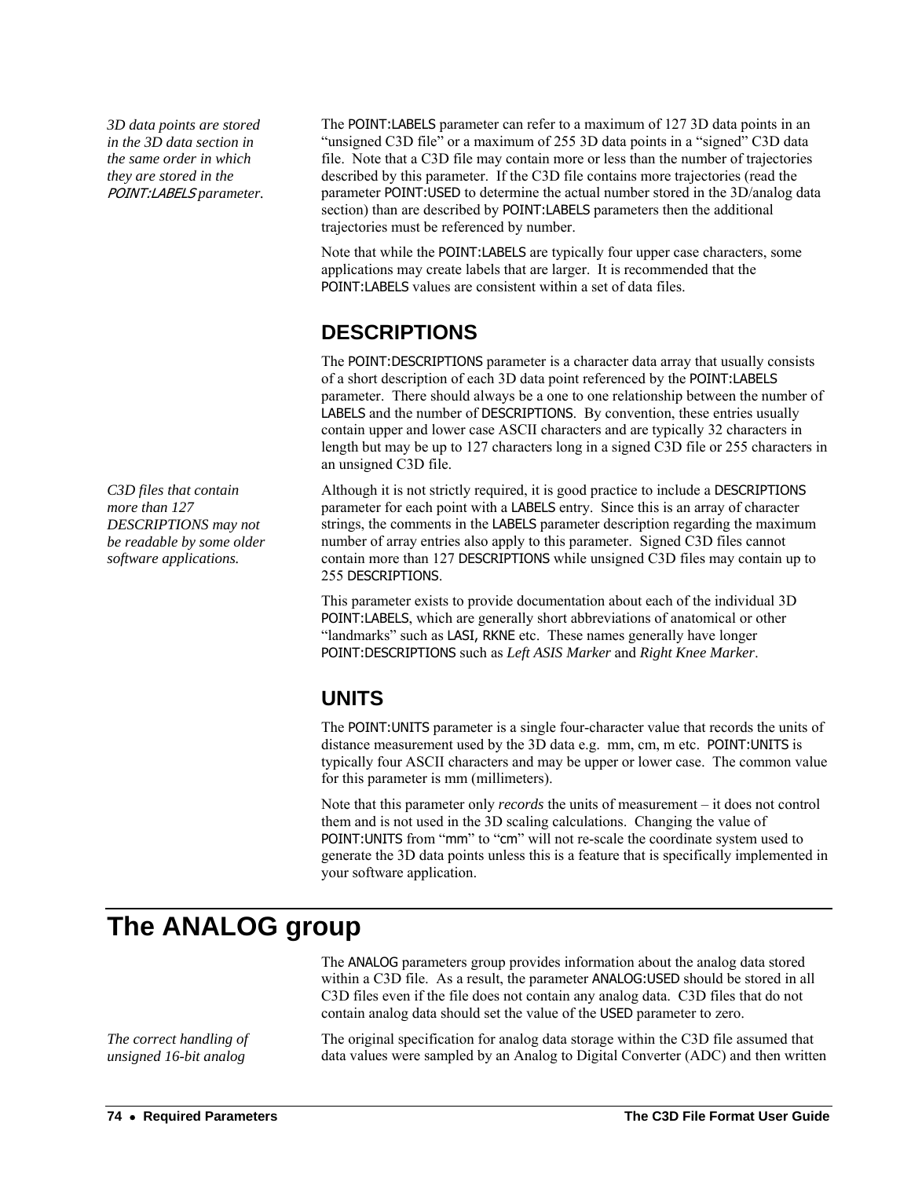*3D data points are stored in the 3D data section in the same order in which they are stored in the POINT:LABELS parameter.*

The POINT:LABELS parameter can refer to a maximum of 127 3D data points in an "unsigned C3D file" or a maximum of 255 3D data points in a "signed" C3D data file. Note that a C3D file may contain more or less than the number of trajectories described by this parameter. If the C3D file contains more trajectories (read the parameter POINT:USED to determine the actual number stored in the 3D/analog data section) than are described by POINT:LABELS parameters then the additional trajectories must be referenced by number.

Note that while the POINT:LABELS are typically four upper case characters, some applications may create labels that are larger. It is recommended that the POINT:LABELS values are consistent within a set of data files.

### DESCRIPTIONS

The POINT:DESCRIPTIONS parameter is a character data array that usually consists of a short description of each 3D data point referenced by the POINT:LABELS parameter. There should always be a one to one relationship between the number of LABELS and the number of DESCRIPTIONS. By convention, these entries usually contain upper and lower case ASCII characters and are typically 32 characters in length but may be up to 127 characters long in a signed C3D file or 255 characters in an unsigned C3D file.

*C3D files that contain more than 127 DESCRIPTIONS may not be readable by some older software applications.*

Although it is not strictly required, it is good practice to include a DESCRIPTIONS parameter for each point with a LABELS entry. Since this is an array of character strings, the comments in the LABELS parameter description regarding the maximum number of array entries also apply to this parameter. Signed C3D files cannot contain more than 127 DESCRIPTIONS while unsigned C3D files may contain up to 255 DESCRIPTIONS.

This parameter exists to provide documentation about each of the individual 3D POINT:LABELS, which are generally short abbreviations of anatomical or other "landmarks" such as LASI, RKNE etc. These names generally have longer POINT:DESCRIPTIONS such as *Left ASIS Marker* and *Right Knee Marker*.

### UNITS

The POINT:UNITS parameter is a single four-character value that records the units of distance measurement used by the 3D data e.g. mm, cm, m etc. POINT:UNITS is typically four ASCII characters and may be upper or lower case. The common value for this parameter is mm (millimeters).

Note that this parameter only *records* the units of measurement – it does not control them and is not used in the 3D scaling calculations. Changing the value of POINT:UNITS from "mm" to "cm" will not re-scale the coordinate system used to generate the 3D data points unless this is a feature that is specifically implemented in your software application.

## The ANALOG group

The ANALOG parameters group provides information about the analog data stored within a C3D file. As a result, the parameter ANALOG:USED should be stored in all C3D files even if the file does not contain any analog data. C3D files that do not contain analog data should set the value of the USED parameter to zero.

*The correct handling of unsigned 16-bit analog*

The original specification for analog data storage within the C3D file assumed that data values were sampled by an Analog to Digital Converter (ADC) and then written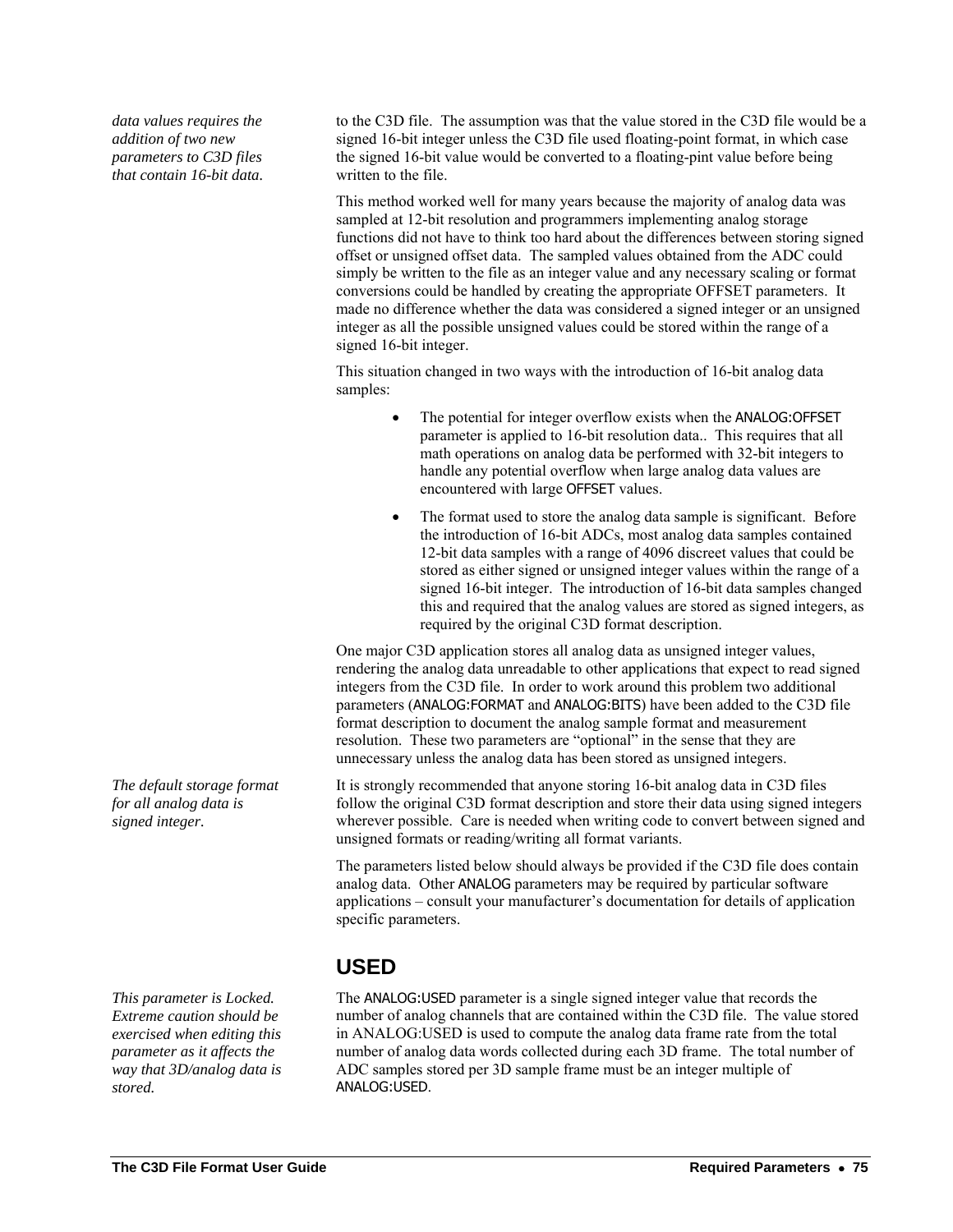*data values requires the addition of two new parameters to C3D files that contain 16-bit data.*

to the C3D file. The assumption was that the value stored in the C3D file would be a signed 16-bit integer unless the C3D file used floating-point format, in which case the signed 16-bit value would be converted to a floating-pint value before being written to the file.

This method worked well for many years because the majority of analog data was sampled at 12-bit resolution and programmers implementing analog storage functions did not have to think too hard about the differences between storing signed offset or unsigned offset data. The sampled values obtained from the ADC could simply be written to the file as an integer value and any necessary scaling or format conversions could be handled by creating the appropriate OFFSET parameters. It made no difference whether the data was considered a signed integer or an unsigned integer as all the possible unsigned values could be stored within the range of a signed 16-bit integer.

This situation changed in two ways with the introduction of 16-bit analog data samples:

- The potential for integer overflow exists when the ANALOG:OFFSET parameter is applied to 16-bit resolution data.. This requires that all math operations on analog data be performed with 32-bit integers to handle any potential overflow when large analog data values are encountered with large OFFSET values.
- The format used to store the analog data sample is significant. Before the introduction of 16-bit ADCs, most analog data samples contained 12-bit data samples with a range of 4096 discreet values that could be stored as either signed or unsigned integer values within the range of a signed 16-bit integer. The introduction of 16-bit data samples changed this and required that the analog values are stored as signed integers, as required by the original C3D format description.

One major C3D application stores all analog data as unsigned integer values, rendering the analog data unreadable to other applications that expect to read signed integers from the C3D file. In order to work around this problem two additional parameters (ANALOG:FORMAT and ANALOG:BITS) have been added to the C3D file format description to document the analog sample format and measurement resolution. These two parameters are "optional" in the sense that they are unnecessary unless the analog data has been stored as unsigned integers.

*The default storage format for all analog data is signed integer.*

It is strongly recommended that anyone storing 16-bit analog data in C3D files follow the original C3D format description and store their data using signed integers wherever possible. Care is needed when writing code to convert between signed and unsigned formats or reading/writing all format variants.

The parameters listed below should always be provided if the C3D file does contain analog data. Other ANALOG parameters may be required by particular software applications – consult your manufacturer's documentation for details of application specific parameters.

## USED

*This parameter is Locked. Extreme caution should be exercised when editing this parameter as it affects the way that 3D/analog data is stored.*

The ANALOG:USED parameter is a single signed integer value that records the number of analog channels that are contained within the C3D file. The value stored in ANALOG:USED is used to compute the analog data frame rate from the total number of analog data words collected during each 3D frame. The total number of ADC samples stored per 3D sample frame must be an integer multiple of ANALOG:USED.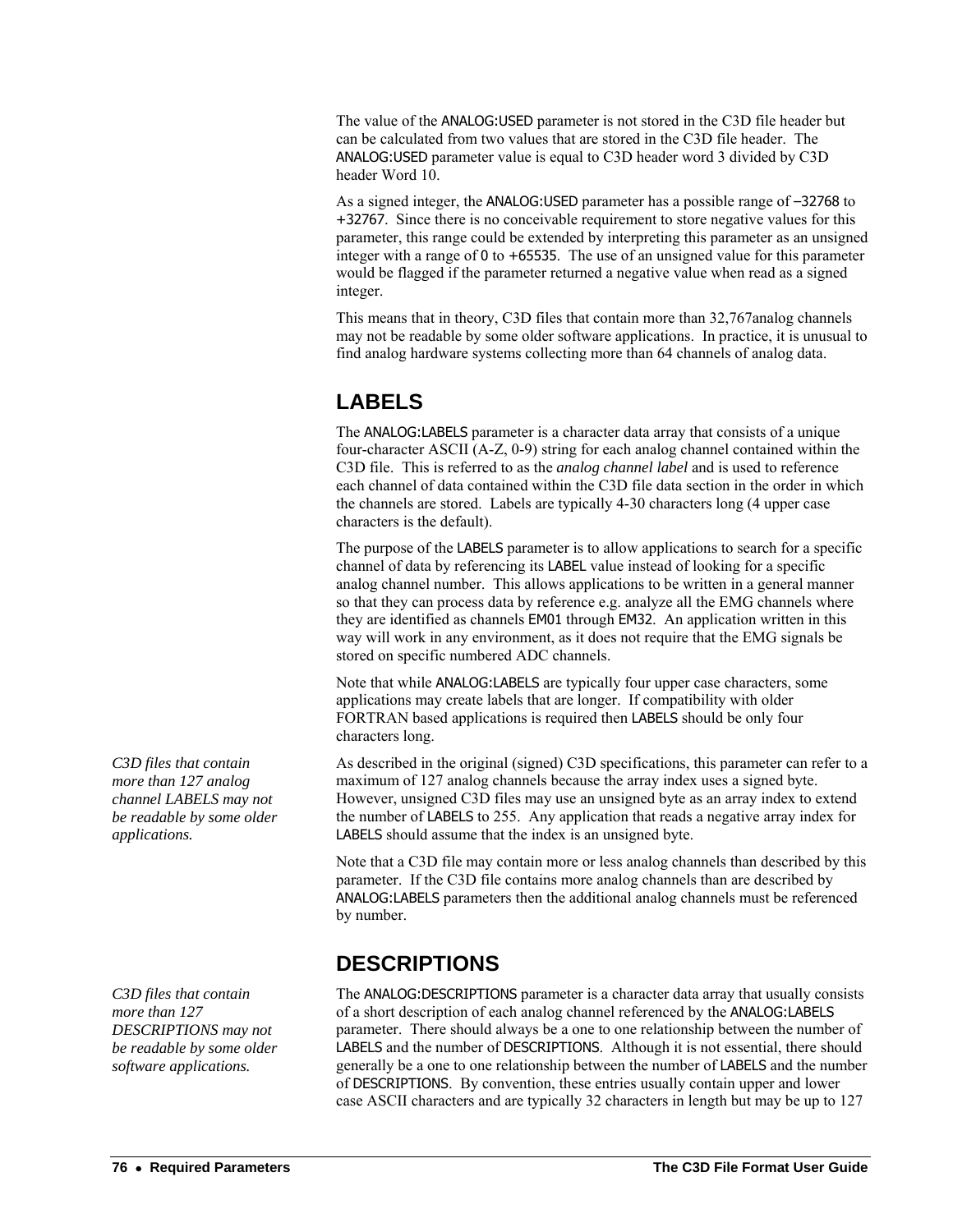The value of the ANALOG:USED parameter is not stored in the C3D file header but can be calculated from two values that are stored in the C3D file header. The ANALOG:USED parameter value is equal to C3D header word 3 divided by C3D header Word 10.

As a signed integer, the ANALOG:USED parameter has a possible range of −32768 to +32767. Since there is no conceivable requirement to store negative values for this parameter, this range could be extended by interpreting this parameter as an unsigned integer with a range of 0 to +65535. The use of an unsigned value for this parameter would be flagged if the parameter returned a negative value when read as a signed integer.

This means that in theory, C3D files that contain more than 32,767analog channels may not be readable by some older software applications. In practice, it is unusual to find analog hardware systems collecting more than 64 channels of analog data.

## LABELS

The ANALOG:LABELS parameter is a character data array that consists of a unique four-character ASCII (A-Z, 0-9) string for each analog channel contained within the C3D file. This is referred to as the *analog channel label* and is used to reference each channel of data contained within the C3D file data section in the order in which the channels are stored. Labels are typically 4-30 characters long (4 upper case characters is the default).

The purpose of the LABELS parameter is to allow applications to search for a specific channel of data by referencing its LABEL value instead of looking for a specific analog channel number. This allows applications to be written in a general manner so that they can process data by reference e.g. analyze all the EMG channels where they are identified as channels EM01 through EM32. An application written in this way will work in any environment, as it does not require that the EMG signals be stored on specific numbered ADC channels.

Note that while ANALOG:LABELS are typically four upper case characters, some applications may create labels that are longer. If compatibility with older FORTRAN based applications is required then LABELS should be only four characters long.

*C3D files that contain more than 127 analog channel LABELS may not be readable by some older applications.*

As described in the original (signed) C3D specifications, this parameter can refer to a maximum of 127 analog channels because the array index uses a signed byte. However, unsigned C3D files may use an unsigned byte as an array index to extend the number of LABELS to 255. Any application that reads a negative array index for LABELS should assume that the index is an unsigned byte.

Note that a C3D file may contain more or less analog channels than described by this parameter. If the C3D file contains more analog channels than are described by ANALOG:LABELS parameters then the additional analog channels must be referenced by number.

## DESCRIPTIONS

*C3D files that contain more than 127 DESCRIPTIONS may not be readable by some older software applications.*

The ANALOG:DESCRIPTIONS parameter is a character data array that usually consists of a short description of each analog channel referenced by the ANALOG:LABELS parameter. There should always be a one to one relationship between the number of LABELS and the number of DESCRIPTIONS. Although it is not essential, there should generally be a one to one relationship between the number of LABELS and the number of DESCRIPTIONS. By convention, these entries usually contain upper and lower case ASCII characters and are typically 32 characters in length but may be up to 127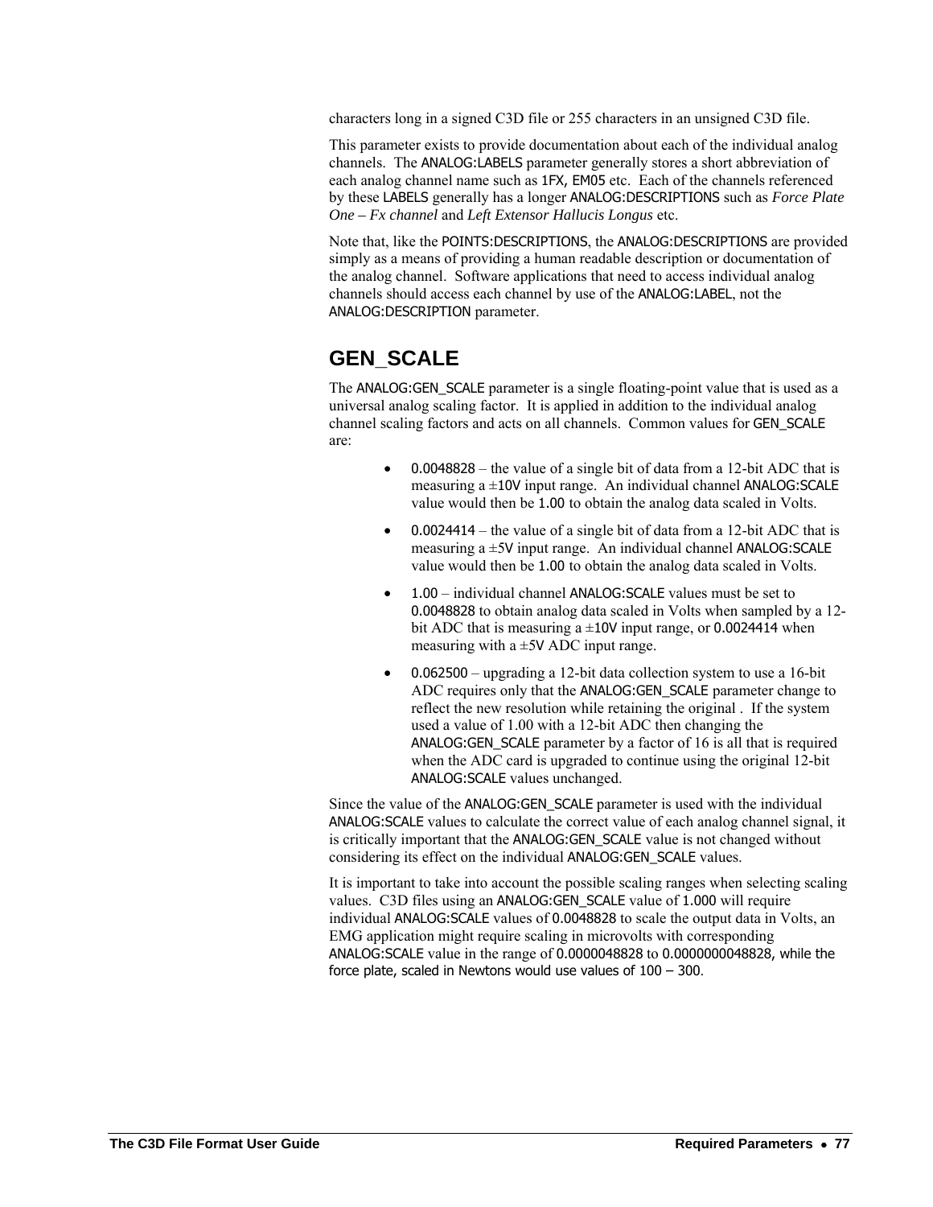characters long in a signed C3D file or 255 characters in an unsigned C3D file.

This parameter exists to provide documentation about each of the individual analog channels. The ANALOG:LABELS parameter generally stores a short abbreviation of each analog channel name such as 1FX, EM05 etc. Each of the channels referenced by these LABELS generally has a longer ANALOG:DESCRIPTIONS such as *Force Plate One – Fx channel* and *Left Extensor Hallucis Longus* etc.

Note that, like the POINTS:DESCRIPTIONS, the ANALOG:DESCRIPTIONS are provided simply as a means of providing a human readable description or documentation of the analog channel. Software applications that need to access individual analog channels should access each channel by use of the ANALOG:LABEL, not the ANALOG:DESCRIPTION parameter.

## GEN_SCALE

The ANALOG:GEN_SCALE parameter is a single floating-point value that is used as a universal analog scaling factor. It is applied in addition to the individual analog channel scaling factors and acts on all channels. Common values for GEN_SCALE are:

- 0.0048828 – the value of a single bit of data from a 12-bit ADC that is measuring a ±10V input range. An individual channel ANALOG:SCALE value would then be 1.00 to obtain the analog data scaled in Volts.
- 0.0024414 – the value of a single bit of data from a 12-bit ADC that is measuring a ±5V input range. An individual channel ANALOG:SCALE value would then be 1.00 to obtain the analog data scaled in Volts.
- 1.00 – individual channel ANALOG:SCALE values must be set to 0.0048828 to obtain analog data scaled in Volts when sampled by a 12-bit ADC that is measuring a ±10V input range, or 0.0024414 when measuring with a ±5V ADC input range.
- 0.062500 – upgrading a 12-bit data collection system to use a 16-bit ADC requires only that the ANALOG:GEN_SCALE parameter change to reflect the new resolution while retaining the original . If the system used a value of 1.00 with a 12-bit ADC then changing the ANALOG:GEN_SCALE parameter by a factor of 16 is all that is required when the ADC card is upgraded to continue using the original 12-bit ANALOG:SCALE values unchanged.

Since the value of the ANALOG:GEN_SCALE parameter is used with the individual ANALOG:SCALE values to calculate the correct value of each analog channel signal, it is critically important that the ANALOG:GEN_SCALE value is not changed without considering its effect on the individual ANALOG:GEN_SCALE values.

It is important to take into account the possible scaling ranges when selecting scaling values. C3D files using an ANALOG:GEN_SCALE value of 1.000 will require individual ANALOG:SCALE values of 0.0048828 to scale the output data in Volts, an EMG application might require scaling in microvolts with corresponding ANALOG:SCALE value in the range of 0.0000048828 to 0.0000000048828, while the force plate, scaled in Newtons would use values of 100 – 300.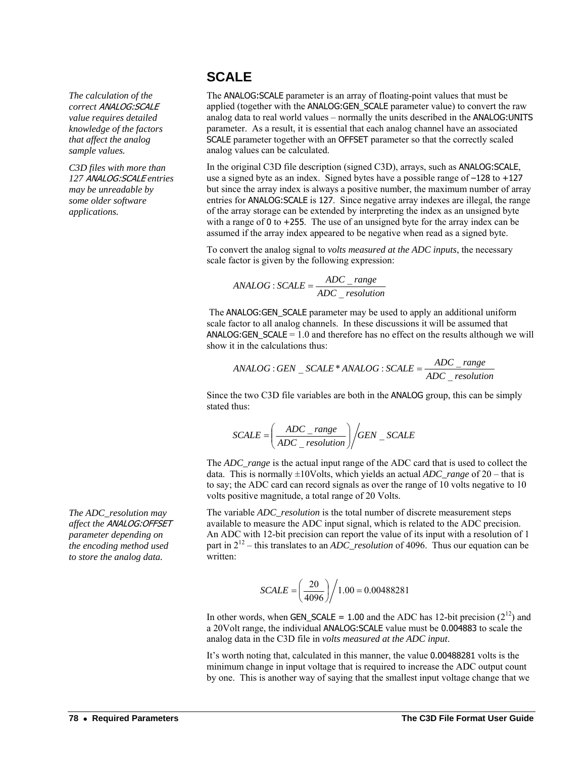## SCALE

*The calculation of the correct ANALOG:SCALE value requires detailed knowledge of the factors that affect the analog sample values.*

*C3D files with more than 127 ANALOG:SCALE entries may be unreadable by some older software applications.*

The ANALOG:SCALE parameter is an array of floating-point values that must be applied (together with the ANALOG:GEN_SCALE parameter value) to convert the raw analog data to real world values – normally the units described in the ANALOG:UNITS parameter. As a result, it is essential that each analog channel have an associated SCALE parameter together with an OFFSET parameter so that the correctly scaled analog values can be calculated.

In the original C3D file description (signed C3D), arrays, such as ANALOG:SCALE, use a signed byte as an index. Signed bytes have a possible range of −128 to +127 but since the array index is always a positive number, the maximum number of array entries for ANALOG:SCALE is 127. Since negative array indexes are illegal, the range of the array storage can be extended by interpreting the index as an unsigned byte with a range of 0 to +255. The use of an unsigned byte for the array index can be assumed if the array index appeared to be negative when read as a signed byte.

To convert the analog signal to *volts measured at the ADC inputs*, the necessary scale factor is given by the following expression:

$$ANALOG:SCALE = \frac{ADC\_range}{ADC\_resolution}$$

The ANALOG:GEN_SCALE parameter may be used to apply an additional uniform scale factor to all analog channels. In these discussions it will be assumed that ANALOG:GEN_SCALE = 1.0 and therefore has no effect on the results although we will show it in the calculations thus:

$$ANALOG:GEN\_SCALE * ANALOG:SCALE = \frac{ADC\_range}{ADC\_resolution}$$

Since the two C3D file variables are both in the ANALOG group, this can be simply stated thus:

$$SCALE = \left(\frac{ADC\_range}{ADC\_resolution}\right) \Big/ GEN\_SCALE$$

The *ADC_range* is the actual input range of the ADC card that is used to collect the data. This is normally ±10Volts, which yields an actual *ADC_range* of 20 – that is to say; the ADC card can record signals as over the range of 10 volts negative to 10 volts positive magnitude, a total range of 20 Volts.

*The ADC_resolution may affect the ANALOG:OFFSET parameter depending on the encoding method used to store the analog data.*

The variable *ADC_resolution* is the total number of discrete measurement steps available to measure the ADC input signal, which is related to the ADC precision. An ADC with 12-bit precision can report the value of its input with a resolution of 1 part in $2^{12}$ – this translates to an *ADC_resolution* of 4096. Thus our equation can be written:

$$SCALE = \left(\frac{20}{4096}\right) \Big/ 1.00 = 0.00488281$$

In other words, when GEN_SCALE = 1.00 and the ADC has 12-bit precision ($2^{12}$) and a 20Volt range, the individual ANALOG:SCALE value must be 0.004883 to scale the analog data in the C3D file in *volts measured at the ADC input*.

It's worth noting that, calculated in this manner, the value 0.00488281 volts is the minimum change in input voltage that is required to increase the ADC output count by one. This is another way of saying that the smallest input voltage change that we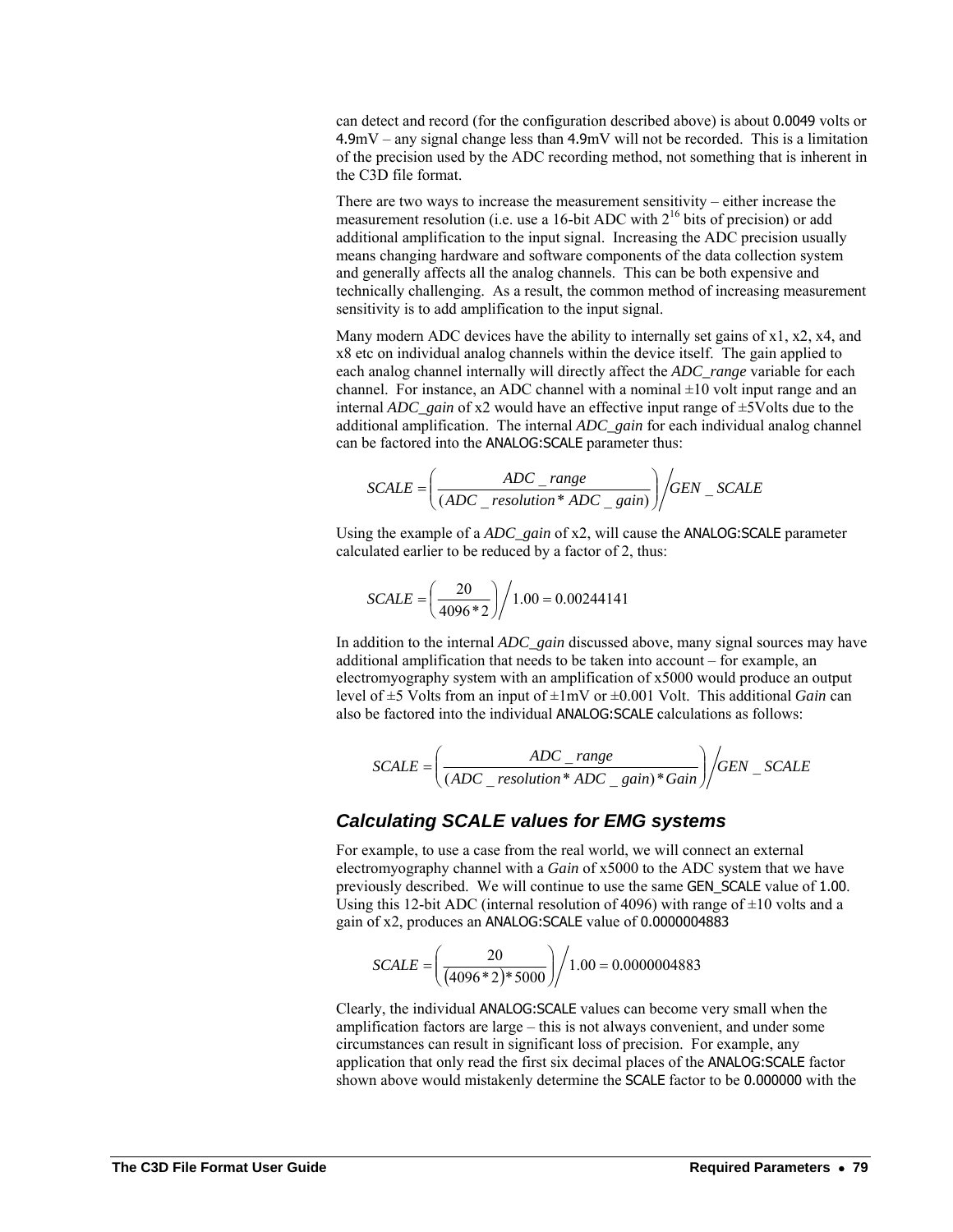can detect and record (for the configuration described above) is about 0.0049 volts or 4.9mV – any signal change less than 4.9mV will not be recorded. This is a limitation of the precision used by the ADC recording method, not something that is inherent in the C3D file format.

There are two ways to increase the measurement sensitivity – either increase the measurement resolution (i.e. use a 16-bit ADC with $2^{16}$ bits of precision) or add additional amplification to the input signal. Increasing the ADC precision usually means changing hardware and software components of the data collection system and generally affects all the analog channels. This can be both expensive and technically challenging. As a result, the common method of increasing measurement sensitivity is to add amplification to the input signal.

Many modern ADC devices have the ability to internally set gains of x1, x2, x4, and x8 etc on individual analog channels within the device itself. The gain applied to each analog channel internally will directly affect the *ADC_range* variable for each channel. For instance, an ADC channel with a nominal ±10 volt input range and an internal *ADC_gain* of x2 would have an effective input range of ±5Volts due to the additional amplification. The internal *ADC_gain* for each individual analog channel can be factored into the ANALOG:SCALE parameter thus:

$$SCALE = \left( \frac{ADC\_range}{(ADC\_resolution * ADC\_gain)} \right) \Big/ GEN\_SCALE$$

Using the example of a *ADC_gain* of x2, will cause the ANALOG:SCALE parameter calculated earlier to be reduced by a factor of 2, thus:

$$SCALE = \left( \frac{20}{4096 * 2} \right) \Big/ 1.00 = 0.00244141$$

In addition to the internal *ADC_gain* discussed above, many signal sources may have additional amplification that needs to be taken into account – for example, an electromyography system with an amplification of x5000 would produce an output level of ±5 Volts from an input of ±1mV or ±0.001 Volt. This additional *Gain* can also be factored into the individual ANALOG:SCALE calculations as follows:

$$SCALE = \left( \frac{ADC\_range}{(ADC\_resolution * ADC\_gain) * Gain} \right) \Big/ GEN\_SCALE$$

### Calculating SCALE values for EMG systems

For example, to use a case from the real world, we will connect an external electromyography channel with a *Gain* of x5000 to the ADC system that we have previously described. We will continue to use the same GEN_SCALE value of 1.00. Using this 12-bit ADC (internal resolution of 4096) with range of ±10 volts and a gain of x2, produces an ANALOG:SCALE value of 0.0000004883

$$SCALE = \left( \frac{20}{(4096 * 2) * 5000} \right) \Big/ 1.00 = 0.0000004883$$

Clearly, the individual ANALOG:SCALE values can become very small when the amplification factors are large – this is not always convenient, and under some circumstances can result in significant loss of precision. For example, any application that only read the first six decimal places of the ANALOG:SCALE factor shown above would mistakenly determine the SCALE factor to be 0.000000 with the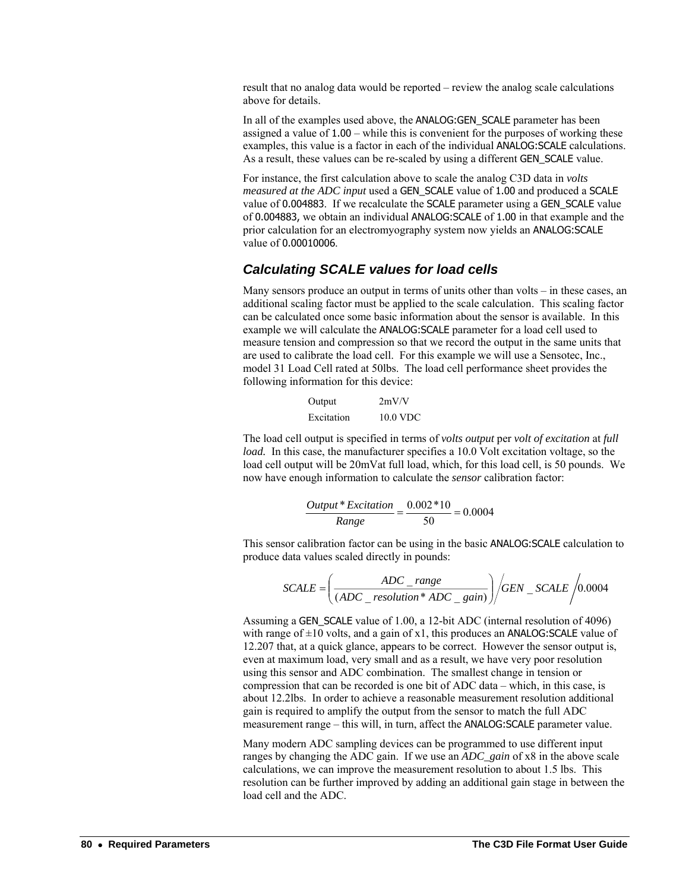result that no analog data would be reported – review the analog scale calculations above for details.

In all of the examples used above, the ANALOG:GEN_SCALE parameter has been assigned a value of 1.00 – while this is convenient for the purposes of working these examples, this value is a factor in each of the individual ANALOG:SCALE calculations. As a result, these values can be re-scaled by using a different GEN_SCALE value.

For instance, the first calculation above to scale the analog C3D data in *volts measured at the ADC input* used a GEN_SCALE value of 1.00 and produced a SCALE value of 0.004883. If we recalculate the SCALE parameter using a GEN_SCALE value of 0.004883, we obtain an individual ANALOG:SCALE of 1.00 in that example and the prior calculation for an electromyography system now yields an ANALOG:SCALE value of 0.00010006.

### *Calculating SCALE values for load cells*

Many sensors produce an output in terms of units other than volts – in these cases, an additional scaling factor must be applied to the scale calculation. This scaling factor can be calculated once some basic information about the sensor is available. In this example we will calculate the ANALOG:SCALE parameter for a load cell used to measure tension and compression so that we record the output in the same units that are used to calibrate the load cell. For this example we will use a Sensotec, Inc., model 31 Load Cell rated at 50lbs. The load cell performance sheet provides the following information for this device:

| | |
|---|---|
| Output | 2mV/V |
| Excitation | 10.0 VDC |

The load cell output is specified in terms of *volts output* per *volt of excitation* at *full load.* In this case, the manufacturer specifies a 10.0 Volt excitation voltage, so the load cell output will be 20mVat full load, which, for this load cell, is 50 pounds. We now have enough information to calculate the *sensor* calibration factor:

$$\frac{Output * Excitation}{Range} = \frac{0.002 * 10}{50} = 0.0004$$

This sensor calibration factor can be using in the basic ANALOG:SCALE calculation to produce data values scaled directly in pounds:

$$SCALE = \left( \frac{ADC\_range}{(ADC\_resolution * ADC\_gain)} \right) \Big/ GEN\_SCALE \Big/ 0.0004$$

Assuming a GEN_SCALE value of 1.00, a 12-bit ADC (internal resolution of 4096) with range of ±10 volts, and a gain of x1, this produces an ANALOG:SCALE value of 12.207 that, at a quick glance, appears to be correct. However the sensor output is, even at maximum load, very small and as a result, we have very poor resolution using this sensor and ADC combination. The smallest change in tension or compression that can be recorded is one bit of ADC data – which, in this case, is about 12.2lbs. In order to achieve a reasonable measurement resolution additional gain is required to amplify the output from the sensor to match the full ADC measurement range – this will, in turn, affect the ANALOG:SCALE parameter value.

Many modern ADC sampling devices can be programmed to use different input ranges by changing the ADC gain. If we use an *ADC_gain* of x8 in the above scale calculations, we can improve the measurement resolution to about 1.5 lbs. This resolution can be further improved by adding an additional gain stage in between the load cell and the ADC.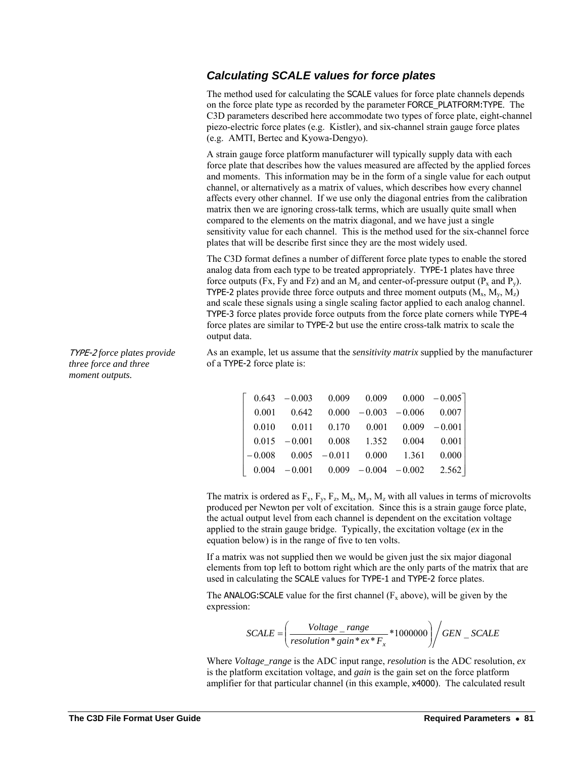### Calculating SCALE values for force plates

The method used for calculating the SCALE values for force plate channels depends on the force plate type as recorded by the parameter FORCE_PLATFORM:TYPE. The C3D parameters described here accommodate two types of force plate, eight-channel piezo-electric force plates (e.g. Kistler), and six-channel strain gauge force plates (e.g. AMTI, Bertec and Kyowa-Dengyo).

A strain gauge force platform manufacturer will typically supply data with each force plate that describes how the values measured are affected by the applied forces and moments. This information may be in the form of a single value for each output channel, or alternatively as a matrix of values, which describes how every channel affects every other channel. If we use only the diagonal entries from the calibration matrix then we are ignoring cross-talk terms, which are usually quite small when compared to the elements on the matrix diagonal, and we have just a single sensitivity value for each channel. This is the method used for the six-channel force plates that will be describe first since they are the most widely used.

The C3D format defines a number of different force plate types to enable the stored analog data from each type to be treated appropriately. TYPE-1 plates have three force outputs (Fx, Fy and Fz) and an $M_z$ and center-of-pressure output ($P_x$ and $P_y$). TYPE-2 plates provide three force outputs and three moment outputs ($M_x$, $M_y$, $M_z$) and scale these signals using a single scaling factor applied to each analog channel. TYPE-3 force plates provide force outputs from the force plate corners while TYPE-4 force plates are similar to TYPE-2 but use the entire cross-talk matrix to scale the output data.

*TYPE-2 force plates provide three force and three moment outputs.*

As an example, let us assume that the *sensitivity matrix* supplied by the manufacturer of a TYPE-2 force plate is:

$$\begin{bmatrix} 0.643 & -0.003 & 0.009 & 0.009 & 0.000 & -0.005 \\ 0.001 & 0.642 & 0.000 & -0.003 & -0.006 & 0.007 \\ 0.010 & 0.011 & 0.170 & 0.001 & 0.009 & -0.001 \\ 0.015 & -0.001 & 0.008 & 1.352 & 0.004 & 0.001 \\ -0.008 & 0.005 & -0.011 & 0.000 & 1.361 & 0.000 \\ 0.004 & -0.001 & 0.009 & -0.004 & -0.002 & 2.562 \end{bmatrix}$$

The matrix is ordered as $F_x$, $F_y$, $F_z$, $M_x$, $M_y$, $M_z$ with all values in terms of microvolts produced per Newton per volt of excitation. Since this is a strain gauge force plate, the actual output level from each channel is dependent on the excitation voltage applied to the strain gauge bridge. Typically, the excitation voltage (*ex* in the equation below) is in the range of five to ten volts.

If a matrix was not supplied then we would be given just the six major diagonal elements from top left to bottom right which are the only parts of the matrix that are used in calculating the SCALE values for TYPE-1 and TYPE-2 force plates.

The ANALOG:SCALE value for the first channel ($F_x$ above), will be given by the expression:

$$SCALE = \left( \frac{Voltage\_range}{resolution * gain * ex * F_x} * 1000000 \right) \Big/ GEN\_SCALE$$

Where *Voltage_range* is the ADC input range, *resolution* is the ADC resolution, *ex* is the platform excitation voltage, and *gain* is the gain set on the force platform amplifier for that particular channel (in this example, x4000). The calculated result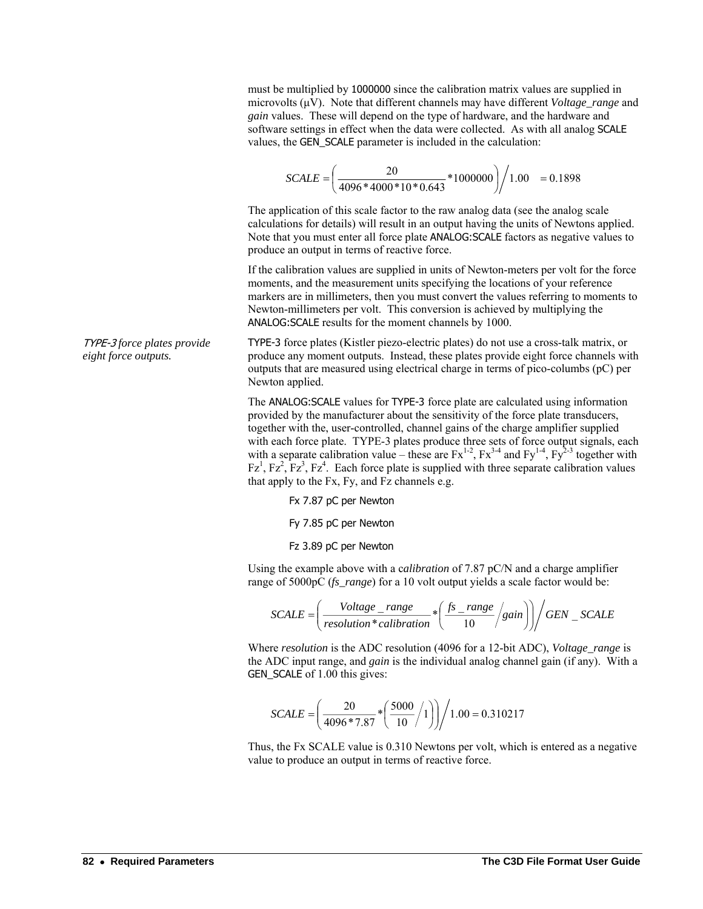must be multiplied by 1000000 since the calibration matrix values are supplied in microvolts (µV). Note that different channels may have different *Voltage_range* and *gain* values. These will depend on the type of hardware, and the hardware and software settings in effect when the data were collected. As with all analog SCALE values, the GEN_SCALE parameter is included in the calculation:

$$SCALE = \left( \frac{20}{4096 * 4000 * 10 * 0.643} * 1000000 \right) \Big/ 1.00 \quad = 0.1898$$

The application of this scale factor to the raw analog data (see the analog scale calculations for details) will result in an output having the units of Newtons applied. Note that you must enter all force plate ANALOG:SCALE factors as negative values to produce an output in terms of reactive force.

If the calibration values are supplied in units of Newton-meters per volt for the force moments, and the measurement units specifying the locations of your reference markers are in millimeters, then you must convert the values referring to moments to Newton-millimeters per volt. This conversion is achieved by multiplying the ANALOG:SCALE results for the moment channels by 1000.

*TYPE-3 force plates provide eight force outputs.*

TYPE-3 force plates (Kistler piezo-electric plates) do not use a cross-talk matrix, or produce any moment outputs. Instead, these plates provide eight force channels with outputs that are measured using electrical charge in terms of pico-columbs (pC) per Newton applied.

The ANALOG:SCALE values for TYPE-3 force plate are calculated using information provided by the manufacturer about the sensitivity of the force plate transducers, together with the, user-controlled, channel gains of the charge amplifier supplied with each force plate. TYPE-3 plates produce three sets of force output signals, each with a separate calibration value – these are $Fx^{1\text{-}2}$, $Fx^{3\text{-}4}$ and $Fy^{1\text{-}4}$, $Fy^{2\text{-}3}$ together with $Fz^1$, $Fz^2$, $Fz^3$, $Fz^4$. Each force plate is supplied with three separate calibration values that apply to the Fx, Fy, and Fz channels e.g.

Fx 7.87 pC per Newton

Fy 7.85 pC per Newton

Fz 3.89 pC per Newton

Using the example above with a c*alibration* of 7.87 pC/N and a charge amplifier range of 5000pC (*fs_range*) for a 10 volt output yields a scale factor would be:

$$SCALE = \left( \frac{Voltage\_range}{resolution * calibration} * \left( \frac{fs\_range}{10} \Big/ gain \right) \right) \Big/ GEN\_SCALE$$

Where *resolution* is the ADC resolution (4096 for a 12-bit ADC), *Voltage_range* is the ADC input range, and *gain* is the individual analog channel gain (if any). With a GEN_SCALE of 1.00 this gives:

$$SCALE = \left( \frac{20}{4096 * 7.87} * \left( \frac{5000}{10} \Big/ 1 \right) \right) \Big/ 1.00 = 0.310217$$

Thus, the Fx SCALE value is 0.310 Newtons per volt, which is entered as a negative value to produce an output in terms of reactive force.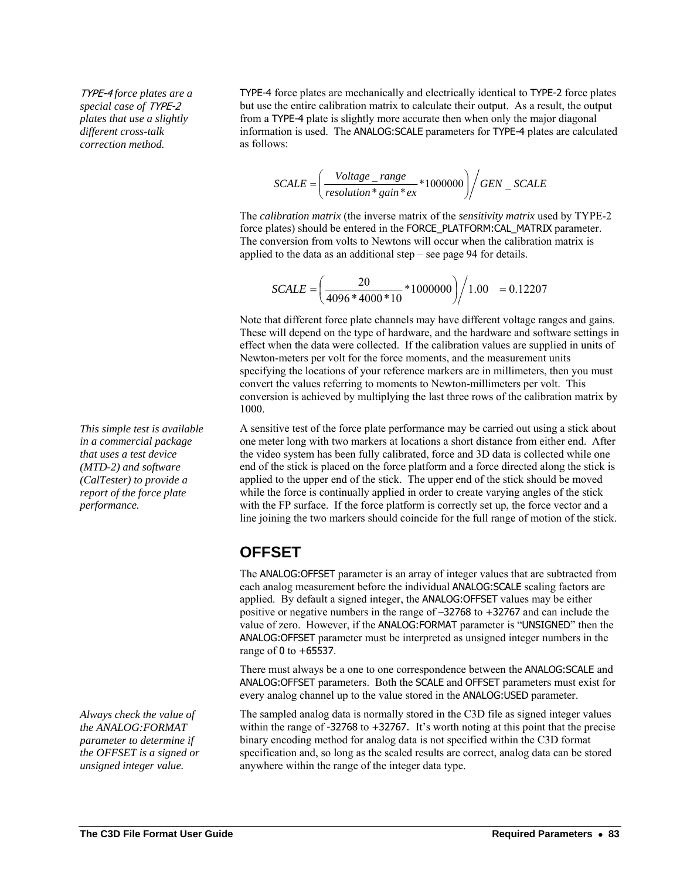*TYPE-4 force plates are a special case of TYPE-2 plates that use a slightly different cross-talk correction method.*

TYPE-4 force plates are mechanically and electrically identical to TYPE-2 force plates but use the entire calibration matrix to calculate their output. As a result, the output from a TYPE-4 plate is slightly more accurate then when only the major diagonal information is used. The ANALOG:SCALE parameters for TYPE-4 plates are calculated as follows:

$$SCALE = \left( \frac{Voltage\_range}{resolution * gain * ex} * 1000000 \right) \Big/ GEN\_SCALE$$

The *calibration matrix* (the inverse matrix of the *sensitivity matrix* used by TYPE-2 force plates) should be entered in the FORCE_PLATFORM:CAL_MATRIX parameter. The conversion from volts to Newtons will occur when the calibration matrix is applied to the data as an additional step – see page 94 for details.

$$SCALE = \left( \frac{20}{4096 * 4000 * 10} * 1000000 \right) \Big/ 1.00 \quad = 0.12207$$

Note that different force plate channels may have different voltage ranges and gains. These will depend on the type of hardware, and the hardware and software settings in effect when the data were collected. If the calibration values are supplied in units of Newton-meters per volt for the force moments, and the measurement units specifying the locations of your reference markers are in millimeters, then you must convert the values referring to moments to Newton-millimeters per volt. This conversion is achieved by multiplying the last three rows of the calibration matrix by 1000.

*This simple test is available in a commercial package that uses a test device (MTD-2) and software (CalTester) to provide a report of the force plate performance.*

A sensitive test of the force plate performance may be carried out using a stick about one meter long with two markers at locations a short distance from either end. After the video system has been fully calibrated, force and 3D data is collected while one end of the stick is placed on the force platform and a force directed along the stick is applied to the upper end of the stick. The upper end of the stick should be moved while the force is continually applied in order to create varying angles of the stick with the FP surface. If the force platform is correctly set up, the force vector and a line joining the two markers should coincide for the full range of motion of the stick.

## OFFSET

The ANALOG:OFFSET parameter is an array of integer values that are subtracted from each analog measurement before the individual ANALOG:SCALE scaling factors are applied. By default a signed integer, the ANALOG:OFFSET values may be either positive or negative numbers in the range of −32768 to +32767 and can include the value of zero. However, if the ANALOG:FORMAT parameter is “UNSIGNED” then the ANALOG:OFFSET parameter must be interpreted as unsigned integer numbers in the range of 0 to +65537.

There must always be a one to one correspondence between the ANALOG:SCALE and ANALOG:OFFSET parameters. Both the SCALE and OFFSET parameters must exist for every analog channel up to the value stored in the ANALOG:USED parameter.

*Always check the value of the ANALOG:FORMAT parameter to determine if the OFFSET is a signed or unsigned integer value.*

The sampled analog data is normally stored in the C3D file as signed integer values within the range of -32768 to +32767. It’s worth noting at this point that the precise binary encoding method for analog data is not specified within the C3D format specification and, so long as the scaled results are correct, analog data can be stored anywhere within the range of the integer data type.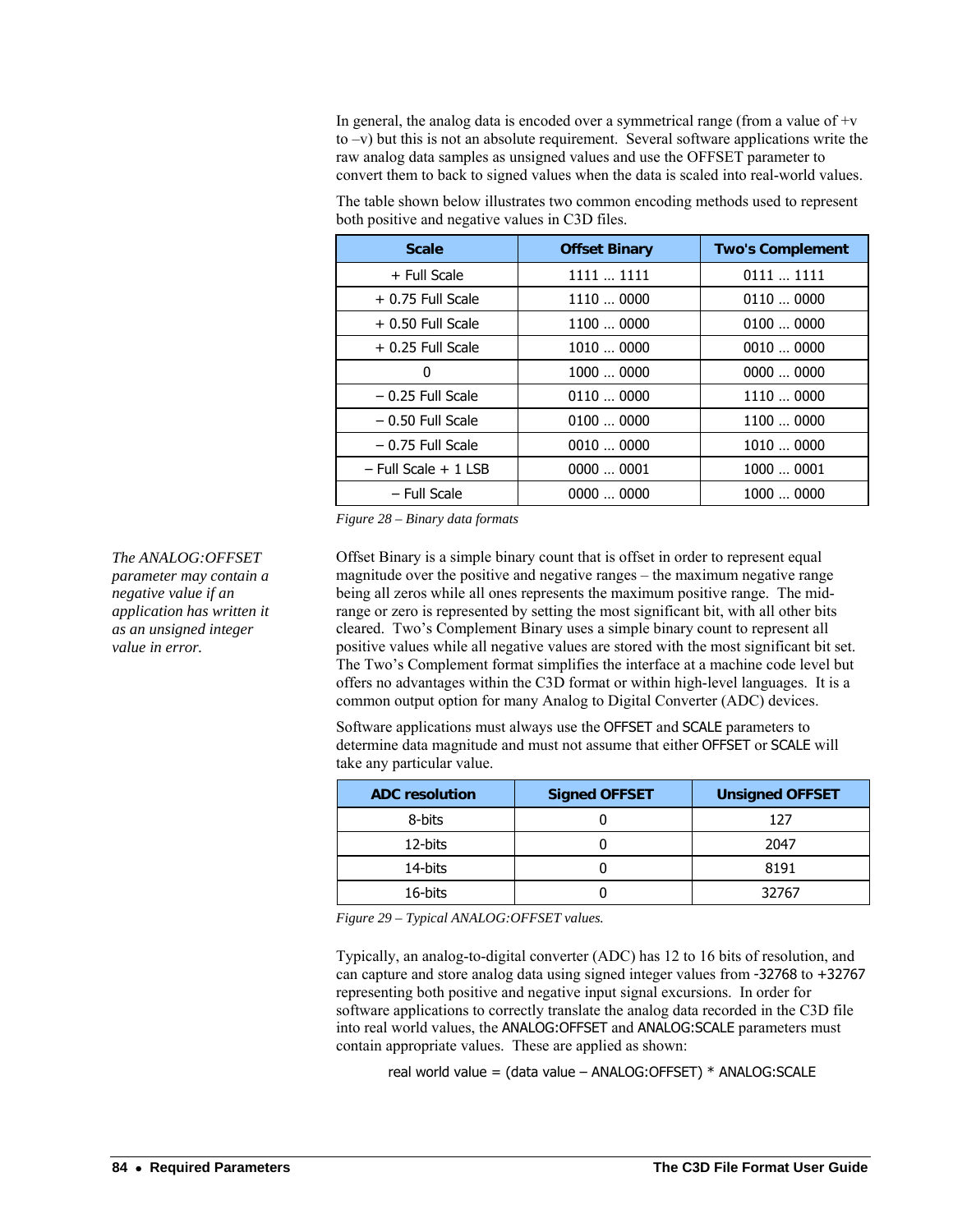In general, the analog data is encoded over a symmetrical range (from a value of +v to –v) but this is not an absolute requirement. Several software applications write the raw analog data samples as unsigned values and use the OFFSET parameter to convert them to back to signed values when the data is scaled into real-world values.

The table shown below illustrates two common encoding methods used to represent both positive and negative values in C3D files.

| Scale | Offset Binary | Two's Complement |
|---|---|---|
| + Full Scale | 1111 … 1111 | 0111 … 1111 |
| + 0.75 Full Scale | 1110 … 0000 | 0110 … 0000 |
| + 0.50 Full Scale | 1100 … 0000 | 0100 … 0000 |
| + 0.25 Full Scale | 1010 … 0000 | 0010 … 0000 |
| 0 | 1000 … 0000 | 0000 … 0000 |
| – 0.25 Full Scale | 0110 … 0000 | 1110 … 0000 |
| – 0.50 Full Scale | 0100 … 0000 | 1100 … 0000 |
| – 0.75 Full Scale | 0010 … 0000 | 1010 … 0000 |
| – Full Scale + 1 LSB | 0000 … 0001 | 1000 … 0001 |
| – Full Scale | 0000 … 0000 | 1000 … 0000 |

*Figure 28 – Binary data formats*

*The ANALOG:OFFSET parameter may contain a negative value if an application has written it as an unsigned integer value in error.*

Offset Binary is a simple binary count that is offset in order to represent equal magnitude over the positive and negative ranges – the maximum negative range being all zeros while all ones represents the maximum positive range. The mid-range or zero is represented by setting the most significant bit, with all other bits cleared. Two's Complement Binary uses a simple binary count to represent all positive values while all negative values are stored with the most significant bit set. The Two's Complement format simplifies the interface at a machine code level but offers no advantages within the C3D format or within high-level languages. It is a common output option for many Analog to Digital Converter (ADC) devices.

Software applications must always use the OFFSET and SCALE parameters to determine data magnitude and must not assume that either OFFSET or SCALE will take any particular value.

| ADC resolution | Signed OFFSET | Unsigned OFFSET |
|---|---|---|
| 8-bits | 0 | 127 |
| 12-bits | 0 | 2047 |
| 14-bits | 0 | 8191 |
| 16-bits | 0 | 32767 |

*Figure 29 – Typical ANALOG:OFFSET values.*

Typically, an analog-to-digital converter (ADC) has 12 to 16 bits of resolution, and can capture and store analog data using signed integer values from -32768 to +32767 representing both positive and negative input signal excursions. In order for software applications to correctly translate the analog data recorded in the C3D file into real world values, the ANALOG:OFFSET and ANALOG:SCALE parameters must contain appropriate values. These are applied as shown:

real world value = (data value – ANALOG:OFFSET) * ANALOG:SCALE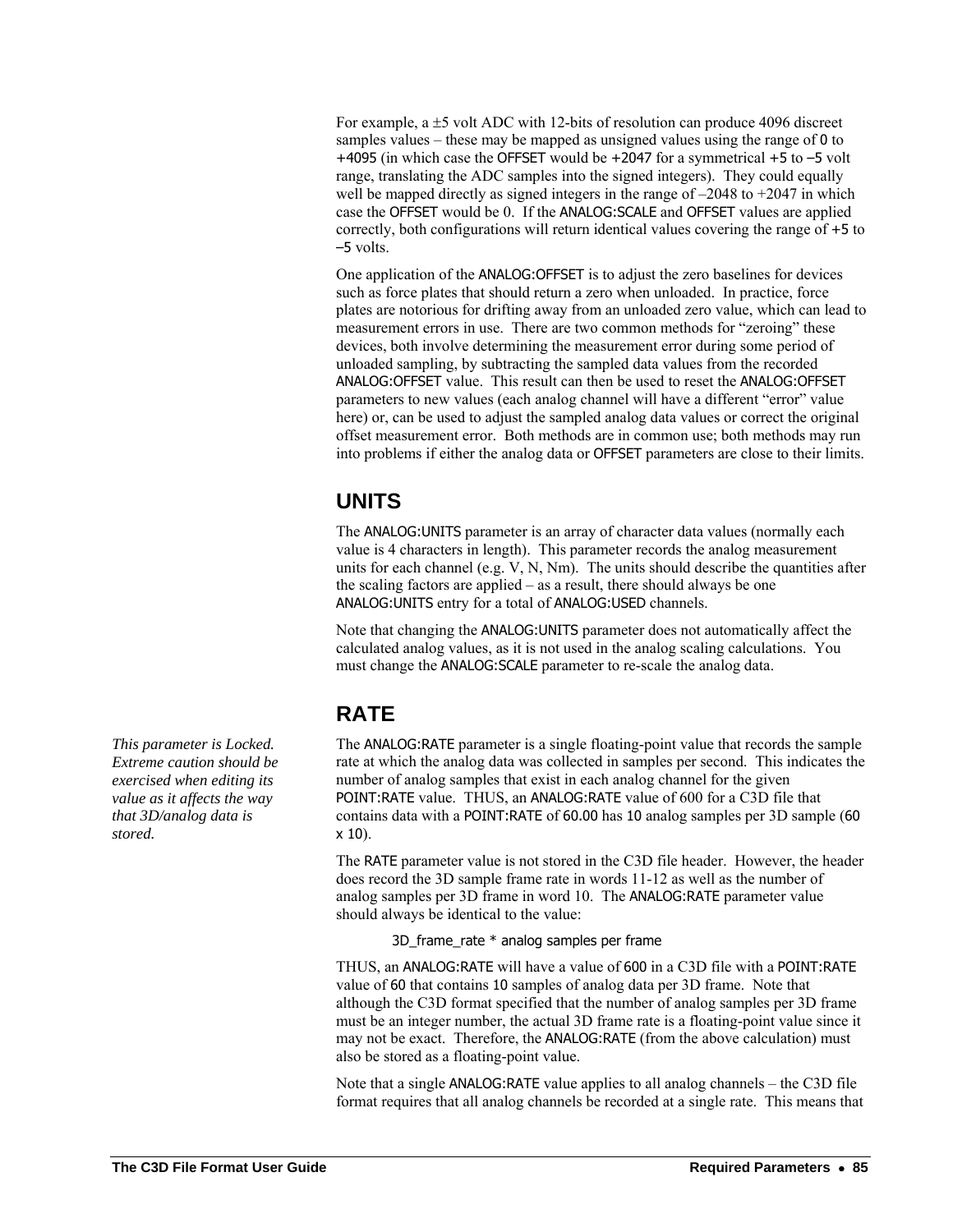For example, a ±5 volt ADC with 12-bits of resolution can produce 4096 discreet samples values – these may be mapped as unsigned values using the range of 0 to +4095 (in which case the OFFSET would be +2047 for a symmetrical +5 to –5 volt range, translating the ADC samples into the signed integers). They could equally well be mapped directly as signed integers in the range of –2048 to +2047 in which case the OFFSET would be 0. If the ANALOG:SCALE and OFFSET values are applied correctly, both configurations will return identical values covering the range of +5 to –5 volts.

One application of the ANALOG:OFFSET is to adjust the zero baselines for devices such as force plates that should return a zero when unloaded. In practice, force plates are notorious for drifting away from an unloaded zero value, which can lead to measurement errors in use. There are two common methods for "zeroing" these devices, both involve determining the measurement error during some period of unloaded sampling, by subtracting the sampled data values from the recorded ANALOG:OFFSET value. This result can then be used to reset the ANALOG:OFFSET parameters to new values (each analog channel will have a different "error" value here) or, can be used to adjust the sampled analog data values or correct the original offset measurement error. Both methods are in common use; both methods may run into problems if either the analog data or OFFSET parameters are close to their limits.

## UNITS

The ANALOG:UNITS parameter is an array of character data values (normally each value is 4 characters in length). This parameter records the analog measurement units for each channel (e.g. V, N, Nm). The units should describe the quantities after the scaling factors are applied – as a result, there should always be one ANALOG:UNITS entry for a total of ANALOG:USED channels.

Note that changing the ANALOG:UNITS parameter does not automatically affect the calculated analog values, as it is not used in the analog scaling calculations. You must change the ANALOG:SCALE parameter to re-scale the analog data.

## RATE

*This parameter is Locked. Extreme caution should be exercised when editing its value as it affects the way that 3D/analog data is stored.*

The ANALOG:RATE parameter is a single floating-point value that records the sample rate at which the analog data was collected in samples per second. This indicates the number of analog samples that exist in each analog channel for the given POINT:RATE value. THUS, an ANALOG:RATE value of 600 for a C3D file that contains data with a POINT:RATE of 60.00 has 10 analog samples per 3D sample (60 x 10).

The RATE parameter value is not stored in the C3D file header. However, the header does record the 3D sample frame rate in words 11-12 as well as the number of analog samples per 3D frame in word 10. The ANALOG:RATE parameter value should always be identical to the value:

3D_frame_rate * analog samples per frame

THUS, an ANALOG:RATE will have a value of 600 in a C3D file with a POINT:RATE value of 60 that contains 10 samples of analog data per 3D frame. Note that although the C3D format specified that the number of analog samples per 3D frame must be an integer number, the actual 3D frame rate is a floating-point value since it may not be exact. Therefore, the ANALOG:RATE (from the above calculation) must also be stored as a floating-point value.

Note that a single ANALOG:RATE value applies to all analog channels – the C3D file format requires that all analog channels be recorded at a single rate. This means that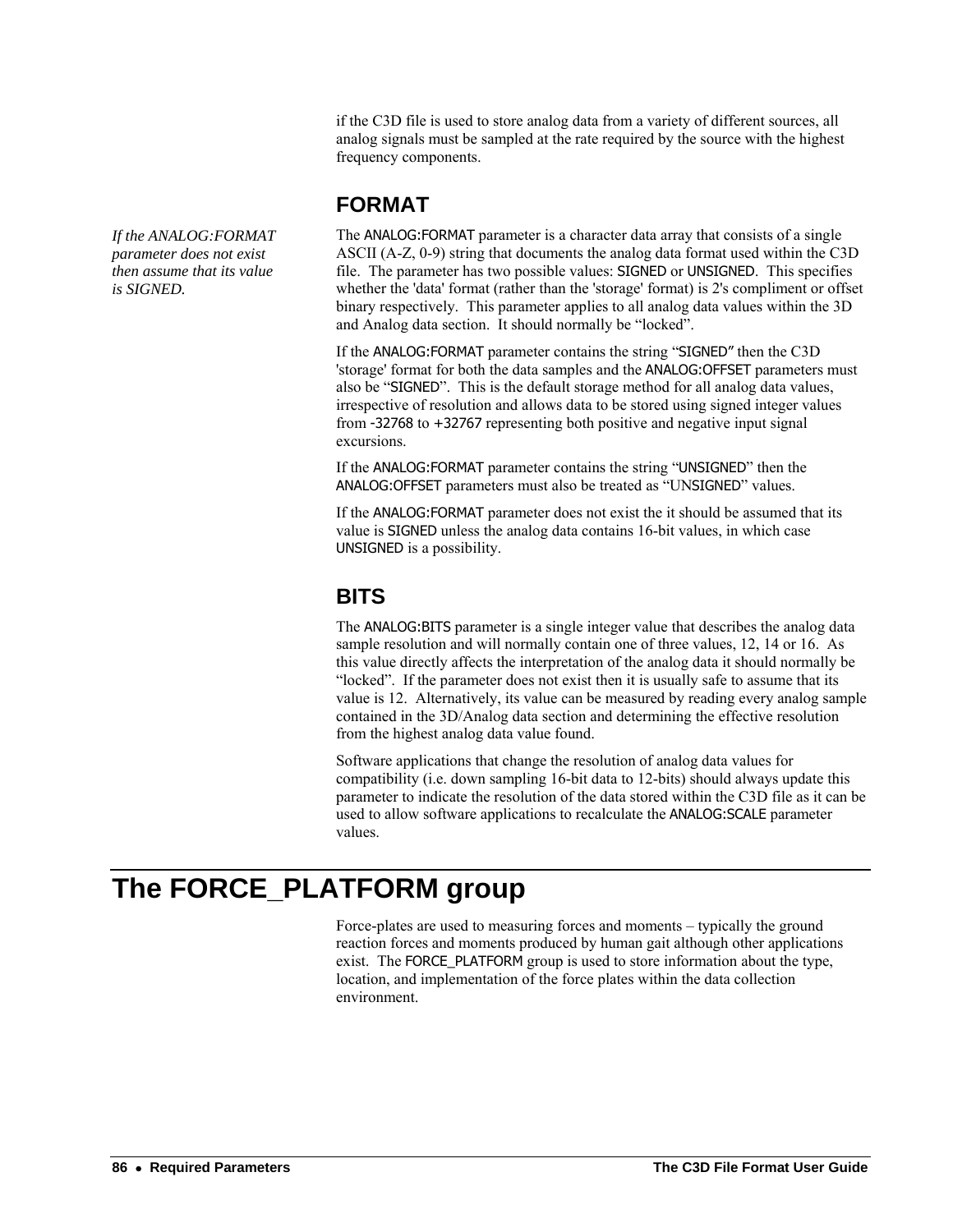if the C3D file is used to store analog data from a variety of different sources, all analog signals must be sampled at the rate required by the source with the highest frequency components.

### FORMAT

*If the ANALOG:FORMAT parameter does not exist then assume that its value is SIGNED.*

The ANALOG:FORMAT parameter is a character data array that consists of a single ASCII (A-Z, 0-9) string that documents the analog data format used within the C3D file. The parameter has two possible values: SIGNED or UNSIGNED. This specifies whether the 'data' format (rather than the 'storage' format) is 2's compliment or offset binary respectively. This parameter applies to all analog data values within the 3D and Analog data section. It should normally be "locked".

If the ANALOG:FORMAT parameter contains the string "SIGNED" then the C3D 'storage' format for both the data samples and the ANALOG:OFFSET parameters must also be "SIGNED". This is the default storage method for all analog data values, irrespective of resolution and allows data to be stored using signed integer values from -32768 to +32767 representing both positive and negative input signal excursions.

If the ANALOG:FORMAT parameter contains the string "UNSIGNED" then the ANALOG:OFFSET parameters must also be treated as "UNSIGNED" values.

If the ANALOG:FORMAT parameter does not exist the it should be assumed that its value is SIGNED unless the analog data contains 16-bit values, in which case UNSIGNED is a possibility.

### BITS

The ANALOG:BITS parameter is a single integer value that describes the analog data sample resolution and will normally contain one of three values, 12, 14 or 16. As this value directly affects the interpretation of the analog data it should normally be "locked". If the parameter does not exist then it is usually safe to assume that its value is 12. Alternatively, its value can be measured by reading every analog sample contained in the 3D/Analog data section and determining the effective resolution from the highest analog data value found.

Software applications that change the resolution of analog data values for compatibility (i.e. down sampling 16-bit data to 12-bits) should always update this parameter to indicate the resolution of the data stored within the C3D file as it can be used to allow software applications to recalculate the ANALOG:SCALE parameter values.

# The FORCE_PLATFORM group

Force-plates are used to measuring forces and moments – typically the ground reaction forces and moments produced by human gait although other applications exist. The FORCE_PLATFORM group is used to store information about the type, location, and implementation of the force plates within the data collection environment.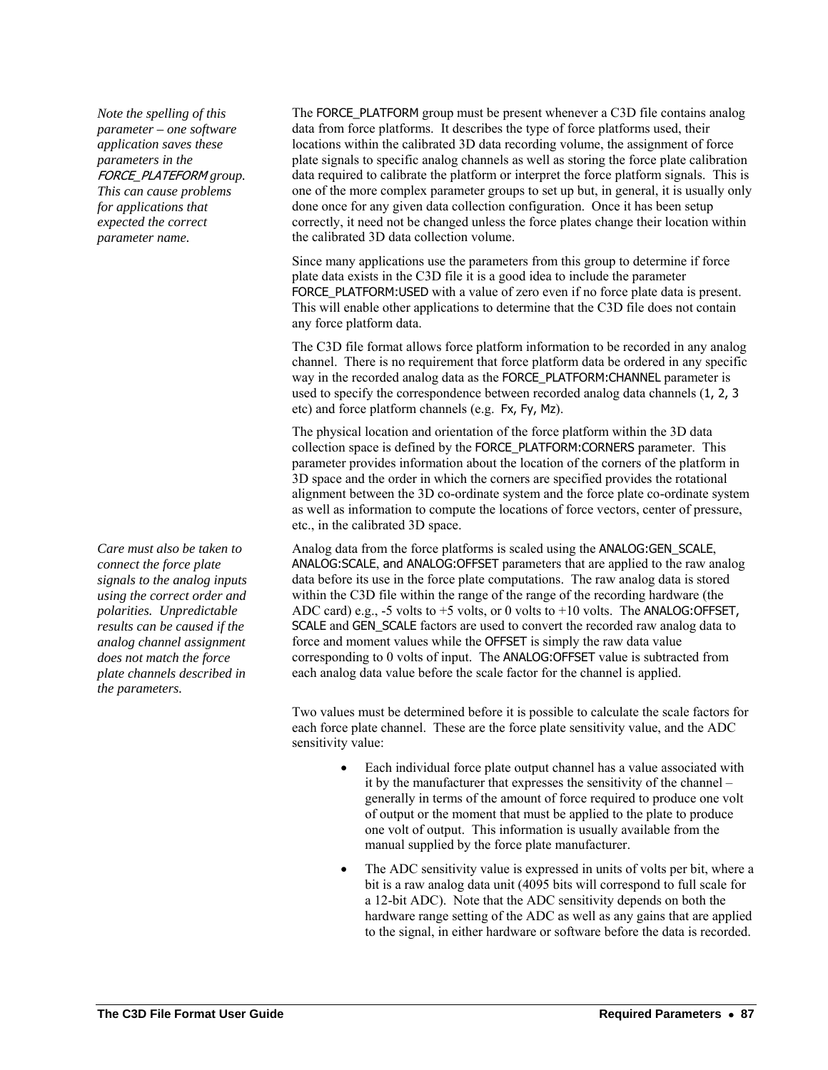*Note the spelling of this parameter – one software application saves these parameters in the* FORCE_PLATEFORM *group. This can cause problems for applications that expected the correct parameter name.*

The FORCE_PLATFORM group must be present whenever a C3D file contains analog data from force platforms. It describes the type of force platforms used, their locations within the calibrated 3D data recording volume, the assignment of force plate signals to specific analog channels as well as storing the force plate calibration data required to calibrate the platform or interpret the force platform signals. This is one of the more complex parameter groups to set up but, in general, it is usually only done once for any given data collection configuration. Once it has been setup correctly, it need not be changed unless the force plates change their location within the calibrated 3D data collection volume.

Since many applications use the parameters from this group to determine if force plate data exists in the C3D file it is a good idea to include the parameter FORCE_PLATFORM:USED with a value of zero even if no force plate data is present. This will enable other applications to determine that the C3D file does not contain any force platform data.

The C3D file format allows force platform information to be recorded in any analog channel. There is no requirement that force platform data be ordered in any specific way in the recorded analog data as the FORCE_PLATFORM:CHANNEL parameter is used to specify the correspondence between recorded analog data channels (1, 2, 3 etc) and force platform channels (e.g. Fx, Fy, Mz).

The physical location and orientation of the force platform within the 3D data collection space is defined by the FORCE_PLATFORM:CORNERS parameter. This parameter provides information about the location of the corners of the platform in 3D space and the order in which the corners are specified provides the rotational alignment between the 3D co-ordinate system and the force plate co-ordinate system as well as information to compute the locations of force vectors, center of pressure, etc., in the calibrated 3D space.

*Care must also be taken to connect the force plate signals to the analog inputs using the correct order and polarities. Unpredictable results can be caused if the analog channel assignment does not match the force plate channels described in the parameters.*

Analog data from the force platforms is scaled using the ANALOG:GEN_SCALE, ANALOG:SCALE, and ANALOG:OFFSET parameters that are applied to the raw analog data before its use in the force plate computations. The raw analog data is stored within the C3D file within the range of the range of the recording hardware (the ADC card) e.g., -5 volts to +5 volts, or 0 volts to +10 volts. The ANALOG:OFFSET, SCALE and GEN_SCALE factors are used to convert the recorded raw analog data to force and moment values while the OFFSET is simply the raw data value corresponding to 0 volts of input. The ANALOG:OFFSET value is subtracted from each analog data value before the scale factor for the channel is applied.

Two values must be determined before it is possible to calculate the scale factors for each force plate channel. These are the force plate sensitivity value, and the ADC sensitivity value:

- Each individual force plate output channel has a value associated with it by the manufacturer that expresses the sensitivity of the channel – generally in terms of the amount of force required to produce one volt of output or the moment that must be applied to the plate to produce one volt of output. This information is usually available from the manual supplied by the force plate manufacturer.
- The ADC sensitivity value is expressed in units of volts per bit, where a bit is a raw analog data unit (4095 bits will correspond to full scale for a 12-bit ADC). Note that the ADC sensitivity depends on both the hardware range setting of the ADC as well as any gains that are applied to the signal, in either hardware or software before the data is recorded.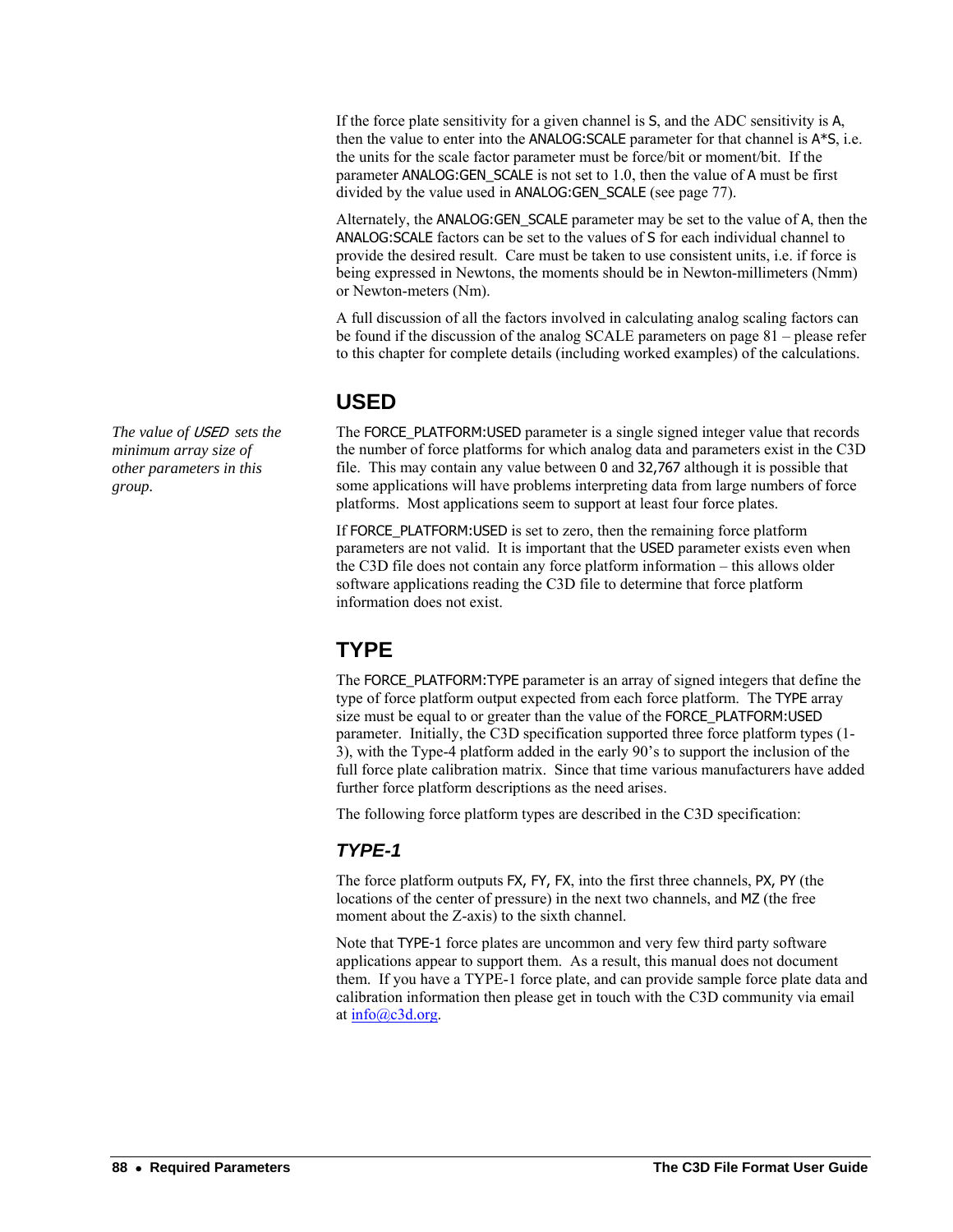If the force plate sensitivity for a given channel is S, and the ADC sensitivity is A, then the value to enter into the ANALOG:SCALE parameter for that channel is A*S, i.e. the units for the scale factor parameter must be force/bit or moment/bit. If the parameter ANALOG:GEN_SCALE is not set to 1.0, then the value of A must be first divided by the value used in ANALOG:GEN_SCALE (see page 77).

Alternately, the ANALOG:GEN_SCALE parameter may be set to the value of A, then the ANALOG:SCALE factors can be set to the values of S for each individual channel to provide the desired result. Care must be taken to use consistent units, i.e. if force is being expressed in Newtons, the moments should be in Newton-millimeters (Nmm) or Newton-meters (Nm).

A full discussion of all the factors involved in calculating analog scaling factors can be found if the discussion of the analog SCALE parameters on page 81 – please refer to this chapter for complete details (including worked examples) of the calculations.

## USED

*The value of USED sets the minimum array size of other parameters in this group.*

The FORCE_PLATFORM:USED parameter is a single signed integer value that records the number of force platforms for which analog data and parameters exist in the C3D file. This may contain any value between 0 and 32,767 although it is possible that some applications will have problems interpreting data from large numbers of force platforms. Most applications seem to support at least four force plates.

If FORCE_PLATFORM:USED is set to zero, then the remaining force platform parameters are not valid. It is important that the USED parameter exists even when the C3D file does not contain any force platform information – this allows older software applications reading the C3D file to determine that force platform information does not exist.

## TYPE

The FORCE_PLATFORM:TYPE parameter is an array of signed integers that define the type of force platform output expected from each force platform. The TYPE array size must be equal to or greater than the value of the FORCE_PLATFORM:USED parameter. Initially, the C3D specification supported three force platform types (1-3), with the Type-4 platform added in the early 90's to support the inclusion of the full force plate calibration matrix. Since that time various manufacturers have added further force platform descriptions as the need arises.

The following force platform types are described in the C3D specification:

### *TYPE-1*

The force platform outputs FX, FY, FX, into the first three channels, PX, PY (the locations of the center of pressure) in the next two channels, and MZ (the free moment about the Z-axis) to the sixth channel.

Note that TYPE-1 force plates are uncommon and very few third party software applications appear to support them. As a result, this manual does not document them. If you have a TYPE-1 force plate, and can provide sample force plate data and calibration information then please get in touch with the C3D community via email at info@c3d.org.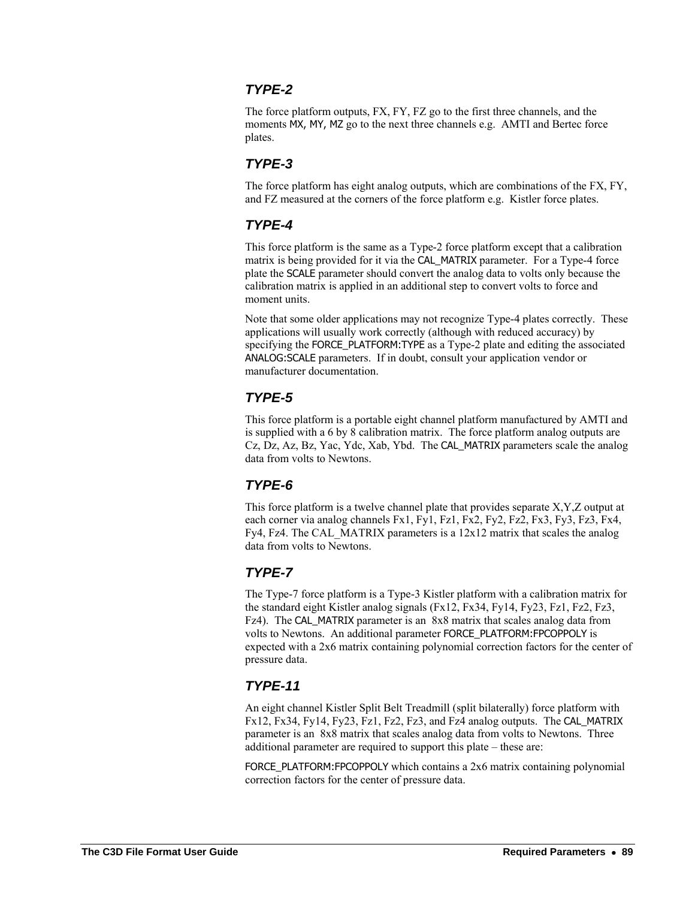### TYPE-2

The force platform outputs, FX, FY, FZ go to the first three channels, and the moments MX, MY, MZ go to the next three channels e.g. AMTI and Bertec force plates.

### TYPE-3

The force platform has eight analog outputs, which are combinations of the FX, FY, and FZ measured at the corners of the force platform e.g. Kistler force plates.

### TYPE-4

This force platform is the same as a Type-2 force platform except that a calibration matrix is being provided for it via the CAL_MATRIX parameter. For a Type-4 force plate the SCALE parameter should convert the analog data to volts only because the calibration matrix is applied in an additional step to convert volts to force and moment units.

Note that some older applications may not recognize Type-4 plates correctly. These applications will usually work correctly (although with reduced accuracy) by specifying the FORCE_PLATFORM:TYPE as a Type-2 plate and editing the associated ANALOG:SCALE parameters. If in doubt, consult your application vendor or manufacturer documentation.

### TYPE-5

This force platform is a portable eight channel platform manufactured by AMTI and is supplied with a 6 by 8 calibration matrix. The force platform analog outputs are Cz, Dz, Az, Bz, Yac, Ydc, Xab, Ybd. The CAL_MATRIX parameters scale the analog data from volts to Newtons.

### TYPE-6

This force platform is a twelve channel plate that provides separate X,Y,Z output at each corner via analog channels Fx1, Fy1, Fz1, Fx2, Fy2, Fz2, Fx3, Fy3, Fz3, Fx4, Fy4, Fz4. The CAL_MATRIX parameters is a 12x12 matrix that scales the analog data from volts to Newtons.

### TYPE-7

The Type-7 force platform is a Type-3 Kistler platform with a calibration matrix for the standard eight Kistler analog signals (Fx12, Fx34, Fy14, Fy23, Fz1, Fz2, Fz3, Fz4). The CAL_MATRIX parameter is an 8x8 matrix that scales analog data from volts to Newtons. An additional parameter FORCE_PLATFORM:FPCOPPOLY is expected with a 2x6 matrix containing polynomial correction factors for the center of pressure data.

### TYPE-11

An eight channel Kistler Split Belt Treadmill (split bilaterally) force platform with Fx12, Fx34, Fy14, Fy23, Fz1, Fz2, Fz3, and Fz4 analog outputs. The CAL_MATRIX parameter is an 8x8 matrix that scales analog data from volts to Newtons. Three additional parameter are required to support this plate – these are:

FORCE_PLATFORM:FPCOPPOLY which contains a 2x6 matrix containing polynomial correction factors for the center of pressure data.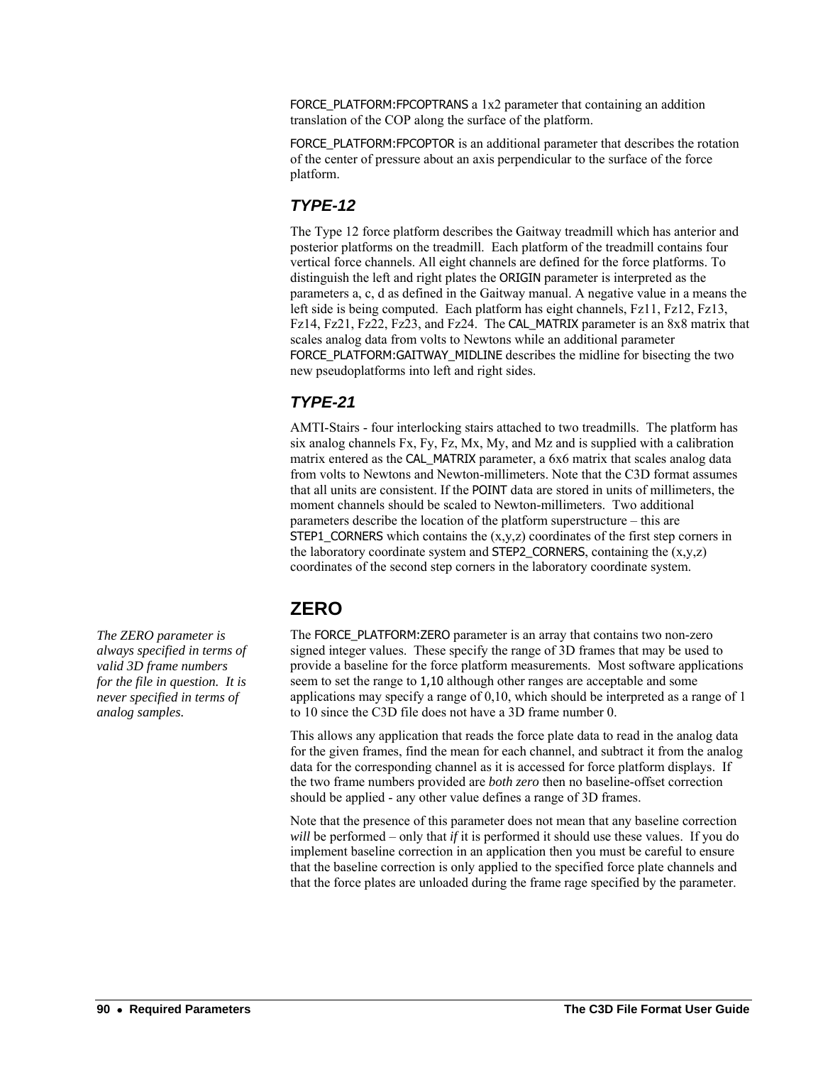FORCE_PLATFORM:FPCOPTRANS a 1x2 parameter that containing an addition translation of the COP along the surface of the platform.

FORCE_PLATFORM:FPCOPTOR is an additional parameter that describes the rotation of the center of pressure about an axis perpendicular to the surface of the force platform.

### TYPE-12

The Type 12 force platform describes the Gaitway treadmill which has anterior and posterior platforms on the treadmill. Each platform of the treadmill contains four vertical force channels. All eight channels are defined for the force platforms. To distinguish the left and right plates the ORIGIN parameter is interpreted as the parameters a, c, d as defined in the Gaitway manual. A negative value in a means the left side is being computed. Each platform has eight channels, Fz11, Fz12, Fz13, Fz14, Fz21, Fz22, Fz23, and Fz24. The CAL_MATRIX parameter is an 8x8 matrix that scales analog data from volts to Newtons while an additional parameter FORCE_PLATFORM:GAITWAY_MIDLINE describes the midline for bisecting the two new pseudoplatforms into left and right sides.

### TYPE-21

AMTI-Stairs - four interlocking stairs attached to two treadmills. The platform has six analog channels Fx, Fy, Fz, Mx, My, and Mz and is supplied with a calibration matrix entered as the CAL_MATRIX parameter, a 6x6 matrix that scales analog data from volts to Newtons and Newton-millimeters. Note that the C3D format assumes that all units are consistent. If the POINT data are stored in units of millimeters, the moment channels should be scaled to Newton-millimeters. Two additional parameters describe the location of the platform superstructure – this are STEP1_CORNERS which contains the (x,y,z) coordinates of the first step corners in the laboratory coordinate system and STEP2_CORNERS, containing the (x,y,z) coordinates of the second step corners in the laboratory coordinate system.

## ZERO

*The ZERO parameter is always specified in terms of valid 3D frame numbers for the file in question. It is never specified in terms of analog samples.*

The FORCE_PLATFORM:ZERO parameter is an array that contains two non-zero signed integer values. These specify the range of 3D frames that may be used to provide a baseline for the force platform measurements. Most software applications seem to set the range to 1,10 although other ranges are acceptable and some applications may specify a range of 0,10, which should be interpreted as a range of 1 to 10 since the C3D file does not have a 3D frame number 0.

This allows any application that reads the force plate data to read in the analog data for the given frames, find the mean for each channel, and subtract it from the analog data for the corresponding channel as it is accessed for force platform displays. If the two frame numbers provided are *both zero* then no baseline-offset correction should be applied - any other value defines a range of 3D frames.

Note that the presence of this parameter does not mean that any baseline correction *will* be performed – only that *if* it is performed it should use these values. If you do implement baseline correction in an application then you must be careful to ensure that the baseline correction is only applied to the specified force plate channels and that the force plates are unloaded during the frame rage specified by the parameter.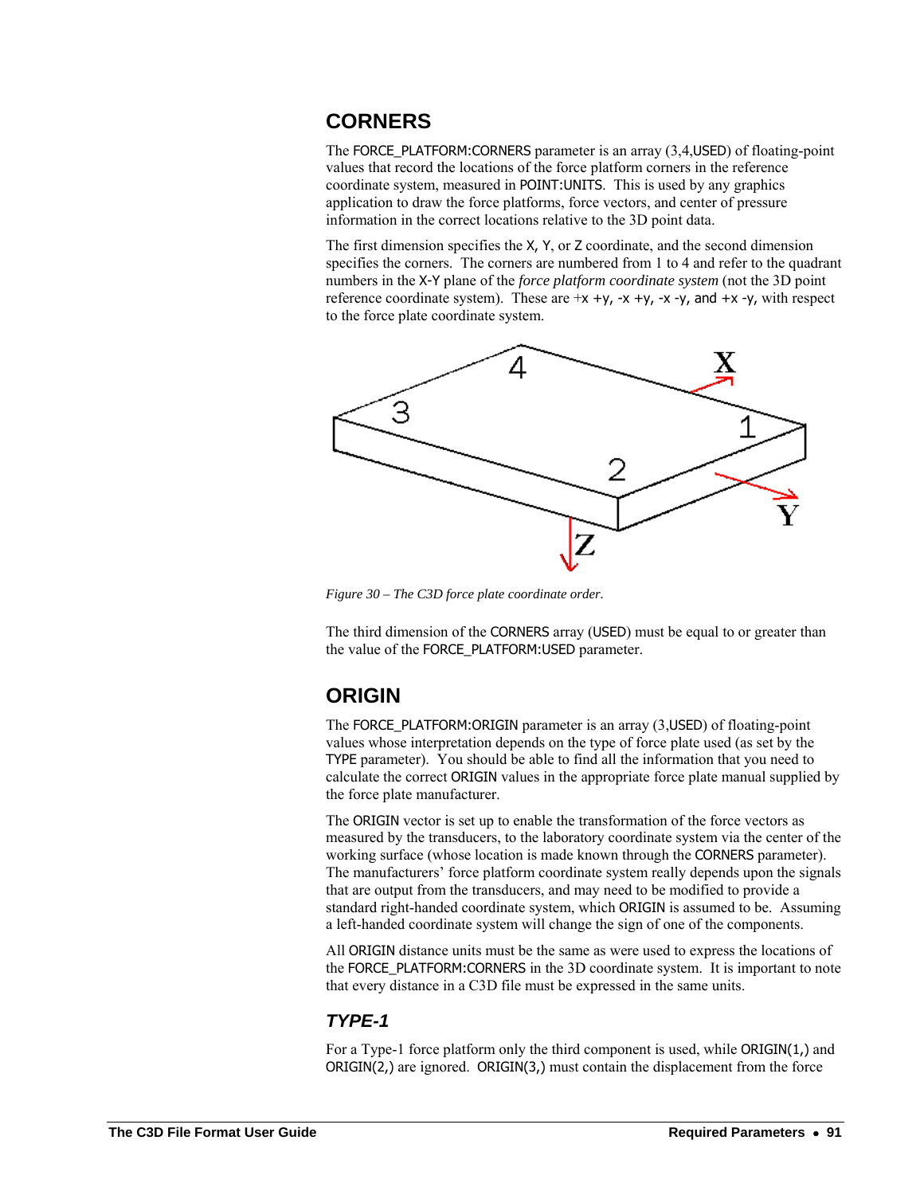## CORNERS

The FORCE_PLATFORM:CORNERS parameter is an array (3,4,USED) of floating-point values that record the locations of the force platform corners in the reference coordinate system, measured in POINT:UNITS. This is used by any graphics application to draw the force platforms, force vectors, and center of pressure information in the correct locations relative to the 3D point data.

The first dimension specifies the X, Y, or Z coordinate, and the second dimension specifies the corners. The corners are numbered from 1 to 4 and refer to the quadrant numbers in the X-Y plane of the *force platform coordinate system* (not the 3D point reference coordinate system). These are +x +y, -x +y, -x -y, and +x -y, with respect to the force plate coordinate system.

*Figure 30 – The C3D force plate coordinate order.*

The third dimension of the CORNERS array (USED) must be equal to or greater than the value of the FORCE_PLATFORM:USED parameter.

## ORIGIN

The FORCE_PLATFORM:ORIGIN parameter is an array (3,USED) of floating-point values whose interpretation depends on the type of force plate used (as set by the TYPE parameter). You should be able to find all the information that you need to calculate the correct ORIGIN values in the appropriate force plate manual supplied by the force plate manufacturer.

The ORIGIN vector is set up to enable the transformation of the force vectors as measured by the transducers, to the laboratory coordinate system via the center of the working surface (whose location is made known through the CORNERS parameter). The manufacturers' force platform coordinate system really depends upon the signals that are output from the transducers, and may need to be modified to provide a standard right-handed coordinate system, which ORIGIN is assumed to be. Assuming a left-handed coordinate system will change the sign of one of the components.

All ORIGIN distance units must be the same as were used to express the locations of the FORCE_PLATFORM:CORNERS in the 3D coordinate system. It is important to note that every distance in a C3D file must be expressed in the same units.

### *TYPE-1*

For a Type-1 force platform only the third component is used, while ORIGIN(1,) and ORIGIN(2,) are ignored. ORIGIN(3,) must contain the displacement from the force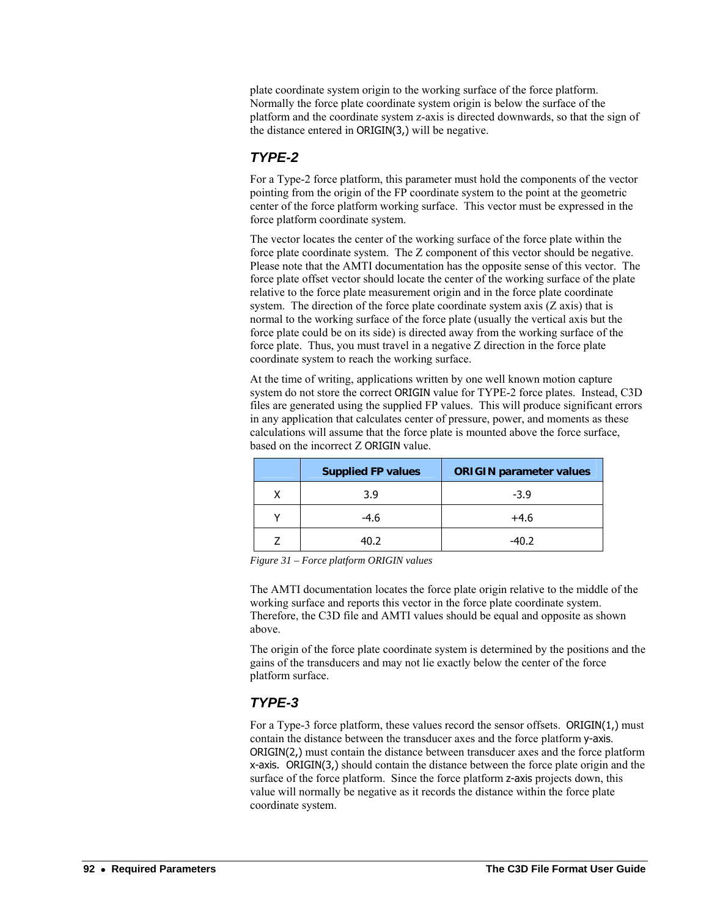plate coordinate system origin to the working surface of the force platform. Normally the force plate coordinate system origin is below the surface of the platform and the coordinate system z-axis is directed downwards, so that the sign of the distance entered in ORIGIN(3,) will be negative.

### *TYPE-2*

For a Type-2 force platform, this parameter must hold the components of the vector pointing from the origin of the FP coordinate system to the point at the geometric center of the force platform working surface. This vector must be expressed in the force platform coordinate system.

The vector locates the center of the working surface of the force plate within the force plate coordinate system. The Z component of this vector should be negative. Please note that the AMTI documentation has the opposite sense of this vector. The force plate offset vector should locate the center of the working surface of the plate relative to the force plate measurement origin and in the force plate coordinate system. The direction of the force plate coordinate system axis (Z axis) that is normal to the working surface of the force plate (usually the vertical axis but the force plate could be on its side) is directed away from the working surface of the force plate. Thus, you must travel in a negative Z direction in the force plate coordinate system to reach the working surface.

At the time of writing, applications written by one well known motion capture system do not store the correct ORIGIN value for TYPE-2 force plates. Instead, C3D files are generated using the supplied FP values. This will produce significant errors in any application that calculates center of pressure, power, and moments as these calculations will assume that the force plate is mounted above the force surface, based on the incorrect Z ORIGIN value.

| | **Supplied FP values** | **ORIGIN parameter values** |
|---|---|---|
| X | 3.9 | -3.9 |
| Y | -4.6 | +4.6 |
| Z | 40.2 | -40.2 |

*Figure 31 – Force platform ORIGIN values*

The AMTI documentation locates the force plate origin relative to the middle of the working surface and reports this vector in the force plate coordinate system. Therefore, the C3D file and AMTI values should be equal and opposite as shown above.

The origin of the force plate coordinate system is determined by the positions and the gains of the transducers and may not lie exactly below the center of the force platform surface.

### *TYPE-3*

For a Type-3 force platform, these values record the sensor offsets. ORIGIN(1,) must contain the distance between the transducer axes and the force platform y-axis. ORIGIN(2,) must contain the distance between transducer axes and the force platform x-axis. ORIGIN(3,) should contain the distance between the force plate origin and the surface of the force platform. Since the force platform z-axis projects down, this value will normally be negative as it records the distance within the force plate coordinate system.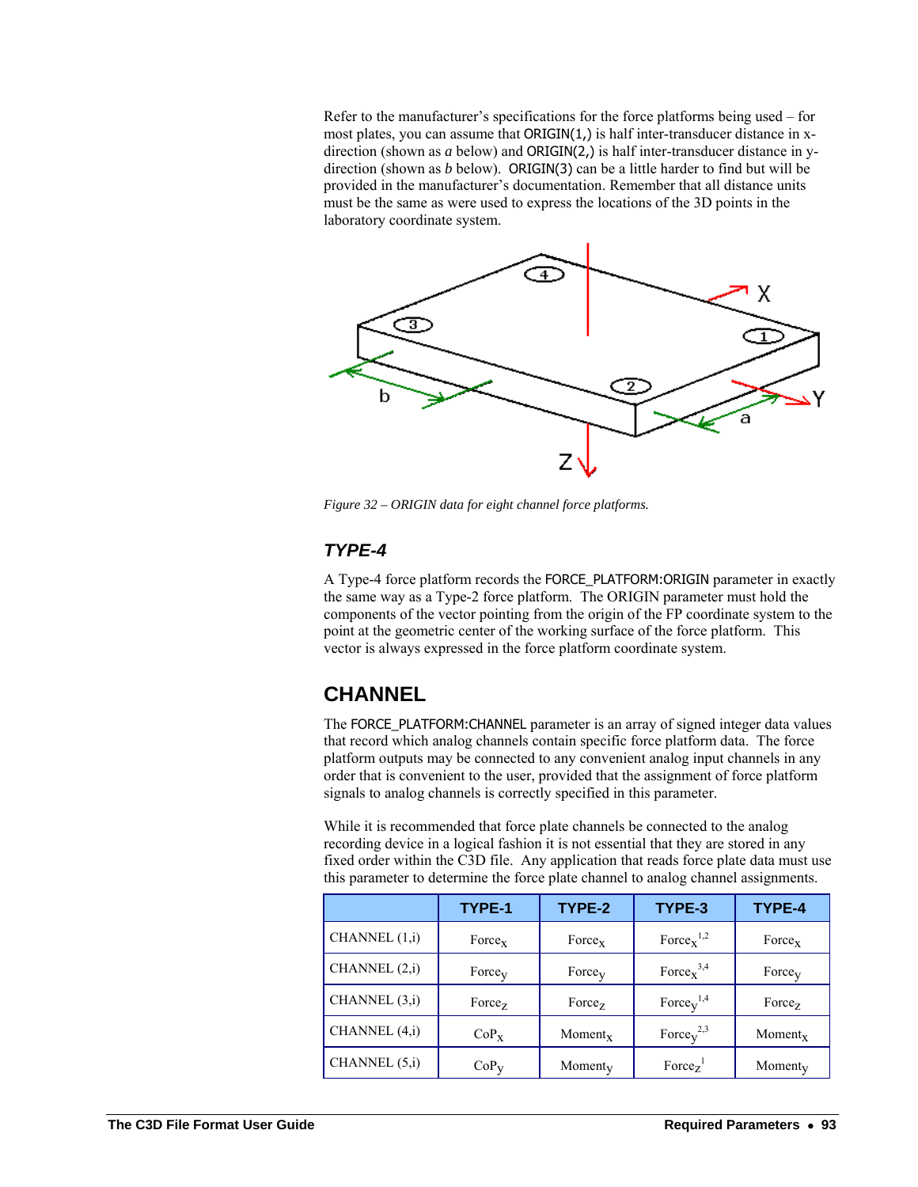Refer to the manufacturer's specifications for the force platforms being used – for most plates, you can assume that ORIGIN(1,) is half inter-transducer distance in x-direction (shown as *a* below) and ORIGIN(2,) is half inter-transducer distance in y-direction (shown as *b* below). ORIGIN(3) can be a little harder to find but will be provided in the manufacturer's documentation. Remember that all distance units must be the same as were used to express the locations of the 3D points in the laboratory coordinate system.

*Figure 32 – ORIGIN data for eight channel force platforms.*

### TYPE-4

A Type-4 force platform records the FORCE_PLATFORM:ORIGIN parameter in exactly the same way as a Type-2 force platform. The ORIGIN parameter must hold the components of the vector pointing from the origin of the FP coordinate system to the point at the geometric center of the working surface of the force platform. This vector is always expressed in the force platform coordinate system.

## CHANNEL

The FORCE_PLATFORM:CHANNEL parameter is an array of signed integer data values that record which analog channels contain specific force platform data. The force platform outputs may be connected to any convenient analog input channels in any order that is convenient to the user, provided that the assignment of force platform signals to analog channels is correctly specified in this parameter.

While it is recommended that force plate channels be connected to the analog recording device in a logical fashion it is not essential that they are stored in any fixed order within the C3D file. Any application that reads force plate data must use this parameter to determine the force plate channel to analog channel assignments.

| | TYPE-1 | TYPE-2 | TYPE-3 | TYPE-4 |
|---|---|---|---|---|
| CHANNEL (1,i) | $Force_X$ | $Force_X$ | $Force_X$ [1,2] | $Force_X$ |
| CHANNEL (2,i) | $Force_Y$ | $Force_Y$ | $Force_X$ [3,4] | $Force_Y$ |
| CHANNEL (3,i) | $Force_Z$ | $Force_Z$ | $Force_Y$ [1,4] | $Force_Z$ |
| CHANNEL (4,i) | $CoP_X$ | $Moment_X$ | $Force_Y$ [2,3] | $Moment_X$ |
| CHANNEL (5,i) | $CoP_Y$ | $Moment_Y$ | $Force_Z$ [1] | $Moment_Y$ |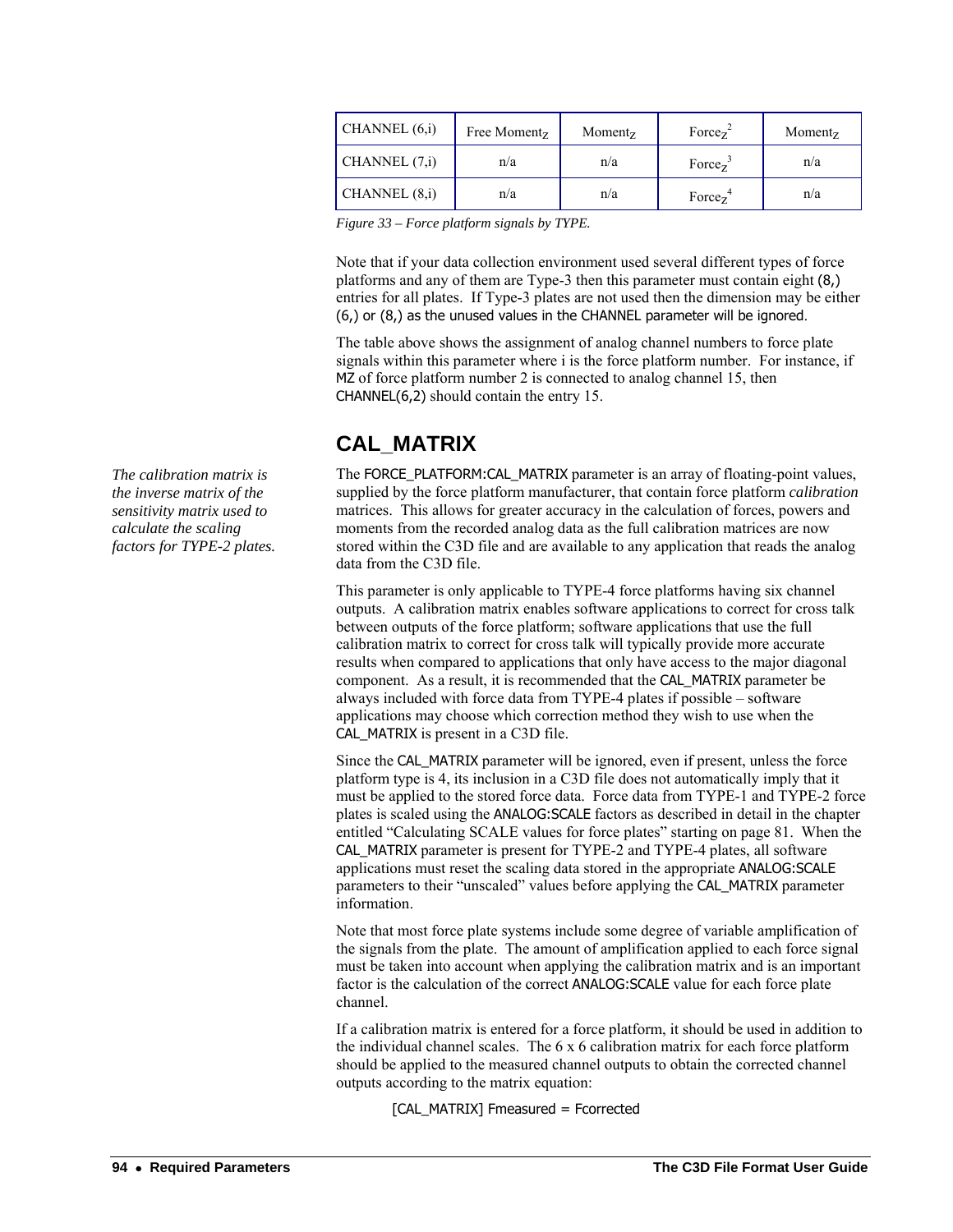| CHANNEL (6,i) | Free Moment$_Z$ | Moment$_Z$ | Force$_Z^2$ | Moment$_Z$ |
|---|---|---|---|---|
| CHANNEL (7,i) | n/a | n/a | Force$_Z^3$ | n/a |
| CHANNEL (8,i) | n/a | n/a | Force$_Z^4$ | n/a |

*Figure 33 – Force platform signals by TYPE.*

Note that if your data collection environment used several different types of force platforms and any of them are Type-3 then this parameter must contain eight (8,) entries for all plates. If Type-3 plates are not used then the dimension may be either (6,) or (8,) as the unused values in the CHANNEL parameter will be ignored.

The table above shows the assignment of analog channel numbers to force plate signals within this parameter where i is the force platform number. For instance, if MZ of force platform number 2 is connected to analog channel 15, then CHANNEL(6,2) should contain the entry 15.

## CAL_MATRIX

*The calibration matrix is the inverse matrix of the sensitivity matrix used to calculate the scaling factors for TYPE-2 plates.*

The FORCE_PLATFORM:CAL_MATRIX parameter is an array of floating-point values, supplied by the force platform manufacturer, that contain force platform *calibration* matrices. This allows for greater accuracy in the calculation of forces, powers and moments from the recorded analog data as the full calibration matrices are now stored within the C3D file and are available to any application that reads the analog data from the C3D file.

This parameter is only applicable to TYPE-4 force platforms having six channel outputs. A calibration matrix enables software applications to correct for cross talk between outputs of the force platform; software applications that use the full calibration matrix to correct for cross talk will typically provide more accurate results when compared to applications that only have access to the major diagonal component. As a result, it is recommended that the CAL_MATRIX parameter be always included with force data from TYPE-4 plates if possible – software applications may choose which correction method they wish to use when the CAL_MATRIX is present in a C3D file.

Since the CAL_MATRIX parameter will be ignored, even if present, unless the force platform type is 4, its inclusion in a C3D file does not automatically imply that it must be applied to the stored force data. Force data from TYPE-1 and TYPE-2 force plates is scaled using the ANALOG:SCALE factors as described in detail in the chapter entitled "Calculating SCALE values for force plates" starting on page 81. When the CAL_MATRIX parameter is present for TYPE-2 and TYPE-4 plates, all software applications must reset the scaling data stored in the appropriate ANALOG:SCALE parameters to their "unscaled" values before applying the CAL_MATRIX parameter information.

Note that most force plate systems include some degree of variable amplification of the signals from the plate. The amount of amplification applied to each force signal must be taken into account when applying the calibration matrix and is an important factor is the calculation of the correct ANALOG:SCALE value for each force plate channel.

If a calibration matrix is entered for a force platform, it should be used in addition to the individual channel scales. The 6 x 6 calibration matrix for each force platform should be applied to the measured channel outputs to obtain the corrected channel outputs according to the matrix equation:

[CAL_MATRIX] Fmeasured = Fcorrected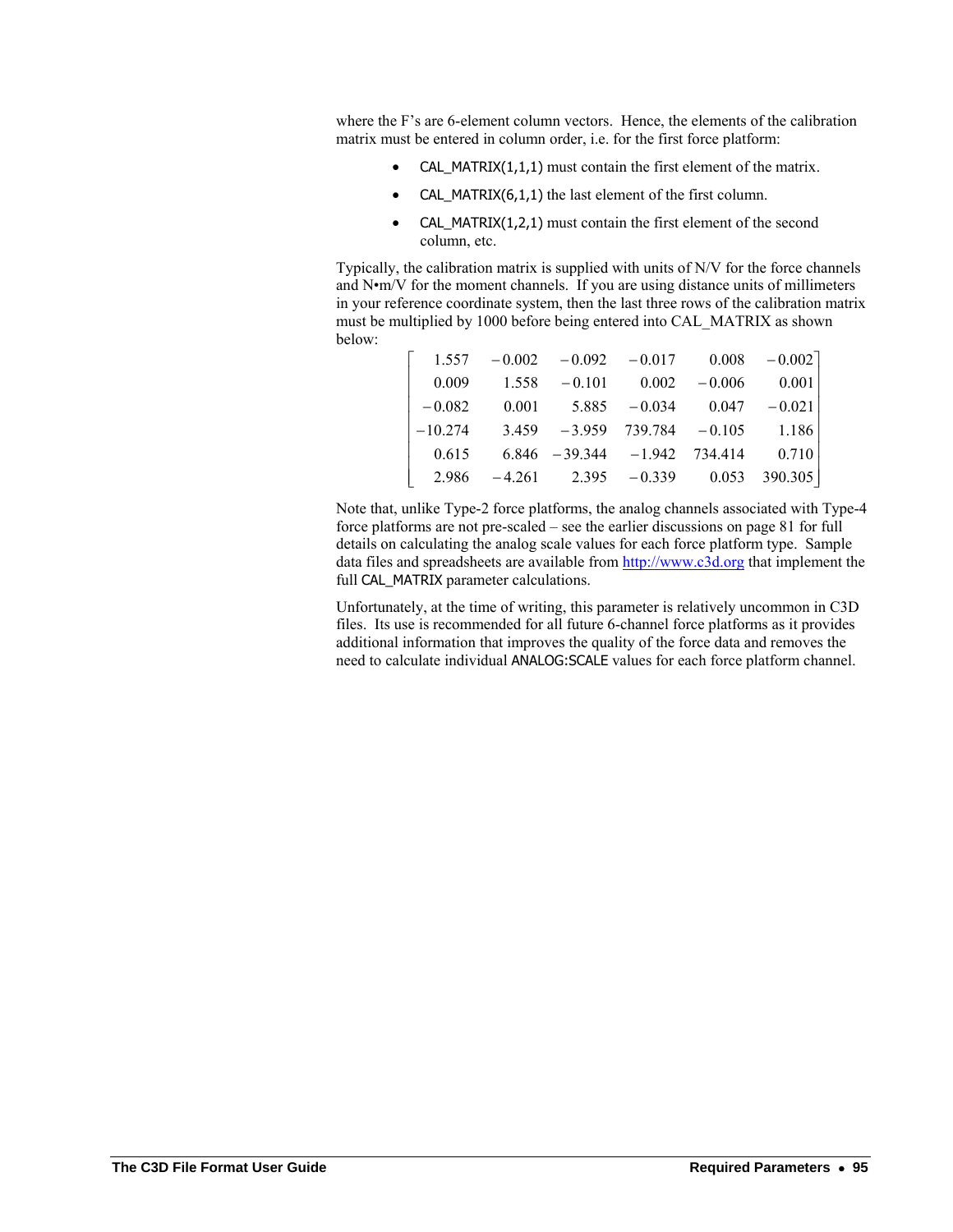where the F's are 6-element column vectors. Hence, the elements of the calibration matrix must be entered in column order, i.e. for the first force platform:

- CAL_MATRIX(1,1,1) must contain the first element of the matrix.
- CAL_MATRIX(6,1,1) the last element of the first column.
- CAL_MATRIX(1,2,1) must contain the first element of the second column, etc.

Typically, the calibration matrix is supplied with units of N/V for the force channels and N•m/V for the moment channels. If you are using distance units of millimeters in your reference coordinate system, then the last three rows of the calibration matrix must be multiplied by 1000 before being entered into CAL_MATRIX as shown below:

$$\begin{bmatrix} 1.557 & -0.002 & -0.092 & -0.017 & 0.008 & -0.002 \\ 0.009 & 1.558 & -0.101 & 0.002 & -0.006 & 0.001 \\ -0.082 & 0.001 & 5.885 & -0.034 & 0.047 & -0.021 \\ -10.274 & 3.459 & -3.959 & 739.784 & -0.105 & 1.186 \\ 0.615 & 6.846 & -39.344 & -1.942 & 734.414 & 0.710 \\ 2.986 & -4.261 & 2.395 & -0.339 & 0.053 & 390.305 \end{bmatrix}$$

Note that, unlike Type-2 force platforms, the analog channels associated with Type-4 force platforms are not pre-scaled – see the earlier discussions on page 81 for full details on calculating the analog scale values for each force platform type. Sample data files and spreadsheets are available from http://www.c3d.org that implement the full CAL_MATRIX parameter calculations.

Unfortunately, at the time of writing, this parameter is relatively uncommon in C3D files. Its use is recommended for all future 6-channel force platforms as it provides additional information that improves the quality of the force data and removes the need to calculate individual ANALOG:SCALE values for each force platform channel.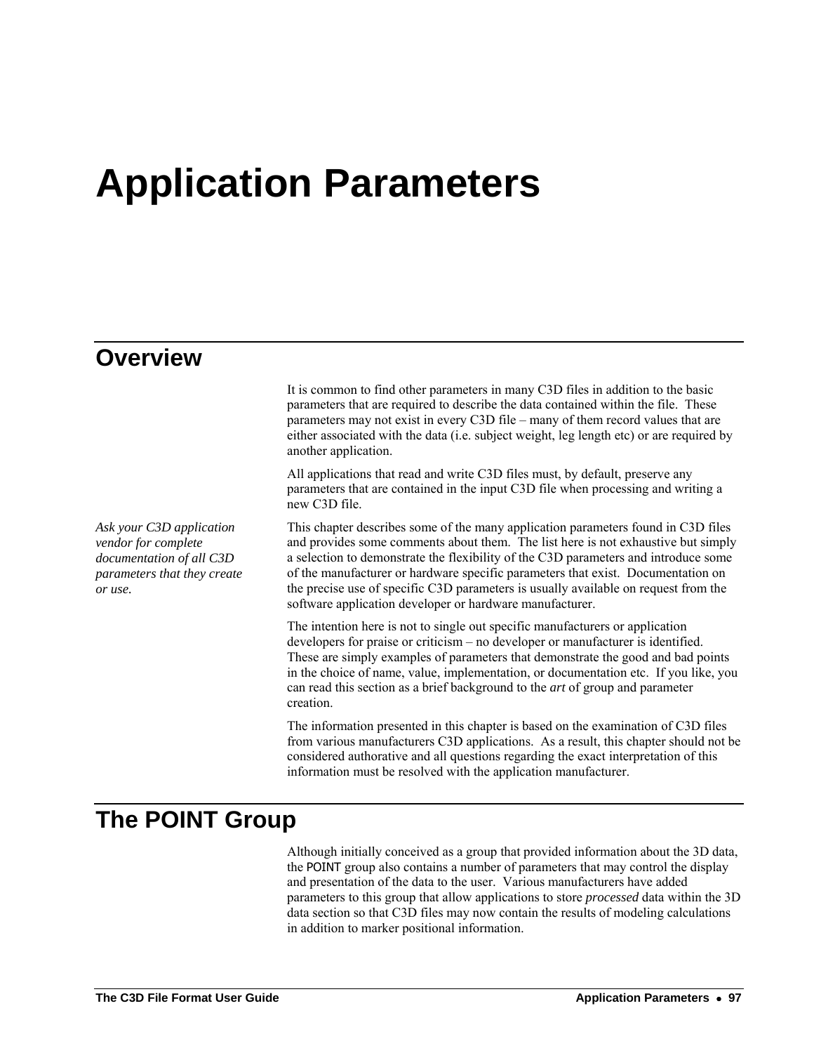# Application Parameters

## Overview

It is common to find other parameters in many C3D files in addition to the basic parameters that are required to describe the data contained within the file. These parameters may not exist in every C3D file – many of them record values that are either associated with the data (i.e. subject weight, leg length etc) or are required by another application.

All applications that read and write C3D files must, by default, preserve any parameters that are contained in the input C3D file when processing and writing a new C3D file.

*Ask your C3D application vendor for complete documentation of all C3D parameters that they create or use.*

This chapter describes some of the many application parameters found in C3D files and provides some comments about them. The list here is not exhaustive but simply a selection to demonstrate the flexibility of the C3D parameters and introduce some of the manufacturer or hardware specific parameters that exist. Documentation on the precise use of specific C3D parameters is usually available on request from the software application developer or hardware manufacturer.

The intention here is not to single out specific manufacturers or application developers for praise or criticism – no developer or manufacturer is identified. These are simply examples of parameters that demonstrate the good and bad points in the choice of name, value, implementation, or documentation etc. If you like, you can read this section as a brief background to the *art* of group and parameter creation.

The information presented in this chapter is based on the examination of C3D files from various manufacturers C3D applications. As a result, this chapter should not be considered authorative and all questions regarding the exact interpretation of this information must be resolved with the application manufacturer.

## The POINT Group

Although initially conceived as a group that provided information about the 3D data, the POINT group also contains a number of parameters that may control the display and presentation of the data to the user. Various manufacturers have added parameters to this group that allow applications to store *processed* data within the 3D data section so that C3D files may now contain the results of modeling calculations in addition to marker positional information.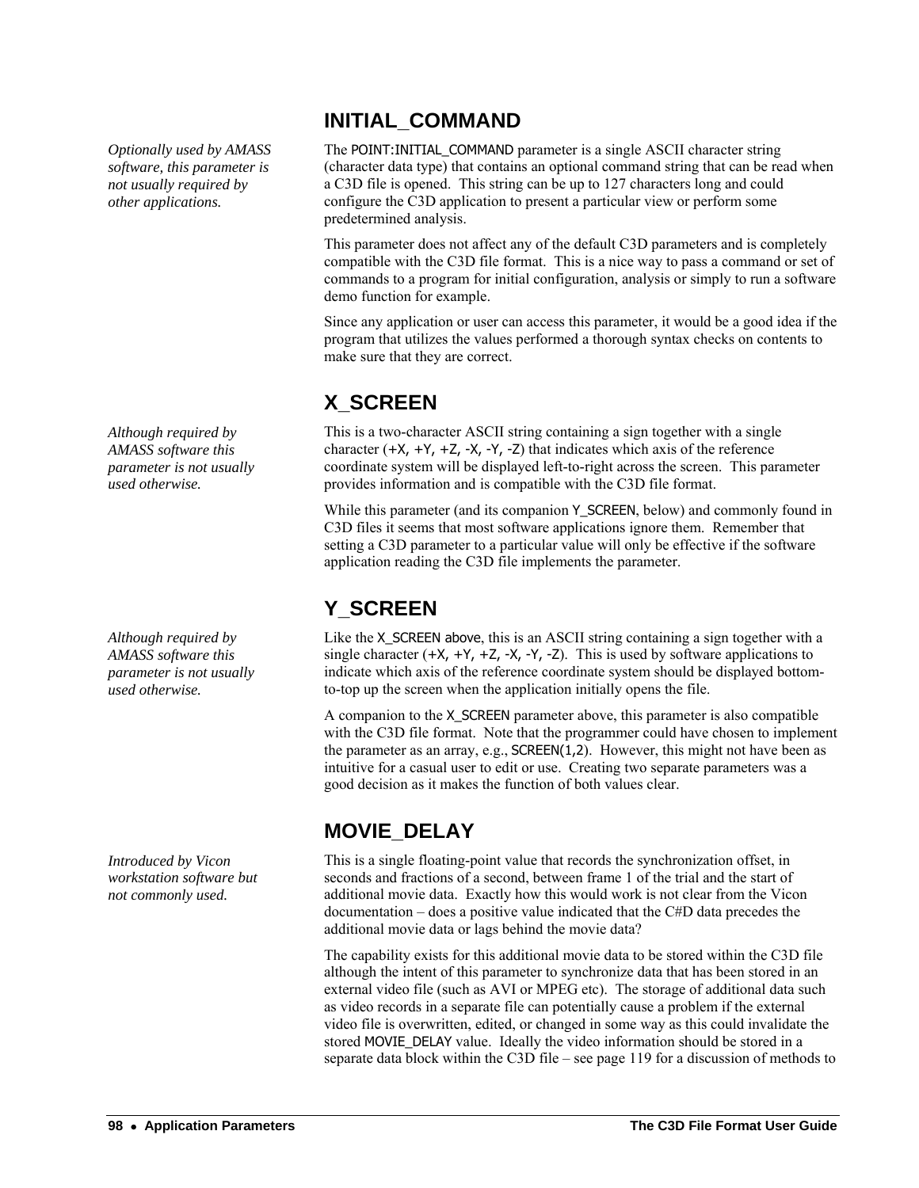## INITIAL_COMMAND

*Optionally used by AMASS software, this parameter is not usually required by other applications.*

The POINT:INITIAL_COMMAND parameter is a single ASCII character string (character data type) that contains an optional command string that can be read when a C3D file is opened. This string can be up to 127 characters long and could configure the C3D application to present a particular view or perform some predetermined analysis.

This parameter does not affect any of the default C3D parameters and is completely compatible with the C3D file format. This is a nice way to pass a command or set of commands to a program for initial configuration, analysis or simply to run a software demo function for example.

Since any application or user can access this parameter, it would be a good idea if the program that utilizes the values performed a thorough syntax checks on contents to make sure that they are correct.

## X_SCREEN

*Although required by AMASS software this parameter is not usually used otherwise.*

This is a two-character ASCII string containing a sign together with a single character (+X, +Y, +Z, -X, -Y, -Z) that indicates which axis of the reference coordinate system will be displayed left-to-right across the screen. This parameter provides information and is compatible with the C3D file format.

While this parameter (and its companion Y_SCREEN, below) and commonly found in C3D files it seems that most software applications ignore them. Remember that setting a C3D parameter to a particular value will only be effective if the software application reading the C3D file implements the parameter.

## Y_SCREEN

*Although required by AMASS software this parameter is not usually used otherwise.*

Like the X_SCREEN above, this is an ASCII string containing a sign together with a single character (+X, +Y, +Z, -X, -Y, -Z). This is used by software applications to indicate which axis of the reference coordinate system should be displayed bottom-to-top up the screen when the application initially opens the file.

A companion to the X_SCREEN parameter above, this parameter is also compatible with the C3D file format. Note that the programmer could have chosen to implement the parameter as an array, e.g., SCREEN(1,2). However, this might not have been as intuitive for a casual user to edit or use. Creating two separate parameters was a good decision as it makes the function of both values clear.

## MOVIE_DELAY

*Introduced by Vicon workstation software but not commonly used.*

This is a single floating-point value that records the synchronization offset, in seconds and fractions of a second, between frame 1 of the trial and the start of additional movie data. Exactly how this would work is not clear from the Vicon documentation – does a positive value indicated that the C#D data precedes the additional movie data or lags behind the movie data?

The capability exists for this additional movie data to be stored within the C3D file although the intent of this parameter to synchronize data that has been stored in an external video file (such as AVI or MPEG etc). The storage of additional data such as video records in a separate file can potentially cause a problem if the external video file is overwritten, edited, or changed in some way as this could invalidate the stored MOVIE_DELAY value. Ideally the video information should be stored in a separate data block within the C3D file – see page 119 for a discussion of methods to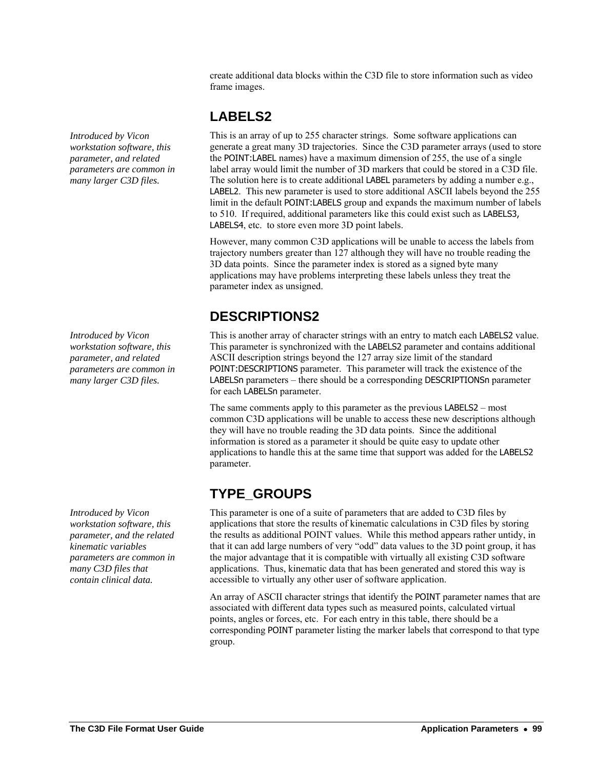create additional data blocks within the C3D file to store information such as video frame images.

## LABELS2

*Introduced by Vicon workstation software, this parameter, and related parameters are common in many larger C3D files.*

This is an array of up to 255 character strings. Some software applications can generate a great many 3D trajectories. Since the C3D parameter arrays (used to store the POINT:LABEL names) have a maximum dimension of 255, the use of a single label array would limit the number of 3D markers that could be stored in a C3D file. The solution here is to create additional LABEL parameters by adding a number e.g., LABEL2. This new parameter is used to store additional ASCII labels beyond the 255 limit in the default POINT:LABELS group and expands the maximum number of labels to 510. If required, additional parameters like this could exist such as LABELS3, LABELS4, etc. to store even more 3D point labels.

However, many common C3D applications will be unable to access the labels from trajectory numbers greater than 127 although they will have no trouble reading the 3D data points. Since the parameter index is stored as a signed byte many applications may have problems interpreting these labels unless they treat the parameter index as unsigned.

## DESCRIPTIONS2

*Introduced by Vicon workstation software, this parameter, and related parameters are common in many larger C3D files.*

This is another array of character strings with an entry to match each LABELS2 value. This parameter is synchronized with the LABELS2 parameter and contains additional ASCII description strings beyond the 127 array size limit of the standard POINT:DESCRIPTIONS parameter. This parameter will track the existence of the LABELSn parameters – there should be a corresponding DESCRIPTIONSn parameter for each LABELSn parameter.

The same comments apply to this parameter as the previous LABELS2 – most common C3D applications will be unable to access these new descriptions although they will have no trouble reading the 3D data points. Since the additional information is stored as a parameter it should be quite easy to update other applications to handle this at the same time that support was added for the LABELS2 parameter.

## TYPE_GROUPS

*Introduced by Vicon workstation software, this parameter, and the related kinematic variables parameters are common in many C3D files that contain clinical data.*

This parameter is one of a suite of parameters that are added to C3D files by applications that store the results of kinematic calculations in C3D files by storing the results as additional POINT values. While this method appears rather untidy, in that it can add large numbers of very "odd" data values to the 3D point group, it has the major advantage that it is compatible with virtually all existing C3D software applications. Thus, kinematic data that has been generated and stored this way is accessible to virtually any other user of software application.

An array of ASCII character strings that identify the POINT parameter names that are associated with different data types such as measured points, calculated virtual points, angles or forces, etc. For each entry in this table, there should be a corresponding POINT parameter listing the marker labels that correspond to that type group.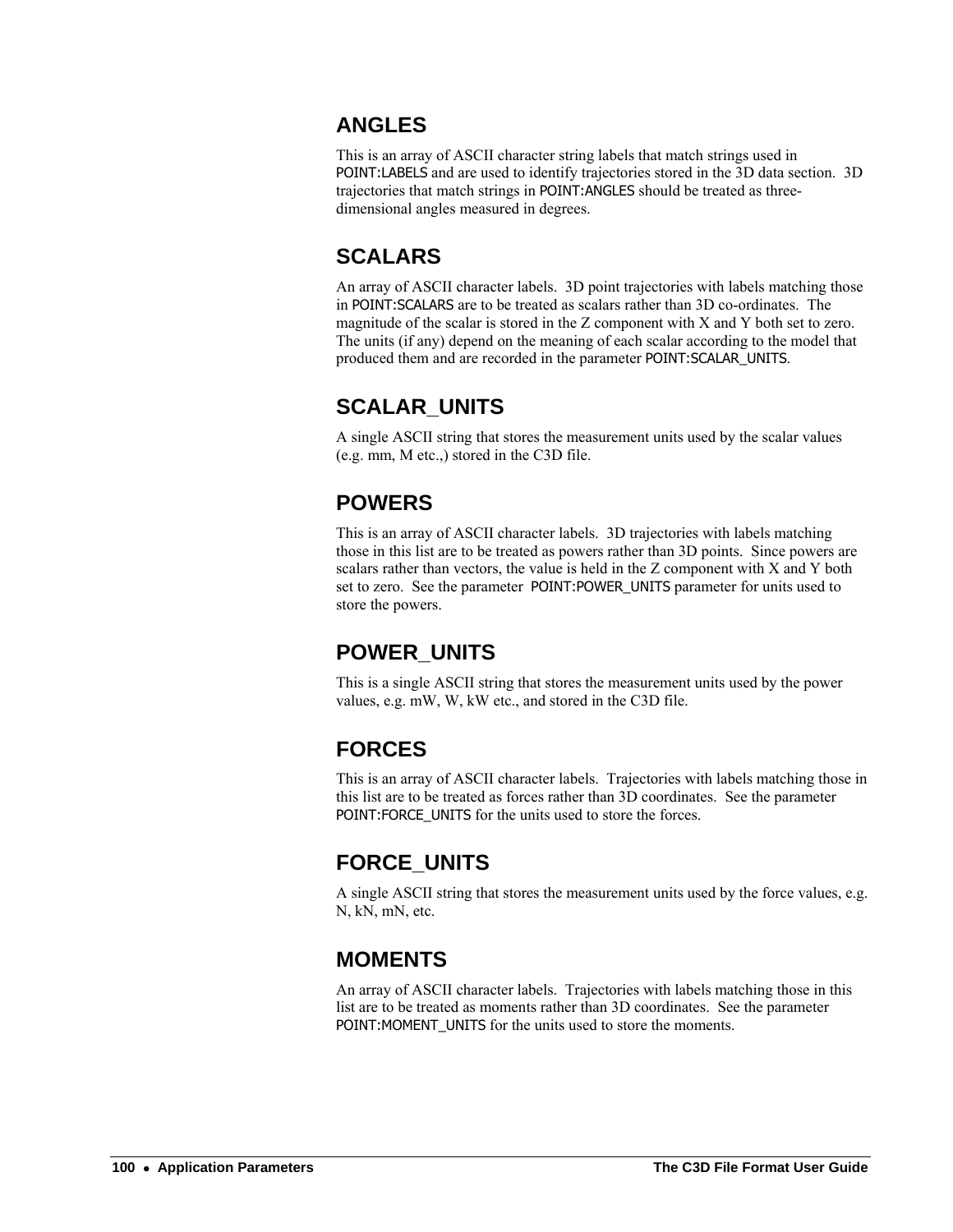## ANGLES

This is an array of ASCII character string labels that match strings used in POINT:LABELS and are used to identify trajectories stored in the 3D data section. 3D trajectories that match strings in POINT:ANGLES should be treated as three-dimensional angles measured in degrees.

## SCALARS

An array of ASCII character labels. 3D point trajectories with labels matching those in POINT:SCALARS are to be treated as scalars rather than 3D co-ordinates. The magnitude of the scalar is stored in the Z component with X and Y both set to zero. The units (if any) depend on the meaning of each scalar according to the model that produced them and are recorded in the parameter POINT:SCALAR_UNITS.

## SCALAR_UNITS

A single ASCII string that stores the measurement units used by the scalar values (e.g. mm, M etc.,) stored in the C3D file.

## POWERS

This is an array of ASCII character labels. 3D trajectories with labels matching those in this list are to be treated as powers rather than 3D points. Since powers are scalars rather than vectors, the value is held in the Z component with X and Y both set to zero. See the parameter POINT:POWER_UNITS parameter for units used to store the powers.

## POWER_UNITS

This is a single ASCII string that stores the measurement units used by the power values, e.g. mW, W, kW etc., and stored in the C3D file.

## FORCES

This is an array of ASCII character labels. Trajectories with labels matching those in this list are to be treated as forces rather than 3D coordinates. See the parameter POINT:FORCE_UNITS for the units used to store the forces.

## FORCE_UNITS

A single ASCII string that stores the measurement units used by the force values, e.g. N, kN, mN, etc.

## MOMENTS

An array of ASCII character labels. Trajectories with labels matching those in this list are to be treated as moments rather than 3D coordinates. See the parameter POINT:MOMENT_UNITS for the units used to store the moments.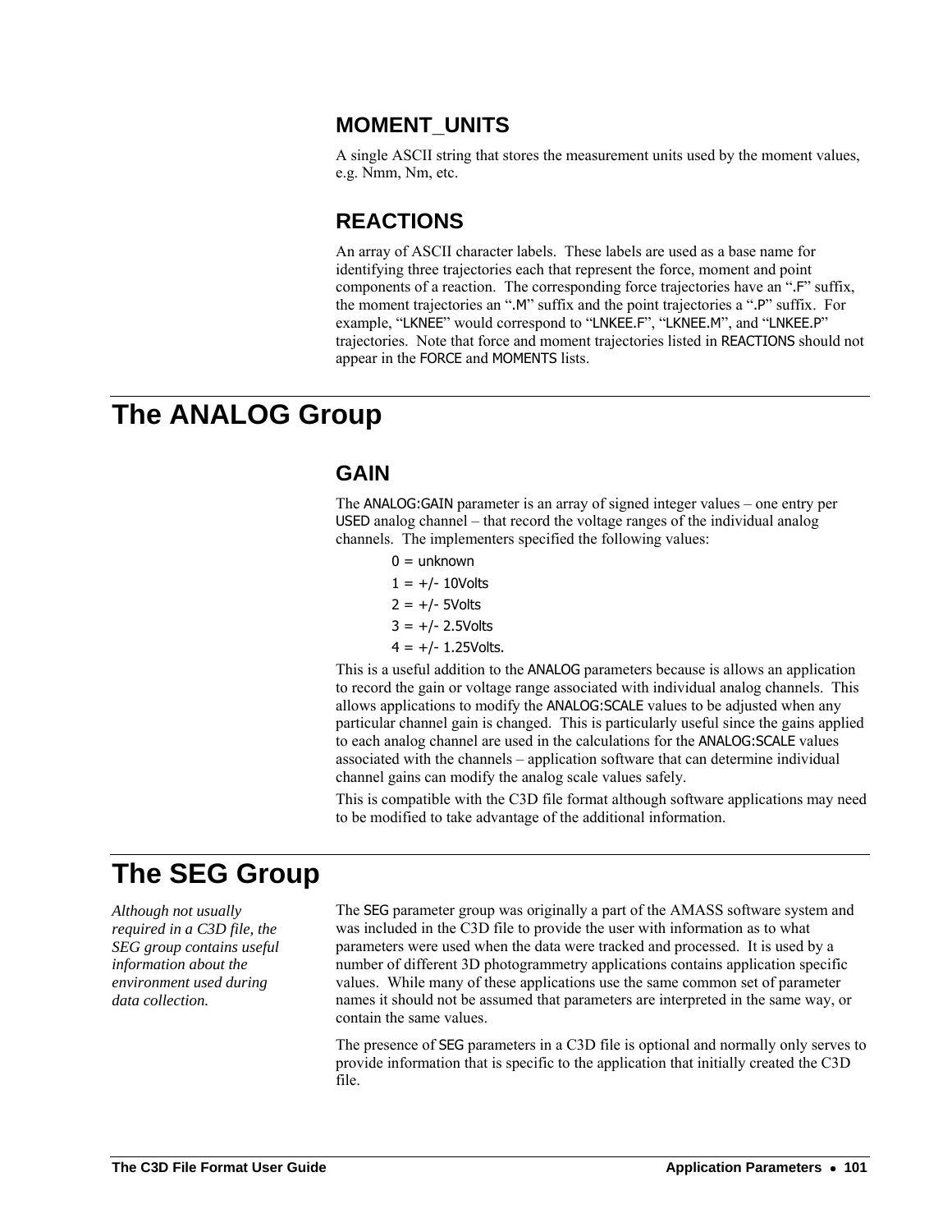### MOMENT_UNITS

A single ASCII string that stores the measurement units used by the moment values, e.g. Nmm, Nm, etc.

### REACTIONS

An array of ASCII character labels. These labels are used as a base name for identifying three trajectories each that represent the force, moment and point components of a reaction. The corresponding force trajectories have an ".F" suffix, the moment trajectories an ".M" suffix and the point trajectories a ".P" suffix. For example, "LKNEE" would correspond to "LNKEE.F", "LKNEE.M", and "LNKEE.P" trajectories. Note that force and moment trajectories listed in REACTIONS should not appear in the FORCE and MOMENTS lists.

## The ANALOG Group

### GAIN

The ANALOG:GAIN parameter is an array of signed integer values – one entry per USED analog channel – that record the voltage ranges of the individual analog channels. The implementers specified the following values:

0 = unknown

1 = +/- 10Volts

2 = +/- 5Volts

3 = +/- 2.5Volts

4 = +/- 1.25Volts.

This is a useful addition to the ANALOG parameters because is allows an application to record the gain or voltage range associated with individual analog channels. This allows applications to modify the ANALOG:SCALE values to be adjusted when any particular channel gain is changed. This is particularly useful since the gains applied to each analog channel are used in the calculations for the ANALOG:SCALE values associated with the channels – application software that can determine individual channel gains can modify the analog scale values safely.

This is compatible with the C3D file format although software applications may need to be modified to take advantage of the additional information.

## The SEG Group

*Although not usually required in a C3D file, the SEG group contains useful information about the environment used during data collection.*

The SEG parameter group was originally a part of the AMASS software system and was included in the C3D file to provide the user with information as to what parameters were used when the data were tracked and processed. It is used by a number of different 3D photogrammetry applications contains application specific values. While many of these applications use the same common set of parameter names it should not be assumed that parameters are interpreted in the same way, or contain the same values.

The presence of SEG parameters in a C3D file is optional and normally only serves to provide information that is specific to the application that initially created the C3D file.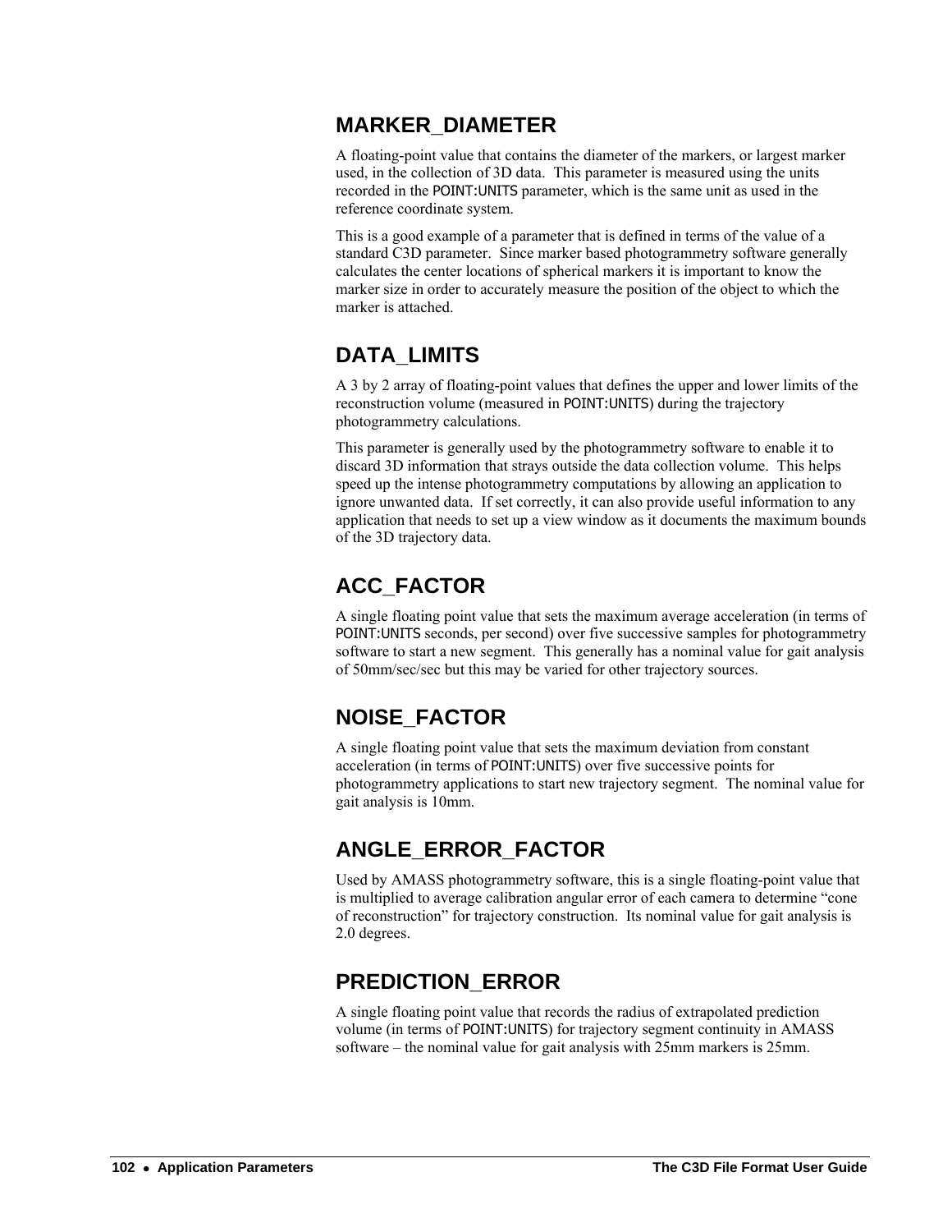## MARKER_DIAMETER

A floating-point value that contains the diameter of the markers, or largest marker used, in the collection of 3D data. This parameter is measured using the units recorded in the POINT:UNITS parameter, which is the same unit as used in the reference coordinate system.

This is a good example of a parameter that is defined in terms of the value of a standard C3D parameter. Since marker based photogrammetry software generally calculates the center locations of spherical markers it is important to know the marker size in order to accurately measure the position of the object to which the marker is attached.

## DATA_LIMITS

A 3 by 2 array of floating-point values that defines the upper and lower limits of the reconstruction volume (measured in POINT:UNITS) during the trajectory photogrammetry calculations.

This parameter is generally used by the photogrammetry software to enable it to discard 3D information that strays outside the data collection volume. This helps speed up the intense photogrammetry computations by allowing an application to ignore unwanted data. If set correctly, it can also provide useful information to any application that needs to set up a view window as it documents the maximum bounds of the 3D trajectory data.

## ACC_FACTOR

A single floating point value that sets the maximum average acceleration (in terms of POINT:UNITS seconds, per second) over five successive samples for photogrammetry software to start a new segment. This generally has a nominal value for gait analysis of 50mm/sec/sec but this may be varied for other trajectory sources.

## NOISE_FACTOR

A single floating point value that sets the maximum deviation from constant acceleration (in terms of POINT:UNITS) over five successive points for photogrammetry applications to start new trajectory segment. The nominal value for gait analysis is 10mm.

## ANGLE_ERROR_FACTOR

Used by AMASS photogrammetry software, this is a single floating-point value that is multiplied to average calibration angular error of each camera to determine "cone of reconstruction" for trajectory construction. Its nominal value for gait analysis is 2.0 degrees.

## PREDICTION_ERROR

A single floating point value that records the radius of extrapolated prediction volume (in terms of POINT:UNITS) for trajectory segment continuity in AMASS software – the nominal value for gait analysis with 25mm markers is 25mm.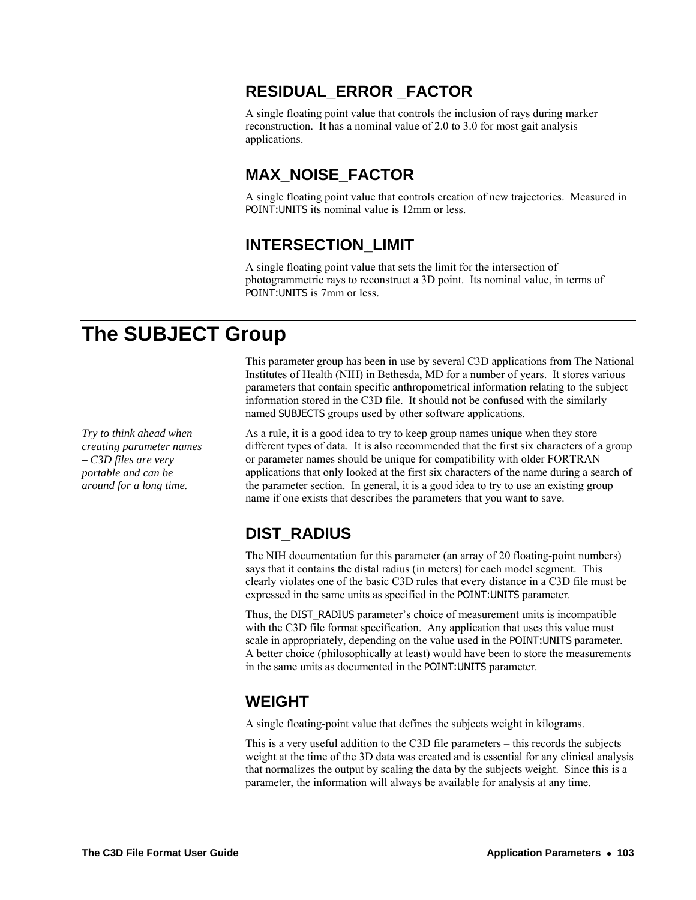### RESIDUAL_ERROR _FACTOR

A single floating point value that controls the inclusion of rays during marker reconstruction. It has a nominal value of 2.0 to 3.0 for most gait analysis applications.

### MAX_NOISE_FACTOR

A single floating point value that controls creation of new trajectories. Measured in POINT:UNITS its nominal value is 12mm or less.

### INTERSECTION_LIMIT

A single floating point value that sets the limit for the intersection of photogrammetric rays to reconstruct a 3D point. Its nominal value, in terms of POINT:UNITS is 7mm or less.

## The SUBJECT Group

This parameter group has been in use by several C3D applications from The National Institutes of Health (NIH) in Bethesda, MD for a number of years. It stores various parameters that contain specific anthropometrical information relating to the subject information stored in the C3D file. It should not be confused with the similarly named SUBJECTS groups used by other software applications.

*Try to think ahead when creating parameter names – C3D files are very portable and can be around for a long time.*

As a rule, it is a good idea to try to keep group names unique when they store different types of data. It is also recommended that the first six characters of a group or parameter names should be unique for compatibility with older FORTRAN applications that only looked at the first six characters of the name during a search of the parameter section. In general, it is a good idea to try to use an existing group name if one exists that describes the parameters that you want to save.

### DIST_RADIUS

The NIH documentation for this parameter (an array of 20 floating-point numbers) says that it contains the distal radius (in meters) for each model segment. This clearly violates one of the basic C3D rules that every distance in a C3D file must be expressed in the same units as specified in the POINT:UNITS parameter.

Thus, the DIST_RADIUS parameter's choice of measurement units is incompatible with the C3D file format specification. Any application that uses this value must scale in appropriately, depending on the value used in the POINT:UNITS parameter. A better choice (philosophically at least) would have been to store the measurements in the same units as documented in the POINT:UNITS parameter.

### WEIGHT

A single floating-point value that defines the subjects weight in kilograms.

This is a very useful addition to the C3D file parameters – this records the subjects weight at the time of the 3D data was created and is essential for any clinical analysis that normalizes the output by scaling the data by the subjects weight. Since this is a parameter, the information will always be available for analysis at any time.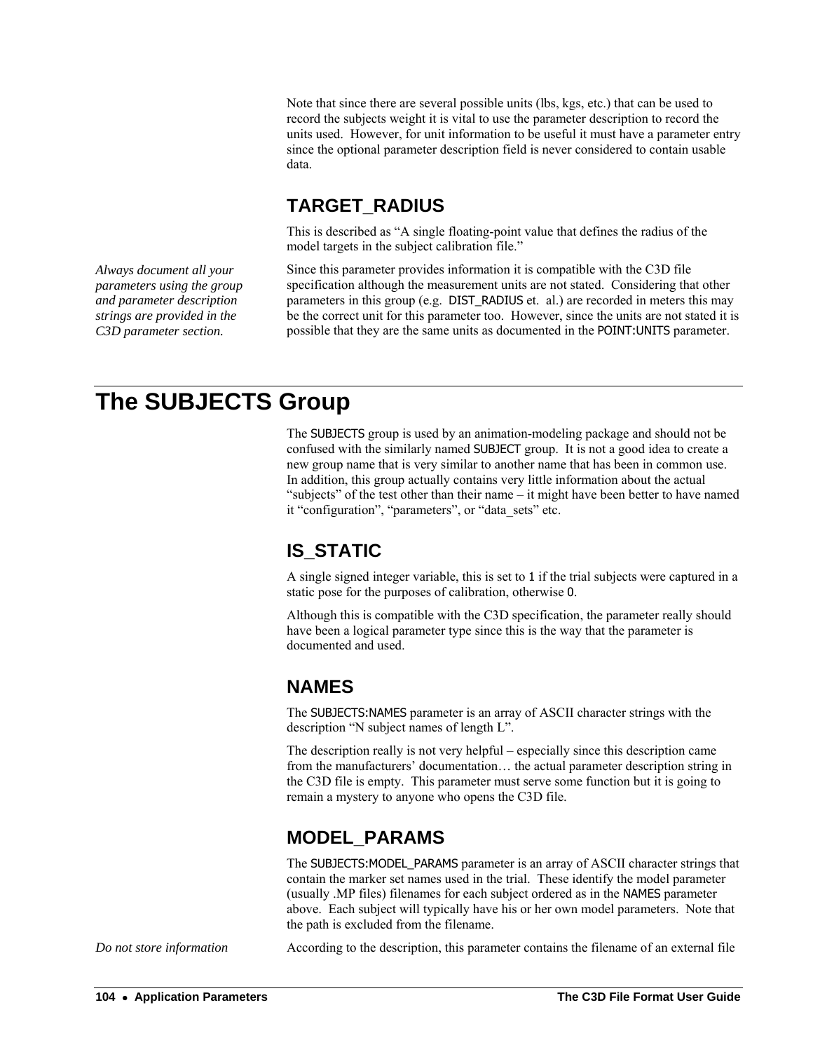Note that since there are several possible units (lbs, kgs, etc.) that can be used to record the subjects weight it is vital to use the parameter description to record the units used. However, for unit information to be useful it must have a parameter entry since the optional parameter description field is never considered to contain usable data.

### TARGET_RADIUS

This is described as "A single floating-point value that defines the radius of the model targets in the subject calibration file."

*Always document all your parameters using the group and parameter description strings are provided in the C3D parameter section.*

Since this parameter provides information it is compatible with the C3D file specification although the measurement units are not stated. Considering that other parameters in this group (e.g. DIST_RADIUS et. al.) are recorded in meters this may be the correct unit for this parameter too. However, since the units are not stated it is possible that they are the same units as documented in the POINT:UNITS parameter.

## The SUBJECTS Group

The SUBJECTS group is used by an animation-modeling package and should not be confused with the similarly named SUBJECT group. It is not a good idea to create a new group name that is very similar to another name that has been in common use. In addition, this group actually contains very little information about the actual "subjects" of the test other than their name – it might have been better to have named it "configuration", "parameters", or "data_sets" etc.

### IS_STATIC

A single signed integer variable, this is set to 1 if the trial subjects were captured in a static pose for the purposes of calibration, otherwise 0.

Although this is compatible with the C3D specification, the parameter really should have been a logical parameter type since this is the way that the parameter is documented and used.

### NAMES

The SUBJECTS:NAMES parameter is an array of ASCII character strings with the description "N subject names of length L".

The description really is not very helpful – especially since this description came from the manufacturers' documentation… the actual parameter description string in the C3D file is empty. This parameter must serve some function but it is going to remain a mystery to anyone who opens the C3D file.

### MODEL_PARAMS

The SUBJECTS:MODEL_PARAMS parameter is an array of ASCII character strings that contain the marker set names used in the trial. These identify the model parameter (usually .MP files) filenames for each subject ordered as in the NAMES parameter above. Each subject will typically have his or her own model parameters. Note that the path is excluded from the filename.

*Do not store information*

According to the description, this parameter contains the filename of an external file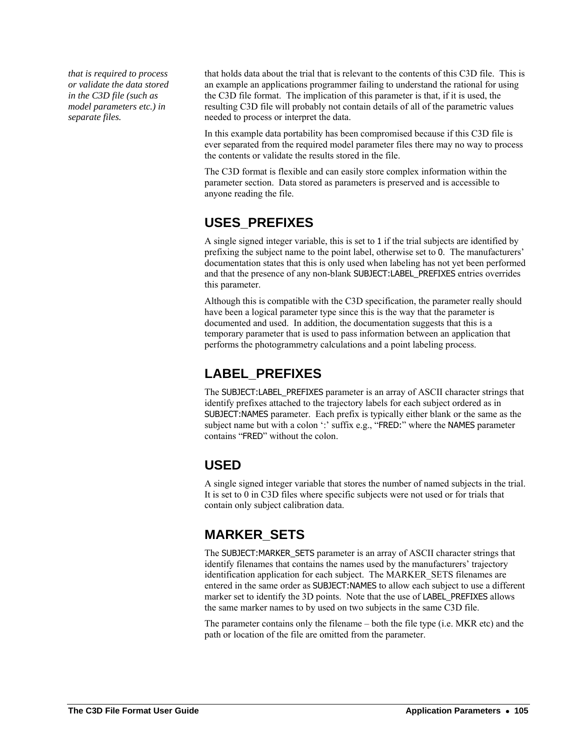*that is required to process or validate the data stored in the C3D file (such as model parameters etc.) in separate files.*

that holds data about the trial that is relevant to the contents of this C3D file. This is an example an applications programmer failing to understand the rational for using the C3D file format. The implication of this parameter is that, if it is used, the resulting C3D file will probably not contain details of all of the parametric values needed to process or interpret the data.

In this example data portability has been compromised because if this C3D file is ever separated from the required model parameter files there may no way to process the contents or validate the results stored in the file.

The C3D format is flexible and can easily store complex information within the parameter section. Data stored as parameters is preserved and is accessible to anyone reading the file.

## USES_PREFIXES

A single signed integer variable, this is set to 1 if the trial subjects are identified by prefixing the subject name to the point label, otherwise set to 0. The manufacturers' documentation states that this is only used when labeling has not yet been performed and that the presence of any non-blank SUBJECT:LABEL_PREFIXES entries overrides this parameter.

Although this is compatible with the C3D specification, the parameter really should have been a logical parameter type since this is the way that the parameter is documented and used. In addition, the documentation suggests that this is a temporary parameter that is used to pass information between an application that performs the photogrammetry calculations and a point labeling process.

## LABEL_PREFIXES

The SUBJECT:LABEL_PREFIXES parameter is an array of ASCII character strings that identify prefixes attached to the trajectory labels for each subject ordered as in SUBJECT:NAMES parameter. Each prefix is typically either blank or the same as the subject name but with a colon ':' suffix e.g., "FRED:" where the NAMES parameter contains "FRED" without the colon.

## USED

A single signed integer variable that stores the number of named subjects in the trial. It is set to 0 in C3D files where specific subjects were not used or for trials that contain only subject calibration data.

## MARKER_SETS

The SUBJECT:MARKER_SETS parameter is an array of ASCII character strings that identify filenames that contains the names used by the manufacturers' trajectory identification application for each subject. The MARKER_SETS filenames are entered in the same order as SUBJECT:NAMES to allow each subject to use a different marker set to identify the 3D points. Note that the use of LABEL_PREFIXES allows the same marker names to by used on two subjects in the same C3D file.

The parameter contains only the filename – both the file type (i.e. MKR etc) and the path or location of the file are omitted from the parameter.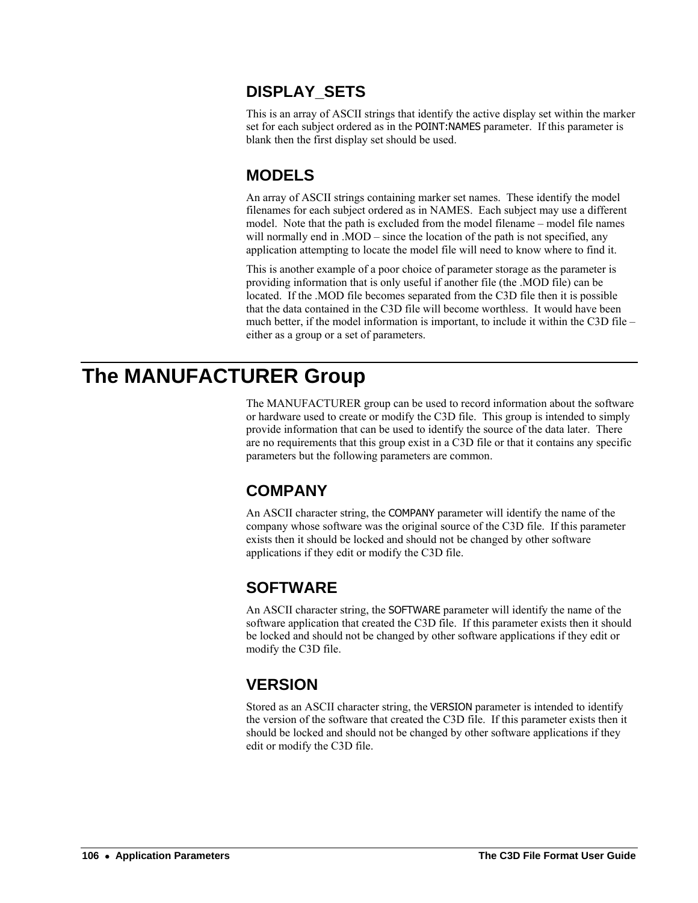## DISPLAY_SETS

This is an array of ASCII strings that identify the active display set within the marker set for each subject ordered as in the POINT:NAMES parameter. If this parameter is blank then the first display set should be used.

## MODELS

An array of ASCII strings containing marker set names. These identify the model filenames for each subject ordered as in NAMES. Each subject may use a different model. Note that the path is excluded from the model filename – model file names will normally end in .MOD – since the location of the path is not specified, any application attempting to locate the model file will need to know where to find it.

This is another example of a poor choice of parameter storage as the parameter is providing information that is only useful if another file (the .MOD file) can be located. If the .MOD file becomes separated from the C3D file then it is possible that the data contained in the C3D file will become worthless. It would have been much better, if the model information is important, to include it within the C3D file – either as a group or a set of parameters.

# The MANUFACTURER Group

The MANUFACTURER group can be used to record information about the software or hardware used to create or modify the C3D file. This group is intended to simply provide information that can be used to identify the source of the data later. There are no requirements that this group exist in a C3D file or that it contains any specific parameters but the following parameters are common.

## COMPANY

An ASCII character string, the COMPANY parameter will identify the name of the company whose software was the original source of the C3D file. If this parameter exists then it should be locked and should not be changed by other software applications if they edit or modify the C3D file.

## SOFTWARE

An ASCII character string, the SOFTWARE parameter will identify the name of the software application that created the C3D file. If this parameter exists then it should be locked and should not be changed by other software applications if they edit or modify the C3D file.

## VERSION

Stored as an ASCII character string, the VERSION parameter is intended to identify the version of the software that created the C3D file. If this parameter exists then it should be locked and should not be changed by other software applications if they edit or modify the C3D file.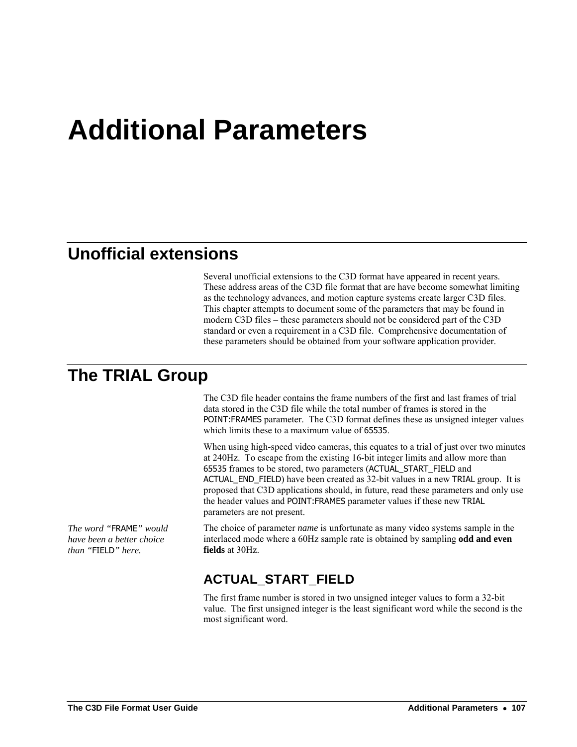# Additional Parameters

## Unofficial extensions

Several unofficial extensions to the C3D format have appeared in recent years. These address areas of the C3D file format that are have become somewhat limiting as the technology advances, and motion capture systems create larger C3D files. This chapter attempts to document some of the parameters that may be found in modern C3D files – these parameters should not be considered part of the C3D standard or even a requirement in a C3D file. Comprehensive documentation of these parameters should be obtained from your software application provider.

## The TRIAL Group

The C3D file header contains the frame numbers of the first and last frames of trial data stored in the C3D file while the total number of frames is stored in the POINT:FRAMES parameter. The C3D format defines these as unsigned integer values which limits these to a maximum value of 65535.

When using high-speed video cameras, this equates to a trial of just over two minutes at 240Hz. To escape from the existing 16-bit integer limits and allow more than 65535 frames to be stored, two parameters (ACTUAL_START_FIELD and ACTUAL_END_FIELD) have been created as 32-bit values in a new TRIAL group. It is proposed that C3D applications should, in future, read these parameters and only use the header values and POINT:FRAMES parameter values if these new TRIAL parameters are not present.

*The word "FRAME" would have been a better choice than "FIELD" here.*

The choice of parameter *name* is unfortunate as many video systems sample in the interlaced mode where a 60Hz sample rate is obtained by sampling **odd and even fields** at 30Hz.

### ACTUAL_START_FIELD

The first frame number is stored in two unsigned integer values to form a 32-bit value. The first unsigned integer is the least significant word while the second is the most significant word.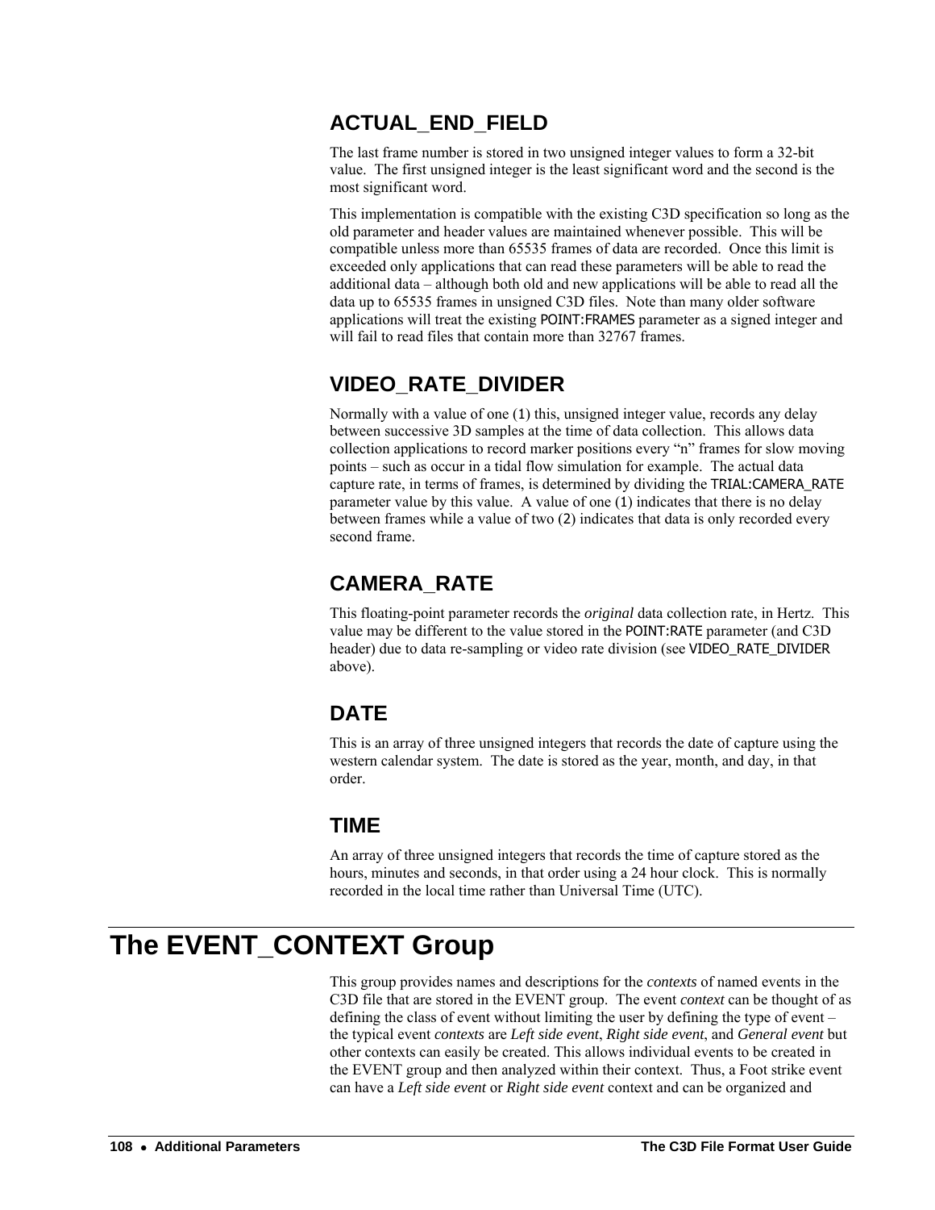### ACTUAL_END_FIELD

The last frame number is stored in two unsigned integer values to form a 32-bit value. The first unsigned integer is the least significant word and the second is the most significant word.

This implementation is compatible with the existing C3D specification so long as the old parameter and header values are maintained whenever possible. This will be compatible unless more than 65535 frames of data are recorded. Once this limit is exceeded only applications that can read these parameters will be able to read the additional data – although both old and new applications will be able to read all the data up to 65535 frames in unsigned C3D files. Note than many older software applications will treat the existing POINT:FRAMES parameter as a signed integer and will fail to read files that contain more than 32767 frames.

### VIDEO_RATE_DIVIDER

Normally with a value of one (1) this, unsigned integer value, records any delay between successive 3D samples at the time of data collection. This allows data collection applications to record marker positions every "n" frames for slow moving points – such as occur in a tidal flow simulation for example. The actual data capture rate, in terms of frames, is determined by dividing the TRIAL:CAMERA_RATE parameter value by this value. A value of one (1) indicates that there is no delay between frames while a value of two (2) indicates that data is only recorded every second frame.

### CAMERA_RATE

This floating-point parameter records the *original* data collection rate, in Hertz. This value may be different to the value stored in the POINT:RATE parameter (and C3D header) due to data re-sampling or video rate division (see VIDEO_RATE_DIVIDER above).

### DATE

This is an array of three unsigned integers that records the date of capture using the western calendar system. The date is stored as the year, month, and day, in that order.

### TIME

An array of three unsigned integers that records the time of capture stored as the hours, minutes and seconds, in that order using a 24 hour clock. This is normally recorded in the local time rather than Universal Time (UTC).

## The EVENT_CONTEXT Group

This group provides names and descriptions for the *contexts* of named events in the C3D file that are stored in the EVENT group. The event *context* can be thought of as defining the class of event without limiting the user by defining the type of event – the typical event *contexts* are *Left side event*, *Right side event*, and *General event* but other contexts can easily be created. This allows individual events to be created in the EVENT group and then analyzed within their context. Thus, a Foot strike event can have a *Left side event* or *Right side event* context and can be organized and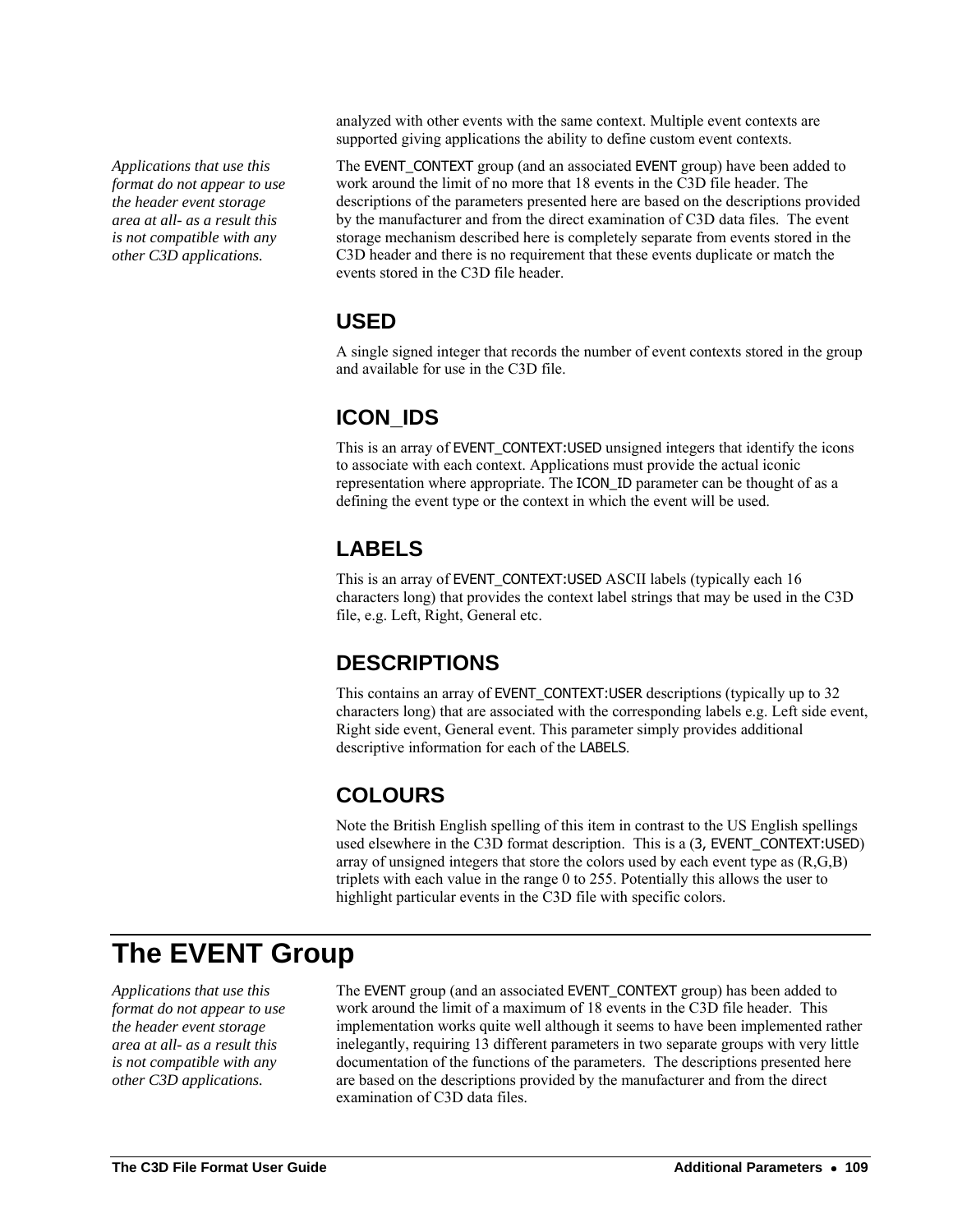analyzed with other events with the same context. Multiple event contexts are supported giving applications the ability to define custom event contexts.

*Applications that use this format do not appear to use the header event storage area at all- as a result this is not compatible with any other C3D applications.*

The EVENT_CONTEXT group (and an associated EVENT group) have been added to work around the limit of no more that 18 events in the C3D file header. The descriptions of the parameters presented here are based on the descriptions provided by the manufacturer and from the direct examination of C3D data files. The event storage mechanism described here is completely separate from events stored in the C3D header and there is no requirement that these events duplicate or match the events stored in the C3D file header.

### USED

A single signed integer that records the number of event contexts stored in the group and available for use in the C3D file.

### ICON_IDS

This is an array of EVENT_CONTEXT:USED unsigned integers that identify the icons to associate with each context. Applications must provide the actual iconic representation where appropriate. The ICON_ID parameter can be thought of as a defining the event type or the context in which the event will be used.

### LABELS

This is an array of EVENT_CONTEXT:USED ASCII labels (typically each 16 characters long) that provides the context label strings that may be used in the C3D file, e.g. Left, Right, General etc.

### DESCRIPTIONS

This contains an array of EVENT_CONTEXT:USER descriptions (typically up to 32 characters long) that are associated with the corresponding labels e.g. Left side event, Right side event, General event. This parameter simply provides additional descriptive information for each of the LABELS.

### COLOURS

Note the British English spelling of this item in contrast to the US English spellings used elsewhere in the C3D format description. This is a (3, EVENT_CONTEXT:USED) array of unsigned integers that store the colors used by each event type as (R,G,B) triplets with each value in the range 0 to 255. Potentially this allows the user to highlight particular events in the C3D file with specific colors.

# The EVENT Group

*Applications that use this format do not appear to use the header event storage area at all- as a result this is not compatible with any other C3D applications.*

The EVENT group (and an associated EVENT_CONTEXT group) has been added to work around the limit of a maximum of 18 events in the C3D file header. This implementation works quite well although it seems to have been implemented rather inelegantly, requiring 13 different parameters in two separate groups with very little documentation of the functions of the parameters. The descriptions presented here are based on the descriptions provided by the manufacturer and from the direct examination of C3D data files.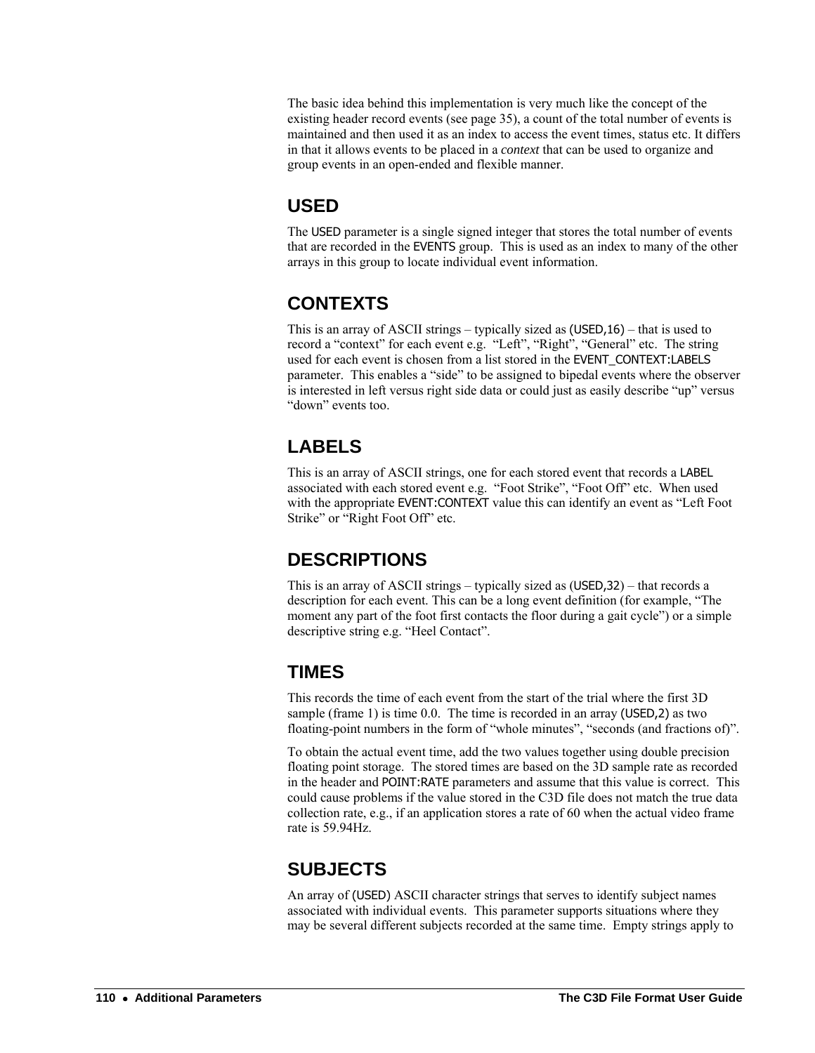The basic idea behind this implementation is very much like the concept of the existing header record events (see page 35), a count of the total number of events is maintained and then used it as an index to access the event times, status etc. It differs in that it allows events to be placed in a *context* that can be used to organize and group events in an open-ended and flexible manner.

## USED

The USED parameter is a single signed integer that stores the total number of events that are recorded in the EVENTS group. This is used as an index to many of the other arrays in this group to locate individual event information.

## CONTEXTS

This is an array of ASCII strings – typically sized as (USED,16) – that is used to record a "context" for each event e.g. "Left", "Right", "General" etc. The string used for each event is chosen from a list stored in the EVENT_CONTEXT:LABELS parameter. This enables a "side" to be assigned to bipedal events where the observer is interested in left versus right side data or could just as easily describe "up" versus "down" events too.

## LABELS

This is an array of ASCII strings, one for each stored event that records a LABEL associated with each stored event e.g. "Foot Strike", "Foot Off" etc. When used with the appropriate EVENT:CONTEXT value this can identify an event as "Left Foot Strike" or "Right Foot Off" etc.

## DESCRIPTIONS

This is an array of ASCII strings – typically sized as (USED,32) – that records a description for each event. This can be a long event definition (for example, "The moment any part of the foot first contacts the floor during a gait cycle") or a simple descriptive string e.g. "Heel Contact".

## TIMES

This records the time of each event from the start of the trial where the first 3D sample (frame 1) is time 0.0. The time is recorded in an array (USED,2) as two floating-point numbers in the form of "whole minutes", "seconds (and fractions of)".

To obtain the actual event time, add the two values together using double precision floating point storage. The stored times are based on the 3D sample rate as recorded in the header and POINT:RATE parameters and assume that this value is correct. This could cause problems if the value stored in the C3D file does not match the true data collection rate, e.g., if an application stores a rate of 60 when the actual video frame rate is 59.94Hz.

## SUBJECTS

An array of (USED) ASCII character strings that serves to identify subject names associated with individual events. This parameter supports situations where they may be several different subjects recorded at the same time. Empty strings apply to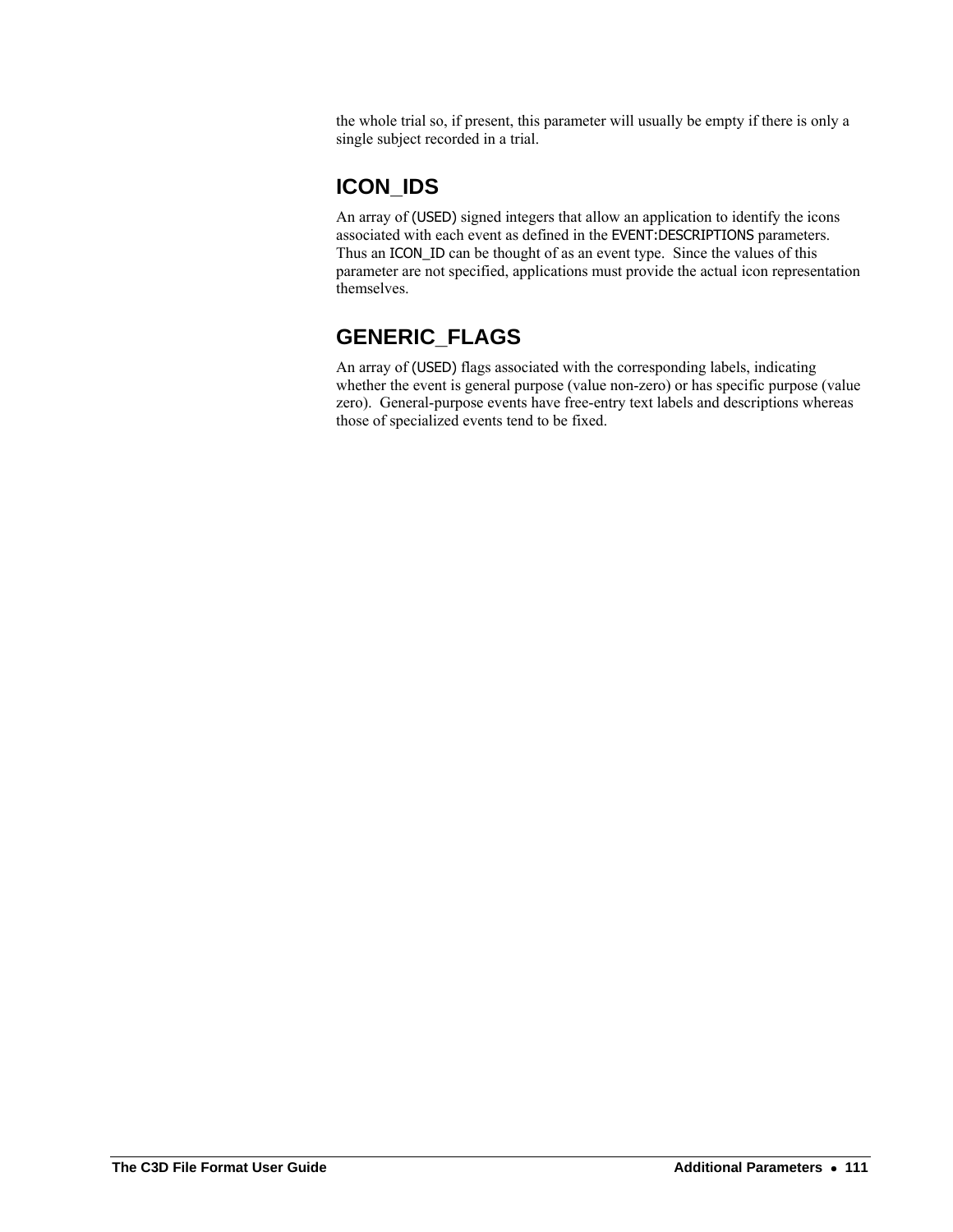the whole trial so, if present, this parameter will usually be empty if there is only a single subject recorded in a trial.

## ICON_IDS

An array of (USED) signed integers that allow an application to identify the icons associated with each event as defined in the EVENT:DESCRIPTIONS parameters. Thus an ICON_ID can be thought of as an event type. Since the values of this parameter are not specified, applications must provide the actual icon representation themselves.

## GENERIC_FLAGS

An array of (USED) flags associated with the corresponding labels, indicating whether the event is general purpose (value non-zero) or has specific purpose (value zero). General-purpose events have free-entry text labels and descriptions whereas those of specialized events tend to be fixed.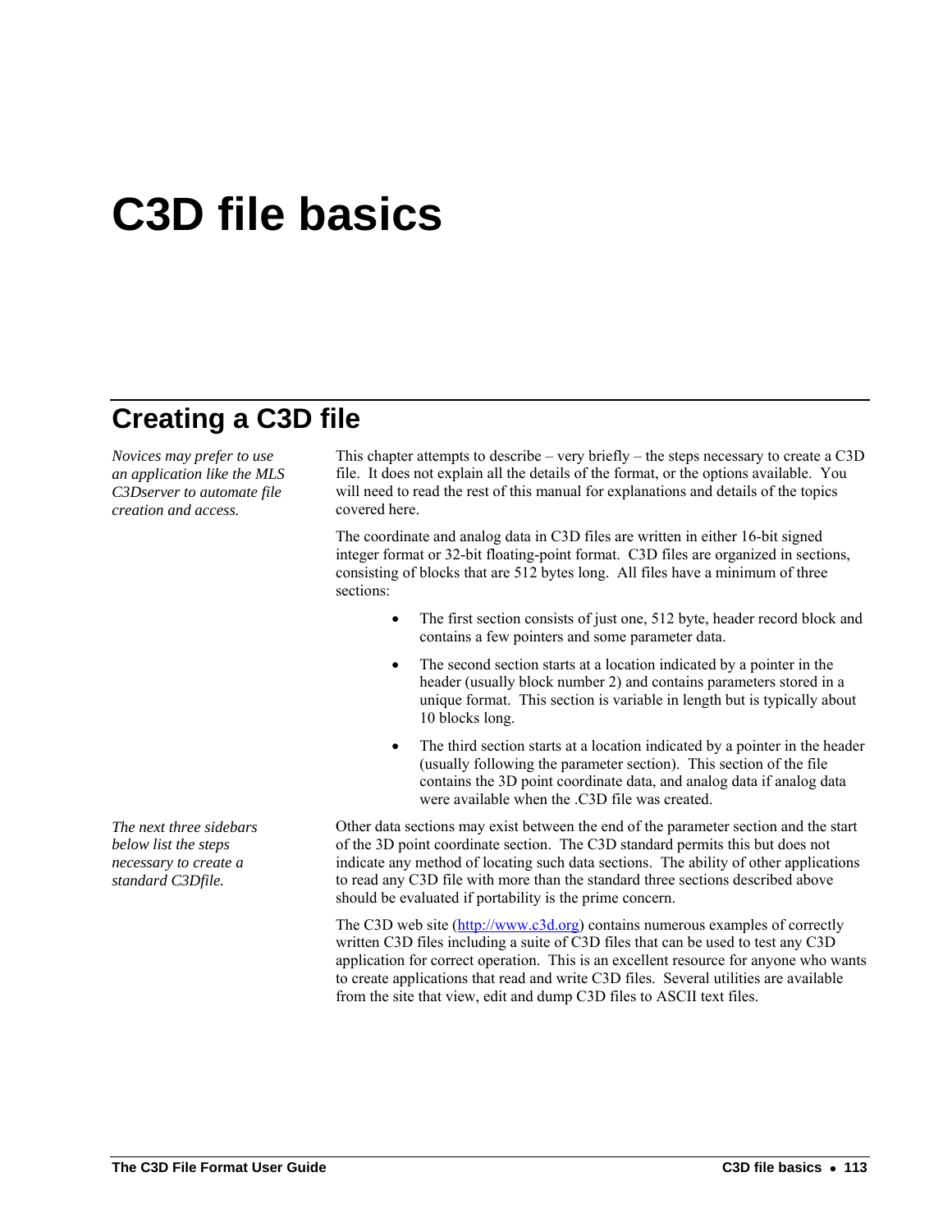# C3D file basics

## Creating a C3D file

*Novices may prefer to use an application like the MLS C3Dserver to automate file creation and access.*

This chapter attempts to describe – very briefly – the steps necessary to create a C3D file. It does not explain all the details of the format, or the options available. You will need to read the rest of this manual for explanations and details of the topics covered here.

The coordinate and analog data in C3D files are written in either 16-bit signed integer format or 32-bit floating-point format. C3D files are organized in sections, consisting of blocks that are 512 bytes long. All files have a minimum of three sections:

- The first section consists of just one, 512 byte, header record block and contains a few pointers and some parameter data.
- The second section starts at a location indicated by a pointer in the header (usually block number 2) and contains parameters stored in a unique format. This section is variable in length but is typically about 10 blocks long.
- The third section starts at a location indicated by a pointer in the header (usually following the parameter section). This section of the file contains the 3D point coordinate data, and analog data if analog data were available when the .C3D file was created.

*The next three sidebars below list the steps necessary to create a standard C3Dfile.*

Other data sections may exist between the end of the parameter section and the start of the 3D point coordinate section. The C3D standard permits this but does not indicate any method of locating such data sections. The ability of other applications to read any C3D file with more than the standard three sections described above should be evaluated if portability is the prime concern.

The C3D web site (http://www.c3d.org) contains numerous examples of correctly written C3D files including a suite of C3D files that can be used to test any C3D application for correct operation. This is an excellent resource for anyone who wants to create applications that read and write C3D files. Several utilities are available from the site that view, edit and dump C3D files to ASCII text files.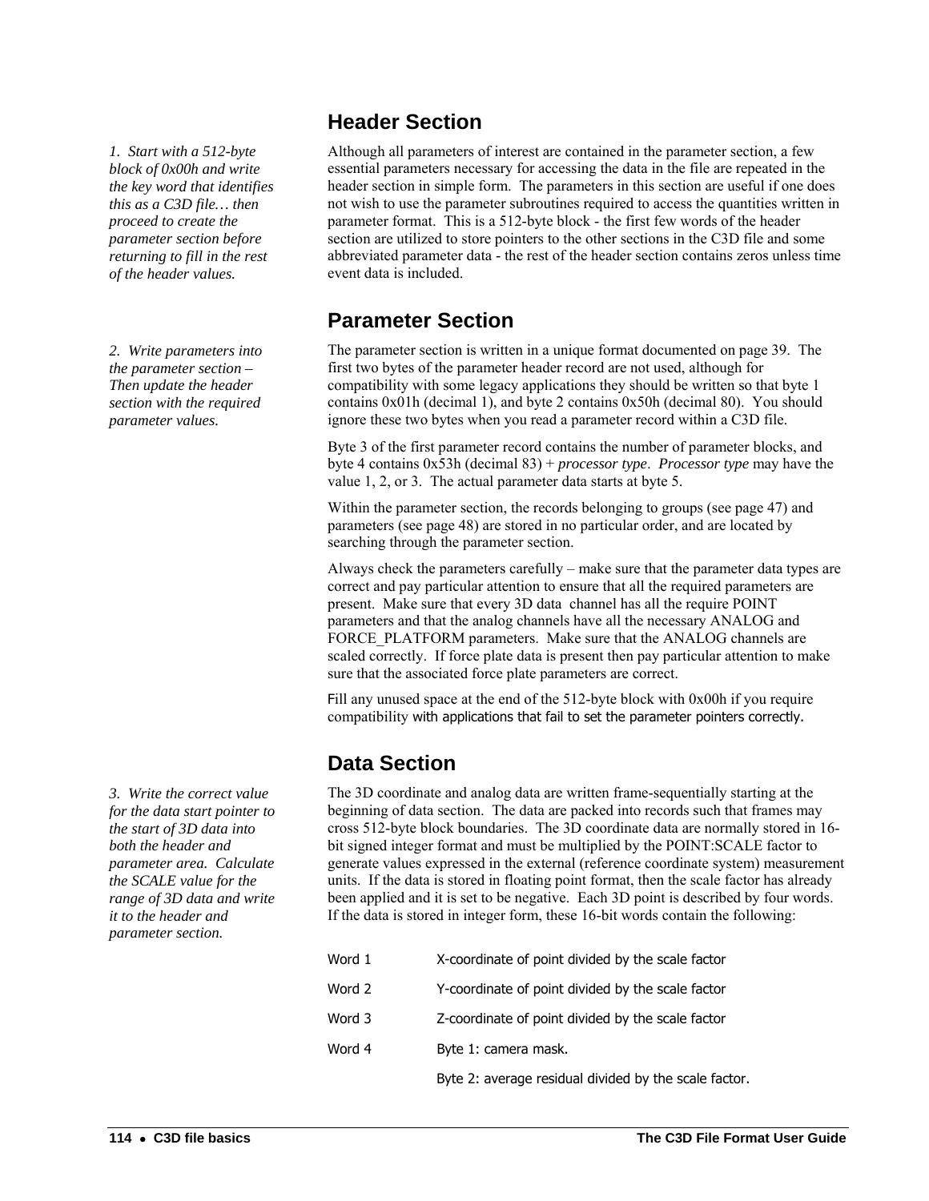## Header Section

*1. Start with a 512-byte block of 0x00h and write the key word that identifies this as a C3D file… then proceed to create the parameter section before returning to fill in the rest of the header values.*

Although all parameters of interest are contained in the parameter section, a few essential parameters necessary for accessing the data in the file are repeated in the header section in simple form. The parameters in this section are useful if one does not wish to use the parameter subroutines required to access the quantities written in parameter format. This is a 512-byte block - the first few words of the header section are utilized to store pointers to the other sections in the C3D file and some abbreviated parameter data - the rest of the header section contains zeros unless time event data is included.

## Parameter Section

*2. Write parameters into the parameter section – Then update the header section with the required parameter values.*

The parameter section is written in a unique format documented on page 39. The first two bytes of the parameter header record are not used, although for compatibility with some legacy applications they should be written so that byte 1 contains 0x01h (decimal 1), and byte 2 contains 0x50h (decimal 80). You should ignore these two bytes when you read a parameter record within a C3D file.

Byte 3 of the first parameter record contains the number of parameter blocks, and byte 4 contains 0x53h (decimal 83) + *processor type*. *Processor type* may have the value 1, 2, or 3. The actual parameter data starts at byte 5.

Within the parameter section, the records belonging to groups (see page 47) and parameters (see page 48) are stored in no particular order, and are located by searching through the parameter section.

Always check the parameters carefully – make sure that the parameter data types are correct and pay particular attention to ensure that all the required parameters are present. Make sure that every 3D data channel has all the require POINT parameters and that the analog channels have all the necessary ANALOG and FORCE_PLATFORM parameters. Make sure that the ANALOG channels are scaled correctly. If force plate data is present then pay particular attention to make sure that the associated force plate parameters are correct.

Fill any unused space at the end of the 512-byte block with 0x00h if you require compatibility with applications that fail to set the parameter pointers correctly.

## Data Section

*3. Write the correct value for the data start pointer to the start of 3D data into both the header and parameter area. Calculate the SCALE value for the range of 3D data and write it to the header and parameter section.*

The 3D coordinate and analog data are written frame-sequentially starting at the beginning of data section. The data are packed into records such that frames may cross 512-byte block boundaries. The 3D coordinate data are normally stored in 16-bit signed integer format and must be multiplied by the POINT:SCALE factor to generate values expressed in the external (reference coordinate system) measurement units. If the data is stored in floating point format, then the scale factor has already been applied and it is set to be negative. Each 3D point is described by four words. If the data is stored in integer form, these 16-bit words contain the following:

| | |
|---|---|
| Word 1 | X-coordinate of point divided by the scale factor |
| Word 2 | Y-coordinate of point divided by the scale factor |
| Word 3 | Z-coordinate of point divided by the scale factor |
| Word 4 | Byte 1: camera mask. |
| | Byte 2: average residual divided by the scale factor. |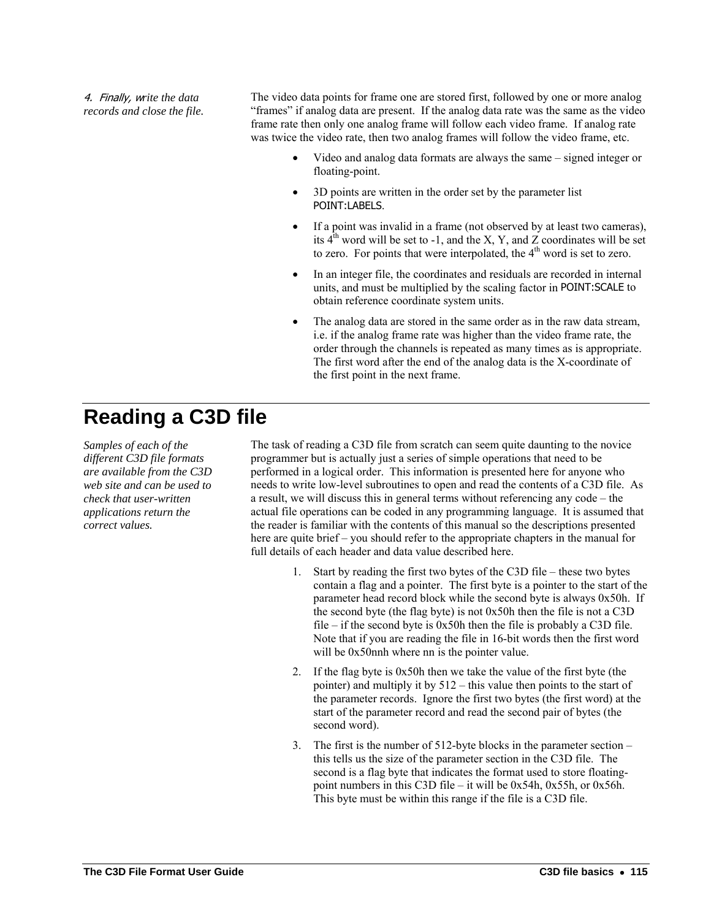*4. Finally, write the data records and close the file.*

The video data points for frame one are stored first, followed by one or more analog "frames" if analog data are present. If the analog data rate was the same as the video frame rate then only one analog frame will follow each video frame. If analog rate was twice the video rate, then two analog frames will follow the video frame, etc.

- Video and analog data formats are always the same – signed integer or floating-point.
- 3D points are written in the order set by the parameter list POINT:LABELS.
- If a point was invalid in a frame (not observed by at least two cameras), its 4th word will be set to -1, and the X, Y, and Z coordinates will be set to zero. For points that were interpolated, the 4th word is set to zero.
- In an integer file, the coordinates and residuals are recorded in internal units, and must be multiplied by the scaling factor in POINT:SCALE to obtain reference coordinate system units.
- The analog data are stored in the same order as in the raw data stream, i.e. if the analog frame rate was higher than the video frame rate, the order through the channels is repeated as many times as is appropriate. The first word after the end of the analog data is the X-coordinate of the first point in the next frame.

# Reading a C3D file

*Samples of each of the different C3D file formats are available from the C3D web site and can be used to check that user-written applications return the correct values.*

The task of reading a C3D file from scratch can seem quite daunting to the novice programmer but is actually just a series of simple operations that need to be performed in a logical order. This information is presented here for anyone who needs to write low-level subroutines to open and read the contents of a C3D file. As a result, we will discuss this in general terms without referencing any code – the actual file operations can be coded in any programming language. It is assumed that the reader is familiar with the contents of this manual so the descriptions presented here are quite brief – you should refer to the appropriate chapters in the manual for full details of each header and data value described here.

1. Start by reading the first two bytes of the C3D file – these two bytes contain a flag and a pointer. The first byte is a pointer to the start of the parameter head record block while the second byte is always 0x50h. If the second byte (the flag byte) is not 0x50h then the file is not a C3D file – if the second byte is 0x50h then the file is probably a C3D file. Note that if you are reading the file in 16-bit words then the first word will be 0x50nnh where nn is the pointer value.
2. If the flag byte is 0x50h then we take the value of the first byte (the pointer) and multiply it by 512 – this value then points to the start of the parameter records. Ignore the first two bytes (the first word) at the start of the parameter record and read the second pair of bytes (the second word).
3. The first is the number of 512-byte blocks in the parameter section – this tells us the size of the parameter section in the C3D file. The second is a flag byte that indicates the format used to store floating-point numbers in this C3D file – it will be 0x54h, 0x55h, or 0x56h. This byte must be within this range if the file is a C3D file.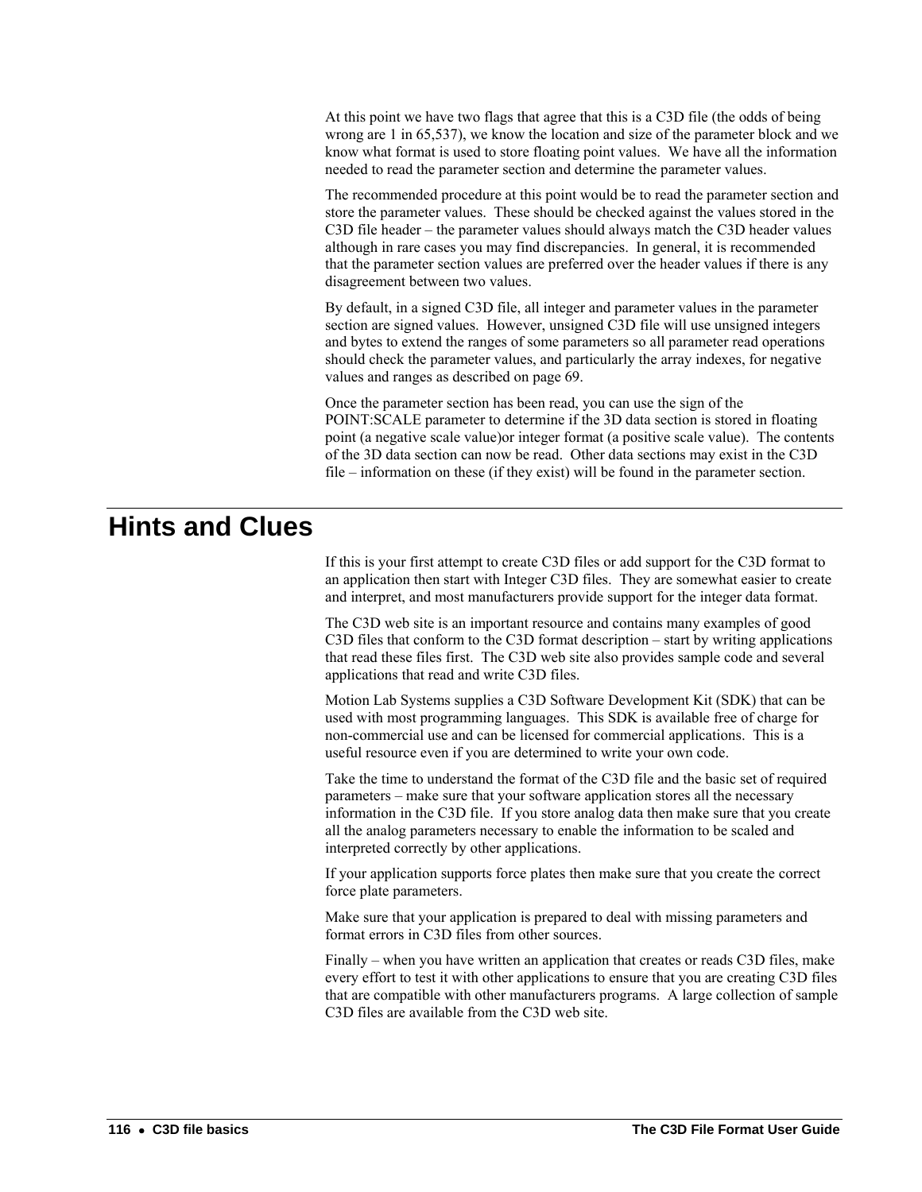At this point we have two flags that agree that this is a C3D file (the odds of being wrong are 1 in 65,537), we know the location and size of the parameter block and we know what format is used to store floating point values. We have all the information needed to read the parameter section and determine the parameter values.

The recommended procedure at this point would be to read the parameter section and store the parameter values. These should be checked against the values stored in the C3D file header – the parameter values should always match the C3D header values although in rare cases you may find discrepancies. In general, it is recommended that the parameter section values are preferred over the header values if there is any disagreement between two values.

By default, in a signed C3D file, all integer and parameter values in the parameter section are signed values. However, unsigned C3D file will use unsigned integers and bytes to extend the ranges of some parameters so all parameter read operations should check the parameter values, and particularly the array indexes, for negative values and ranges as described on page 69.

Once the parameter section has been read, you can use the sign of the POINT:SCALE parameter to determine if the 3D data section is stored in floating point (a negative scale value)or integer format (a positive scale value). The contents of the 3D data section can now be read. Other data sections may exist in the C3D file – information on these (if they exist) will be found in the parameter section.

# Hints and Clues

If this is your first attempt to create C3D files or add support for the C3D format to an application then start with Integer C3D files. They are somewhat easier to create and interpret, and most manufacturers provide support for the integer data format.

The C3D web site is an important resource and contains many examples of good C3D files that conform to the C3D format description – start by writing applications that read these files first. The C3D web site also provides sample code and several applications that read and write C3D files.

Motion Lab Systems supplies a C3D Software Development Kit (SDK) that can be used with most programming languages. This SDK is available free of charge for non-commercial use and can be licensed for commercial applications. This is a useful resource even if you are determined to write your own code.

Take the time to understand the format of the C3D file and the basic set of required parameters – make sure that your software application stores all the necessary information in the C3D file. If you store analog data then make sure that you create all the analog parameters necessary to enable the information to be scaled and interpreted correctly by other applications.

If your application supports force plates then make sure that you create the correct force plate parameters.

Make sure that your application is prepared to deal with missing parameters and format errors in C3D files from other sources.

Finally – when you have written an application that creates or reads C3D files, make every effort to test it with other applications to ensure that you are creating C3D files that are compatible with other manufacturers programs. A large collection of sample C3D files are available from the C3D web site.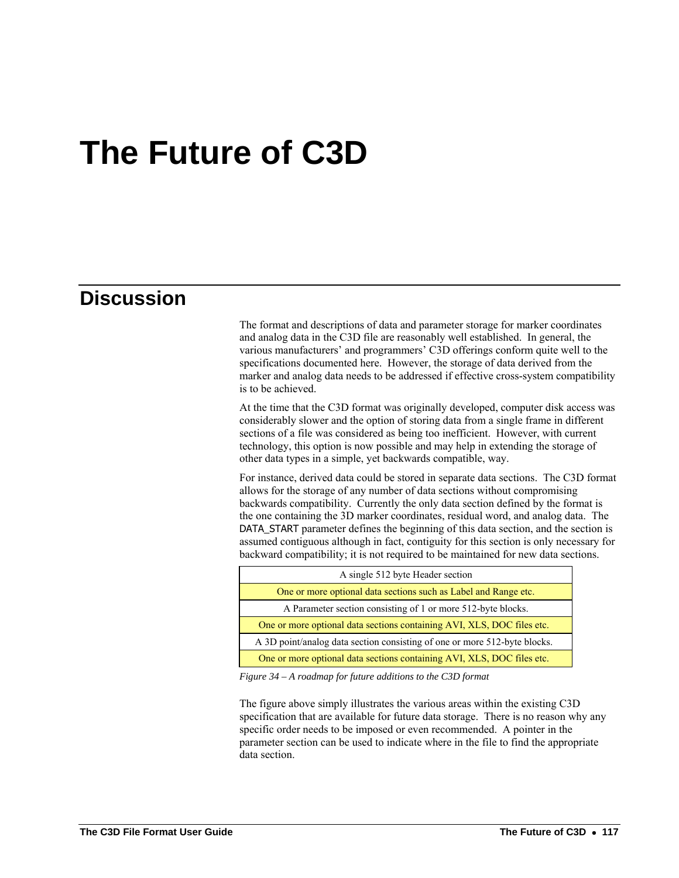# The Future of C3D

## Discussion

The format and descriptions of data and parameter storage for marker coordinates and analog data in the C3D file are reasonably well established. In general, the various manufacturers' and programmers' C3D offerings conform quite well to the specifications documented here. However, the storage of data derived from the marker and analog data needs to be addressed if effective cross-system compatibility is to be achieved.

At the time that the C3D format was originally developed, computer disk access was considerably slower and the option of storing data from a single frame in different sections of a file was considered as being too inefficient. However, with current technology, this option is now possible and may help in extending the storage of other data types in a simple, yet backwards compatible, way.

For instance, derived data could be stored in separate data sections. The C3D format allows for the storage of any number of data sections without compromising backwards compatibility. Currently the only data section defined by the format is the one containing the 3D marker coordinates, residual word, and analog data. The DATA_START parameter defines the beginning of this data section, and the section is assumed contiguous although in fact, contiguity for this section is only necessary for backward compatibility; it is not required to be maintained for new data sections.

| A single 512 byte Header section |
|---|
| One or more optional data sections such as Label and Range etc. |
| A Parameter section consisting of 1 or more 512-byte blocks. |
| One or more optional data sections containing AVI, XLS, DOC files etc. |
| A 3D point/analog data section consisting of one or more 512-byte blocks. |
| One or more optional data sections containing AVI, XLS, DOC files etc. |

*Figure 34 – A roadmap for future additions to the C3D format*

The figure above simply illustrates the various areas within the existing C3D specification that are available for future data storage. There is no reason why any specific order needs to be imposed or even recommended. A pointer in the parameter section can be used to indicate where in the file to find the appropriate data section.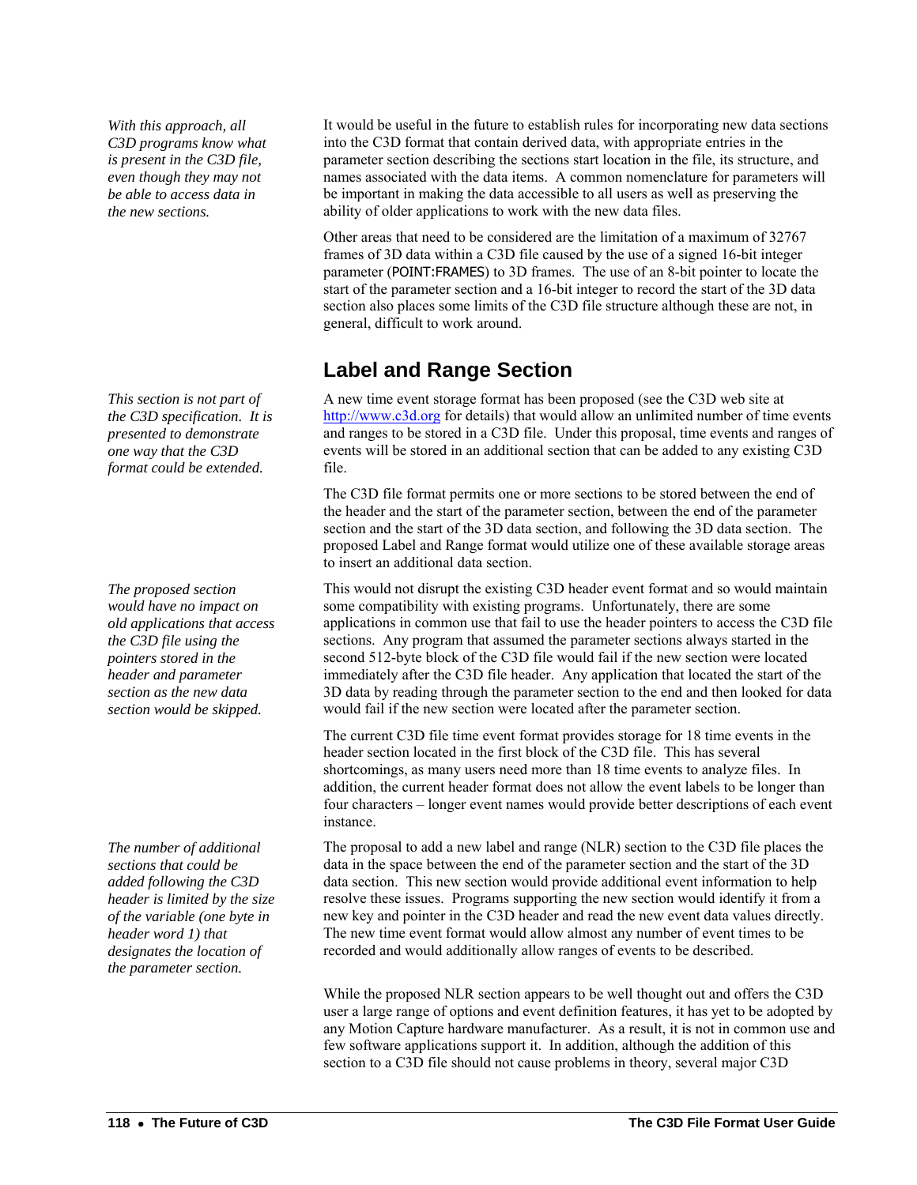*With this approach, all C3D programs know what is present in the C3D file, even though they may not be able to access data in the new sections.*

It would be useful in the future to establish rules for incorporating new data sections into the C3D format that contain derived data, with appropriate entries in the parameter section describing the sections start location in the file, its structure, and names associated with the data items. A common nomenclature for parameters will be important in making the data accessible to all users as well as preserving the ability of older applications to work with the new data files.

Other areas that need to be considered are the limitation of a maximum of 32767 frames of 3D data within a C3D file caused by the use of a signed 16-bit integer parameter (POINT:FRAMES) to 3D frames. The use of an 8-bit pointer to locate the start of the parameter section and a 16-bit integer to record the start of the 3D data section also places some limits of the C3D file structure although these are not, in general, difficult to work around.

## Label and Range Section

*This section is not part of the C3D specification. It is presented to demonstrate one way that the C3D format could be extended.*

A new time event storage format has been proposed (see the C3D web site at http://www.c3d.org for details) that would allow an unlimited number of time events and ranges to be stored in a C3D file. Under this proposal, time events and ranges of events will be stored in an additional section that can be added to any existing C3D file.

The C3D file format permits one or more sections to be stored between the end of the header and the start of the parameter section, between the end of the parameter section and the start of the 3D data section, and following the 3D data section. The proposed Label and Range format would utilize one of these available storage areas to insert an additional data section.

*The proposed section would have no impact on old applications that access the C3D file using the pointers stored in the header and parameter section as the new data section would be skipped.*

This would not disrupt the existing C3D header event format and so would maintain some compatibility with existing programs. Unfortunately, there are some applications in common use that fail to use the header pointers to access the C3D file sections. Any program that assumed the parameter sections always started in the second 512-byte block of the C3D file would fail if the new section were located immediately after the C3D file header. Any application that located the start of the 3D data by reading through the parameter section to the end and then looked for data would fail if the new section were located after the parameter section.

The current C3D file time event format provides storage for 18 time events in the header section located in the first block of the C3D file. This has several shortcomings, as many users need more than 18 time events to analyze files. In addition, the current header format does not allow the event labels to be longer than four characters – longer event names would provide better descriptions of each event instance.

*The number of additional sections that could be added following the C3D header is limited by the size of the variable (one byte in header word 1) that designates the location of the parameter section.*

The proposal to add a new label and range (NLR) section to the C3D file places the data in the space between the end of the parameter section and the start of the 3D data section. This new section would provide additional event information to help resolve these issues. Programs supporting the new section would identify it from a new key and pointer in the C3D header and read the new event data values directly. The new time event format would allow almost any number of event times to be recorded and would additionally allow ranges of events to be described.

While the proposed NLR section appears to be well thought out and offers the C3D user a large range of options and event definition features, it has yet to be adopted by any Motion Capture hardware manufacturer. As a result, it is not in common use and few software applications support it. In addition, although the addition of this section to a C3D file should not cause problems in theory, several major C3D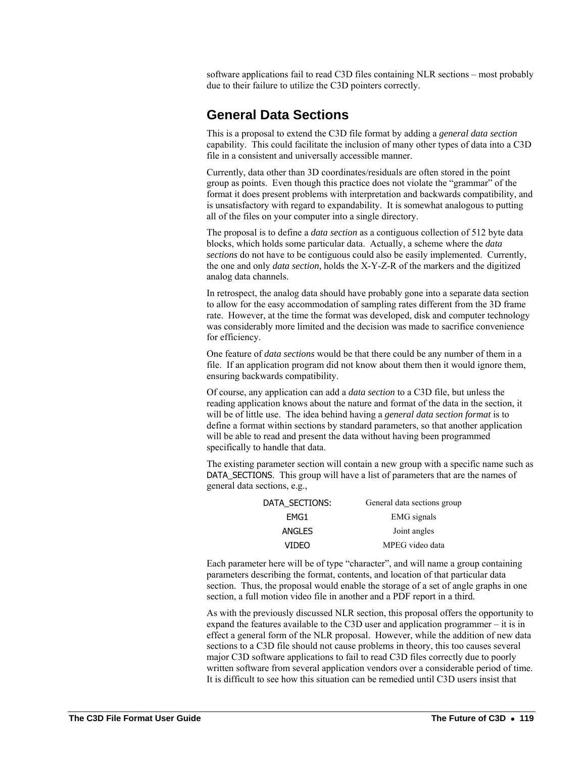software applications fail to read C3D files containing NLR sections – most probably due to their failure to utilize the C3D pointers correctly.

## General Data Sections

This is a proposal to extend the C3D file format by adding a *general data section* capability. This could facilitate the inclusion of many other types of data into a C3D file in a consistent and universally accessible manner.

Currently, data other than 3D coordinates/residuals are often stored in the point group as points. Even though this practice does not violate the "grammar" of the format it does present problems with interpretation and backwards compatibility, and is unsatisfactory with regard to expandability. It is somewhat analogous to putting all of the files on your computer into a single directory.

The proposal is to define a *data section* as a contiguous collection of 512 byte data blocks, which holds some particular data. Actually, a scheme where the *data sections* do not have to be contiguous could also be easily implemented. Currently, the one and only *data section,* holds the X-Y-Z-R of the markers and the digitized analog data channels.

In retrospect, the analog data should have probably gone into a separate data section to allow for the easy accommodation of sampling rates different from the 3D frame rate. However, at the time the format was developed, disk and computer technology was considerably more limited and the decision was made to sacrifice convenience for efficiency.

One feature of *data sections* would be that there could be any number of them in a file. If an application program did not know about them then it would ignore them, ensuring backwards compatibility.

Of course, any application can add a *data section* to a C3D file, but unless the reading application knows about the nature and format of the data in the section, it will be of little use. The idea behind having a *general data section format* is to define a format within sections by standard parameters, so that another application will be able to read and present the data without having been programmed specifically to handle that data.

The existing parameter section will contain a new group with a specific name such as DATA_SECTIONS. This group will have a list of parameters that are the names of general data sections, e.g.,

| | |
|---|---|
| DATA_SECTIONS: | General data sections group |
| EMG1 | EMG signals |
| ANGLES | Joint angles |
| VIDEO | MPEG video data |

Each parameter here will be of type "character", and will name a group containing parameters describing the format, contents, and location of that particular data section. Thus, the proposal would enable the storage of a set of angle graphs in one section, a full motion video file in another and a PDF report in a third.

As with the previously discussed NLR section, this proposal offers the opportunity to expand the features available to the C3D user and application programmer – it is in effect a general form of the NLR proposal. However, while the addition of new data sections to a C3D file should not cause problems in theory, this too causes several major C3D software applications to fail to read C3D files correctly due to poorly written software from several application vendors over a considerable period of time. It is difficult to see how this situation can be remedied until C3D users insist that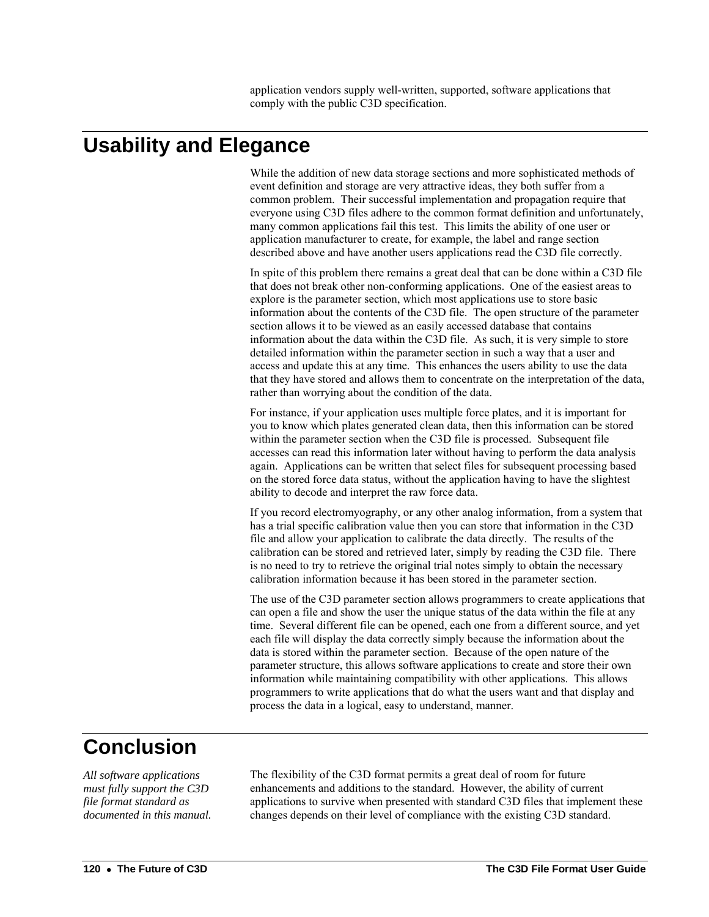application vendors supply well-written, supported, software applications that comply with the public C3D specification.

## Usability and Elegance

While the addition of new data storage sections and more sophisticated methods of event definition and storage are very attractive ideas, they both suffer from a common problem. Their successful implementation and propagation require that everyone using C3D files adhere to the common format definition and unfortunately, many common applications fail this test. This limits the ability of one user or application manufacturer to create, for example, the label and range section described above and have another users applications read the C3D file correctly.

In spite of this problem there remains a great deal that can be done within a C3D file that does not break other non-conforming applications. One of the easiest areas to explore is the parameter section, which most applications use to store basic information about the contents of the C3D file. The open structure of the parameter section allows it to be viewed as an easily accessed database that contains information about the data within the C3D file. As such, it is very simple to store detailed information within the parameter section in such a way that a user and access and update this at any time. This enhances the users ability to use the data that they have stored and allows them to concentrate on the interpretation of the data, rather than worrying about the condition of the data.

For instance, if your application uses multiple force plates, and it is important for you to know which plates generated clean data, then this information can be stored within the parameter section when the C3D file is processed. Subsequent file accesses can read this information later without having to perform the data analysis again. Applications can be written that select files for subsequent processing based on the stored force data status, without the application having to have the slightest ability to decode and interpret the raw force data.

If you record electromyography, or any other analog information, from a system that has a trial specific calibration value then you can store that information in the C3D file and allow your application to calibrate the data directly. The results of the calibration can be stored and retrieved later, simply by reading the C3D file. There is no need to try to retrieve the original trial notes simply to obtain the necessary calibration information because it has been stored in the parameter section.

The use of the C3D parameter section allows programmers to create applications that can open a file and show the user the unique status of the data within the file at any time. Several different file can be opened, each one from a different source, and yet each file will display the data correctly simply because the information about the data is stored within the parameter section. Because of the open nature of the parameter structure, this allows software applications to create and store their own information while maintaining compatibility with other applications. This allows programmers to write applications that do what the users want and that display and process the data in a logical, easy to understand, manner.

## Conclusion

*All software applications must fully support the C3D file format standard as documented in this manual.*

The flexibility of the C3D format permits a great deal of room for future enhancements and additions to the standard. However, the ability of current applications to survive when presented with standard C3D files that implement these changes depends on their level of compliance with the existing C3D standard.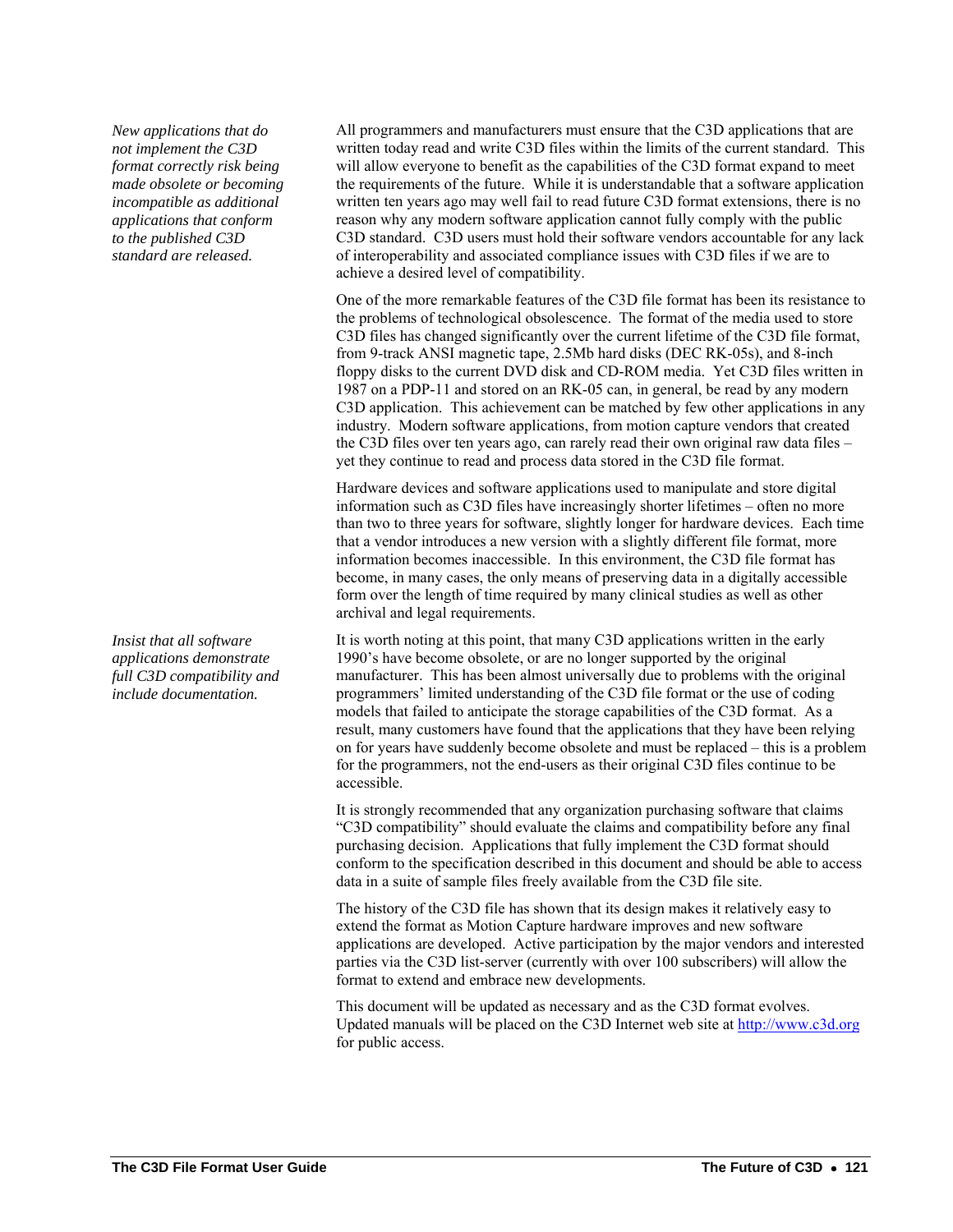*New applications that do not implement the C3D format correctly risk being made obsolete or becoming incompatible as additional applications that conform to the published C3D standard are released.*

All programmers and manufacturers must ensure that the C3D applications that are written today read and write C3D files within the limits of the current standard. This will allow everyone to benefit as the capabilities of the C3D format expand to meet the requirements of the future. While it is understandable that a software application written ten years ago may well fail to read future C3D format extensions, there is no reason why any modern software application cannot fully comply with the public C3D standard. C3D users must hold their software vendors accountable for any lack of interoperability and associated compliance issues with C3D files if we are to achieve a desired level of compatibility.

One of the more remarkable features of the C3D file format has been its resistance to the problems of technological obsolescence. The format of the media used to store C3D files has changed significantly over the current lifetime of the C3D file format, from 9-track ANSI magnetic tape, 2.5Mb hard disks (DEC RK-05s), and 8-inch floppy disks to the current DVD disk and CD-ROM media. Yet C3D files written in 1987 on a PDP-11 and stored on an RK-05 can, in general, be read by any modern C3D application. This achievement can be matched by few other applications in any industry. Modern software applications, from motion capture vendors that created the C3D files over ten years ago, can rarely read their own original raw data files – yet they continue to read and process data stored in the C3D file format.

Hardware devices and software applications used to manipulate and store digital information such as C3D files have increasingly shorter lifetimes – often no more than two to three years for software, slightly longer for hardware devices. Each time that a vendor introduces a new version with a slightly different file format, more information becomes inaccessible. In this environment, the C3D file format has become, in many cases, the only means of preserving data in a digitally accessible form over the length of time required by many clinical studies as well as other archival and legal requirements.

*Insist that all software applications demonstrate full C3D compatibility and include documentation.*

It is worth noting at this point, that many C3D applications written in the early 1990's have become obsolete, or are no longer supported by the original manufacturer. This has been almost universally due to problems with the original programmers' limited understanding of the C3D file format or the use of coding models that failed to anticipate the storage capabilities of the C3D format. As a result, many customers have found that the applications that they have been relying on for years have suddenly become obsolete and must be replaced – this is a problem for the programmers, not the end-users as their original C3D files continue to be accessible.

It is strongly recommended that any organization purchasing software that claims "C3D compatibility" should evaluate the claims and compatibility before any final purchasing decision. Applications that fully implement the C3D format should conform to the specification described in this document and should be able to access data in a suite of sample files freely available from the C3D file site.

The history of the C3D file has shown that its design makes it relatively easy to extend the format as Motion Capture hardware improves and new software applications are developed. Active participation by the major vendors and interested parties via the C3D list-server (currently with over 100 subscribers) will allow the format to extend and embrace new developments.

This document will be updated as necessary and as the C3D format evolves. Updated manuals will be placed on the C3D Internet web site at [http://www.c3d.org](http://www.c3d.org) for public access.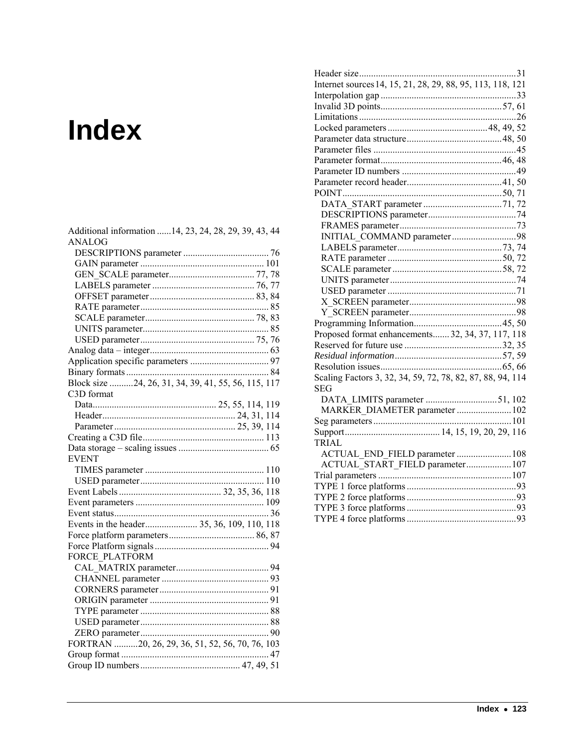# Index

Additional information ......14, 23, 24, 28, 29, 39, 43, 44
ANALOG
- DESCRIPTIONS parameter .................................... 76
- GAIN parameter .................................................... 101
- GEN_SCALE parameter.................................... 77, 78
- LABELS parameter ........................................... 76, 77
- OFFSET parameter ............................................ 83, 84
- RATE parameter ...................................................... 85
- SCALE parameter.............................................. 78, 83
- UNITS parameter..................................................... 85
- USED parameter ................................................ 75, 76

Analog data – integer.................................................. 63
Application specific parameters ................................. 97
Binary formats ............................................................ 84
Block size ..........24, 26, 31, 34, 39, 41, 55, 56, 115, 117
C3D format
- Data.................................................... 25, 55, 114, 119
- Header........................................................ 24, 31, 114
- Parameter ................................................... 25, 39, 114

Creating a C3D file................................................... 113
Data storage – scaling issues ...................................... 65
EVENT
- TIMES parameter .................................................. 110
- USED parameter.................................................... 110

Event Labels ........................................... 32, 35, 36, 118
Event parameters ...................................................... 109
Event status................................................................. 36
Events in the header...................... 35, 36, 109, 110, 118
Force platform parameters.................................... 86, 87
Force Platform signals ................................................ 94
FORCE_PLATFORM
- CAL_MATRIX parameter....................................... 94
- CHANNEL parameter ............................................. 93
- CORNERS parameter.............................................. 91
- ORIGIN parameter .................................................. 91
- TYPE parameter ...................................................... 88
- USED parameter...................................................... 88
- ZERO parameter...................................................... 90

FORTRAN ..........20, 26, 29, 36, 51, 52, 56, 70, 76, 103
Group format .............................................................. 47
Group ID numbers .......................................... 47, 49, 51
Header size.................................................................31
Internet sources 14, 15, 21, 28, 29, 88, 95, 113, 118, 121
Interpolation gap ........................................................33
Invalid 3D points...................................................57, 61
Limitations .................................................................26
Locked parameters ..........................................48, 49, 52
Parameter data structure........................................48, 50
Parameter files ...........................................................45
Parameter format...................................................46, 48
Parameter ID numbers ................................................49
Parameter record header........................................41, 50
POINT..................................................................50, 71
- DATA_START parameter .................................71, 72
- DESCRIPTIONS parameter.....................................74
- FRAMES parameter.................................................73
- INITIAL_COMMAND parameter...........................98
- LABELS parameter............................................73, 74
- RATE parameter ................................................50, 72
- SCALE parameter ..............................................58, 72
- UNITS parameter.....................................................74
- USED parameter ......................................................71
- X_SCREEN parameter.............................................98
- Y_SCREEN parameter.............................................98

Programming Information.....................................45, 50
Proposed format enhancements....... 32, 34, 37, 117, 118
Reserved for future use .........................................32, 35
*Residual information*.............................................57, 59
Resolution issues...................................................65, 66
Scaling Factors 3, 32, 34, 59, 72, 78, 82, 87, 88, 94, 114
SEG
- DATA_LIMITS parameter ..............................51, 102
- MARKER_DIAMETER parameter .......................102

Seg parameters ..........................................................101
Support........................................ 14, 15, 19, 20, 29, 116
TRIAL
- ACTUAL_END_FIELD parameter .......................108
- ACTUAL_START_FIELD parameter...................107

Trial parameters ........................................................107
TYPE 1 force platforms ..............................................93
TYPE 2 force platforms ..............................................93
TYPE 3 force platforms ..............................................93
TYPE 4 force platforms ..............................................93